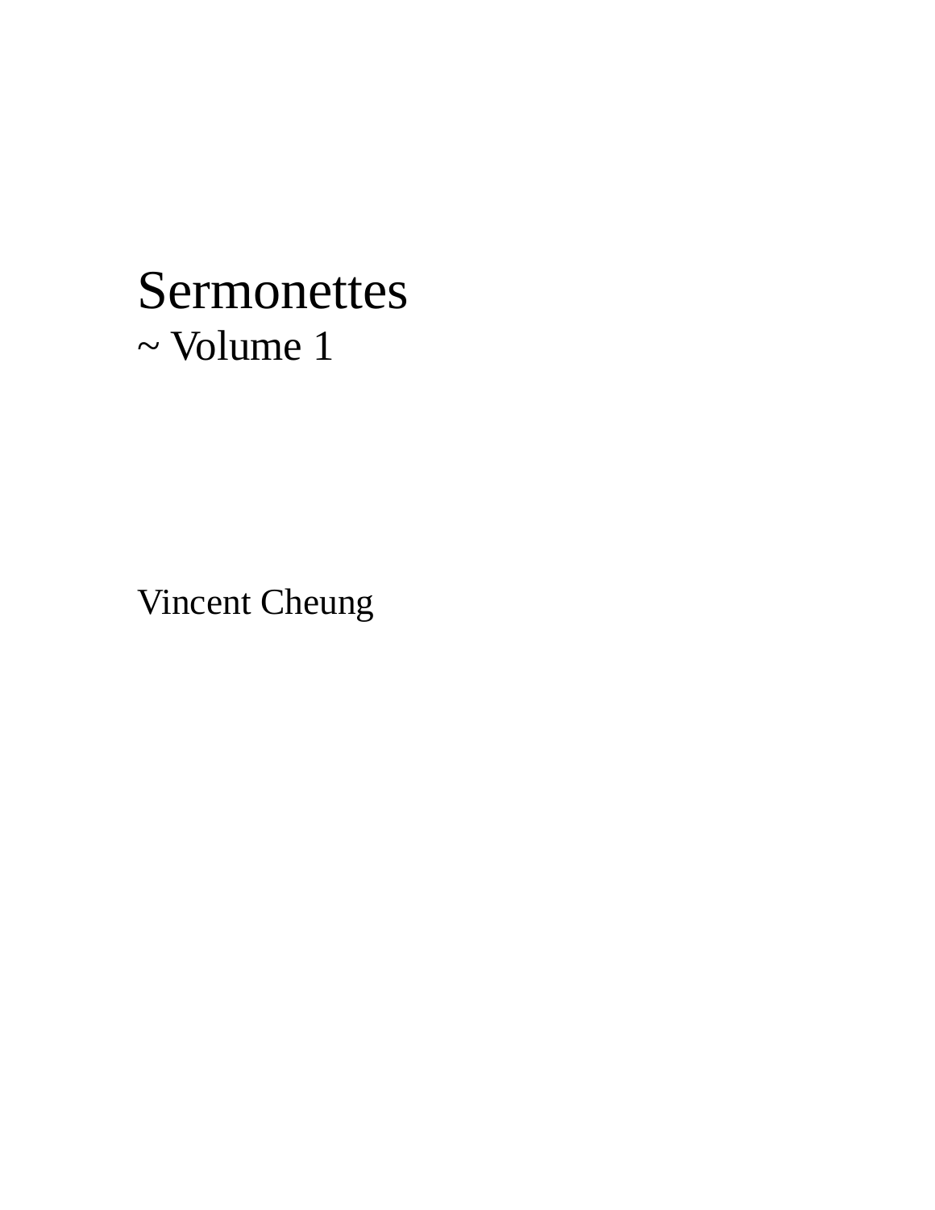# Sermonettes

## ~ Volume 1

Vincent Cheung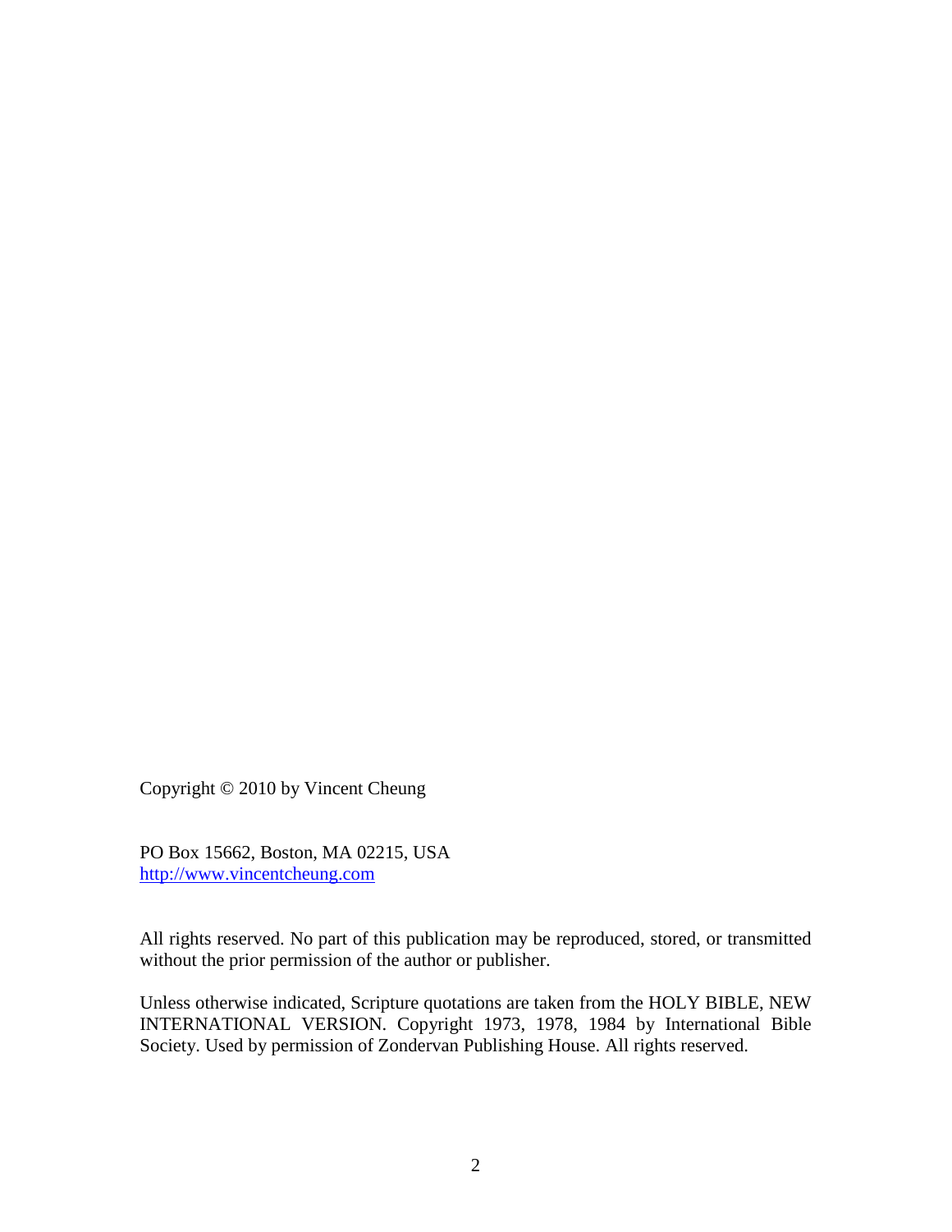Copyright © 2010 by Vincent Cheung

PO Box 15662, Boston, MA 02215, USA
[http://www.vincentcheung.com](http://www.vincentcheung.com)

All rights reserved. No part of this publication may be reproduced, stored, or transmitted without the prior permission of the author or publisher.

Unless otherwise indicated, Scripture quotations are taken from the HOLY BIBLE, NEW INTERNATIONAL VERSION. Copyright 1973, 1978, 1984 by International Bible Society. Used by permission of Zondervan Publishing House. All rights reserved.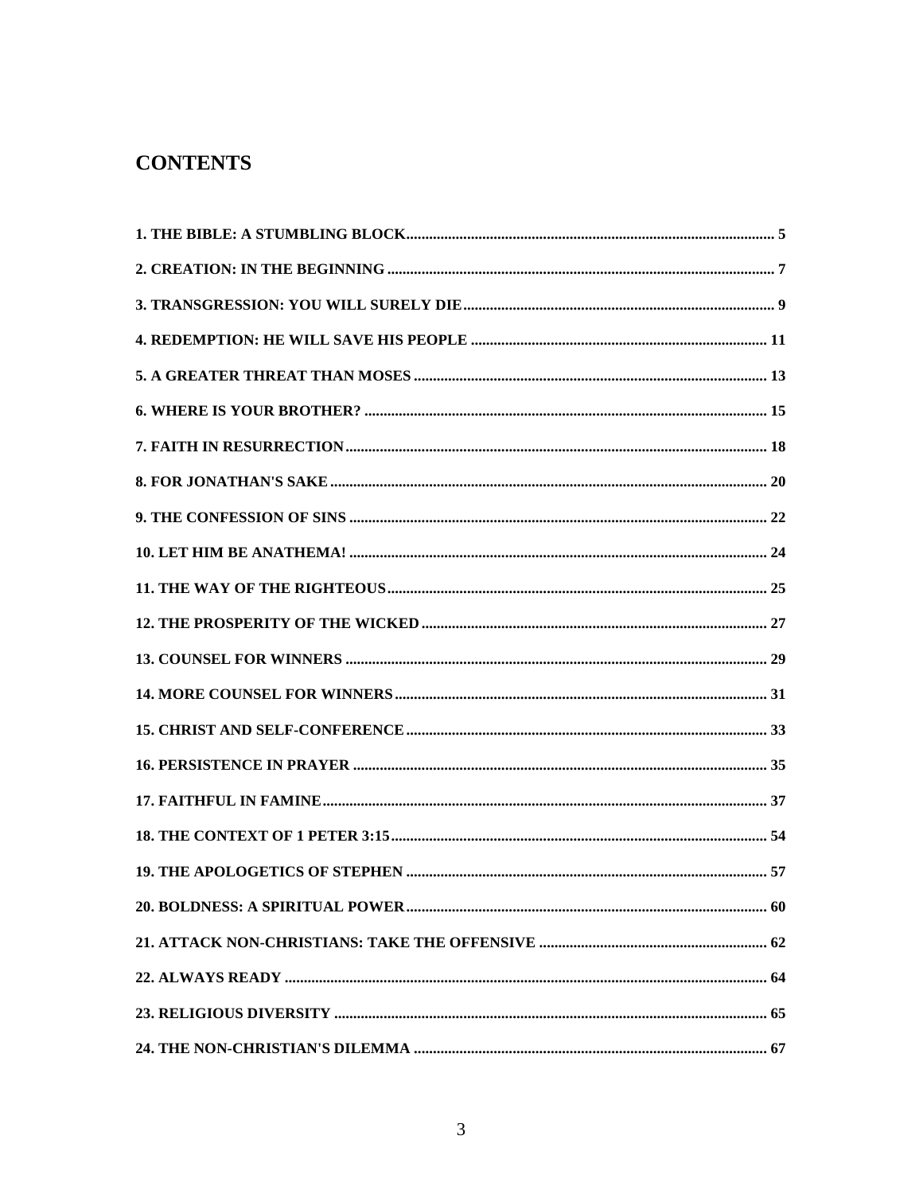# CONTENTS

1. THE BIBLE: A STUMBLING BLOCK ..... 5
2. CREATION: IN THE BEGINNING ..... 7
3. TRANSGRESSION: YOU WILL SURELY DIE ..... 9
4. REDEMPTION: HE WILL SAVE HIS PEOPLE ..... 11
5. A GREATER THREAT THAN MOSES ..... 13
6. WHERE IS YOUR BROTHER? ..... 15
7. FAITH IN RESURRECTION ..... 18
8. FOR JONATHAN'S SAKE ..... 20
9. THE CONFESSION OF SINS ..... 22
10. LET HIM BE ANATHEMA! ..... 24
11. THE WAY OF THE RIGHTEOUS ..... 25
12. THE PROSPERITY OF THE WICKED ..... 27
13. COUNSEL FOR WINNERS ..... 29
14. MORE COUNSEL FOR WINNERS ..... 31
15. CHRIST AND SELF-CONFERENCE ..... 33
16. PERSISTENCE IN PRAYER ..... 35
17. FAITHFUL IN FAMINE ..... 37
18. THE CONTEXT OF 1 PETER 3:15 ..... 54
19. THE APOLOGETICS OF STEPHEN ..... 57
20. BOLDNESS: A SPIRITUAL POWER ..... 60
21. ATTACK NON-CHRISTIANS: TAKE THE OFFENSIVE ..... 62
22. ALWAYS READY ..... 64
23. RELIGIOUS DIVERSITY ..... 65
24. THE NON-CHRISTIAN'S DILEMMA ..... 67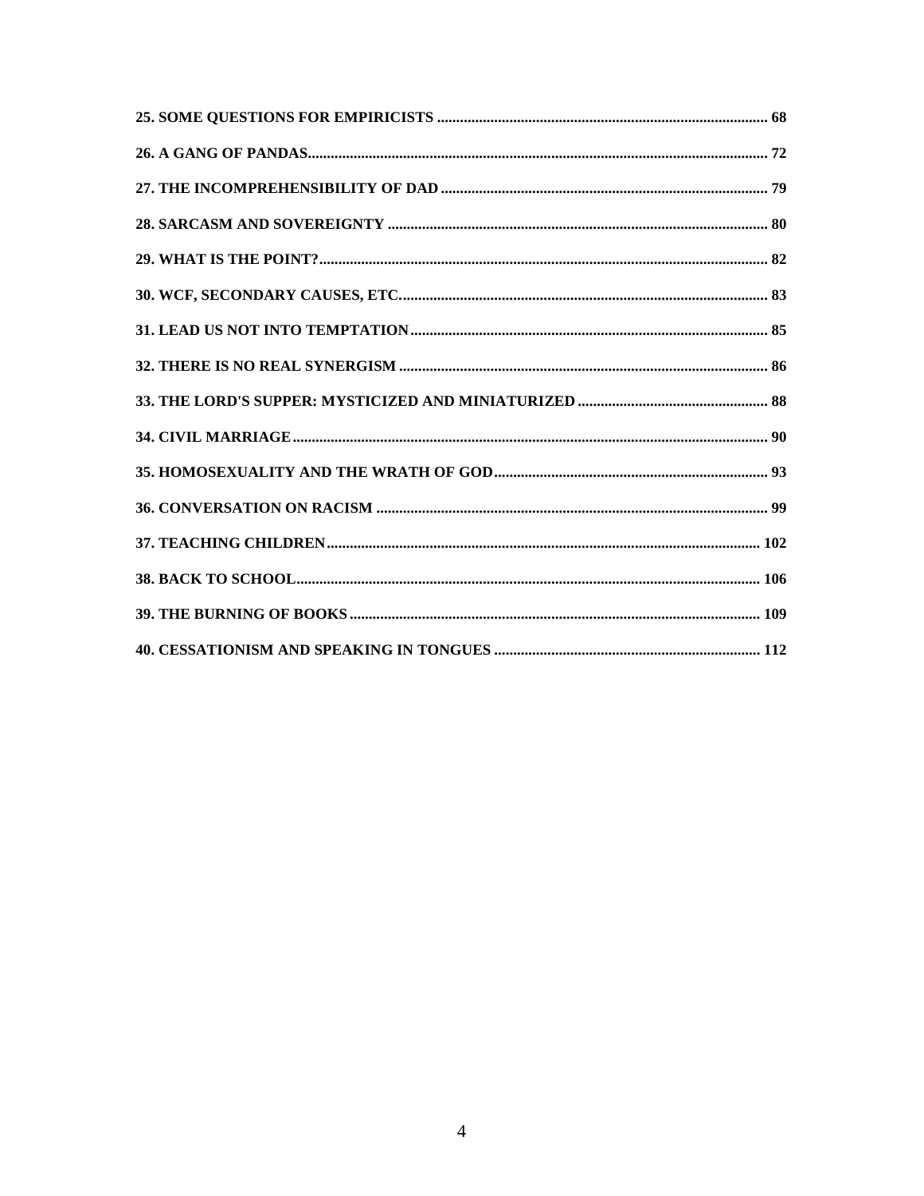**25. SOME QUESTIONS FOR EMPIRICISTS ........................................................................................ 68**

**26. A GANG OF PANDAS........................................................................................................................ 72**

**27. THE INCOMPREHENSIBILITY OF DAD ....................................................................................... 79**

**28. SARCASM AND SOVEREIGNTY ..................................................................................................... 80**

**29. WHAT IS THE POINT?...................................................................................................................... 82**

**30. WCF, SECONDARY CAUSES, ETC.................................................................................................. 83**

**31. LEAD US NOT INTO TEMPTATION.............................................................................................. 85**

**32. THERE IS NO REAL SYNERGISM ................................................................................................. 86**

**33. THE LORD'S SUPPER: MYSTICIZED AND MINIATURIZED .................................................. 88**

**34. CIVIL MARRIAGE............................................................................................................................ 90**

**35. HOMOSEXUALITY AND THE WRATH OF GOD........................................................................ 93**

**36. CONVERSATION ON RACISM ....................................................................................................... 99**

**37. TEACHING CHILDREN................................................................................................................. 102**

**38. BACK TO SCHOOL......................................................................................................................... 106**

**39. THE BURNING OF BOOKS ........................................................................................................... 109**

**40. CESSATIONISM AND SPEAKING IN TONGUES ..................................................................... 112**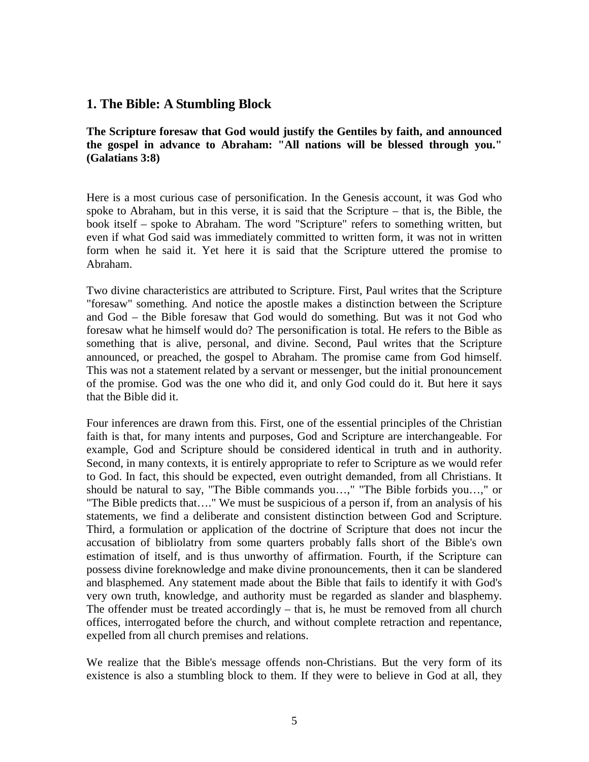## 1. The Bible: A Stumbling Block

**The Scripture foresaw that God would justify the Gentiles by faith, and announced the gospel in advance to Abraham: "All nations will be blessed through you." (Galatians 3:8)**

Here is a most curious case of personification. In the Genesis account, it was God who spoke to Abraham, but in this verse, it is said that the Scripture – that is, the Bible, the book itself – spoke to Abraham. The word "Scripture" refers to something written, but even if what God said was immediately committed to written form, it was not in written form when he said it. Yet here it is said that the Scripture uttered the promise to Abraham.

Two divine characteristics are attributed to Scripture. First, Paul writes that the Scripture "foresaw" something. And notice the apostle makes a distinction between the Scripture and God – the Bible foresaw that God would do something. But was it not God who foresaw what he himself would do? The personification is total. He refers to the Bible as something that is alive, personal, and divine. Second, Paul writes that the Scripture announced, or preached, the gospel to Abraham. The promise came from God himself. This was not a statement related by a servant or messenger, but the initial pronouncement of the promise. God was the one who did it, and only God could do it. But here it says that the Bible did it.

Four inferences are drawn from this. First, one of the essential principles of the Christian faith is that, for many intents and purposes, God and Scripture are interchangeable. For example, God and Scripture should be considered identical in truth and in authority. Second, in many contexts, it is entirely appropriate to refer to Scripture as we would refer to God. In fact, this should be expected, even outright demanded, from all Christians. It should be natural to say, "The Bible commands you…," "The Bible forbids you…," or "The Bible predicts that…." We must be suspicious of a person if, from an analysis of his statements, we find a deliberate and consistent distinction between God and Scripture. Third, a formulation or application of the doctrine of Scripture that does not incur the accusation of bibliolatry from some quarters probably falls short of the Bible's own estimation of itself, and is thus unworthy of affirmation. Fourth, if the Scripture can possess divine foreknowledge and make divine pronouncements, then it can be slandered and blasphemed. Any statement made about the Bible that fails to identify it with God's very own truth, knowledge, and authority must be regarded as slander and blasphemy. The offender must be treated accordingly – that is, he must be removed from all church offices, interrogated before the church, and without complete retraction and repentance, expelled from all church premises and relations.

We realize that the Bible's message offends non-Christians. But the very form of its existence is also a stumbling block to them. If they were to believe in God at all, they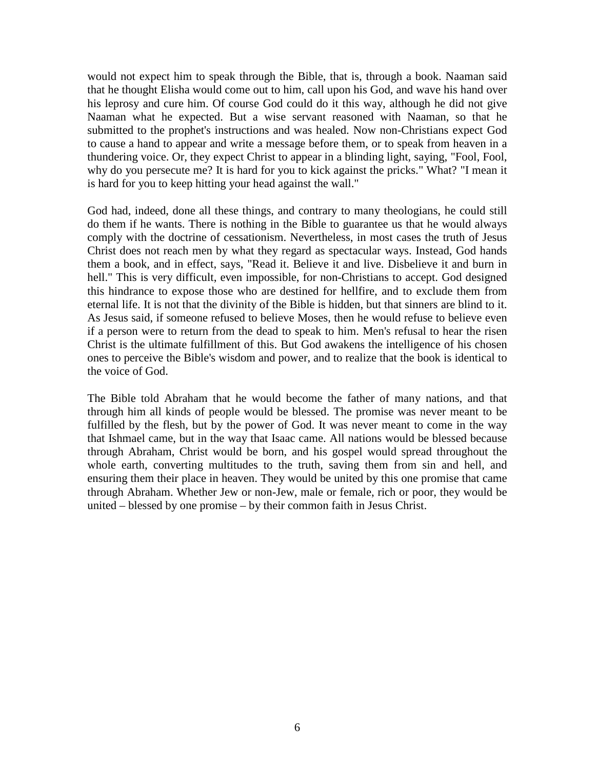would not expect him to speak through the Bible, that is, through a book. Naaman said that he thought Elisha would come out to him, call upon his God, and wave his hand over his leprosy and cure him. Of course God could do it this way, although he did not give Naaman what he expected. But a wise servant reasoned with Naaman, so that he submitted to the prophet's instructions and was healed. Now non-Christians expect God to cause a hand to appear and write a message before them, or to speak from heaven in a thundering voice. Or, they expect Christ to appear in a blinding light, saying, "Fool, Fool, why do you persecute me? It is hard for you to kick against the pricks." What? "I mean it is hard for you to keep hitting your head against the wall."

God had, indeed, done all these things, and contrary to many theologians, he could still do them if he wants. There is nothing in the Bible to guarantee us that he would always comply with the doctrine of cessationism. Nevertheless, in most cases the truth of Jesus Christ does not reach men by what they regard as spectacular ways. Instead, God hands them a book, and in effect, says, "Read it. Believe it and live. Disbelieve it and burn in hell." This is very difficult, even impossible, for non-Christians to accept. God designed this hindrance to expose those who are destined for hellfire, and to exclude them from eternal life. It is not that the divinity of the Bible is hidden, but that sinners are blind to it. As Jesus said, if someone refused to believe Moses, then he would refuse to believe even if a person were to return from the dead to speak to him. Men's refusal to hear the risen Christ is the ultimate fulfillment of this. But God awakens the intelligence of his chosen ones to perceive the Bible's wisdom and power, and to realize that the book is identical to the voice of God.

The Bible told Abraham that he would become the father of many nations, and that through him all kinds of people would be blessed. The promise was never meant to be fulfilled by the flesh, but by the power of God. It was never meant to come in the way that Ishmael came, but in the way that Isaac came. All nations would be blessed because through Abraham, Christ would be born, and his gospel would spread throughout the whole earth, converting multitudes to the truth, saving them from sin and hell, and ensuring them their place in heaven. They would be united by this one promise that came through Abraham. Whether Jew or non-Jew, male or female, rich or poor, they would be united – blessed by one promise – by their common faith in Jesus Christ.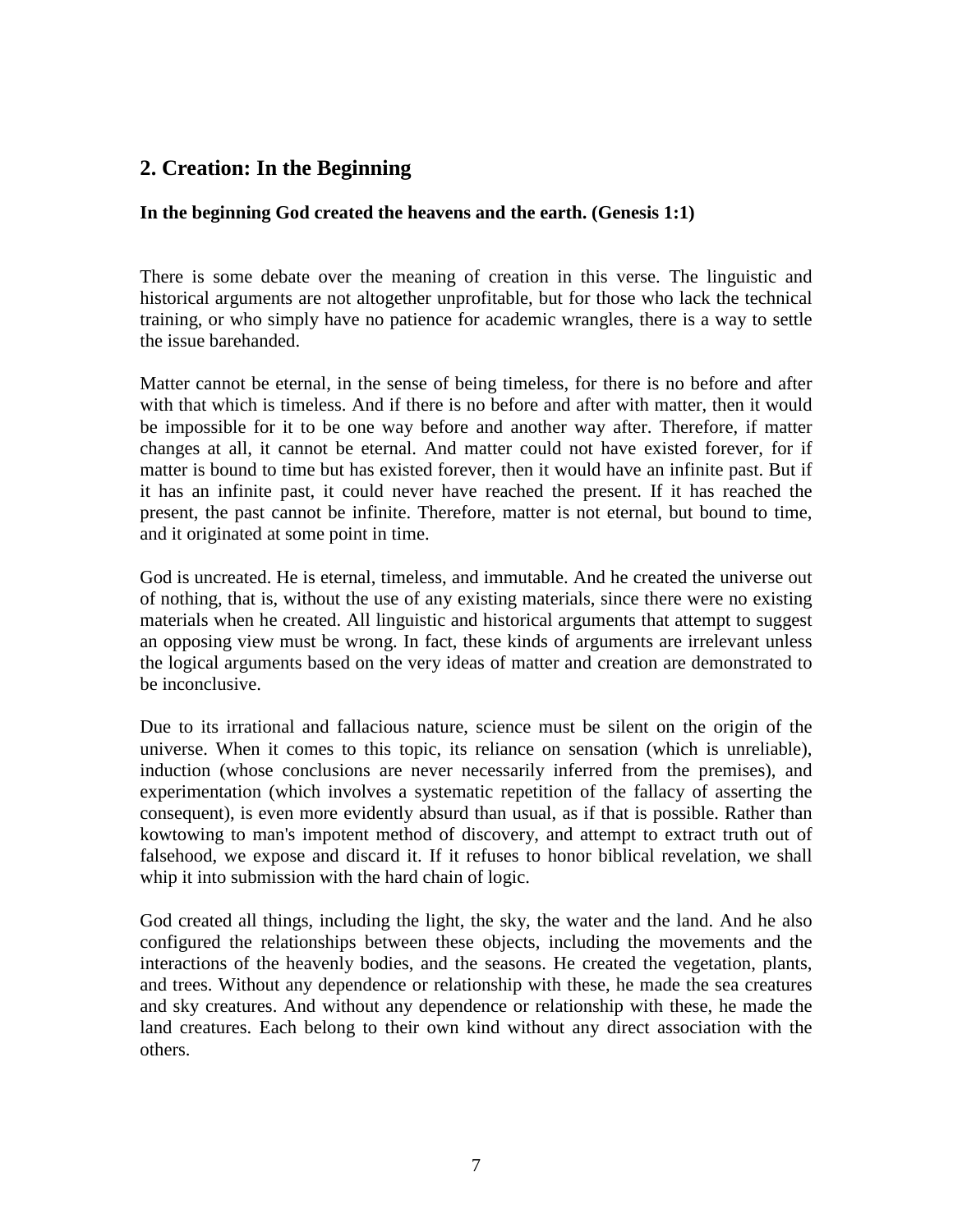## 2. Creation: In the Beginning

**In the beginning God created the heavens and the earth. (Genesis 1:1)**

There is some debate over the meaning of creation in this verse. The linguistic and historical arguments are not altogether unprofitable, but for those who lack the technical training, or who simply have no patience for academic wrangles, there is a way to settle the issue barehanded.

Matter cannot be eternal, in the sense of being timeless, for there is no before and after with that which is timeless. And if there is no before and after with matter, then it would be impossible for it to be one way before and another way after. Therefore, if matter changes at all, it cannot be eternal. And matter could not have existed forever, for if matter is bound to time but has existed forever, then it would have an infinite past. But if it has an infinite past, it could never have reached the present. If it has reached the present, the past cannot be infinite. Therefore, matter is not eternal, but bound to time, and it originated at some point in time.

God is uncreated. He is eternal, timeless, and immutable. And he created the universe out of nothing, that is, without the use of any existing materials, since there were no existing materials when he created. All linguistic and historical arguments that attempt to suggest an opposing view must be wrong. In fact, these kinds of arguments are irrelevant unless the logical arguments based on the very ideas of matter and creation are demonstrated to be inconclusive.

Due to its irrational and fallacious nature, science must be silent on the origin of the universe. When it comes to this topic, its reliance on sensation (which is unreliable), induction (whose conclusions are never necessarily inferred from the premises), and experimentation (which involves a systematic repetition of the fallacy of asserting the consequent), is even more evidently absurd than usual, as if that is possible. Rather than kowtowing to man's impotent method of discovery, and attempt to extract truth out of falsehood, we expose and discard it. If it refuses to honor biblical revelation, we shall whip it into submission with the hard chain of logic.

God created all things, including the light, the sky, the water and the land. And he also configured the relationships between these objects, including the movements and the interactions of the heavenly bodies, and the seasons. He created the vegetation, plants, and trees. Without any dependence or relationship with these, he made the sea creatures and sky creatures. And without any dependence or relationship with these, he made the land creatures. Each belong to their own kind without any direct association with the others.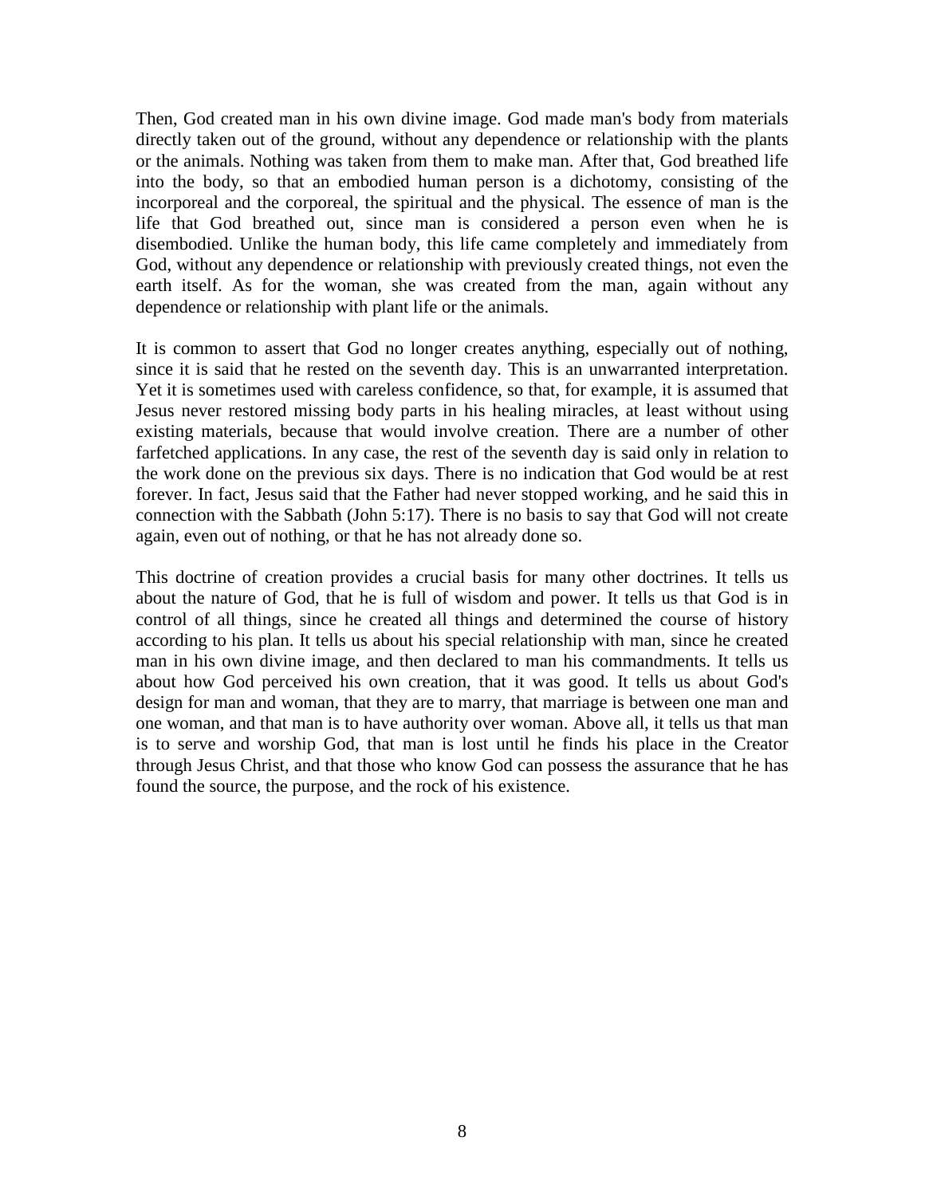Then, God created man in his own divine image. God made man's body from materials directly taken out of the ground, without any dependence or relationship with the plants or the animals. Nothing was taken from them to make man. After that, God breathed life into the body, so that an embodied human person is a dichotomy, consisting of the incorporeal and the corporeal, the spiritual and the physical. The essence of man is the life that God breathed out, since man is considered a person even when he is disembodied. Unlike the human body, this life came completely and immediately from God, without any dependence or relationship with previously created things, not even the earth itself. As for the woman, she was created from the man, again without any dependence or relationship with plant life or the animals.

It is common to assert that God no longer creates anything, especially out of nothing, since it is said that he rested on the seventh day. This is an unwarranted interpretation. Yet it is sometimes used with careless confidence, so that, for example, it is assumed that Jesus never restored missing body parts in his healing miracles, at least without using existing materials, because that would involve creation. There are a number of other farfetched applications. In any case, the rest of the seventh day is said only in relation to the work done on the previous six days. There is no indication that God would be at rest forever. In fact, Jesus said that the Father had never stopped working, and he said this in connection with the Sabbath (John 5:17). There is no basis to say that God will not create again, even out of nothing, or that he has not already done so.

This doctrine of creation provides a crucial basis for many other doctrines. It tells us about the nature of God, that he is full of wisdom and power. It tells us that God is in control of all things, since he created all things and determined the course of history according to his plan. It tells us about his special relationship with man, since he created man in his own divine image, and then declared to man his commandments. It tells us about how God perceived his own creation, that it was good. It tells us about God's design for man and woman, that they are to marry, that marriage is between one man and one woman, and that man is to have authority over woman. Above all, it tells us that man is to serve and worship God, that man is lost until he finds his place in the Creator through Jesus Christ, and that those who know God can possess the assurance that he has found the source, the purpose, and the rock of his existence.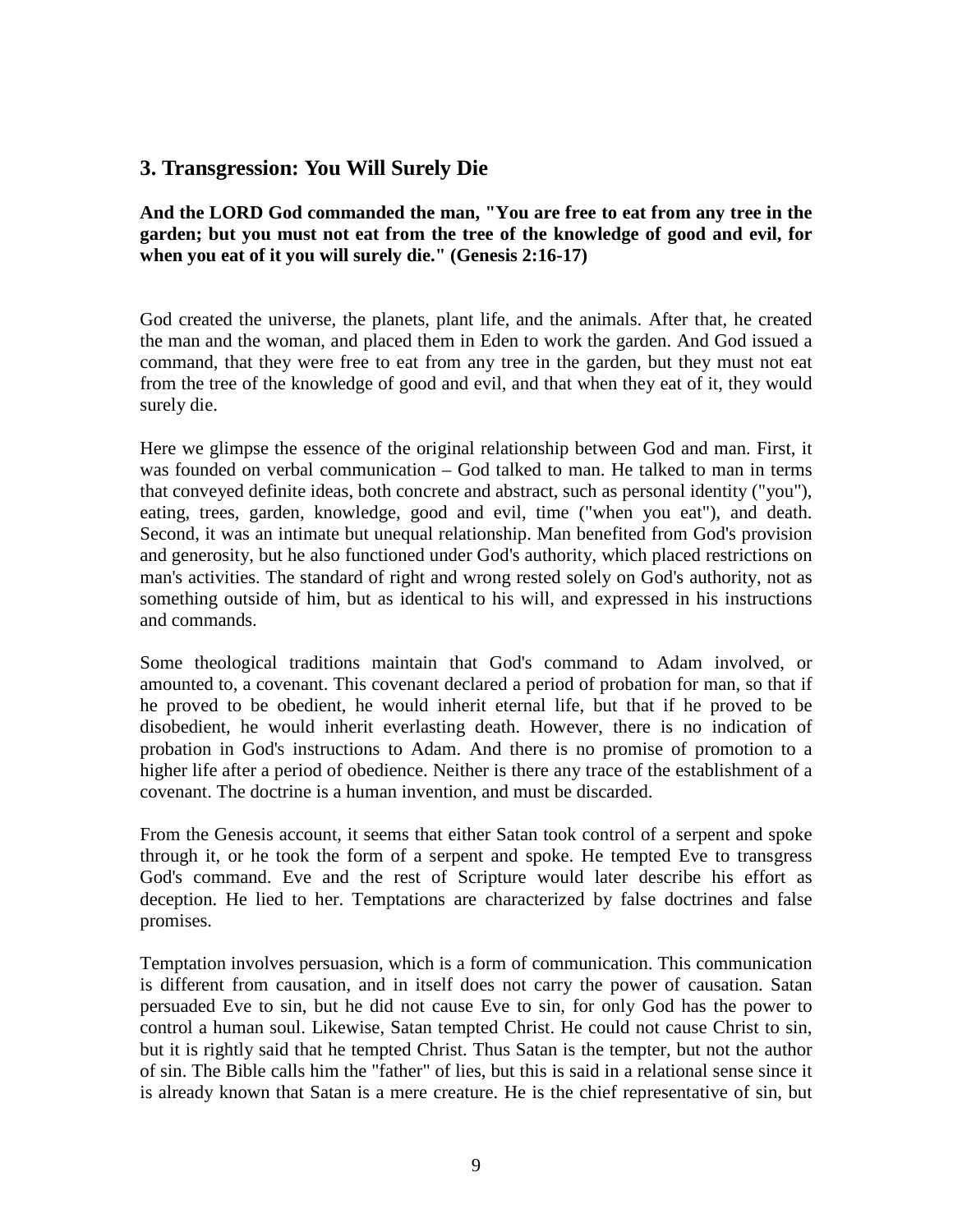## 3. Transgression: You Will Surely Die

**And the LORD God commanded the man, "You are free to eat from any tree in the garden; but you must not eat from the tree of the knowledge of good and evil, for when you eat of it you will surely die." (Genesis 2:16-17)**

God created the universe, the planets, plant life, and the animals. After that, he created the man and the woman, and placed them in Eden to work the garden. And God issued a command, that they were free to eat from any tree in the garden, but they must not eat from the tree of the knowledge of good and evil, and that when they eat of it, they would surely die.

Here we glimpse the essence of the original relationship between God and man. First, it was founded on verbal communication – God talked to man. He talked to man in terms that conveyed definite ideas, both concrete and abstract, such as personal identity ("you"), eating, trees, garden, knowledge, good and evil, time ("when you eat"), and death. Second, it was an intimate but unequal relationship. Man benefited from God's provision and generosity, but he also functioned under God's authority, which placed restrictions on man's activities. The standard of right and wrong rested solely on God's authority, not as something outside of him, but as identical to his will, and expressed in his instructions and commands.

Some theological traditions maintain that God's command to Adam involved, or amounted to, a covenant. This covenant declared a period of probation for man, so that if he proved to be obedient, he would inherit eternal life, but that if he proved to be disobedient, he would inherit everlasting death. However, there is no indication of probation in God's instructions to Adam. And there is no promise of promotion to a higher life after a period of obedience. Neither is there any trace of the establishment of a covenant. The doctrine is a human invention, and must be discarded.

From the Genesis account, it seems that either Satan took control of a serpent and spoke through it, or he took the form of a serpent and spoke. He tempted Eve to transgress God's command. Eve and the rest of Scripture would later describe his effort as deception. He lied to her. Temptations are characterized by false doctrines and false promises.

Temptation involves persuasion, which is a form of communication. This communication is different from causation, and in itself does not carry the power of causation. Satan persuaded Eve to sin, but he did not cause Eve to sin, for only God has the power to control a human soul. Likewise, Satan tempted Christ. He could not cause Christ to sin, but it is rightly said that he tempted Christ. Thus Satan is the tempter, but not the author of sin. The Bible calls him the "father" of lies, but this is said in a relational sense since it is already known that Satan is a mere creature. He is the chief representative of sin, but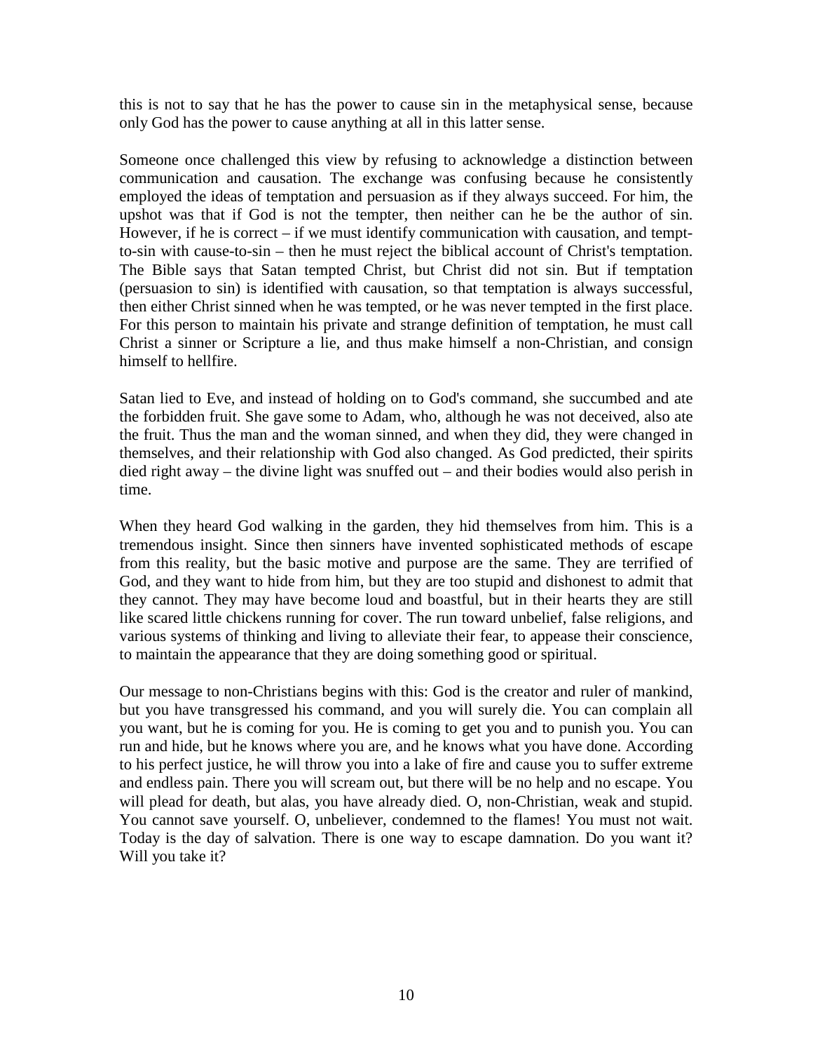this is not to say that he has the power to cause sin in the metaphysical sense, because only God has the power to cause anything at all in this latter sense.

Someone once challenged this view by refusing to acknowledge a distinction between communication and causation. The exchange was confusing because he consistently employed the ideas of temptation and persuasion as if they always succeed. For him, the upshot was that if God is not the tempter, then neither can he be the author of sin. However, if he is correct – if we must identify communication with causation, and tempt-to-sin with cause-to-sin – then he must reject the biblical account of Christ's temptation. The Bible says that Satan tempted Christ, but Christ did not sin. But if temptation (persuasion to sin) is identified with causation, so that temptation is always successful, then either Christ sinned when he was tempted, or he was never tempted in the first place. For this person to maintain his private and strange definition of temptation, he must call Christ a sinner or Scripture a lie, and thus make himself a non-Christian, and consign himself to hellfire.

Satan lied to Eve, and instead of holding on to God's command, she succumbed and ate the forbidden fruit. She gave some to Adam, who, although he was not deceived, also ate the fruit. Thus the man and the woman sinned, and when they did, they were changed in themselves, and their relationship with God also changed. As God predicted, their spirits died right away – the divine light was snuffed out – and their bodies would also perish in time.

When they heard God walking in the garden, they hid themselves from him. This is a tremendous insight. Since then sinners have invented sophisticated methods of escape from this reality, but the basic motive and purpose are the same. They are terrified of God, and they want to hide from him, but they are too stupid and dishonest to admit that they cannot. They may have become loud and boastful, but in their hearts they are still like scared little chickens running for cover. The run toward unbelief, false religions, and various systems of thinking and living to alleviate their fear, to appease their conscience, to maintain the appearance that they are doing something good or spiritual.

Our message to non-Christians begins with this: God is the creator and ruler of mankind, but you have transgressed his command, and you will surely die. You can complain all you want, but he is coming for you. He is coming to get you and to punish you. You can run and hide, but he knows where you are, and he knows what you have done. According to his perfect justice, he will throw you into a lake of fire and cause you to suffer extreme and endless pain. There you will scream out, but there will be no help and no escape. You will plead for death, but alas, you have already died. O, non-Christian, weak and stupid. You cannot save yourself. O, unbeliever, condemned to the flames! You must not wait. Today is the day of salvation. There is one way to escape damnation. Do you want it? Will you take it?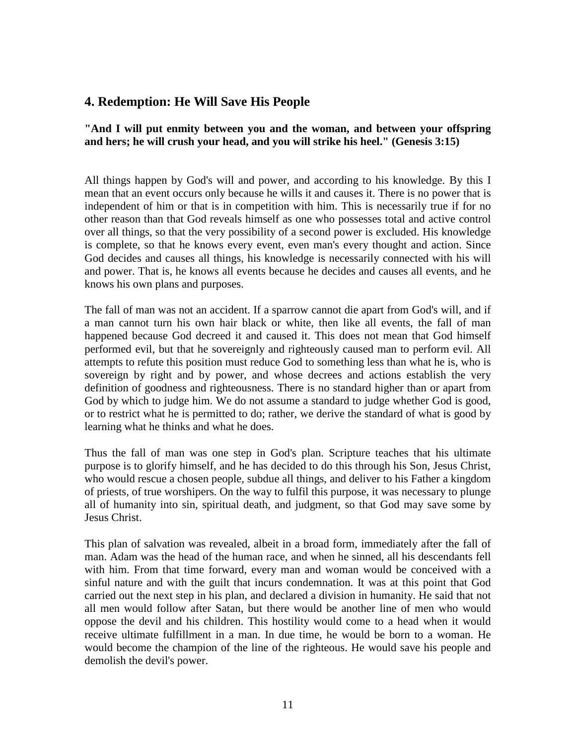## 4. Redemption: He Will Save His People

**"And I will put enmity between you and the woman, and between your offspring and hers; he will crush your head, and you will strike his heel." (Genesis 3:15)**

All things happen by God's will and power, and according to his knowledge. By this I mean that an event occurs only because he wills it and causes it. There is no power that is independent of him or that is in competition with him. This is necessarily true if for no other reason than that God reveals himself as one who possesses total and active control over all things, so that the very possibility of a second power is excluded. His knowledge is complete, so that he knows every event, even man's every thought and action. Since God decides and causes all things, his knowledge is necessarily connected with his will and power. That is, he knows all events because he decides and causes all events, and he knows his own plans and purposes.

The fall of man was not an accident. If a sparrow cannot die apart from God's will, and if a man cannot turn his own hair black or white, then like all events, the fall of man happened because God decreed it and caused it. This does not mean that God himself performed evil, but that he sovereignly and righteously caused man to perform evil. All attempts to refute this position must reduce God to something less than what he is, who is sovereign by right and by power, and whose decrees and actions establish the very definition of goodness and righteousness. There is no standard higher than or apart from God by which to judge him. We do not assume a standard to judge whether God is good, or to restrict what he is permitted to do; rather, we derive the standard of what is good by learning what he thinks and what he does.

Thus the fall of man was one step in God's plan. Scripture teaches that his ultimate purpose is to glorify himself, and he has decided to do this through his Son, Jesus Christ, who would rescue a chosen people, subdue all things, and deliver to his Father a kingdom of priests, of true worshipers. On the way to fulfil this purpose, it was necessary to plunge all of humanity into sin, spiritual death, and judgment, so that God may save some by Jesus Christ.

This plan of salvation was revealed, albeit in a broad form, immediately after the fall of man. Adam was the head of the human race, and when he sinned, all his descendants fell with him. From that time forward, every man and woman would be conceived with a sinful nature and with the guilt that incurs condemnation. It was at this point that God carried out the next step in his plan, and declared a division in humanity. He said that not all men would follow after Satan, but there would be another line of men who would oppose the devil and his children. This hostility would come to a head when it would receive ultimate fulfillment in a man. In due time, he would be born to a woman. He would become the champion of the line of the righteous. He would save his people and demolish the devil's power.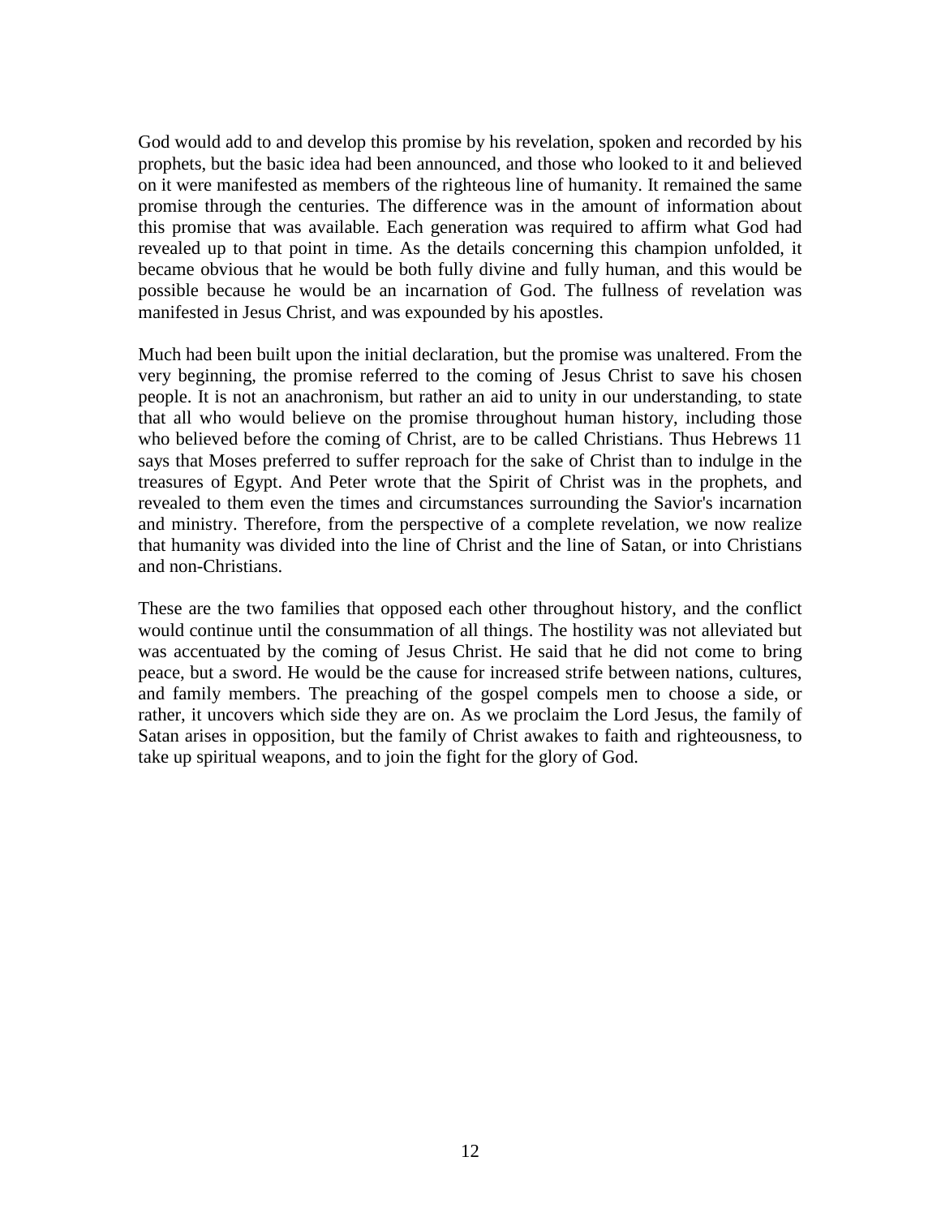God would add to and develop this promise by his revelation, spoken and recorded by his prophets, but the basic idea had been announced, and those who looked to it and believed on it were manifested as members of the righteous line of humanity. It remained the same promise through the centuries. The difference was in the amount of information about this promise that was available. Each generation was required to affirm what God had revealed up to that point in time. As the details concerning this champion unfolded, it became obvious that he would be both fully divine and fully human, and this would be possible because he would be an incarnation of God. The fullness of revelation was manifested in Jesus Christ, and was expounded by his apostles.

Much had been built upon the initial declaration, but the promise was unaltered. From the very beginning, the promise referred to the coming of Jesus Christ to save his chosen people. It is not an anachronism, but rather an aid to unity in our understanding, to state that all who would believe on the promise throughout human history, including those who believed before the coming of Christ, are to be called Christians. Thus Hebrews 11 says that Moses preferred to suffer reproach for the sake of Christ than to indulge in the treasures of Egypt. And Peter wrote that the Spirit of Christ was in the prophets, and revealed to them even the times and circumstances surrounding the Savior's incarnation and ministry. Therefore, from the perspective of a complete revelation, we now realize that humanity was divided into the line of Christ and the line of Satan, or into Christians and non-Christians.

These are the two families that opposed each other throughout history, and the conflict would continue until the consummation of all things. The hostility was not alleviated but was accentuated by the coming of Jesus Christ. He said that he did not come to bring peace, but a sword. He would be the cause for increased strife between nations, cultures, and family members. The preaching of the gospel compels men to choose a side, or rather, it uncovers which side they are on. As we proclaim the Lord Jesus, the family of Satan arises in opposition, but the family of Christ awakes to faith and righteousness, to take up spiritual weapons, and to join the fight for the glory of God.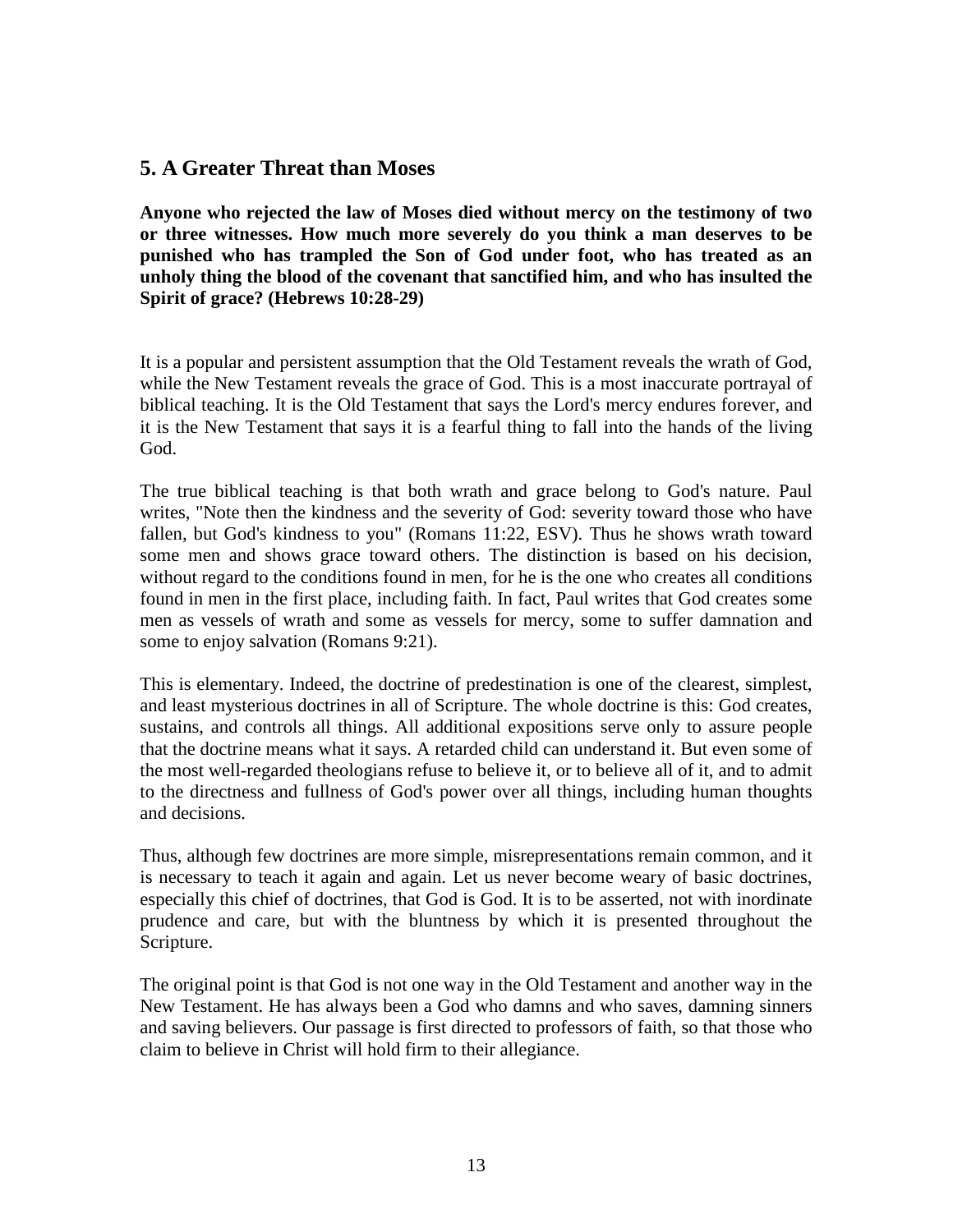## 5. A Greater Threat than Moses

**Anyone who rejected the law of Moses died without mercy on the testimony of two or three witnesses. How much more severely do you think a man deserves to be punished who has trampled the Son of God under foot, who has treated as an unholy thing the blood of the covenant that sanctified him, and who has insulted the Spirit of grace? (Hebrews 10:28-29)**

It is a popular and persistent assumption that the Old Testament reveals the wrath of God, while the New Testament reveals the grace of God. This is a most inaccurate portrayal of biblical teaching. It is the Old Testament that says the Lord's mercy endures forever, and it is the New Testament that says it is a fearful thing to fall into the hands of the living God.

The true biblical teaching is that both wrath and grace belong to God's nature. Paul writes, "Note then the kindness and the severity of God: severity toward those who have fallen, but God's kindness to you" (Romans 11:22, ESV). Thus he shows wrath toward some men and shows grace toward others. The distinction is based on his decision, without regard to the conditions found in men, for he is the one who creates all conditions found in men in the first place, including faith. In fact, Paul writes that God creates some men as vessels of wrath and some as vessels for mercy, some to suffer damnation and some to enjoy salvation (Romans 9:21).

This is elementary. Indeed, the doctrine of predestination is one of the clearest, simplest, and least mysterious doctrines in all of Scripture. The whole doctrine is this: God creates, sustains, and controls all things. All additional expositions serve only to assure people that the doctrine means what it says. A retarded child can understand it. But even some of the most well-regarded theologians refuse to believe it, or to believe all of it, and to admit to the directness and fullness of God's power over all things, including human thoughts and decisions.

Thus, although few doctrines are more simple, misrepresentations remain common, and it is necessary to teach it again and again. Let us never become weary of basic doctrines, especially this chief of doctrines, that God is God. It is to be asserted, not with inordinate prudence and care, but with the bluntness by which it is presented throughout the Scripture.

The original point is that God is not one way in the Old Testament and another way in the New Testament. He has always been a God who damns and who saves, damning sinners and saving believers. Our passage is first directed to professors of faith, so that those who claim to believe in Christ will hold firm to their allegiance.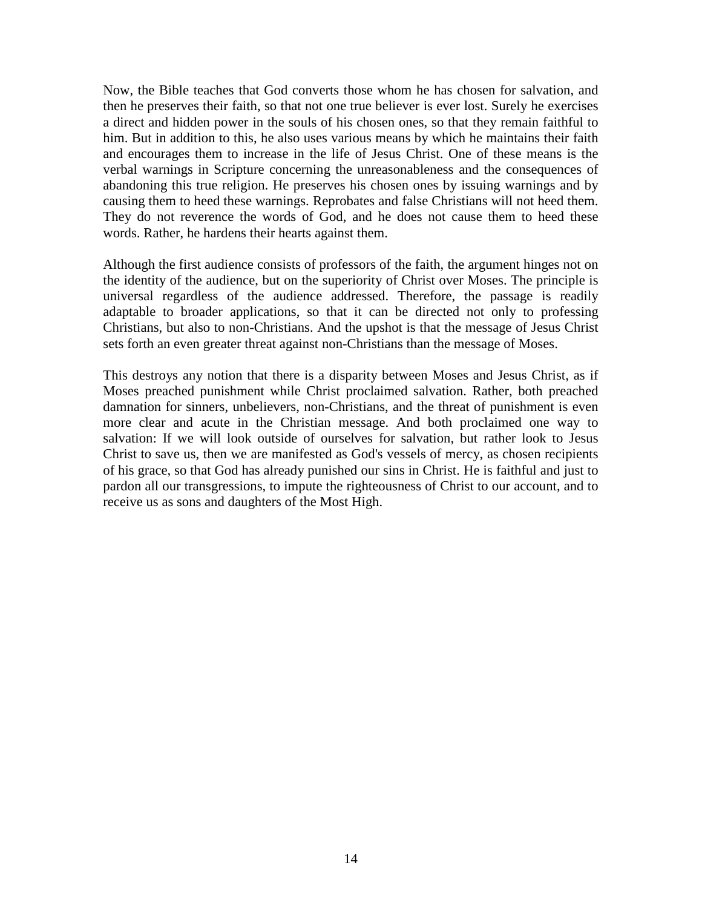Now, the Bible teaches that God converts those whom he has chosen for salvation, and then he preserves their faith, so that not one true believer is ever lost. Surely he exercises a direct and hidden power in the souls of his chosen ones, so that they remain faithful to him. But in addition to this, he also uses various means by which he maintains their faith and encourages them to increase in the life of Jesus Christ. One of these means is the verbal warnings in Scripture concerning the unreasonableness and the consequences of abandoning this true religion. He preserves his chosen ones by issuing warnings and by causing them to heed these warnings. Reprobates and false Christians will not heed them. They do not reverence the words of God, and he does not cause them to heed these words. Rather, he hardens their hearts against them.

Although the first audience consists of professors of the faith, the argument hinges not on the identity of the audience, but on the superiority of Christ over Moses. The principle is universal regardless of the audience addressed. Therefore, the passage is readily adaptable to broader applications, so that it can be directed not only to professing Christians, but also to non-Christians. And the upshot is that the message of Jesus Christ sets forth an even greater threat against non-Christians than the message of Moses.

This destroys any notion that there is a disparity between Moses and Jesus Christ, as if Moses preached punishment while Christ proclaimed salvation. Rather, both preached damnation for sinners, unbelievers, non-Christians, and the threat of punishment is even more clear and acute in the Christian message. And both proclaimed one way to salvation: If we will look outside of ourselves for salvation, but rather look to Jesus Christ to save us, then we are manifested as God's vessels of mercy, as chosen recipients of his grace, so that God has already punished our sins in Christ. He is faithful and just to pardon all our transgressions, to impute the righteousness of Christ to our account, and to receive us as sons and daughters of the Most High.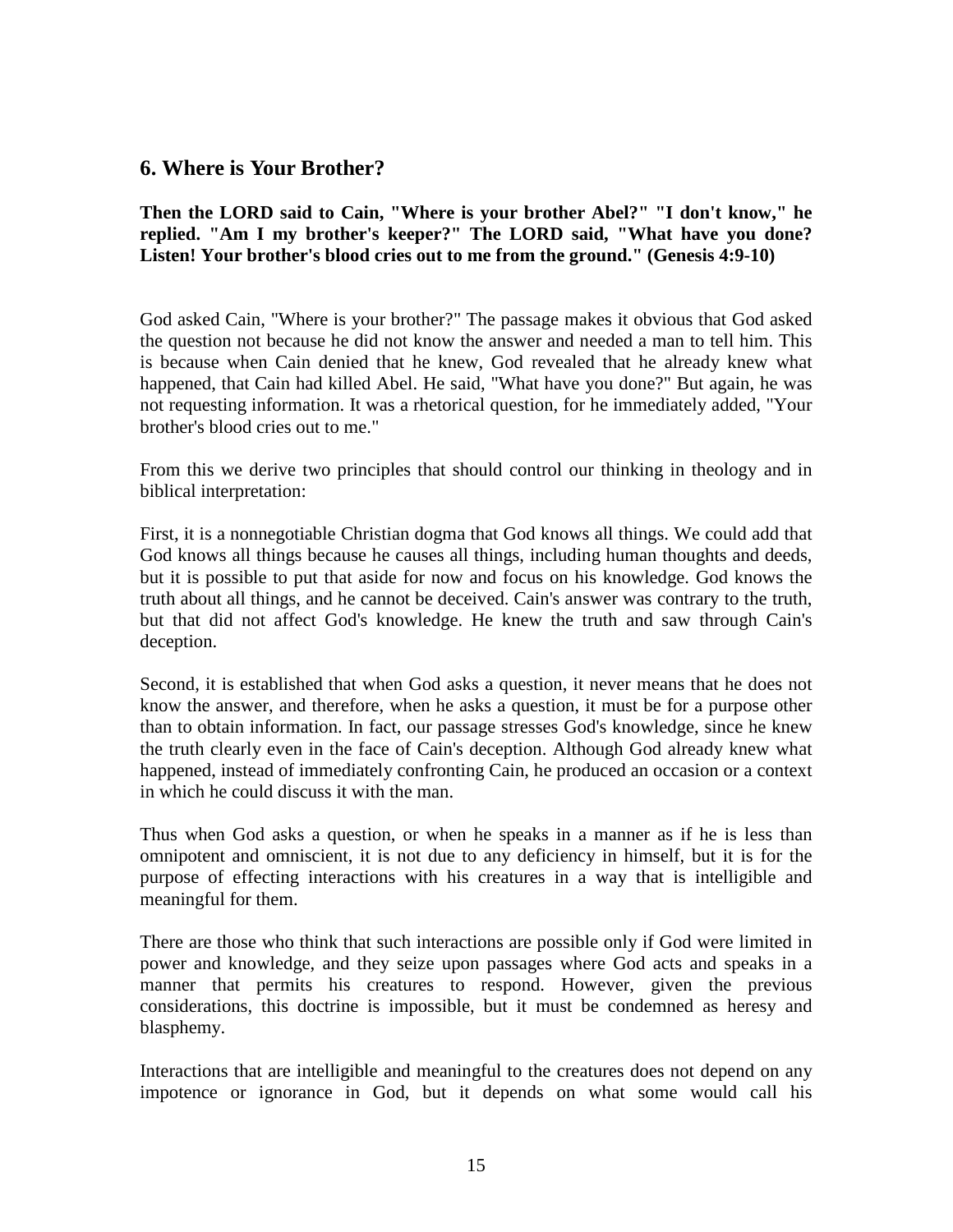## 6. Where is Your Brother?

**Then the LORD said to Cain, "Where is your brother Abel?" "I don't know," he replied. "Am I my brother's keeper?" The LORD said, "What have you done? Listen! Your brother's blood cries out to me from the ground." (Genesis 4:9-10)**

God asked Cain, "Where is your brother?" The passage makes it obvious that God asked the question not because he did not know the answer and needed a man to tell him. This is because when Cain denied that he knew, God revealed that he already knew what happened, that Cain had killed Abel. He said, "What have you done?" But again, he was not requesting information. It was a rhetorical question, for he immediately added, "Your brother's blood cries out to me."

From this we derive two principles that should control our thinking in theology and in biblical interpretation:

First, it is a nonnegotiable Christian dogma that God knows all things. We could add that God knows all things because he causes all things, including human thoughts and deeds, but it is possible to put that aside for now and focus on his knowledge. God knows the truth about all things, and he cannot be deceived. Cain's answer was contrary to the truth, but that did not affect God's knowledge. He knew the truth and saw through Cain's deception.

Second, it is established that when God asks a question, it never means that he does not know the answer, and therefore, when he asks a question, it must be for a purpose other than to obtain information. In fact, our passage stresses God's knowledge, since he knew the truth clearly even in the face of Cain's deception. Although God already knew what happened, instead of immediately confronting Cain, he produced an occasion or a context in which he could discuss it with the man.

Thus when God asks a question, or when he speaks in a manner as if he is less than omnipotent and omniscient, it is not due to any deficiency in himself, but it is for the purpose of effecting interactions with his creatures in a way that is intelligible and meaningful for them.

There are those who think that such interactions are possible only if God were limited in power and knowledge, and they seize upon passages where God acts and speaks in a manner that permits his creatures to respond. However, given the previous considerations, this doctrine is impossible, but it must be condemned as heresy and blasphemy.

Interactions that are intelligible and meaningful to the creatures does not depend on any impotence or ignorance in God, but it depends on what some would call his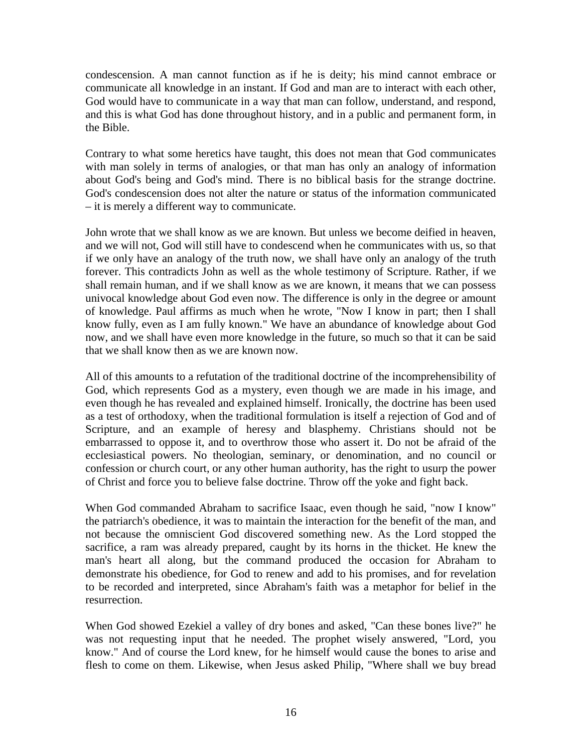condescension. A man cannot function as if he is deity; his mind cannot embrace or communicate all knowledge in an instant. If God and man are to interact with each other, God would have to communicate in a way that man can follow, understand, and respond, and this is what God has done throughout history, and in a public and permanent form, in the Bible.

Contrary to what some heretics have taught, this does not mean that God communicates with man solely in terms of analogies, or that man has only an analogy of information about God's being and God's mind. There is no biblical basis for the strange doctrine. God's condescension does not alter the nature or status of the information communicated – it is merely a different way to communicate.

John wrote that we shall know as we are known. But unless we become deified in heaven, and we will not, God will still have to condescend when he communicates with us, so that if we only have an analogy of the truth now, we shall have only an analogy of the truth forever. This contradicts John as well as the whole testimony of Scripture. Rather, if we shall remain human, and if we shall know as we are known, it means that we can possess univocal knowledge about God even now. The difference is only in the degree or amount of knowledge. Paul affirms as much when he wrote, "Now I know in part; then I shall know fully, even as I am fully known." We have an abundance of knowledge about God now, and we shall have even more knowledge in the future, so much so that it can be said that we shall know then as we are known now.

All of this amounts to a refutation of the traditional doctrine of the incomprehensibility of God, which represents God as a mystery, even though we are made in his image, and even though he has revealed and explained himself. Ironically, the doctrine has been used as a test of orthodoxy, when the traditional formulation is itself a rejection of God and of Scripture, and an example of heresy and blasphemy. Christians should not be embarrassed to oppose it, and to overthrow those who assert it. Do not be afraid of the ecclesiastical powers. No theologian, seminary, or denomination, and no council or confession or church court, or any other human authority, has the right to usurp the power of Christ and force you to believe false doctrine. Throw off the yoke and fight back.

When God commanded Abraham to sacrifice Isaac, even though he said, "now I know" the patriarch's obedience, it was to maintain the interaction for the benefit of the man, and not because the omniscient God discovered something new. As the Lord stopped the sacrifice, a ram was already prepared, caught by its horns in the thicket. He knew the man's heart all along, but the command produced the occasion for Abraham to demonstrate his obedience, for God to renew and add to his promises, and for revelation to be recorded and interpreted, since Abraham's faith was a metaphor for belief in the resurrection.

When God showed Ezekiel a valley of dry bones and asked, "Can these bones live?" he was not requesting input that he needed. The prophet wisely answered, "Lord, you know." And of course the Lord knew, for he himself would cause the bones to arise and flesh to come on them. Likewise, when Jesus asked Philip, "Where shall we buy bread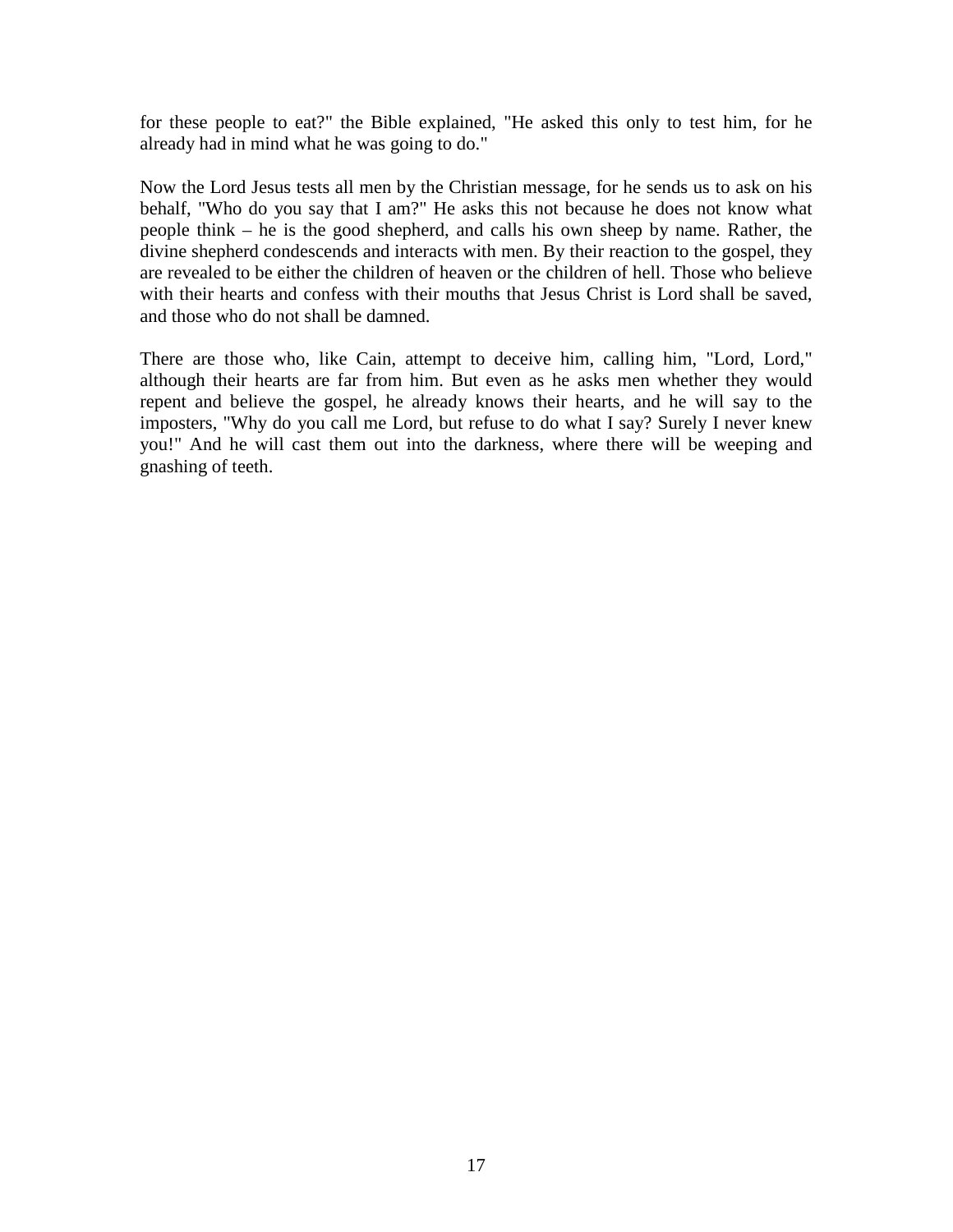for these people to eat?" the Bible explained, "He asked this only to test him, for he already had in mind what he was going to do."

Now the Lord Jesus tests all men by the Christian message, for he sends us to ask on his behalf, "Who do you say that I am?" He asks this not because he does not know what people think – he is the good shepherd, and calls his own sheep by name. Rather, the divine shepherd condescends and interacts with men. By their reaction to the gospel, they are revealed to be either the children of heaven or the children of hell. Those who believe with their hearts and confess with their mouths that Jesus Christ is Lord shall be saved, and those who do not shall be damned.

There are those who, like Cain, attempt to deceive him, calling him, "Lord, Lord," although their hearts are far from him. But even as he asks men whether they would repent and believe the gospel, he already knows their hearts, and he will say to the imposters, "Why do you call me Lord, but refuse to do what I say? Surely I never knew you!" And he will cast them out into the darkness, where there will be weeping and gnashing of teeth.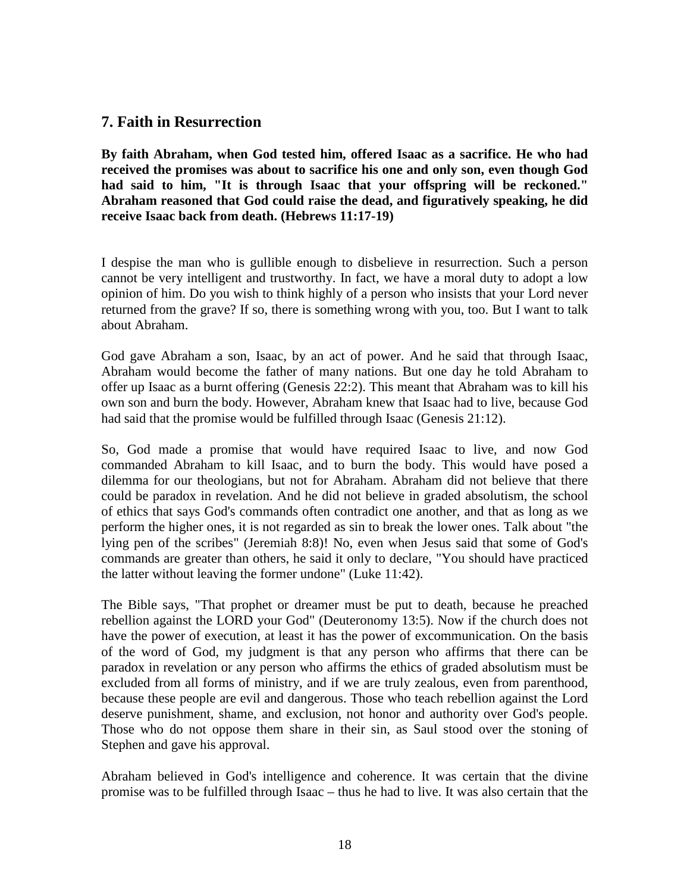## 7. Faith in Resurrection

**By faith Abraham, when God tested him, offered Isaac as a sacrifice. He who had received the promises was about to sacrifice his one and only son, even though God had said to him, "It is through Isaac that your offspring will be reckoned." Abraham reasoned that God could raise the dead, and figuratively speaking, he did receive Isaac back from death. (Hebrews 11:17-19)**

I despise the man who is gullible enough to disbelieve in resurrection. Such a person cannot be very intelligent and trustworthy. In fact, we have a moral duty to adopt a low opinion of him. Do you wish to think highly of a person who insists that your Lord never returned from the grave? If so, there is something wrong with you, too. But I want to talk about Abraham.

God gave Abraham a son, Isaac, by an act of power. And he said that through Isaac, Abraham would become the father of many nations. But one day he told Abraham to offer up Isaac as a burnt offering (Genesis 22:2). This meant that Abraham was to kill his own son and burn the body. However, Abraham knew that Isaac had to live, because God had said that the promise would be fulfilled through Isaac (Genesis 21:12).

So, God made a promise that would have required Isaac to live, and now God commanded Abraham to kill Isaac, and to burn the body. This would have posed a dilemma for our theologians, but not for Abraham. Abraham did not believe that there could be paradox in revelation. And he did not believe in graded absolutism, the school of ethics that says God's commands often contradict one another, and that as long as we perform the higher ones, it is not regarded as sin to break the lower ones. Talk about "the lying pen of the scribes" (Jeremiah 8:8)! No, even when Jesus said that some of God's commands are greater than others, he said it only to declare, "You should have practiced the latter without leaving the former undone" (Luke 11:42).

The Bible says, "That prophet or dreamer must be put to death, because he preached rebellion against the LORD your God" (Deuteronomy 13:5). Now if the church does not have the power of execution, at least it has the power of excommunication. On the basis of the word of God, my judgment is that any person who affirms that there can be paradox in revelation or any person who affirms the ethics of graded absolutism must be excluded from all forms of ministry, and if we are truly zealous, even from parenthood, because these people are evil and dangerous. Those who teach rebellion against the Lord deserve punishment, shame, and exclusion, not honor and authority over God's people. Those who do not oppose them share in their sin, as Saul stood over the stoning of Stephen and gave his approval.

Abraham believed in God's intelligence and coherence. It was certain that the divine promise was to be fulfilled through Isaac – thus he had to live. It was also certain that the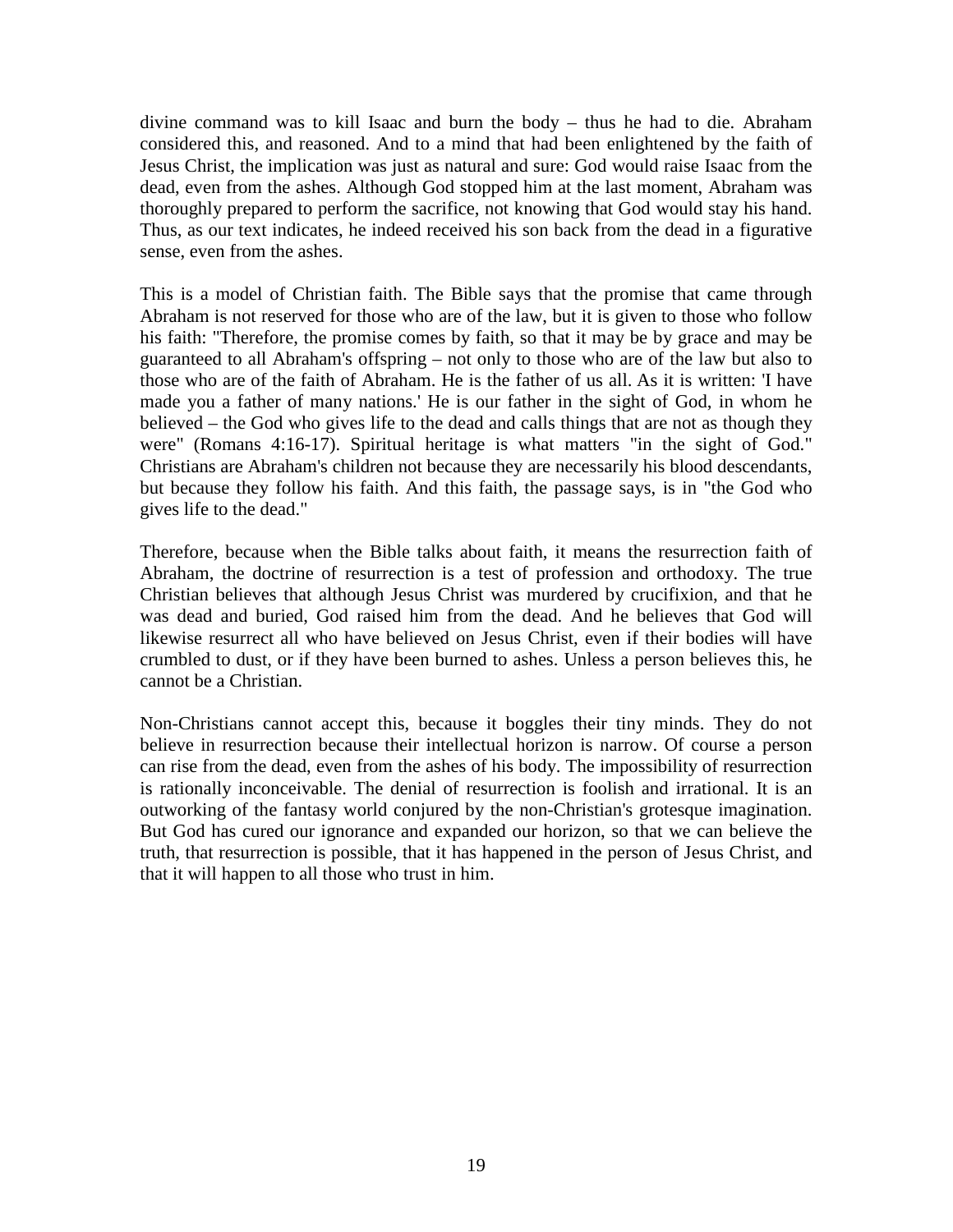divine command was to kill Isaac and burn the body – thus he had to die. Abraham considered this, and reasoned. And to a mind that had been enlightened by the faith of Jesus Christ, the implication was just as natural and sure: God would raise Isaac from the dead, even from the ashes. Although God stopped him at the last moment, Abraham was thoroughly prepared to perform the sacrifice, not knowing that God would stay his hand. Thus, as our text indicates, he indeed received his son back from the dead in a figurative sense, even from the ashes.

This is a model of Christian faith. The Bible says that the promise that came through Abraham is not reserved for those who are of the law, but it is given to those who follow his faith: "Therefore, the promise comes by faith, so that it may be by grace and may be guaranteed to all Abraham's offspring – not only to those who are of the law but also to those who are of the faith of Abraham. He is the father of us all. As it is written: 'I have made you a father of many nations.' He is our father in the sight of God, in whom he believed – the God who gives life to the dead and calls things that are not as though they were" (Romans 4:16-17). Spiritual heritage is what matters "in the sight of God." Christians are Abraham's children not because they are necessarily his blood descendants, but because they follow his faith. And this faith, the passage says, is in "the God who gives life to the dead."

Therefore, because when the Bible talks about faith, it means the resurrection faith of Abraham, the doctrine of resurrection is a test of profession and orthodoxy. The true Christian believes that although Jesus Christ was murdered by crucifixion, and that he was dead and buried, God raised him from the dead. And he believes that God will likewise resurrect all who have believed on Jesus Christ, even if their bodies will have crumbled to dust, or if they have been burned to ashes. Unless a person believes this, he cannot be a Christian.

Non-Christians cannot accept this, because it boggles their tiny minds. They do not believe in resurrection because their intellectual horizon is narrow. Of course a person can rise from the dead, even from the ashes of his body. The impossibility of resurrection is rationally inconceivable. The denial of resurrection is foolish and irrational. It is an outworking of the fantasy world conjured by the non-Christian's grotesque imagination. But God has cured our ignorance and expanded our horizon, so that we can believe the truth, that resurrection is possible, that it has happened in the person of Jesus Christ, and that it will happen to all those who trust in him.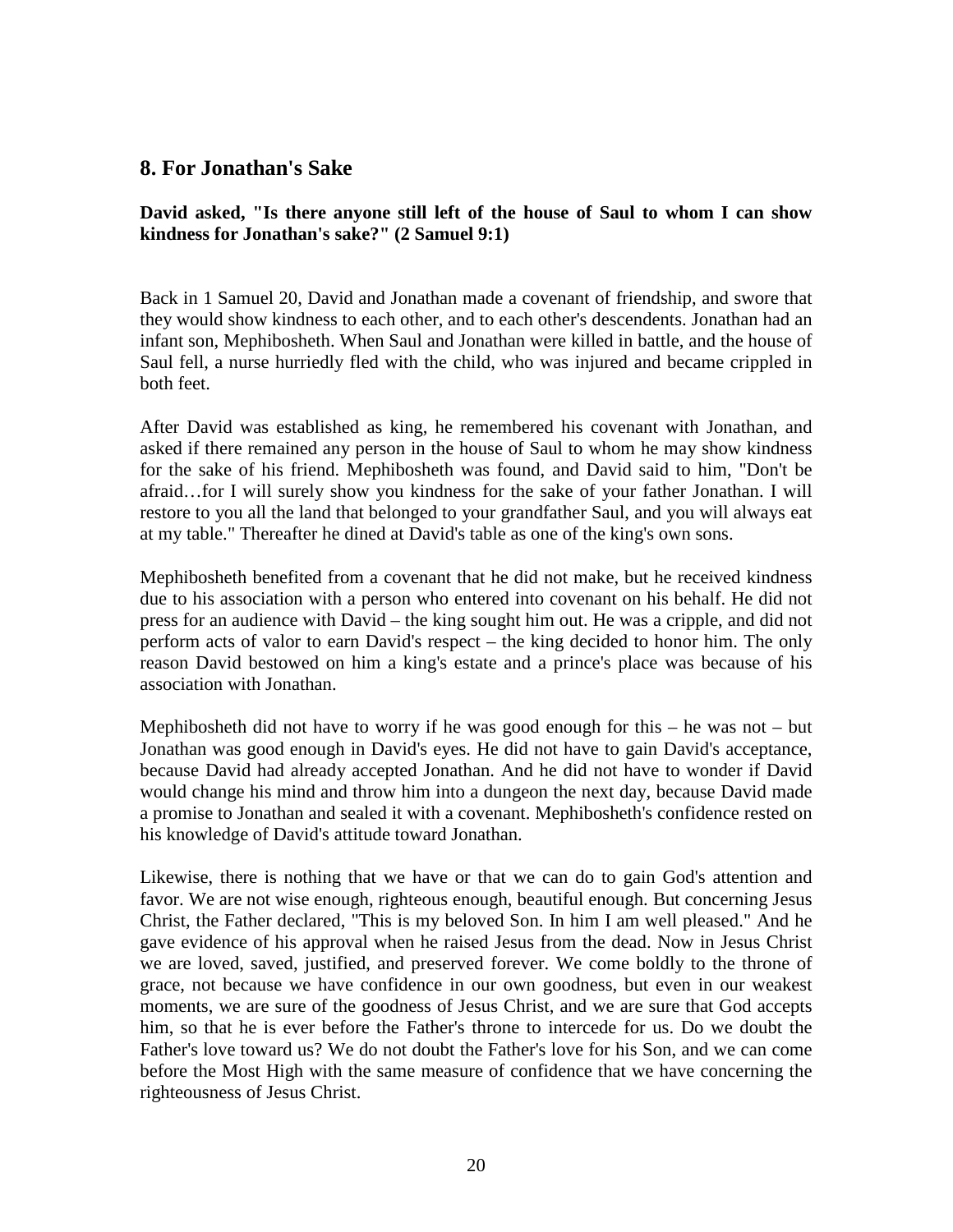## 8. For Jonathan's Sake

**David asked, "Is there anyone still left of the house of Saul to whom I can show kindness for Jonathan's sake?" (2 Samuel 9:1)**

Back in 1 Samuel 20, David and Jonathan made a covenant of friendship, and swore that they would show kindness to each other, and to each other's descendents. Jonathan had an infant son, Mephibosheth. When Saul and Jonathan were killed in battle, and the house of Saul fell, a nurse hurriedly fled with the child, who was injured and became crippled in both feet.

After David was established as king, he remembered his covenant with Jonathan, and asked if there remained any person in the house of Saul to whom he may show kindness for the sake of his friend. Mephibosheth was found, and David said to him, "Don't be afraid…for I will surely show you kindness for the sake of your father Jonathan. I will restore to you all the land that belonged to your grandfather Saul, and you will always eat at my table." Thereafter he dined at David's table as one of the king's own sons.

Mephibosheth benefited from a covenant that he did not make, but he received kindness due to his association with a person who entered into covenant on his behalf. He did not press for an audience with David – the king sought him out. He was a cripple, and did not perform acts of valor to earn David's respect – the king decided to honor him. The only reason David bestowed on him a king's estate and a prince's place was because of his association with Jonathan.

Mephibosheth did not have to worry if he was good enough for this – he was not – but Jonathan was good enough in David's eyes. He did not have to gain David's acceptance, because David had already accepted Jonathan. And he did not have to wonder if David would change his mind and throw him into a dungeon the next day, because David made a promise to Jonathan and sealed it with a covenant. Mephibosheth's confidence rested on his knowledge of David's attitude toward Jonathan.

Likewise, there is nothing that we have or that we can do to gain God's attention and favor. We are not wise enough, righteous enough, beautiful enough. But concerning Jesus Christ, the Father declared, "This is my beloved Son. In him I am well pleased." And he gave evidence of his approval when he raised Jesus from the dead. Now in Jesus Christ we are loved, saved, justified, and preserved forever. We come boldly to the throne of grace, not because we have confidence in our own goodness, but even in our weakest moments, we are sure of the goodness of Jesus Christ, and we are sure that God accepts him, so that he is ever before the Father's throne to intercede for us. Do we doubt the Father's love toward us? We do not doubt the Father's love for his Son, and we can come before the Most High with the same measure of confidence that we have concerning the righteousness of Jesus Christ.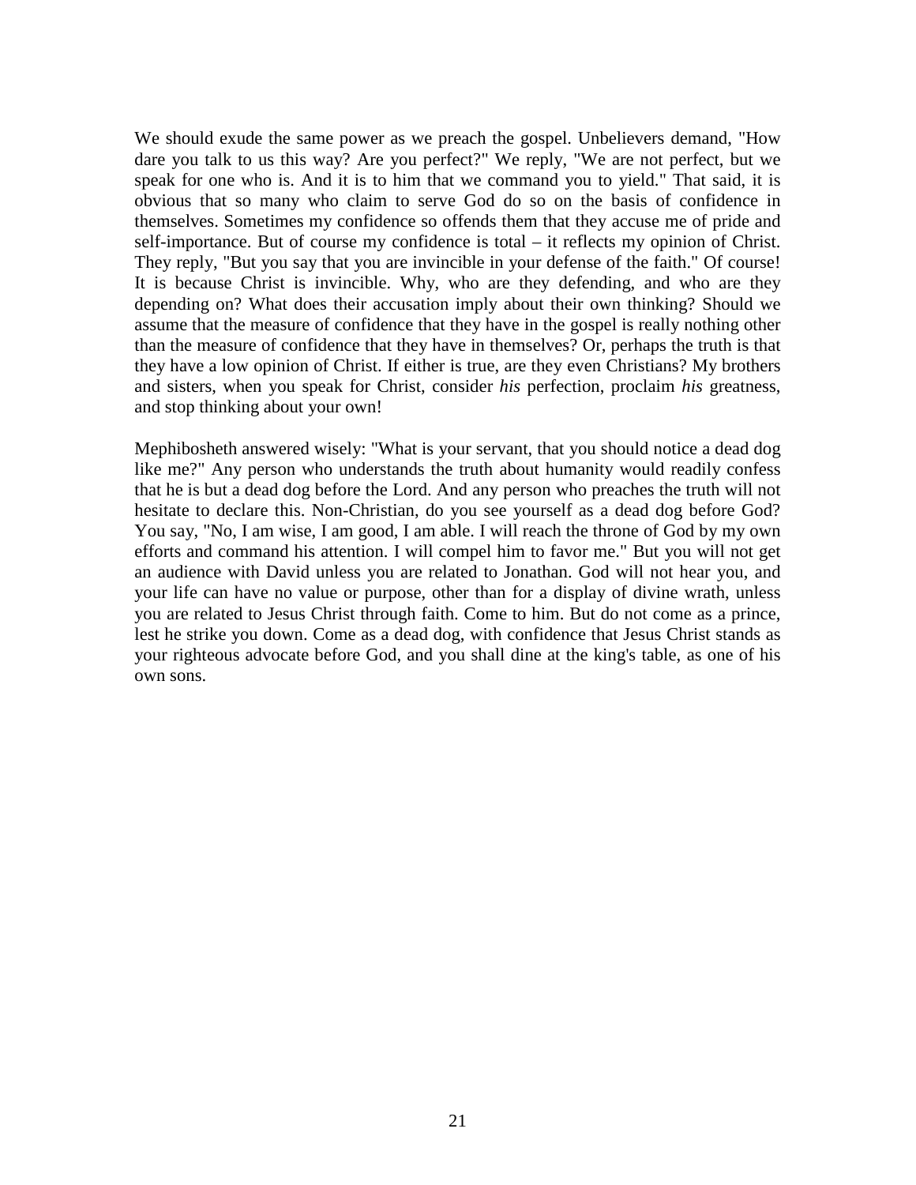We should exude the same power as we preach the gospel. Unbelievers demand, "How dare you talk to us this way? Are you perfect?" We reply, "We are not perfect, but we speak for one who is. And it is to him that we command you to yield." That said, it is obvious that so many who claim to serve God do so on the basis of confidence in themselves. Sometimes my confidence so offends them that they accuse me of pride and self-importance. But of course my confidence is total – it reflects my opinion of Christ. They reply, "But you say that you are invincible in your defense of the faith." Of course! It is because Christ is invincible. Why, who are they defending, and who are they depending on? What does their accusation imply about their own thinking? Should we assume that the measure of confidence that they have in the gospel is really nothing other than the measure of confidence that they have in themselves? Or, perhaps the truth is that they have a low opinion of Christ. If either is true, are they even Christians? My brothers and sisters, when you speak for Christ, consider *his* perfection, proclaim *his* greatness, and stop thinking about your own!

Mephibosheth answered wisely: "What is your servant, that you should notice a dead dog like me?" Any person who understands the truth about humanity would readily confess that he is but a dead dog before the Lord. And any person who preaches the truth will not hesitate to declare this. Non-Christian, do you see yourself as a dead dog before God? You say, "No, I am wise, I am good, I am able. I will reach the throne of God by my own efforts and command his attention. I will compel him to favor me." But you will not get an audience with David unless you are related to Jonathan. God will not hear you, and your life can have no value or purpose, other than for a display of divine wrath, unless you are related to Jesus Christ through faith. Come to him. But do not come as a prince, lest he strike you down. Come as a dead dog, with confidence that Jesus Christ stands as your righteous advocate before God, and you shall dine at the king's table, as one of his own sons.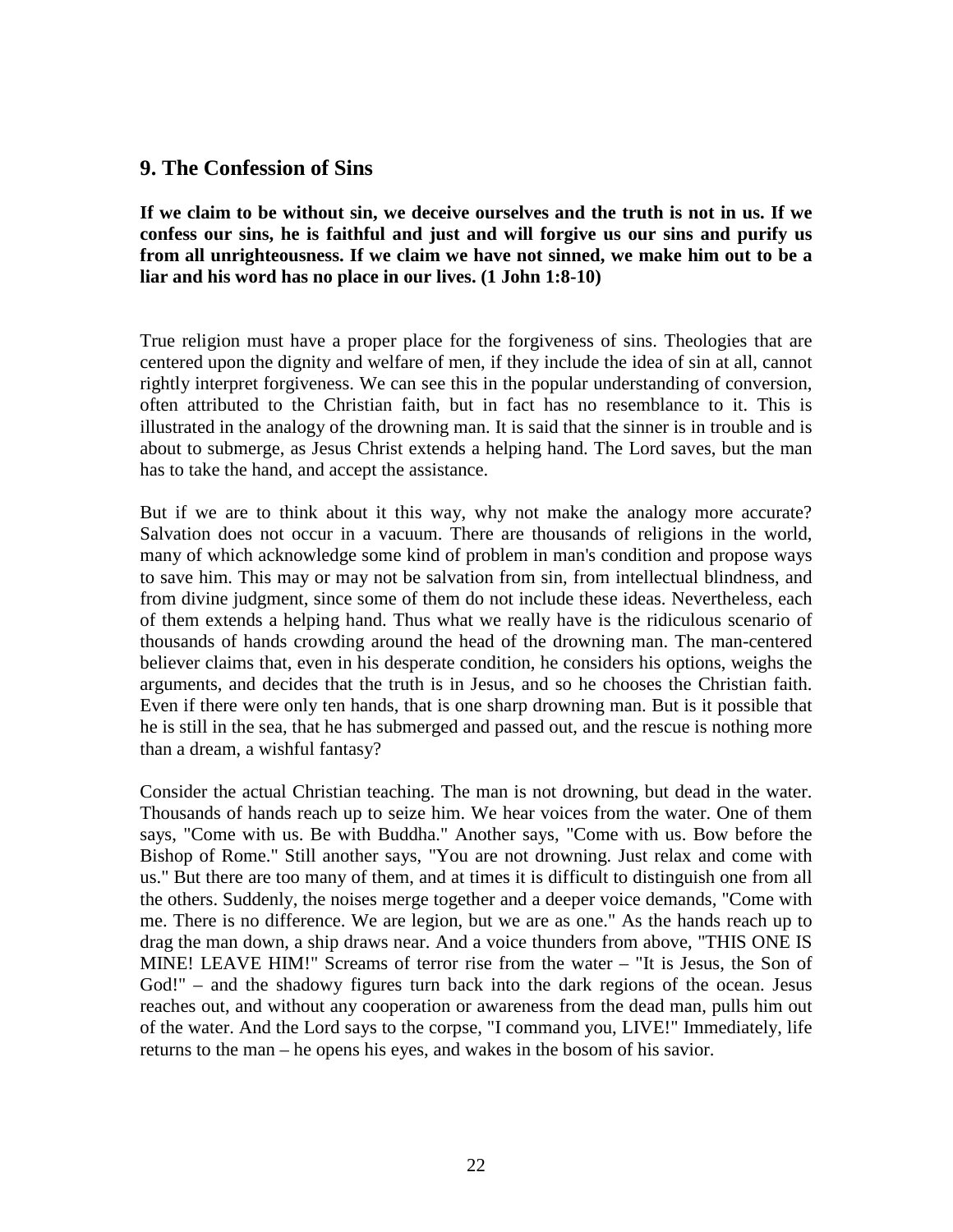## 9. The Confession of Sins

**If we claim to be without sin, we deceive ourselves and the truth is not in us. If we confess our sins, he is faithful and just and will forgive us our sins and purify us from all unrighteousness. If we claim we have not sinned, we make him out to be a liar and his word has no place in our lives. (1 John 1:8-10)**

True religion must have a proper place for the forgiveness of sins. Theologies that are centered upon the dignity and welfare of men, if they include the idea of sin at all, cannot rightly interpret forgiveness. We can see this in the popular understanding of conversion, often attributed to the Christian faith, but in fact has no resemblance to it. This is illustrated in the analogy of the drowning man. It is said that the sinner is in trouble and is about to submerge, as Jesus Christ extends a helping hand. The Lord saves, but the man has to take the hand, and accept the assistance.

But if we are to think about it this way, why not make the analogy more accurate? Salvation does not occur in a vacuum. There are thousands of religions in the world, many of which acknowledge some kind of problem in man's condition and propose ways to save him. This may or may not be salvation from sin, from intellectual blindness, and from divine judgment, since some of them do not include these ideas. Nevertheless, each of them extends a helping hand. Thus what we really have is the ridiculous scenario of thousands of hands crowding around the head of the drowning man. The man-centered believer claims that, even in his desperate condition, he considers his options, weighs the arguments, and decides that the truth is in Jesus, and so he chooses the Christian faith. Even if there were only ten hands, that is one sharp drowning man. But is it possible that he is still in the sea, that he has submerged and passed out, and the rescue is nothing more than a dream, a wishful fantasy?

Consider the actual Christian teaching. The man is not drowning, but dead in the water. Thousands of hands reach up to seize him. We hear voices from the water. One of them says, "Come with us. Be with Buddha." Another says, "Come with us. Bow before the Bishop of Rome." Still another says, "You are not drowning. Just relax and come with us." But there are too many of them, and at times it is difficult to distinguish one from all the others. Suddenly, the noises merge together and a deeper voice demands, "Come with me. There is no difference. We are legion, but we are as one." As the hands reach up to drag the man down, a ship draws near. And a voice thunders from above, "THIS ONE IS MINE! LEAVE HIM!" Screams of terror rise from the water – "It is Jesus, the Son of God!" – and the shadowy figures turn back into the dark regions of the ocean. Jesus reaches out, and without any cooperation or awareness from the dead man, pulls him out of the water. And the Lord says to the corpse, "I command you, LIVE!" Immediately, life returns to the man – he opens his eyes, and wakes in the bosom of his savior.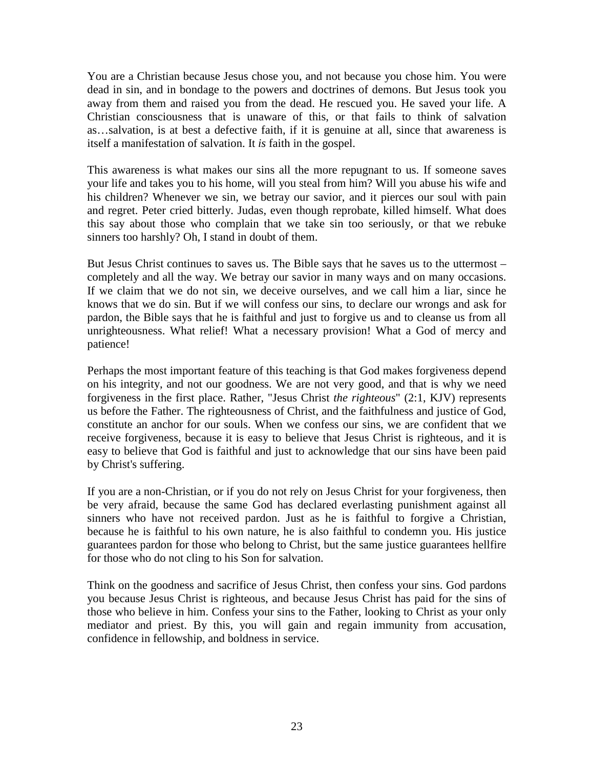You are a Christian because Jesus chose you, and not because you chose him. You were dead in sin, and in bondage to the powers and doctrines of demons. But Jesus took you away from them and raised you from the dead. He rescued you. He saved your life. A Christian consciousness that is unaware of this, or that fails to think of salvation as…salvation, is at best a defective faith, if it is genuine at all, since that awareness is itself a manifestation of salvation. It *is* faith in the gospel.

This awareness is what makes our sins all the more repugnant to us. If someone saves your life and takes you to his home, will you steal from him? Will you abuse his wife and his children? Whenever we sin, we betray our savior, and it pierces our soul with pain and regret. Peter cried bitterly. Judas, even though reprobate, killed himself. What does this say about those who complain that we take sin too seriously, or that we rebuke sinners too harshly? Oh, I stand in doubt of them.

But Jesus Christ continues to saves us. The Bible says that he saves us to the uttermost – completely and all the way. We betray our savior in many ways and on many occasions. If we claim that we do not sin, we deceive ourselves, and we call him a liar, since he knows that we do sin. But if we will confess our sins, to declare our wrongs and ask for pardon, the Bible says that he is faithful and just to forgive us and to cleanse us from all unrighteousness. What relief! What a necessary provision! What a God of mercy and patience!

Perhaps the most important feature of this teaching is that God makes forgiveness depend on his integrity, and not our goodness. We are not very good, and that is why we need forgiveness in the first place. Rather, "Jesus Christ *the righteous*" (2:1, KJV) represents us before the Father. The righteousness of Christ, and the faithfulness and justice of God, constitute an anchor for our souls. When we confess our sins, we are confident that we receive forgiveness, because it is easy to believe that Jesus Christ is righteous, and it is easy to believe that God is faithful and just to acknowledge that our sins have been paid by Christ's suffering.

If you are a non-Christian, or if you do not rely on Jesus Christ for your forgiveness, then be very afraid, because the same God has declared everlasting punishment against all sinners who have not received pardon. Just as he is faithful to forgive a Christian, because he is faithful to his own nature, he is also faithful to condemn you. His justice guarantees pardon for those who belong to Christ, but the same justice guarantees hellfire for those who do not cling to his Son for salvation.

Think on the goodness and sacrifice of Jesus Christ, then confess your sins. God pardons you because Jesus Christ is righteous, and because Jesus Christ has paid for the sins of those who believe in him. Confess your sins to the Father, looking to Christ as your only mediator and priest. By this, you will gain and regain immunity from accusation, confidence in fellowship, and boldness in service.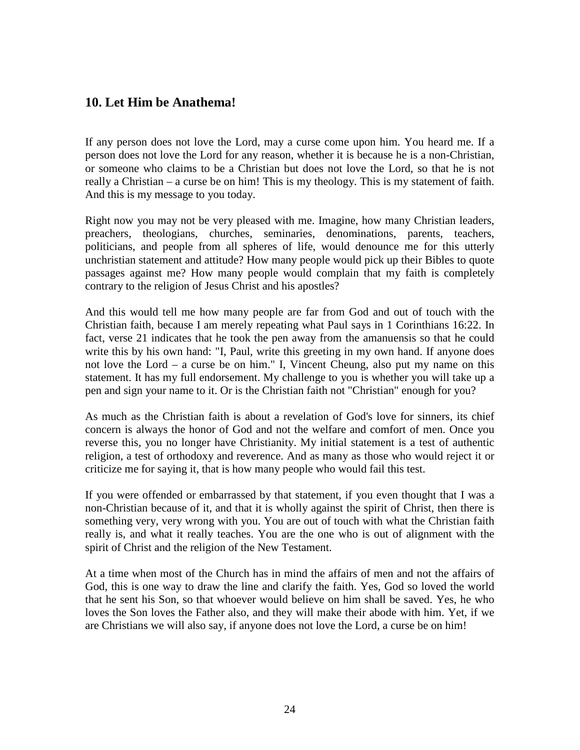## 10. Let Him be Anathema!

If any person does not love the Lord, may a curse come upon him. You heard me. If a person does not love the Lord for any reason, whether it is because he is a non-Christian, or someone who claims to be a Christian but does not love the Lord, so that he is not really a Christian – a curse be on him! This is my theology. This is my statement of faith. And this is my message to you today.

Right now you may not be very pleased with me. Imagine, how many Christian leaders, preachers, theologians, churches, seminaries, denominations, parents, teachers, politicians, and people from all spheres of life, would denounce me for this utterly unchristian statement and attitude? How many people would pick up their Bibles to quote passages against me? How many people would complain that my faith is completely contrary to the religion of Jesus Christ and his apostles?

And this would tell me how many people are far from God and out of touch with the Christian faith, because I am merely repeating what Paul says in 1 Corinthians 16:22. In fact, verse 21 indicates that he took the pen away from the amanuensis so that he could write this by his own hand: "I, Paul, write this greeting in my own hand. If anyone does not love the Lord – a curse be on him." I, Vincent Cheung, also put my name on this statement. It has my full endorsement. My challenge to you is whether you will take up a pen and sign your name to it. Or is the Christian faith not "Christian" enough for you?

As much as the Christian faith is about a revelation of God's love for sinners, its chief concern is always the honor of God and not the welfare and comfort of men. Once you reverse this, you no longer have Christianity. My initial statement is a test of authentic religion, a test of orthodoxy and reverence. And as many as those who would reject it or criticize me for saying it, that is how many people who would fail this test.

If you were offended or embarrassed by that statement, if you even thought that I was a non-Christian because of it, and that it is wholly against the spirit of Christ, then there is something very, very wrong with you. You are out of touch with what the Christian faith really is, and what it really teaches. You are the one who is out of alignment with the spirit of Christ and the religion of the New Testament.

At a time when most of the Church has in mind the affairs of men and not the affairs of God, this is one way to draw the line and clarify the faith. Yes, God so loved the world that he sent his Son, so that whoever would believe on him shall be saved. Yes, he who loves the Son loves the Father also, and they will make their abode with him. Yet, if we are Christians we will also say, if anyone does not love the Lord, a curse be on him!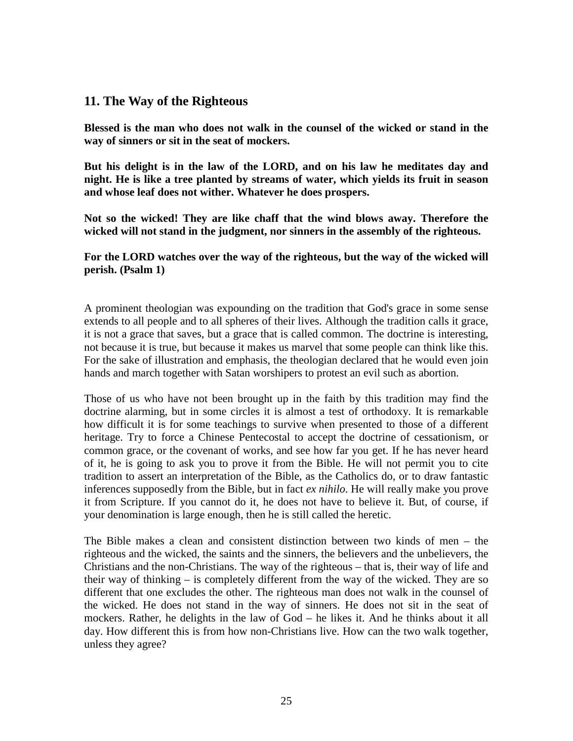## 11. The Way of the Righteous

**Blessed is the man who does not walk in the counsel of the wicked or stand in the way of sinners or sit in the seat of mockers.**

**But his delight is in the law of the LORD, and on his law he meditates day and night. He is like a tree planted by streams of water, which yields its fruit in season and whose leaf does not wither. Whatever he does prospers.**

**Not so the wicked! They are like chaff that the wind blows away. Therefore the wicked will not stand in the judgment, nor sinners in the assembly of the righteous.**

**For the LORD watches over the way of the righteous, but the way of the wicked will perish. (Psalm 1)**

A prominent theologian was expounding on the tradition that God's grace in some sense extends to all people and to all spheres of their lives. Although the tradition calls it grace, it is not a grace that saves, but a grace that is called common. The doctrine is interesting, not because it is true, but because it makes us marvel that some people can think like this. For the sake of illustration and emphasis, the theologian declared that he would even join hands and march together with Satan worshipers to protest an evil such as abortion.

Those of us who have not been brought up in the faith by this tradition may find the doctrine alarming, but in some circles it is almost a test of orthodoxy. It is remarkable how difficult it is for some teachings to survive when presented to those of a different heritage. Try to force a Chinese Pentecostal to accept the doctrine of cessationism, or common grace, or the covenant of works, and see how far you get. If he has never heard of it, he is going to ask you to prove it from the Bible. He will not permit you to cite tradition to assert an interpretation of the Bible, as the Catholics do, or to draw fantastic inferences supposedly from the Bible, but in fact *ex nihilo*. He will really make you prove it from Scripture. If you cannot do it, he does not have to believe it. But, of course, if your denomination is large enough, then he is still called the heretic.

The Bible makes a clean and consistent distinction between two kinds of men – the righteous and the wicked, the saints and the sinners, the believers and the unbelievers, the Christians and the non-Christians. The way of the righteous – that is, their way of life and their way of thinking – is completely different from the way of the wicked. They are so different that one excludes the other. The righteous man does not walk in the counsel of the wicked. He does not stand in the way of sinners. He does not sit in the seat of mockers. Rather, he delights in the law of God – he likes it. And he thinks about it all day. How different this is from how non-Christians live. How can the two walk together, unless they agree?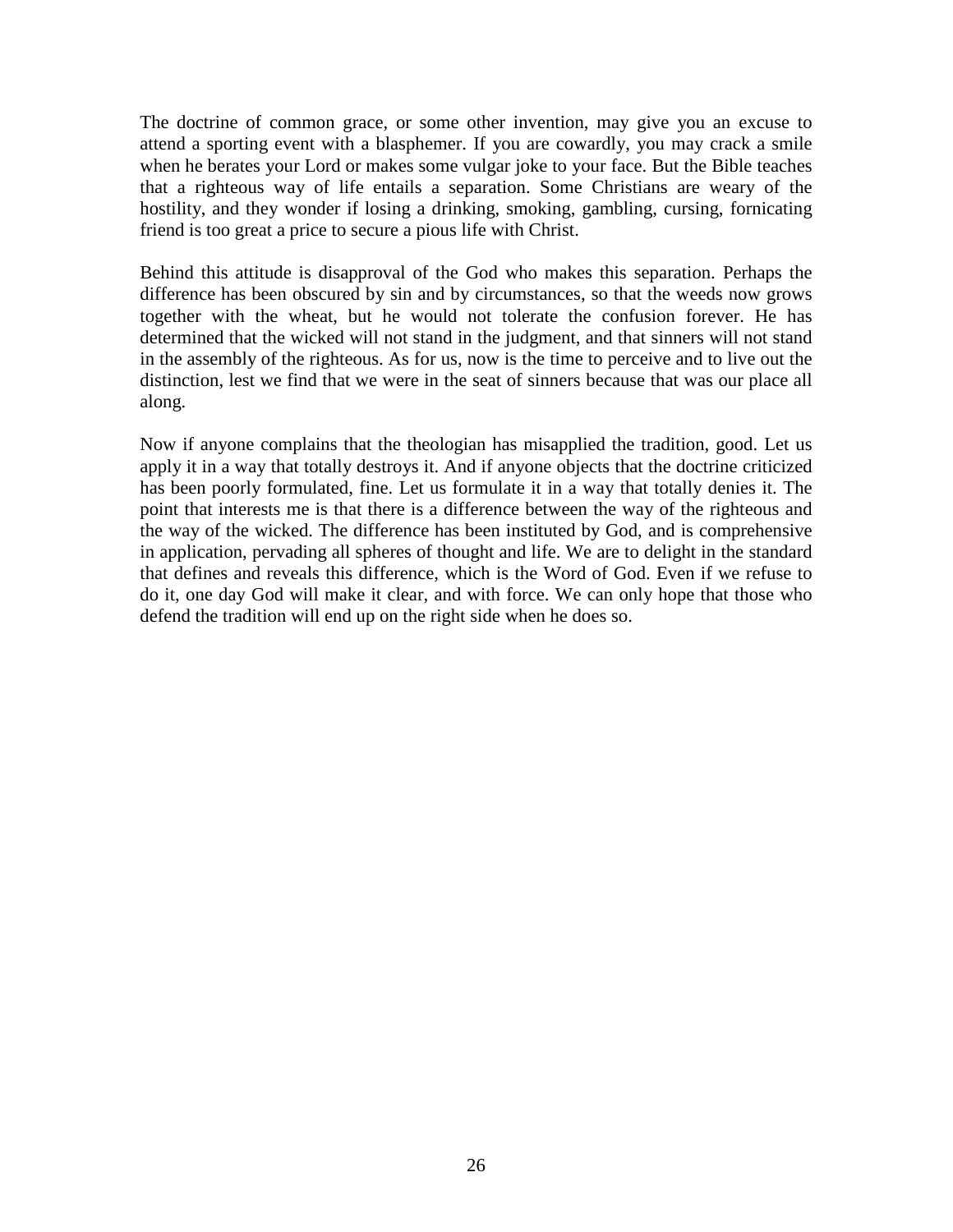The doctrine of common grace, or some other invention, may give you an excuse to attend a sporting event with a blasphemer. If you are cowardly, you may crack a smile when he berates your Lord or makes some vulgar joke to your face. But the Bible teaches that a righteous way of life entails a separation. Some Christians are weary of the hostility, and they wonder if losing a drinking, smoking, gambling, cursing, fornicating friend is too great a price to secure a pious life with Christ.

Behind this attitude is disapproval of the God who makes this separation. Perhaps the difference has been obscured by sin and by circumstances, so that the weeds now grows together with the wheat, but he would not tolerate the confusion forever. He has determined that the wicked will not stand in the judgment, and that sinners will not stand in the assembly of the righteous. As for us, now is the time to perceive and to live out the distinction, lest we find that we were in the seat of sinners because that was our place all along.

Now if anyone complains that the theologian has misapplied the tradition, good. Let us apply it in a way that totally destroys it. And if anyone objects that the doctrine criticized has been poorly formulated, fine. Let us formulate it in a way that totally denies it. The point that interests me is that there is a difference between the way of the righteous and the way of the wicked. The difference has been instituted by God, and is comprehensive in application, pervading all spheres of thought and life. We are to delight in the standard that defines and reveals this difference, which is the Word of God. Even if we refuse to do it, one day God will make it clear, and with force. We can only hope that those who defend the tradition will end up on the right side when he does so.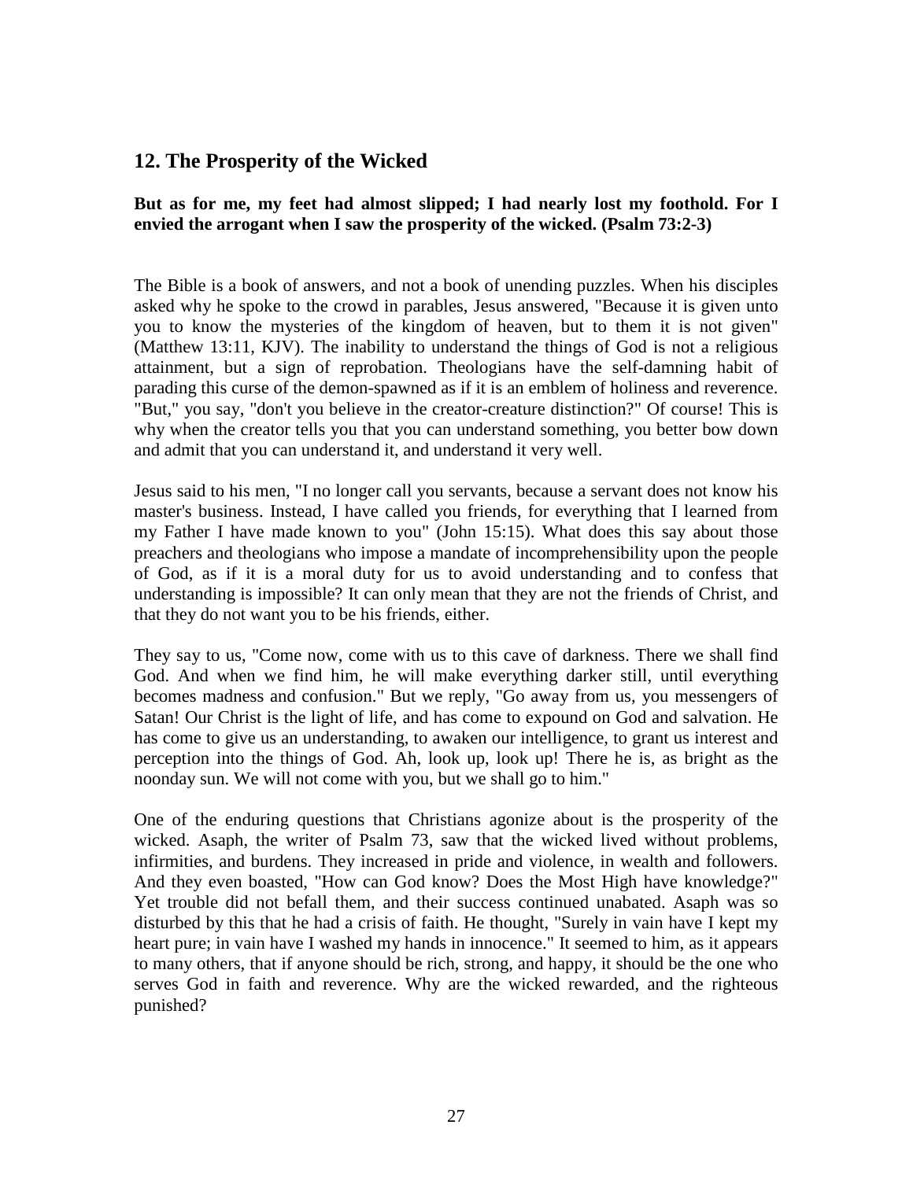## 12. The Prosperity of the Wicked

**But as for me, my feet had almost slipped; I had nearly lost my foothold. For I envied the arrogant when I saw the prosperity of the wicked. (Psalm 73:2-3)**

The Bible is a book of answers, and not a book of unending puzzles. When his disciples asked why he spoke to the crowd in parables, Jesus answered, "Because it is given unto you to know the mysteries of the kingdom of heaven, but to them it is not given" (Matthew 13:11, KJV). The inability to understand the things of God is not a religious attainment, but a sign of reprobation. Theologians have the self-damning habit of parading this curse of the demon-spawned as if it is an emblem of holiness and reverence. "But," you say, "don't you believe in the creator-creature distinction?" Of course! This is why when the creator tells you that you can understand something, you better bow down and admit that you can understand it, and understand it very well.

Jesus said to his men, "I no longer call you servants, because a servant does not know his master's business. Instead, I have called you friends, for everything that I learned from my Father I have made known to you" (John 15:15). What does this say about those preachers and theologians who impose a mandate of incomprehensibility upon the people of God, as if it is a moral duty for us to avoid understanding and to confess that understanding is impossible? It can only mean that they are not the friends of Christ, and that they do not want you to be his friends, either.

They say to us, "Come now, come with us to this cave of darkness. There we shall find God. And when we find him, he will make everything darker still, until everything becomes madness and confusion." But we reply, "Go away from us, you messengers of Satan! Our Christ is the light of life, and has come to expound on God and salvation. He has come to give us an understanding, to awaken our intelligence, to grant us interest and perception into the things of God. Ah, look up, look up! There he is, as bright as the noonday sun. We will not come with you, but we shall go to him."

One of the enduring questions that Christians agonize about is the prosperity of the wicked. Asaph, the writer of Psalm 73, saw that the wicked lived without problems, infirmities, and burdens. They increased in pride and violence, in wealth and followers. And they even boasted, "How can God know? Does the Most High have knowledge?" Yet trouble did not befall them, and their success continued unabated. Asaph was so disturbed by this that he had a crisis of faith. He thought, "Surely in vain have I kept my heart pure; in vain have I washed my hands in innocence." It seemed to him, as it appears to many others, that if anyone should be rich, strong, and happy, it should be the one who serves God in faith and reverence. Why are the wicked rewarded, and the righteous punished?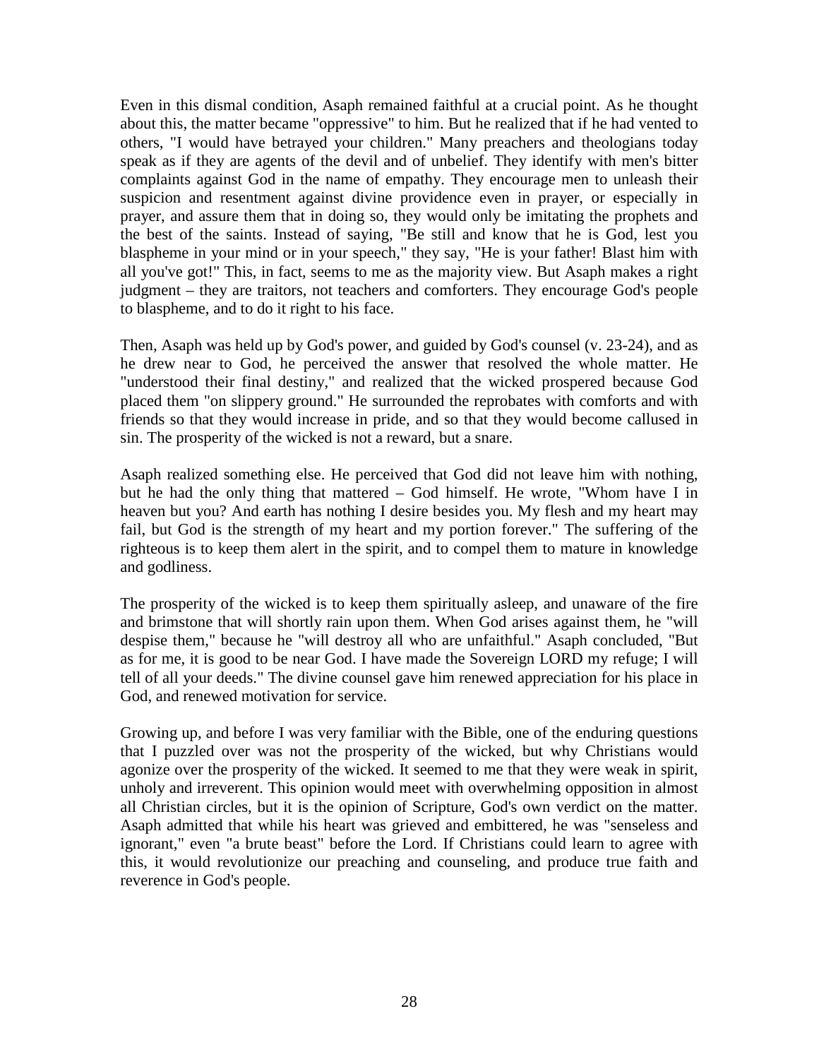Even in this dismal condition, Asaph remained faithful at a crucial point. As he thought about this, the matter became "oppressive" to him. But he realized that if he had vented to others, "I would have betrayed your children." Many preachers and theologians today speak as if they are agents of the devil and of unbelief. They identify with men's bitter complaints against God in the name of empathy. They encourage men to unleash their suspicion and resentment against divine providence even in prayer, or especially in prayer, and assure them that in doing so, they would only be imitating the prophets and the best of the saints. Instead of saying, "Be still and know that he is God, lest you blaspheme in your mind or in your speech," they say, "He is your father! Blast him with all you've got!" This, in fact, seems to me as the majority view. But Asaph makes a right judgment – they are traitors, not teachers and comforters. They encourage God's people to blaspheme, and to do it right to his face.

Then, Asaph was held up by God's power, and guided by God's counsel (v. 23-24), and as he drew near to God, he perceived the answer that resolved the whole matter. He "understood their final destiny," and realized that the wicked prospered because God placed them "on slippery ground." He surrounded the reprobates with comforts and with friends so that they would increase in pride, and so that they would become callused in sin. The prosperity of the wicked is not a reward, but a snare.

Asaph realized something else. He perceived that God did not leave him with nothing, but he had the only thing that mattered – God himself. He wrote, "Whom have I in heaven but you? And earth has nothing I desire besides you. My flesh and my heart may fail, but God is the strength of my heart and my portion forever." The suffering of the righteous is to keep them alert in the spirit, and to compel them to mature in knowledge and godliness.

The prosperity of the wicked is to keep them spiritually asleep, and unaware of the fire and brimstone that will shortly rain upon them. When God arises against them, he "will despise them," because he "will destroy all who are unfaithful." Asaph concluded, "But as for me, it is good to be near God. I have made the Sovereign LORD my refuge; I will tell of all your deeds." The divine counsel gave him renewed appreciation for his place in God, and renewed motivation for service.

Growing up, and before I was very familiar with the Bible, one of the enduring questions that I puzzled over was not the prosperity of the wicked, but why Christians would agonize over the prosperity of the wicked. It seemed to me that they were weak in spirit, unholy and irreverent. This opinion would meet with overwhelming opposition in almost all Christian circles, but it is the opinion of Scripture, God's own verdict on the matter. Asaph admitted that while his heart was grieved and embittered, he was "senseless and ignorant," even "a brute beast" before the Lord. If Christians could learn to agree with this, it would revolutionize our preaching and counseling, and produce true faith and reverence in God's people.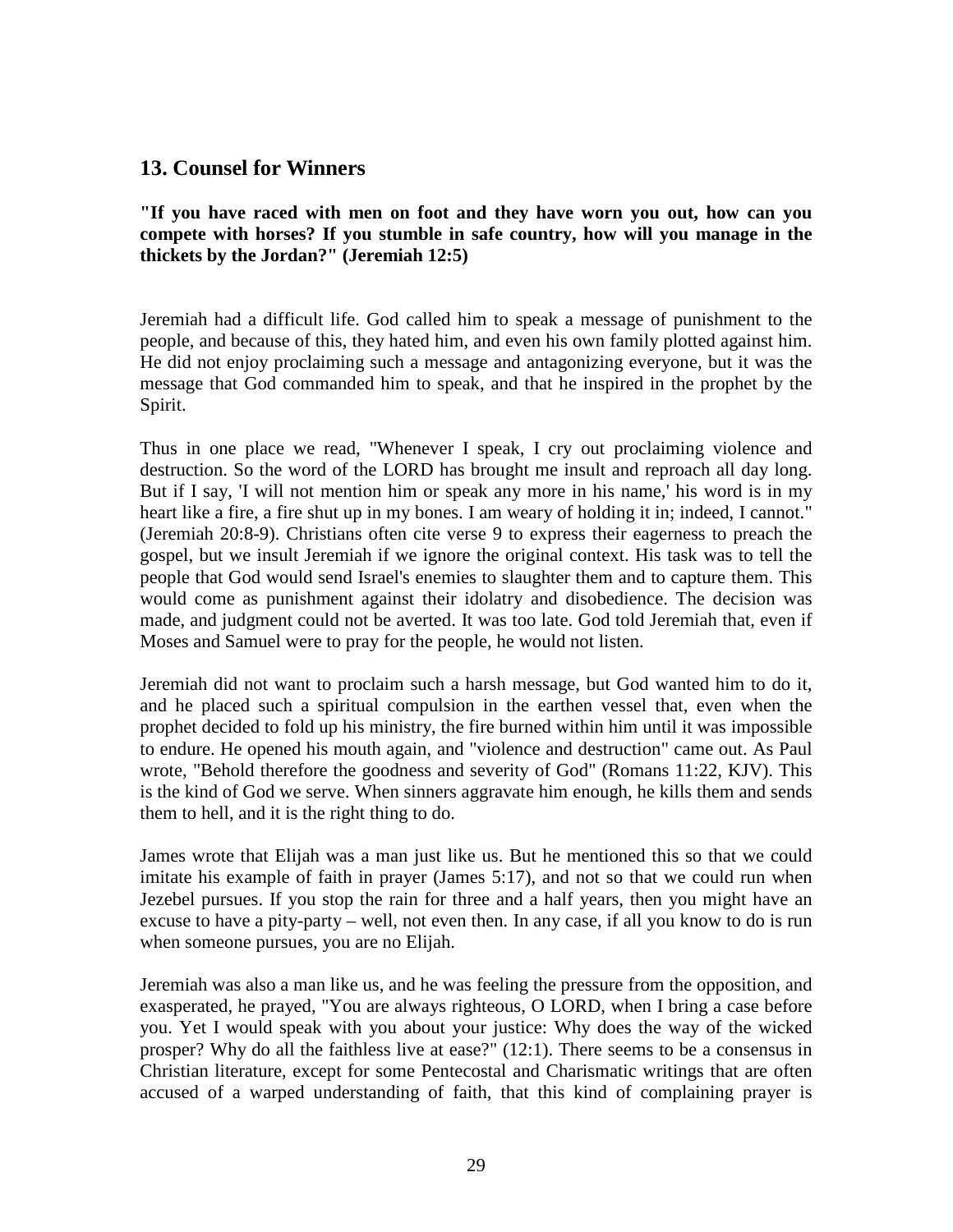## 13. Counsel for Winners

**"If you have raced with men on foot and they have worn you out, how can you compete with horses? If you stumble in safe country, how will you manage in the thickets by the Jordan?" (Jeremiah 12:5)**

Jeremiah had a difficult life. God called him to speak a message of punishment to the people, and because of this, they hated him, and even his own family plotted against him. He did not enjoy proclaiming such a message and antagonizing everyone, but it was the message that God commanded him to speak, and that he inspired in the prophet by the Spirit.

Thus in one place we read, "Whenever I speak, I cry out proclaiming violence and destruction. So the word of the LORD has brought me insult and reproach all day long. But if I say, 'I will not mention him or speak any more in his name,' his word is in my heart like a fire, a fire shut up in my bones. I am weary of holding it in; indeed, I cannot." (Jeremiah 20:8-9). Christians often cite verse 9 to express their eagerness to preach the gospel, but we insult Jeremiah if we ignore the original context. His task was to tell the people that God would send Israel's enemies to slaughter them and to capture them. This would come as punishment against their idolatry and disobedience. The decision was made, and judgment could not be averted. It was too late. God told Jeremiah that, even if Moses and Samuel were to pray for the people, he would not listen.

Jeremiah did not want to proclaim such a harsh message, but God wanted him to do it, and he placed such a spiritual compulsion in the earthen vessel that, even when the prophet decided to fold up his ministry, the fire burned within him until it was impossible to endure. He opened his mouth again, and "violence and destruction" came out. As Paul wrote, "Behold therefore the goodness and severity of God" (Romans 11:22, KJV). This is the kind of God we serve. When sinners aggravate him enough, he kills them and sends them to hell, and it is the right thing to do.

James wrote that Elijah was a man just like us. But he mentioned this so that we could imitate his example of faith in prayer (James 5:17), and not so that we could run when Jezebel pursues. If you stop the rain for three and a half years, then you might have an excuse to have a pity-party – well, not even then. In any case, if all you know to do is run when someone pursues, you are no Elijah.

Jeremiah was also a man like us, and he was feeling the pressure from the opposition, and exasperated, he prayed, "You are always righteous, O LORD, when I bring a case before you. Yet I would speak with you about your justice: Why does the way of the wicked prosper? Why do all the faithless live at ease?" (12:1). There seems to be a consensus in Christian literature, except for some Pentecostal and Charismatic writings that are often accused of a warped understanding of faith, that this kind of complaining prayer is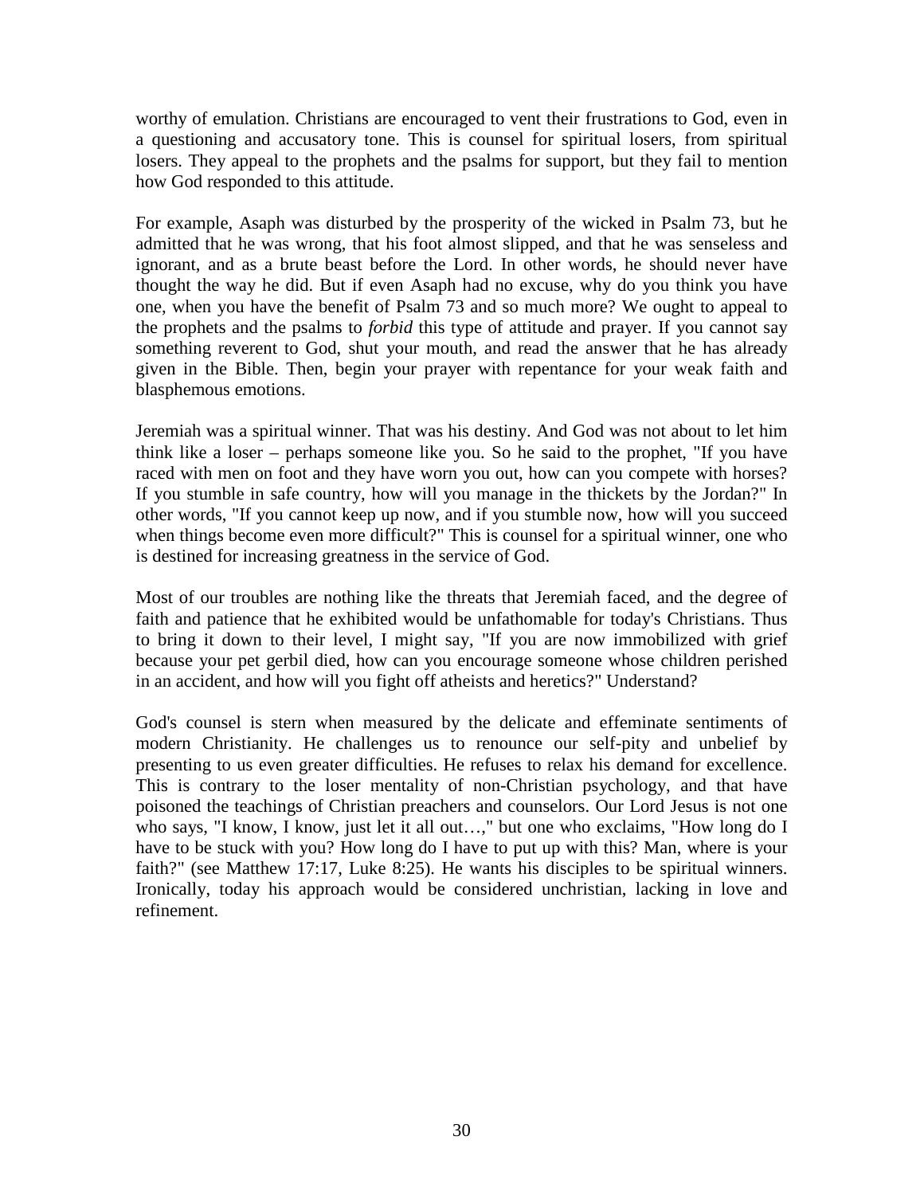worthy of emulation. Christians are encouraged to vent their frustrations to God, even in a questioning and accusatory tone. This is counsel for spiritual losers, from spiritual losers. They appeal to the prophets and the psalms for support, but they fail to mention how God responded to this attitude.

For example, Asaph was disturbed by the prosperity of the wicked in Psalm 73, but he admitted that he was wrong, that his foot almost slipped, and that he was senseless and ignorant, and as a brute beast before the Lord. In other words, he should never have thought the way he did. But if even Asaph had no excuse, why do you think you have one, when you have the benefit of Psalm 73 and so much more? We ought to appeal to the prophets and the psalms to *forbid* this type of attitude and prayer. If you cannot say something reverent to God, shut your mouth, and read the answer that he has already given in the Bible. Then, begin your prayer with repentance for your weak faith and blasphemous emotions.

Jeremiah was a spiritual winner. That was his destiny. And God was not about to let him think like a loser – perhaps someone like you. So he said to the prophet, "If you have raced with men on foot and they have worn you out, how can you compete with horses? If you stumble in safe country, how will you manage in the thickets by the Jordan?" In other words, "If you cannot keep up now, and if you stumble now, how will you succeed when things become even more difficult?" This is counsel for a spiritual winner, one who is destined for increasing greatness in the service of God.

Most of our troubles are nothing like the threats that Jeremiah faced, and the degree of faith and patience that he exhibited would be unfathomable for today's Christians. Thus to bring it down to their level, I might say, "If you are now immobilized with grief because your pet gerbil died, how can you encourage someone whose children perished in an accident, and how will you fight off atheists and heretics?" Understand?

God's counsel is stern when measured by the delicate and effeminate sentiments of modern Christianity. He challenges us to renounce our self-pity and unbelief by presenting to us even greater difficulties. He refuses to relax his demand for excellence. This is contrary to the loser mentality of non-Christian psychology, and that have poisoned the teachings of Christian preachers and counselors. Our Lord Jesus is not one who says, "I know, I know, just let it all out…," but one who exclaims, "How long do I have to be stuck with you? How long do I have to put up with this? Man, where is your faith?" (see Matthew 17:17, Luke 8:25). He wants his disciples to be spiritual winners. Ironically, today his approach would be considered unchristian, lacking in love and refinement.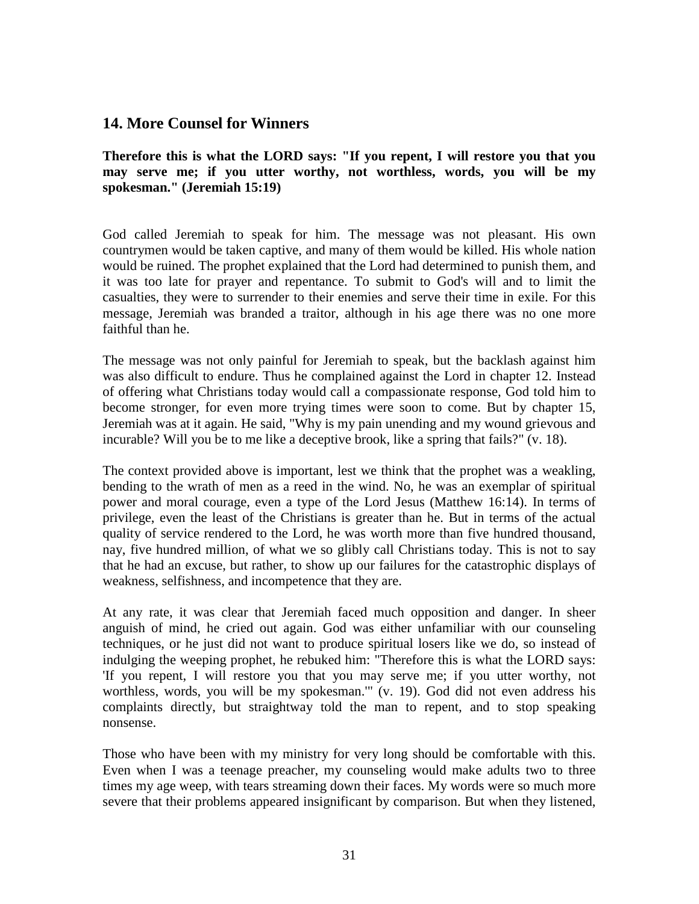## 14. More Counsel for Winners

**Therefore this is what the LORD says: "If you repent, I will restore you that you may serve me; if you utter worthy, not worthless, words, you will be my spokesman." (Jeremiah 15:19)**

God called Jeremiah to speak for him. The message was not pleasant. His own countrymen would be taken captive, and many of them would be killed. His whole nation would be ruined. The prophet explained that the Lord had determined to punish them, and it was too late for prayer and repentance. To submit to God's will and to limit the casualties, they were to surrender to their enemies and serve their time in exile. For this message, Jeremiah was branded a traitor, although in his age there was no one more faithful than he.

The message was not only painful for Jeremiah to speak, but the backlash against him was also difficult to endure. Thus he complained against the Lord in chapter 12. Instead of offering what Christians today would call a compassionate response, God told him to become stronger, for even more trying times were soon to come. But by chapter 15, Jeremiah was at it again. He said, "Why is my pain unending and my wound grievous and incurable? Will you be to me like a deceptive brook, like a spring that fails?" (v. 18).

The context provided above is important, lest we think that the prophet was a weakling, bending to the wrath of men as a reed in the wind. No, he was an exemplar of spiritual power and moral courage, even a type of the Lord Jesus (Matthew 16:14). In terms of privilege, even the least of the Christians is greater than he. But in terms of the actual quality of service rendered to the Lord, he was worth more than five hundred thousand, nay, five hundred million, of what we so glibly call Christians today. This is not to say that he had an excuse, but rather, to show up our failures for the catastrophic displays of weakness, selfishness, and incompetence that they are.

At any rate, it was clear that Jeremiah faced much opposition and danger. In sheer anguish of mind, he cried out again. God was either unfamiliar with our counseling techniques, or he just did not want to produce spiritual losers like we do, so instead of indulging the weeping prophet, he rebuked him: "Therefore this is what the LORD says: 'If you repent, I will restore you that you may serve me; if you utter worthy, not worthless, words, you will be my spokesman.'" (v. 19). God did not even address his complaints directly, but straightway told the man to repent, and to stop speaking nonsense.

Those who have been with my ministry for very long should be comfortable with this. Even when I was a teenage preacher, my counseling would make adults two to three times my age weep, with tears streaming down their faces. My words were so much more severe that their problems appeared insignificant by comparison. But when they listened,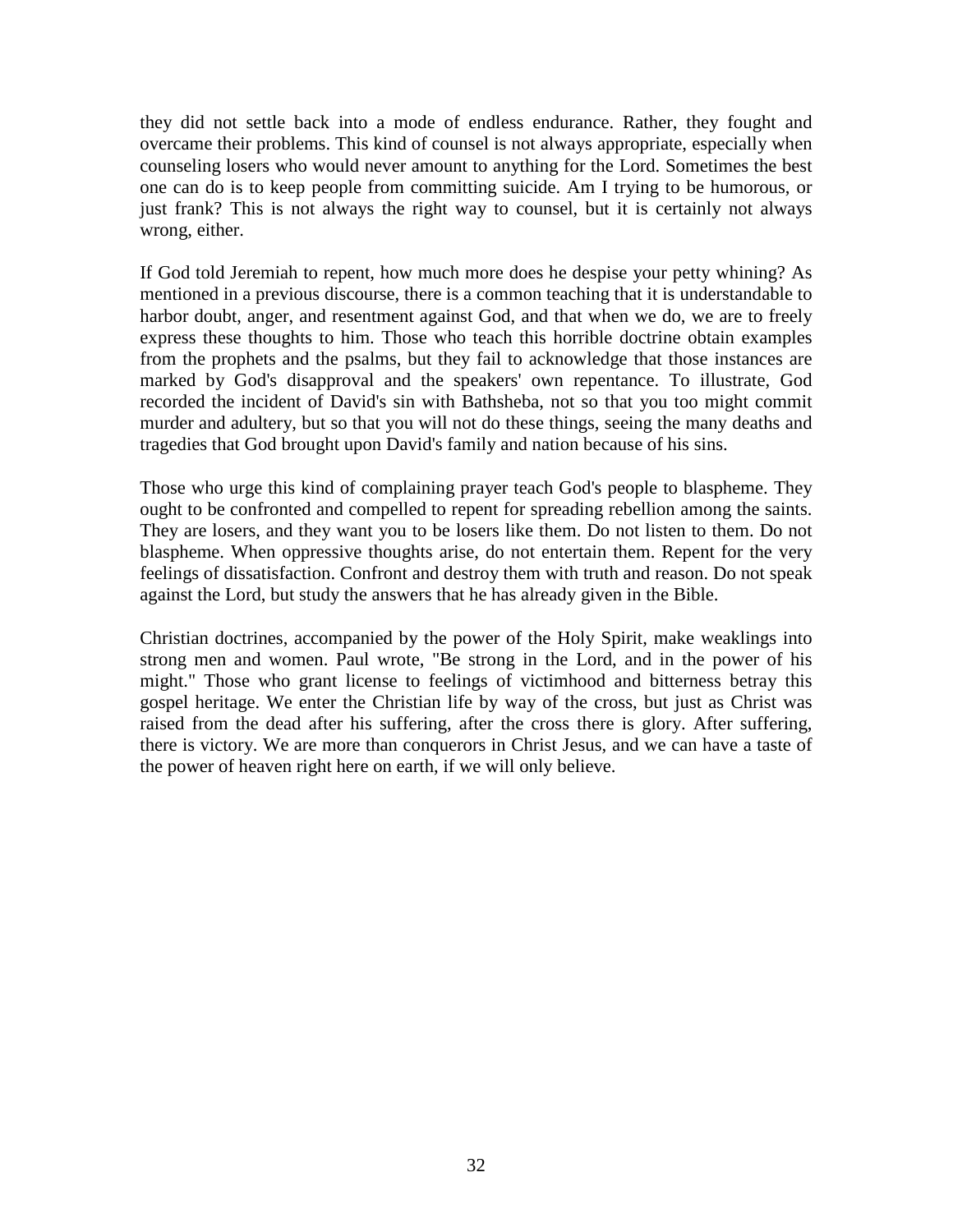they did not settle back into a mode of endless endurance. Rather, they fought and overcame their problems. This kind of counsel is not always appropriate, especially when counseling losers who would never amount to anything for the Lord. Sometimes the best one can do is to keep people from committing suicide. Am I trying to be humorous, or just frank? This is not always the right way to counsel, but it is certainly not always wrong, either.

If God told Jeremiah to repent, how much more does he despise your petty whining? As mentioned in a previous discourse, there is a common teaching that it is understandable to harbor doubt, anger, and resentment against God, and that when we do, we are to freely express these thoughts to him. Those who teach this horrible doctrine obtain examples from the prophets and the psalms, but they fail to acknowledge that those instances are marked by God's disapproval and the speakers' own repentance. To illustrate, God recorded the incident of David's sin with Bathsheba, not so that you too might commit murder and adultery, but so that you will not do these things, seeing the many deaths and tragedies that God brought upon David's family and nation because of his sins.

Those who urge this kind of complaining prayer teach God's people to blaspheme. They ought to be confronted and compelled to repent for spreading rebellion among the saints. They are losers, and they want you to be losers like them. Do not listen to them. Do not blaspheme. When oppressive thoughts arise, do not entertain them. Repent for the very feelings of dissatisfaction. Confront and destroy them with truth and reason. Do not speak against the Lord, but study the answers that he has already given in the Bible.

Christian doctrines, accompanied by the power of the Holy Spirit, make weaklings into strong men and women. Paul wrote, "Be strong in the Lord, and in the power of his might." Those who grant license to feelings of victimhood and bitterness betray this gospel heritage. We enter the Christian life by way of the cross, but just as Christ was raised from the dead after his suffering, after the cross there is glory. After suffering, there is victory. We are more than conquerors in Christ Jesus, and we can have a taste of the power of heaven right here on earth, if we will only believe.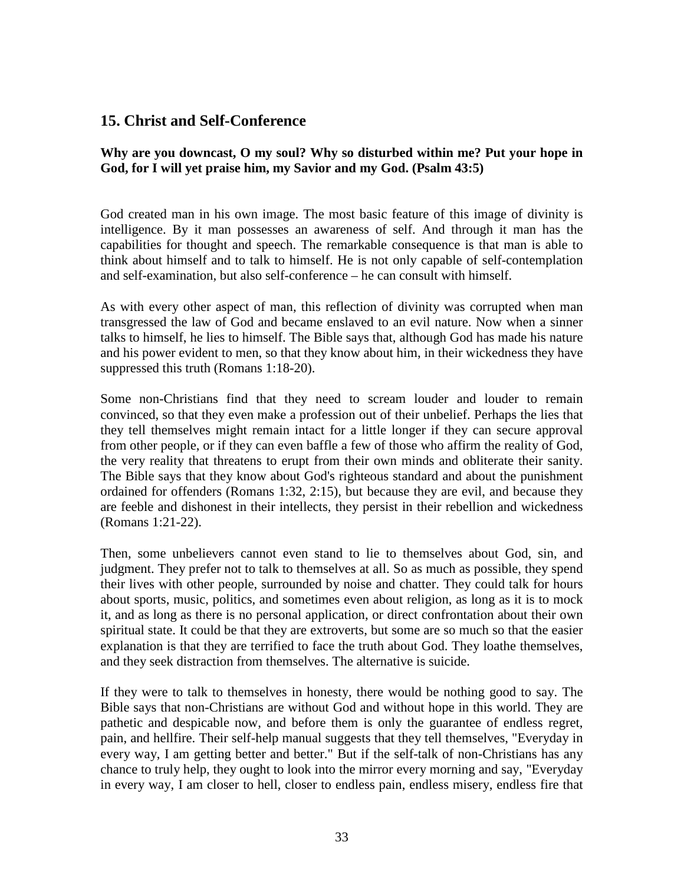## 15. Christ and Self-Conference

**Why are you downcast, O my soul? Why so disturbed within me? Put your hope in God, for I will yet praise him, my Savior and my God. (Psalm 43:5)**

God created man in his own image. The most basic feature of this image of divinity is intelligence. By it man possesses an awareness of self. And through it man has the capabilities for thought and speech. The remarkable consequence is that man is able to think about himself and to talk to himself. He is not only capable of self-contemplation and self-examination, but also self-conference – he can consult with himself.

As with every other aspect of man, this reflection of divinity was corrupted when man transgressed the law of God and became enslaved to an evil nature. Now when a sinner talks to himself, he lies to himself. The Bible says that, although God has made his nature and his power evident to men, so that they know about him, in their wickedness they have suppressed this truth (Romans 1:18-20).

Some non-Christians find that they need to scream louder and louder to remain convinced, so that they even make a profession out of their unbelief. Perhaps the lies that they tell themselves might remain intact for a little longer if they can secure approval from other people, or if they can even baffle a few of those who affirm the reality of God, the very reality that threatens to erupt from their own minds and obliterate their sanity. The Bible says that they know about God's righteous standard and about the punishment ordained for offenders (Romans 1:32, 2:15), but because they are evil, and because they are feeble and dishonest in their intellects, they persist in their rebellion and wickedness (Romans 1:21-22).

Then, some unbelievers cannot even stand to lie to themselves about God, sin, and judgment. They prefer not to talk to themselves at all. So as much as possible, they spend their lives with other people, surrounded by noise and chatter. They could talk for hours about sports, music, politics, and sometimes even about religion, as long as it is to mock it, and as long as there is no personal application, or direct confrontation about their own spiritual state. It could be that they are extroverts, but some are so much so that the easier explanation is that they are terrified to face the truth about God. They loathe themselves, and they seek distraction from themselves. The alternative is suicide.

If they were to talk to themselves in honesty, there would be nothing good to say. The Bible says that non-Christians are without God and without hope in this world. They are pathetic and despicable now, and before them is only the guarantee of endless regret, pain, and hellfire. Their self-help manual suggests that they tell themselves, "Everyday in every way, I am getting better and better." But if the self-talk of non-Christians has any chance to truly help, they ought to look into the mirror every morning and say, "Everyday in every way, I am closer to hell, closer to endless pain, endless misery, endless fire that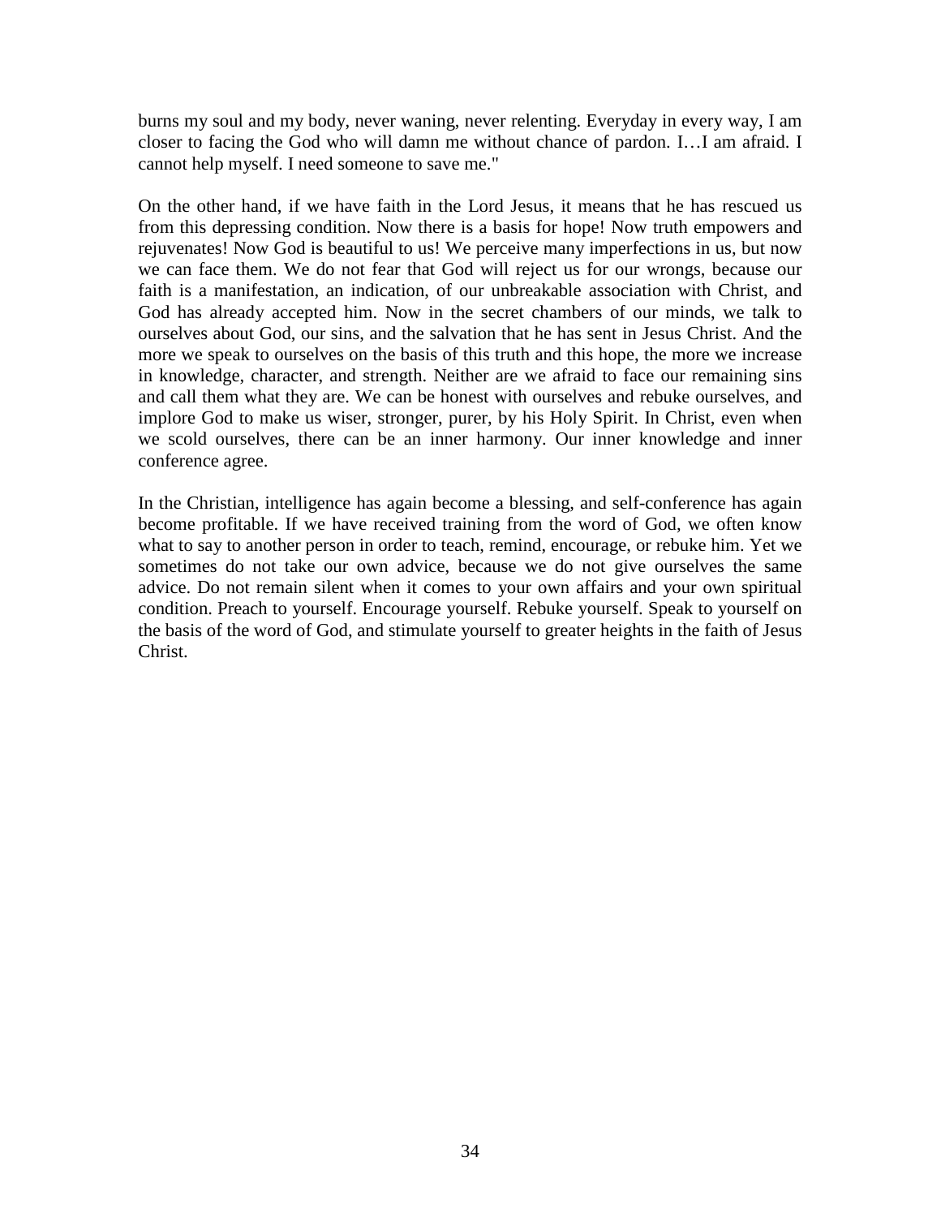burns my soul and my body, never waning, never relenting. Everyday in every way, I am closer to facing the God who will damn me without chance of pardon. I…I am afraid. I cannot help myself. I need someone to save me."

On the other hand, if we have faith in the Lord Jesus, it means that he has rescued us from this depressing condition. Now there is a basis for hope! Now truth empowers and rejuvenates! Now God is beautiful to us! We perceive many imperfections in us, but now we can face them. We do not fear that God will reject us for our wrongs, because our faith is a manifestation, an indication, of our unbreakable association with Christ, and God has already accepted him. Now in the secret chambers of our minds, we talk to ourselves about God, our sins, and the salvation that he has sent in Jesus Christ. And the more we speak to ourselves on the basis of this truth and this hope, the more we increase in knowledge, character, and strength. Neither are we afraid to face our remaining sins and call them what they are. We can be honest with ourselves and rebuke ourselves, and implore God to make us wiser, stronger, purer, by his Holy Spirit. In Christ, even when we scold ourselves, there can be an inner harmony. Our inner knowledge and inner conference agree.

In the Christian, intelligence has again become a blessing, and self-conference has again become profitable. If we have received training from the word of God, we often know what to say to another person in order to teach, remind, encourage, or rebuke him. Yet we sometimes do not take our own advice, because we do not give ourselves the same advice. Do not remain silent when it comes to your own affairs and your own spiritual condition. Preach to yourself. Encourage yourself. Rebuke yourself. Speak to yourself on the basis of the word of God, and stimulate yourself to greater heights in the faith of Jesus Christ.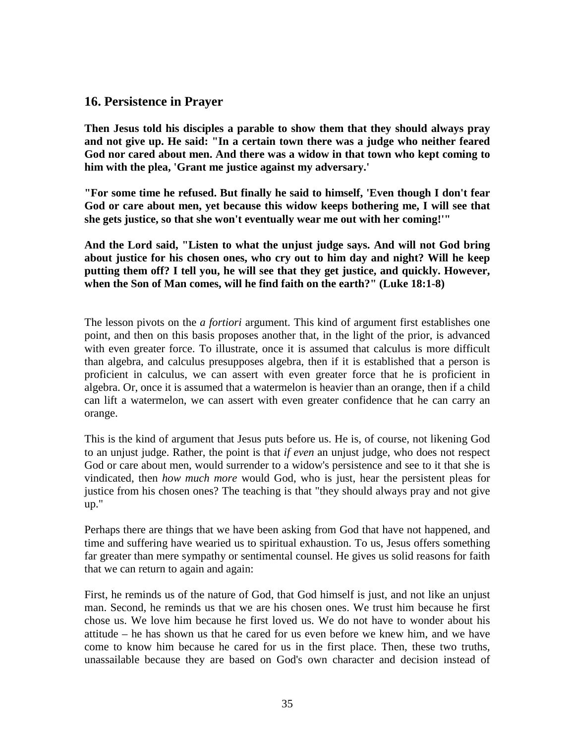## 16. Persistence in Prayer

**Then Jesus told his disciples a parable to show them that they should always pray and not give up. He said: "In a certain town there was a judge who neither feared God nor cared about men. And there was a widow in that town who kept coming to him with the plea, 'Grant me justice against my adversary.'**

**"For some time he refused. But finally he said to himself, 'Even though I don't fear God or care about men, yet because this widow keeps bothering me, I will see that she gets justice, so that she won't eventually wear me out with her coming!'"**

**And the Lord said, "Listen to what the unjust judge says. And will not God bring about justice for his chosen ones, who cry out to him day and night? Will he keep putting them off? I tell you, he will see that they get justice, and quickly. However, when the Son of Man comes, will he find faith on the earth?" (Luke 18:1-8)**

The lesson pivots on the *a fortiori* argument. This kind of argument first establishes one point, and then on this basis proposes another that, in the light of the prior, is advanced with even greater force. To illustrate, once it is assumed that calculus is more difficult than algebra, and calculus presupposes algebra, then if it is established that a person is proficient in calculus, we can assert with even greater force that he is proficient in algebra. Or, once it is assumed that a watermelon is heavier than an orange, then if a child can lift a watermelon, we can assert with even greater confidence that he can carry an orange.

This is the kind of argument that Jesus puts before us. He is, of course, not likening God to an unjust judge. Rather, the point is that *if even* an unjust judge, who does not respect God or care about men, would surrender to a widow's persistence and see to it that she is vindicated, then *how much more* would God, who is just, hear the persistent pleas for justice from his chosen ones? The teaching is that "they should always pray and not give up."

Perhaps there are things that we have been asking from God that have not happened, and time and suffering have wearied us to spiritual exhaustion. To us, Jesus offers something far greater than mere sympathy or sentimental counsel. He gives us solid reasons for faith that we can return to again and again:

First, he reminds us of the nature of God, that God himself is just, and not like an unjust man. Second, he reminds us that we are his chosen ones. We trust him because he first chose us. We love him because he first loved us. We do not have to wonder about his attitude – he has shown us that he cared for us even before we knew him, and we have come to know him because he cared for us in the first place. Then, these two truths, unassailable because they are based on God's own character and decision instead of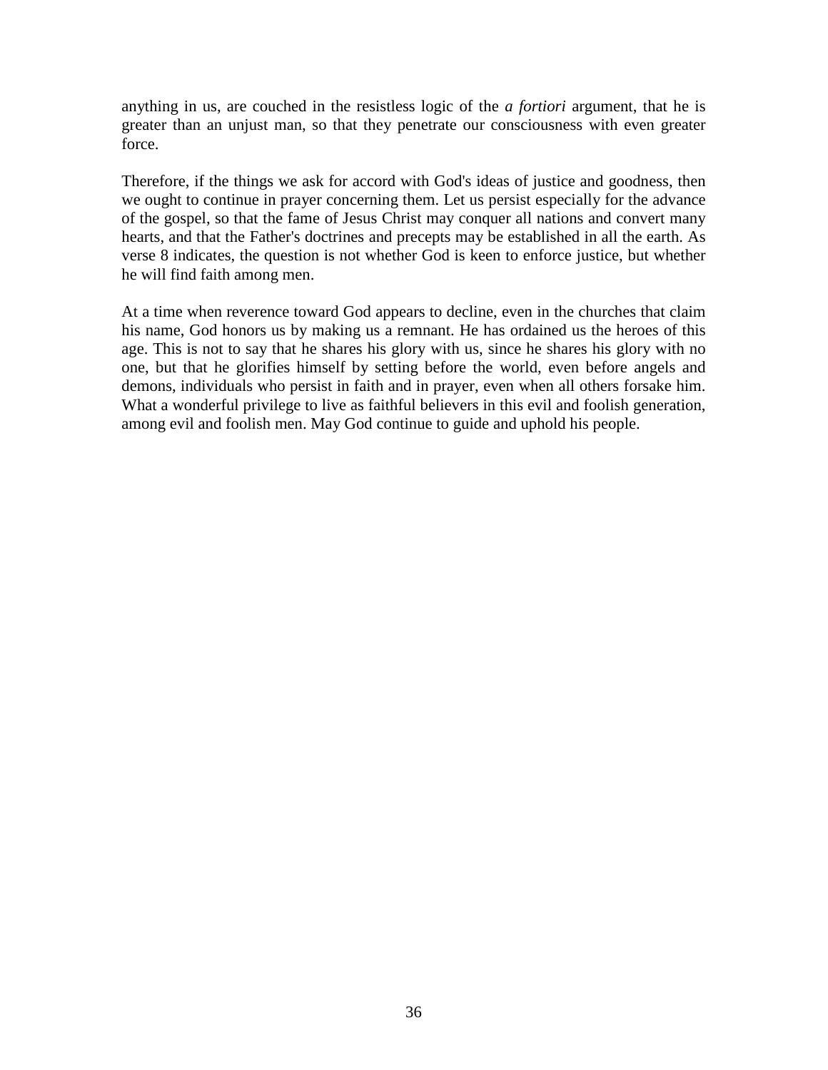anything in us, are couched in the resistless logic of the *a fortiori* argument, that he is greater than an unjust man, so that they penetrate our consciousness with even greater force.

Therefore, if the things we ask for accord with God's ideas of justice and goodness, then we ought to continue in prayer concerning them. Let us persist especially for the advance of the gospel, so that the fame of Jesus Christ may conquer all nations and convert many hearts, and that the Father's doctrines and precepts may be established in all the earth. As verse 8 indicates, the question is not whether God is keen to enforce justice, but whether he will find faith among men.

At a time when reverence toward God appears to decline, even in the churches that claim his name, God honors us by making us a remnant. He has ordained us the heroes of this age. This is not to say that he shares his glory with us, since he shares his glory with no one, but that he glorifies himself by setting before the world, even before angels and demons, individuals who persist in faith and in prayer, even when all others forsake him. What a wonderful privilege to live as faithful believers in this evil and foolish generation, among evil and foolish men. May God continue to guide and uphold his people.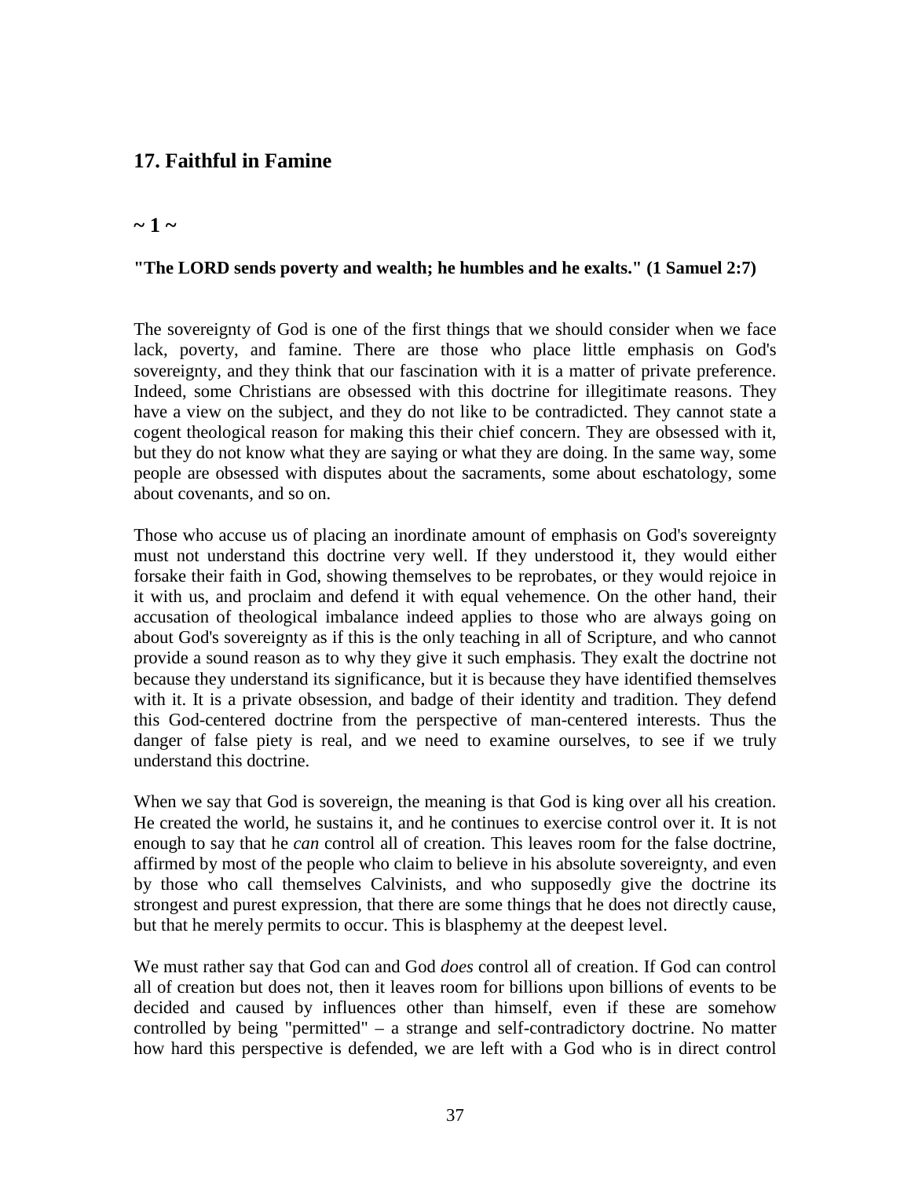## 17. Faithful in Famine

### ~ 1 ~

**"The LORD sends poverty and wealth; he humbles and he exalts." (1 Samuel 2:7)**

The sovereignty of God is one of the first things that we should consider when we face lack, poverty, and famine. There are those who place little emphasis on God's sovereignty, and they think that our fascination with it is a matter of private preference. Indeed, some Christians are obsessed with this doctrine for illegitimate reasons. They have a view on the subject, and they do not like to be contradicted. They cannot state a cogent theological reason for making this their chief concern. They are obsessed with it, but they do not know what they are saying or what they are doing. In the same way, some people are obsessed with disputes about the sacraments, some about eschatology, some about covenants, and so on.

Those who accuse us of placing an inordinate amount of emphasis on God's sovereignty must not understand this doctrine very well. If they understood it, they would either forsake their faith in God, showing themselves to be reprobates, or they would rejoice in it with us, and proclaim and defend it with equal vehemence. On the other hand, their accusation of theological imbalance indeed applies to those who are always going on about God's sovereignty as if this is the only teaching in all of Scripture, and who cannot provide a sound reason as to why they give it such emphasis. They exalt the doctrine not because they understand its significance, but it is because they have identified themselves with it. It is a private obsession, and badge of their identity and tradition. They defend this God-centered doctrine from the perspective of man-centered interests. Thus the danger of false piety is real, and we need to examine ourselves, to see if we truly understand this doctrine.

When we say that God is sovereign, the meaning is that God is king over all his creation. He created the world, he sustains it, and he continues to exercise control over it. It is not enough to say that he *can* control all of creation. This leaves room for the false doctrine, affirmed by most of the people who claim to believe in his absolute sovereignty, and even by those who call themselves Calvinists, and who supposedly give the doctrine its strongest and purest expression, that there are some things that he does not directly cause, but that he merely permits to occur. This is blasphemy at the deepest level.

We must rather say that God can and God *does* control all of creation. If God can control all of creation but does not, then it leaves room for billions upon billions of events to be decided and caused by influences other than himself, even if these are somehow controlled by being "permitted" – a strange and self-contradictory doctrine. No matter how hard this perspective is defended, we are left with a God who is in direct control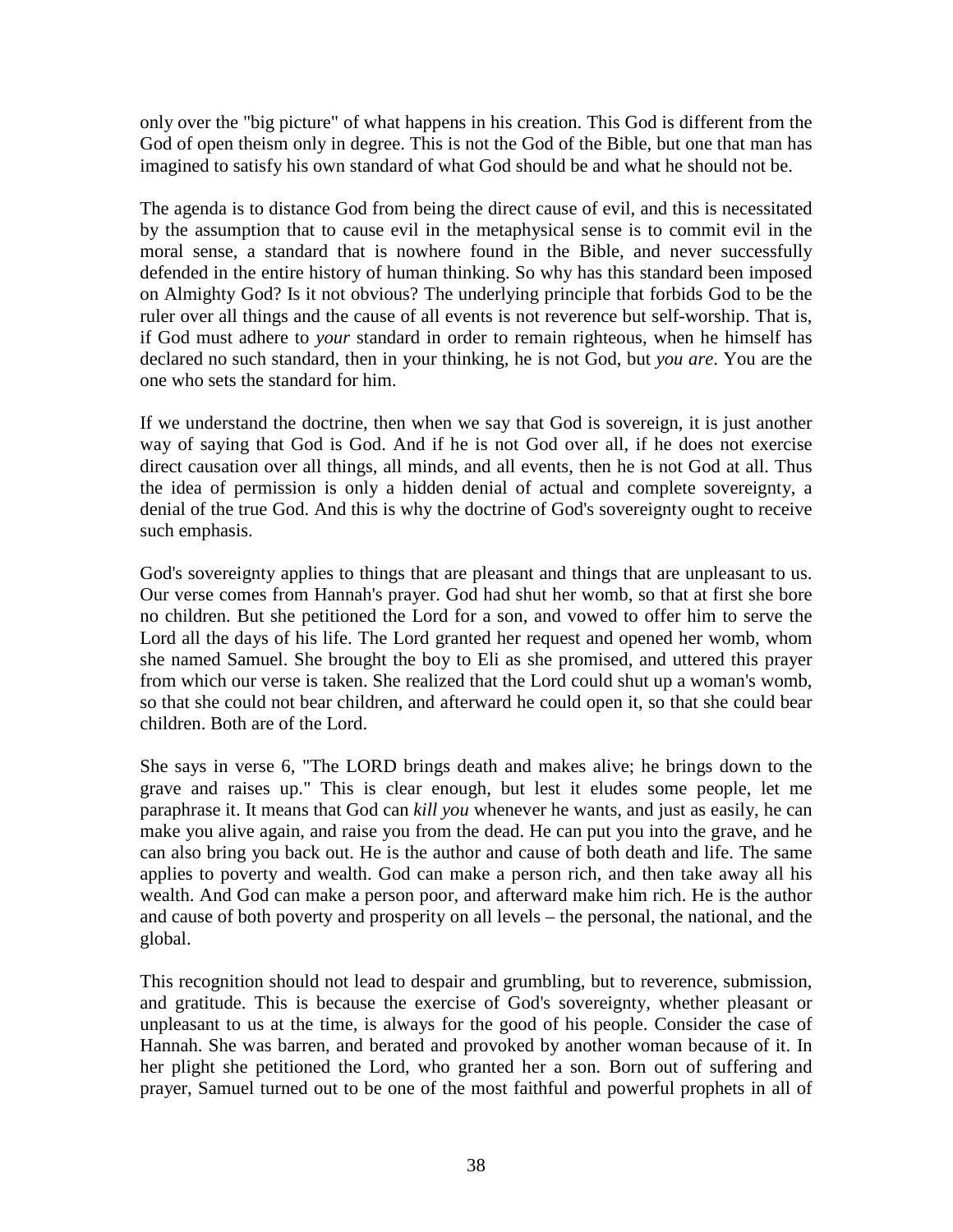only over the "big picture" of what happens in his creation. This God is different from the God of open theism only in degree. This is not the God of the Bible, but one that man has imagined to satisfy his own standard of what God should be and what he should not be.

The agenda is to distance God from being the direct cause of evil, and this is necessitated by the assumption that to cause evil in the metaphysical sense is to commit evil in the moral sense, a standard that is nowhere found in the Bible, and never successfully defended in the entire history of human thinking. So why has this standard been imposed on Almighty God? Is it not obvious? The underlying principle that forbids God to be the ruler over all things and the cause of all events is not reverence but self-worship. That is, if God must adhere to *your* standard in order to remain righteous, when he himself has declared no such standard, then in your thinking, he is not God, but *you are*. You are the one who sets the standard for him.

If we understand the doctrine, then when we say that God is sovereign, it is just another way of saying that God is God. And if he is not God over all, if he does not exercise direct causation over all things, all minds, and all events, then he is not God at all. Thus the idea of permission is only a hidden denial of actual and complete sovereignty, a denial of the true God. And this is why the doctrine of God's sovereignty ought to receive such emphasis.

God's sovereignty applies to things that are pleasant and things that are unpleasant to us. Our verse comes from Hannah's prayer. God had shut her womb, so that at first she bore no children. But she petitioned the Lord for a son, and vowed to offer him to serve the Lord all the days of his life. The Lord granted her request and opened her womb, whom she named Samuel. She brought the boy to Eli as she promised, and uttered this prayer from which our verse is taken. She realized that the Lord could shut up a woman's womb, so that she could not bear children, and afterward he could open it, so that she could bear children. Both are of the Lord.

She says in verse 6, "The LORD brings death and makes alive; he brings down to the grave and raises up." This is clear enough, but lest it eludes some people, let me paraphrase it. It means that God can *kill you* whenever he wants, and just as easily, he can make you alive again, and raise you from the dead. He can put you into the grave, and he can also bring you back out. He is the author and cause of both death and life. The same applies to poverty and wealth. God can make a person rich, and then take away all his wealth. And God can make a person poor, and afterward make him rich. He is the author and cause of both poverty and prosperity on all levels – the personal, the national, and the global.

This recognition should not lead to despair and grumbling, but to reverence, submission, and gratitude. This is because the exercise of God's sovereignty, whether pleasant or unpleasant to us at the time, is always for the good of his people. Consider the case of Hannah. She was barren, and berated and provoked by another woman because of it. In her plight she petitioned the Lord, who granted her a son. Born out of suffering and prayer, Samuel turned out to be one of the most faithful and powerful prophets in all of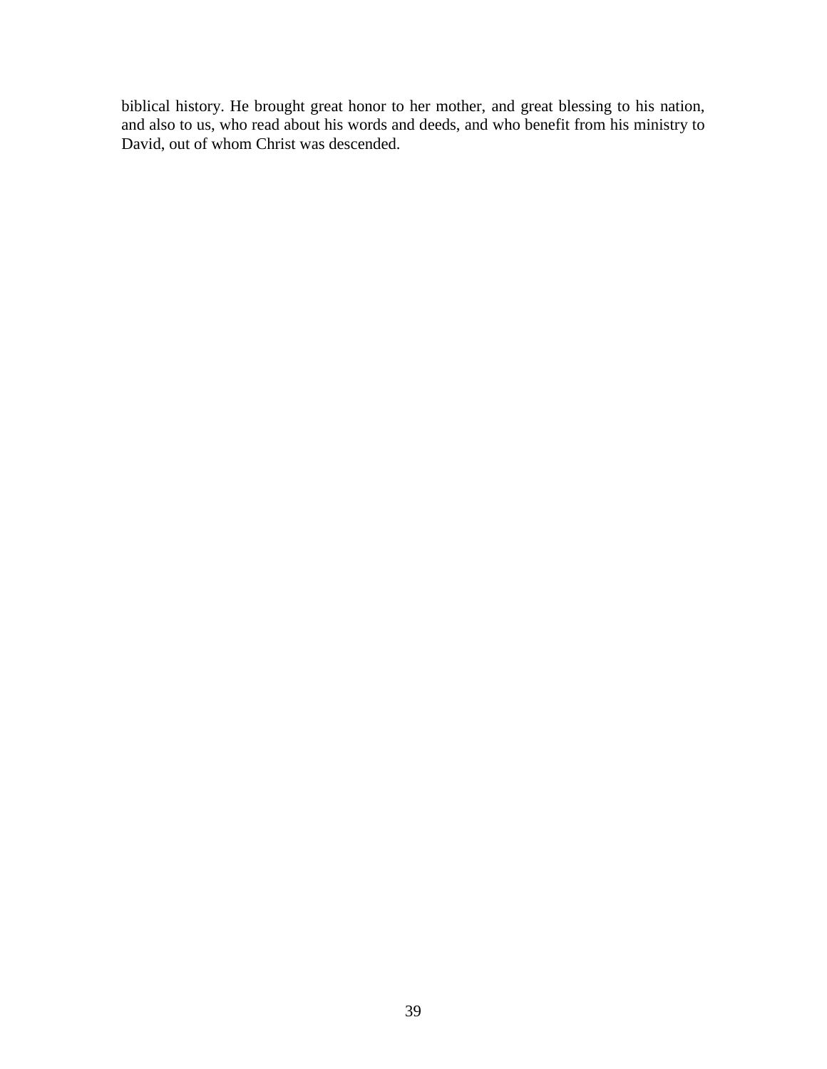biblical history. He brought great honor to her mother, and great blessing to his nation, and also to us, who read about his words and deeds, and who benefit from his ministry to David, out of whom Christ was descended.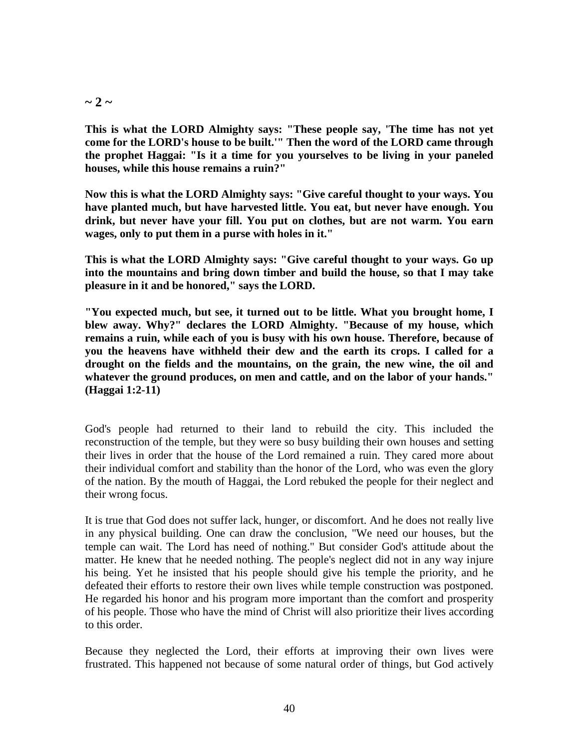**~ 2 ~**

**This is what the LORD Almighty says: "These people say, 'The time has not yet come for the LORD's house to be built.'" Then the word of the LORD came through the prophet Haggai: "Is it a time for you yourselves to be living in your paneled houses, while this house remains a ruin?"**

**Now this is what the LORD Almighty says: "Give careful thought to your ways. You have planted much, but have harvested little. You eat, but never have enough. You drink, but never have your fill. You put on clothes, but are not warm. You earn wages, only to put them in a purse with holes in it."**

**This is what the LORD Almighty says: "Give careful thought to your ways. Go up into the mountains and bring down timber and build the house, so that I may take pleasure in it and be honored," says the LORD.**

**"You expected much, but see, it turned out to be little. What you brought home, I blew away. Why?" declares the LORD Almighty. "Because of my house, which remains a ruin, while each of you is busy with his own house. Therefore, because of you the heavens have withheld their dew and the earth its crops. I called for a drought on the fields and the mountains, on the grain, the new wine, the oil and whatever the ground produces, on men and cattle, and on the labor of your hands." (Haggai 1:2-11)**

God's people had returned to their land to rebuild the city. This included the reconstruction of the temple, but they were so busy building their own houses and setting their lives in order that the house of the Lord remained a ruin. They cared more about their individual comfort and stability than the honor of the Lord, who was even the glory of the nation. By the mouth of Haggai, the Lord rebuked the people for their neglect and their wrong focus.

It is true that God does not suffer lack, hunger, or discomfort. And he does not really live in any physical building. One can draw the conclusion, "We need our houses, but the temple can wait. The Lord has need of nothing." But consider God's attitude about the matter. He knew that he needed nothing. The people's neglect did not in any way injure his being. Yet he insisted that his people should give his temple the priority, and he defeated their efforts to restore their own lives while temple construction was postponed. He regarded his honor and his program more important than the comfort and prosperity of his people. Those who have the mind of Christ will also prioritize their lives according to this order.

Because they neglected the Lord, their efforts at improving their own lives were frustrated. This happened not because of some natural order of things, but God actively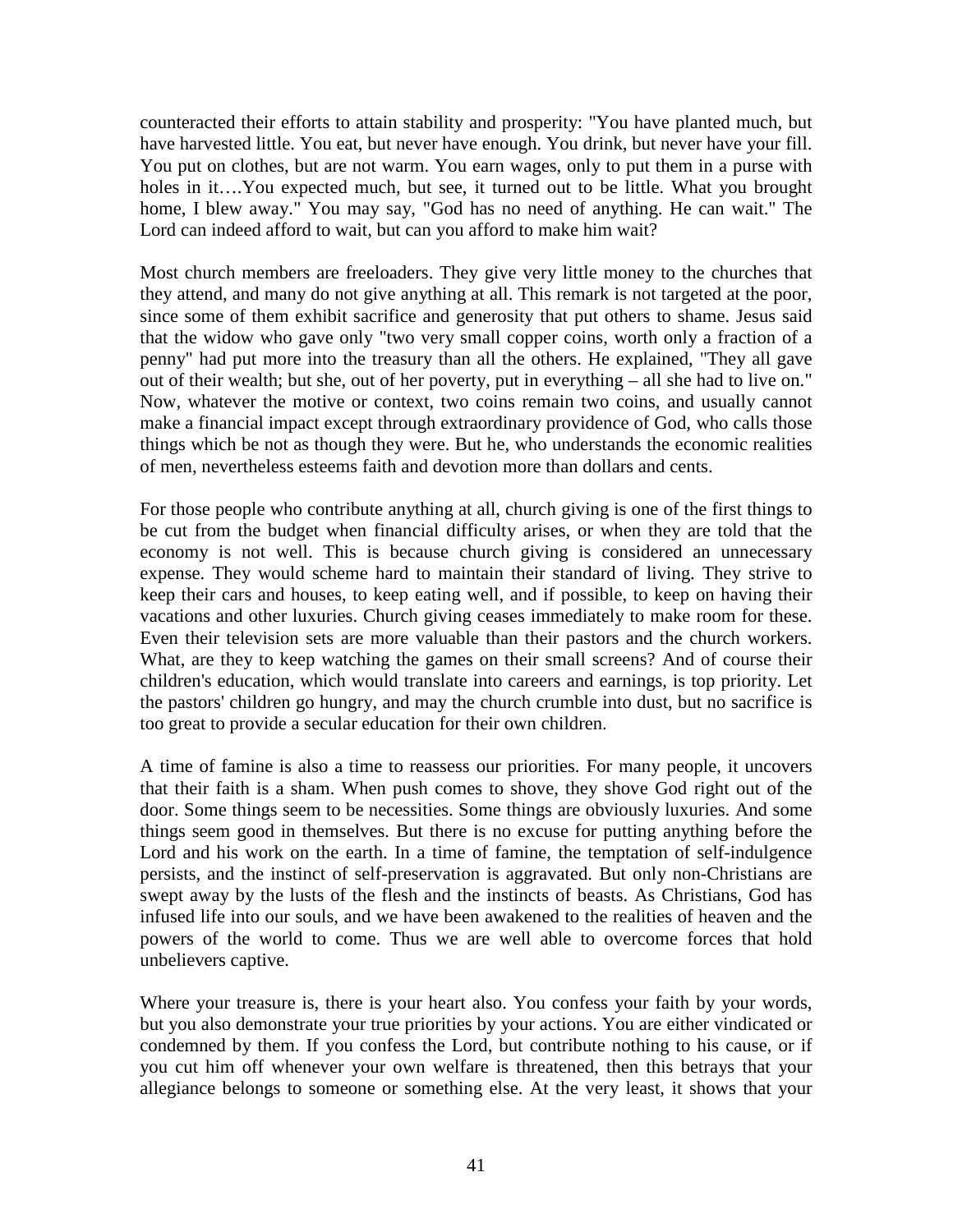counteracted their efforts to attain stability and prosperity: "You have planted much, but have harvested little. You eat, but never have enough. You drink, but never have your fill. You put on clothes, but are not warm. You earn wages, only to put them in a purse with holes in it….You expected much, but see, it turned out to be little. What you brought home, I blew away." You may say, "God has no need of anything. He can wait." The Lord can indeed afford to wait, but can you afford to make him wait?

Most church members are freeloaders. They give very little money to the churches that they attend, and many do not give anything at all. This remark is not targeted at the poor, since some of them exhibit sacrifice and generosity that put others to shame. Jesus said that the widow who gave only "two very small copper coins, worth only a fraction of a penny" had put more into the treasury than all the others. He explained, "They all gave out of their wealth; but she, out of her poverty, put in everything – all she had to live on." Now, whatever the motive or context, two coins remain two coins, and usually cannot make a financial impact except through extraordinary providence of God, who calls those things which be not as though they were. But he, who understands the economic realities of men, nevertheless esteems faith and devotion more than dollars and cents.

For those people who contribute anything at all, church giving is one of the first things to be cut from the budget when financial difficulty arises, or when they are told that the economy is not well. This is because church giving is considered an unnecessary expense. They would scheme hard to maintain their standard of living. They strive to keep their cars and houses, to keep eating well, and if possible, to keep on having their vacations and other luxuries. Church giving ceases immediately to make room for these. Even their television sets are more valuable than their pastors and the church workers. What, are they to keep watching the games on their small screens? And of course their children's education, which would translate into careers and earnings, is top priority. Let the pastors' children go hungry, and may the church crumble into dust, but no sacrifice is too great to provide a secular education for their own children.

A time of famine is also a time to reassess our priorities. For many people, it uncovers that their faith is a sham. When push comes to shove, they shove God right out of the door. Some things seem to be necessities. Some things are obviously luxuries. And some things seem good in themselves. But there is no excuse for putting anything before the Lord and his work on the earth. In a time of famine, the temptation of self-indulgence persists, and the instinct of self-preservation is aggravated. But only non-Christians are swept away by the lusts of the flesh and the instincts of beasts. As Christians, God has infused life into our souls, and we have been awakened to the realities of heaven and the powers of the world to come. Thus we are well able to overcome forces that hold unbelievers captive.

Where your treasure is, there is your heart also. You confess your faith by your words, but you also demonstrate your true priorities by your actions. You are either vindicated or condemned by them. If you confess the Lord, but contribute nothing to his cause, or if you cut him off whenever your own welfare is threatened, then this betrays that your allegiance belongs to someone or something else. At the very least, it shows that your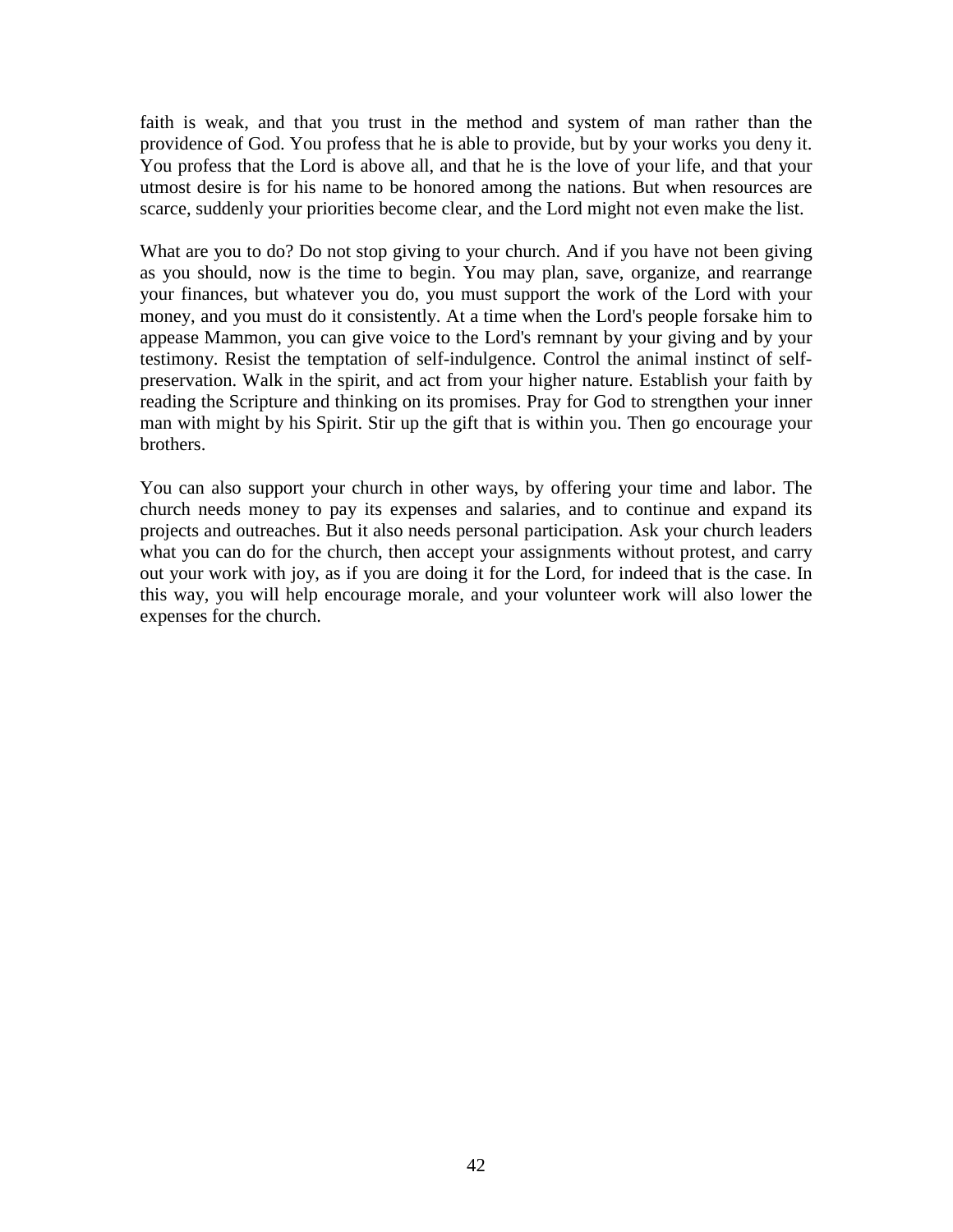faith is weak, and that you trust in the method and system of man rather than the providence of God. You profess that he is able to provide, but by your works you deny it. You profess that the Lord is above all, and that he is the love of your life, and that your utmost desire is for his name to be honored among the nations. But when resources are scarce, suddenly your priorities become clear, and the Lord might not even make the list.

What are you to do? Do not stop giving to your church. And if you have not been giving as you should, now is the time to begin. You may plan, save, organize, and rearrange your finances, but whatever you do, you must support the work of the Lord with your money, and you must do it consistently. At a time when the Lord's people forsake him to appease Mammon, you can give voice to the Lord's remnant by your giving and by your testimony. Resist the temptation of self-indulgence. Control the animal instinct of self-preservation. Walk in the spirit, and act from your higher nature. Establish your faith by reading the Scripture and thinking on its promises. Pray for God to strengthen your inner man with might by his Spirit. Stir up the gift that is within you. Then go encourage your brothers.

You can also support your church in other ways, by offering your time and labor. The church needs money to pay its expenses and salaries, and to continue and expand its projects and outreaches. But it also needs personal participation. Ask your church leaders what you can do for the church, then accept your assignments without protest, and carry out your work with joy, as if you are doing it for the Lord, for indeed that is the case. In this way, you will help encourage morale, and your volunteer work will also lower the expenses for the church.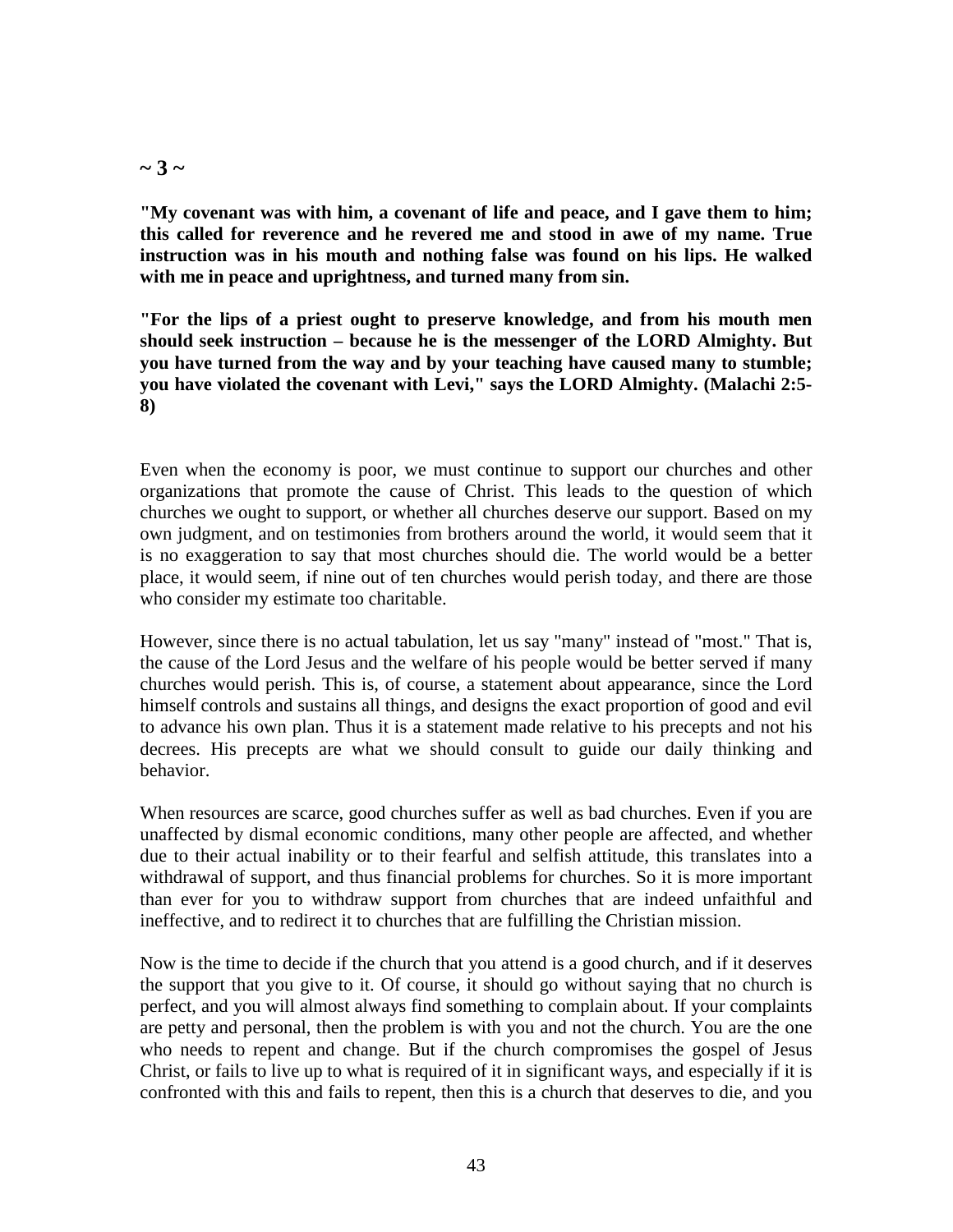## ~ 3 ~

**"My covenant was with him, a covenant of life and peace, and I gave them to him; this called for reverence and he revered me and stood in awe of my name. True instruction was in his mouth and nothing false was found on his lips. He walked with me in peace and uprightness, and turned many from sin.**

**"For the lips of a priest ought to preserve knowledge, and from his mouth men should seek instruction – because he is the messenger of the LORD Almighty. But you have turned from the way and by your teaching have caused many to stumble; you have violated the covenant with Levi," says the LORD Almighty. (Malachi 2:5-8)**

Even when the economy is poor, we must continue to support our churches and other organizations that promote the cause of Christ. This leads to the question of which churches we ought to support, or whether all churches deserve our support. Based on my own judgment, and on testimonies from brothers around the world, it would seem that it is no exaggeration to say that most churches should die. The world would be a better place, it would seem, if nine out of ten churches would perish today, and there are those who consider my estimate too charitable.

However, since there is no actual tabulation, let us say "many" instead of "most." That is, the cause of the Lord Jesus and the welfare of his people would be better served if many churches would perish. This is, of course, a statement about appearance, since the Lord himself controls and sustains all things, and designs the exact proportion of good and evil to advance his own plan. Thus it is a statement made relative to his precepts and not his decrees. His precepts are what we should consult to guide our daily thinking and behavior.

When resources are scarce, good churches suffer as well as bad churches. Even if you are unaffected by dismal economic conditions, many other people are affected, and whether due to their actual inability or to their fearful and selfish attitude, this translates into a withdrawal of support, and thus financial problems for churches. So it is more important than ever for you to withdraw support from churches that are indeed unfaithful and ineffective, and to redirect it to churches that are fulfilling the Christian mission.

Now is the time to decide if the church that you attend is a good church, and if it deserves the support that you give to it. Of course, it should go without saying that no church is perfect, and you will almost always find something to complain about. If your complaints are petty and personal, then the problem is with you and not the church. You are the one who needs to repent and change. But if the church compromises the gospel of Jesus Christ, or fails to live up to what is required of it in significant ways, and especially if it is confronted with this and fails to repent, then this is a church that deserves to die, and you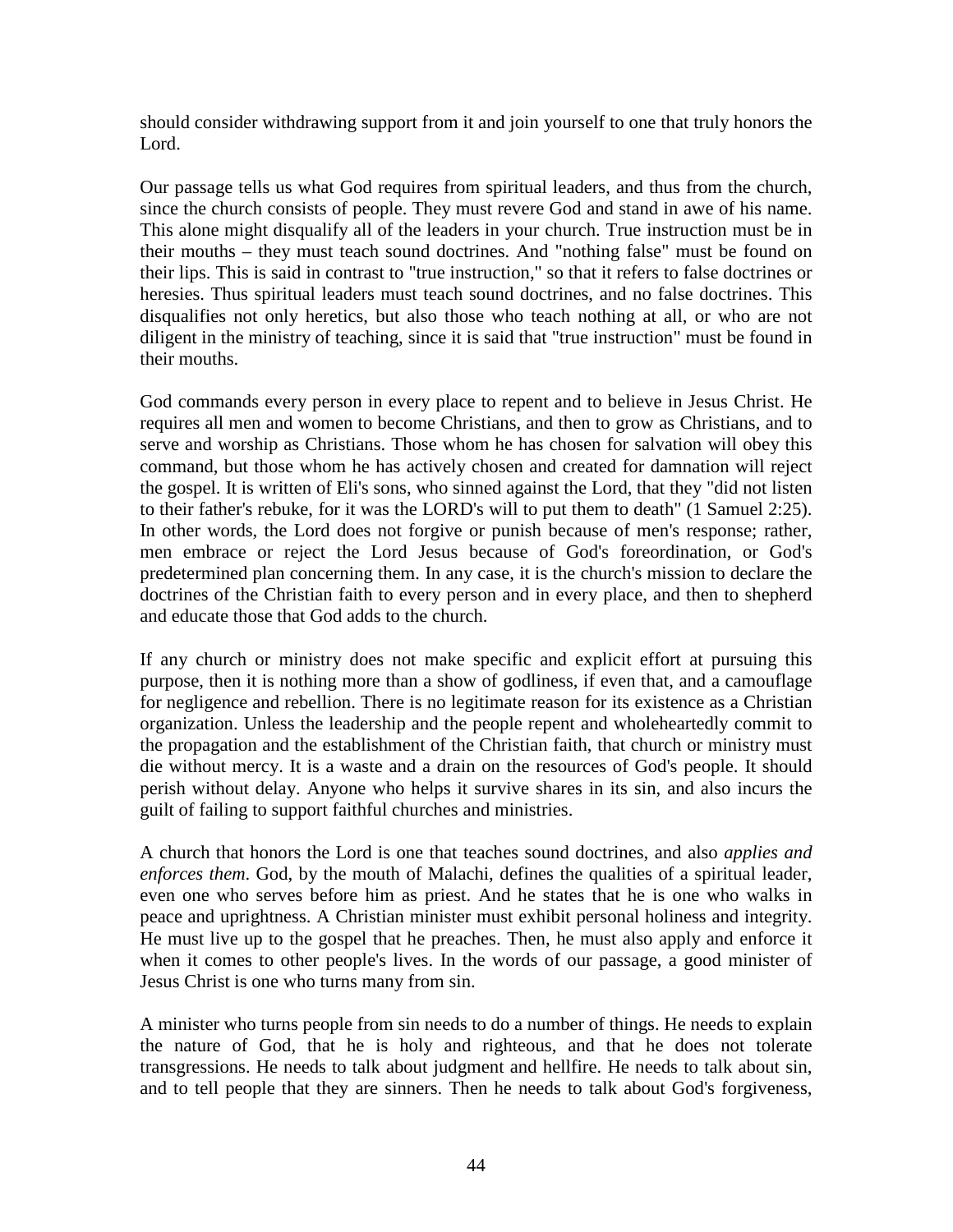should consider withdrawing support from it and join yourself to one that truly honors the Lord.

Our passage tells us what God requires from spiritual leaders, and thus from the church, since the church consists of people. They must revere God and stand in awe of his name. This alone might disqualify all of the leaders in your church. True instruction must be in their mouths – they must teach sound doctrines. And "nothing false" must be found on their lips. This is said in contrast to "true instruction," so that it refers to false doctrines or heresies. Thus spiritual leaders must teach sound doctrines, and no false doctrines. This disqualifies not only heretics, but also those who teach nothing at all, or who are not diligent in the ministry of teaching, since it is said that "true instruction" must be found in their mouths.

God commands every person in every place to repent and to believe in Jesus Christ. He requires all men and women to become Christians, and then to grow as Christians, and to serve and worship as Christians. Those whom he has chosen for salvation will obey this command, but those whom he has actively chosen and created for damnation will reject the gospel. It is written of Eli's sons, who sinned against the Lord, that they "did not listen to their father's rebuke, for it was the LORD's will to put them to death" (1 Samuel 2:25). In other words, the Lord does not forgive or punish because of men's response; rather, men embrace or reject the Lord Jesus because of God's foreordination, or God's predetermined plan concerning them. In any case, it is the church's mission to declare the doctrines of the Christian faith to every person and in every place, and then to shepherd and educate those that God adds to the church.

If any church or ministry does not make specific and explicit effort at pursuing this purpose, then it is nothing more than a show of godliness, if even that, and a camouflage for negligence and rebellion. There is no legitimate reason for its existence as a Christian organization. Unless the leadership and the people repent and wholeheartedly commit to the propagation and the establishment of the Christian faith, that church or ministry must die without mercy. It is a waste and a drain on the resources of God's people. It should perish without delay. Anyone who helps it survive shares in its sin, and also incurs the guilt of failing to support faithful churches and ministries.

A church that honors the Lord is one that teaches sound doctrines, and also *applies and enforces them*. God, by the mouth of Malachi, defines the qualities of a spiritual leader, even one who serves before him as priest. And he states that he is one who walks in peace and uprightness. A Christian minister must exhibit personal holiness and integrity. He must live up to the gospel that he preaches. Then, he must also apply and enforce it when it comes to other people's lives. In the words of our passage, a good minister of Jesus Christ is one who turns many from sin.

A minister who turns people from sin needs to do a number of things. He needs to explain the nature of God, that he is holy and righteous, and that he does not tolerate transgressions. He needs to talk about judgment and hellfire. He needs to talk about sin, and to tell people that they are sinners. Then he needs to talk about God's forgiveness,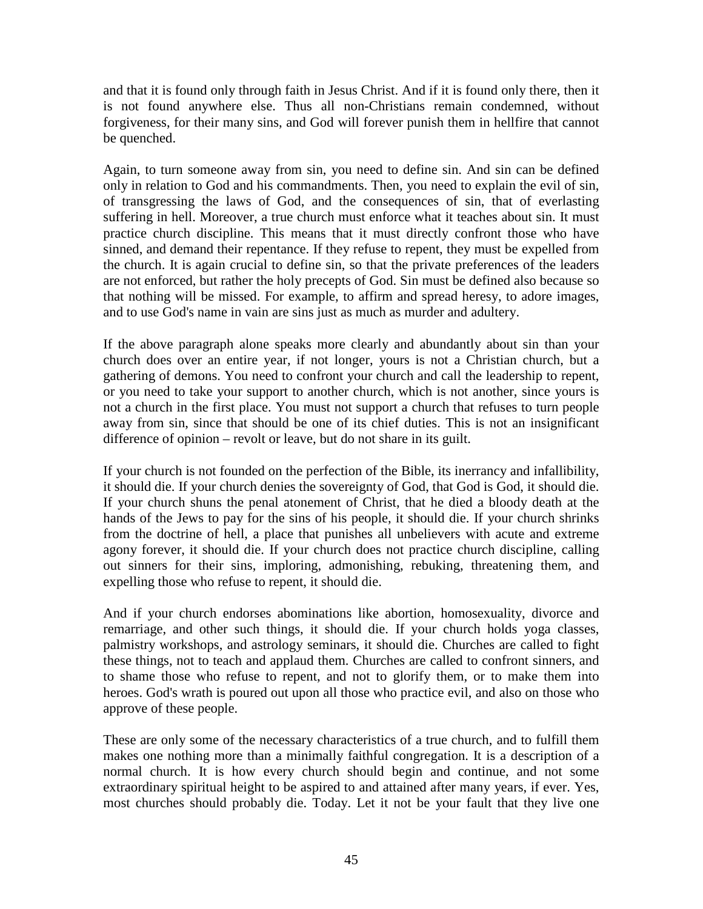and that it is found only through faith in Jesus Christ. And if it is found only there, then it is not found anywhere else. Thus all non-Christians remain condemned, without forgiveness, for their many sins, and God will forever punish them in hellfire that cannot be quenched.

Again, to turn someone away from sin, you need to define sin. And sin can be defined only in relation to God and his commandments. Then, you need to explain the evil of sin, of transgressing the laws of God, and the consequences of sin, that of everlasting suffering in hell. Moreover, a true church must enforce what it teaches about sin. It must practice church discipline. This means that it must directly confront those who have sinned, and demand their repentance. If they refuse to repent, they must be expelled from the church. It is again crucial to define sin, so that the private preferences of the leaders are not enforced, but rather the holy precepts of God. Sin must be defined also because so that nothing will be missed. For example, to affirm and spread heresy, to adore images, and to use God's name in vain are sins just as much as murder and adultery.

If the above paragraph alone speaks more clearly and abundantly about sin than your church does over an entire year, if not longer, yours is not a Christian church, but a gathering of demons. You need to confront your church and call the leadership to repent, or you need to take your support to another church, which is not another, since yours is not a church in the first place. You must not support a church that refuses to turn people away from sin, since that should be one of its chief duties. This is not an insignificant difference of opinion – revolt or leave, but do not share in its guilt.

If your church is not founded on the perfection of the Bible, its inerrancy and infallibility, it should die. If your church denies the sovereignty of God, that God is God, it should die. If your church shuns the penal atonement of Christ, that he died a bloody death at the hands of the Jews to pay for the sins of his people, it should die. If your church shrinks from the doctrine of hell, a place that punishes all unbelievers with acute and extreme agony forever, it should die. If your church does not practice church discipline, calling out sinners for their sins, imploring, admonishing, rebuking, threatening them, and expelling those who refuse to repent, it should die.

And if your church endorses abominations like abortion, homosexuality, divorce and remarriage, and other such things, it should die. If your church holds yoga classes, palmistry workshops, and astrology seminars, it should die. Churches are called to fight these things, not to teach and applaud them. Churches are called to confront sinners, and to shame those who refuse to repent, and not to glorify them, or to make them into heroes. God's wrath is poured out upon all those who practice evil, and also on those who approve of these people.

These are only some of the necessary characteristics of a true church, and to fulfill them makes one nothing more than a minimally faithful congregation. It is a description of a normal church. It is how every church should begin and continue, and not some extraordinary spiritual height to be aspired to and attained after many years, if ever. Yes, most churches should probably die. Today. Let it not be your fault that they live one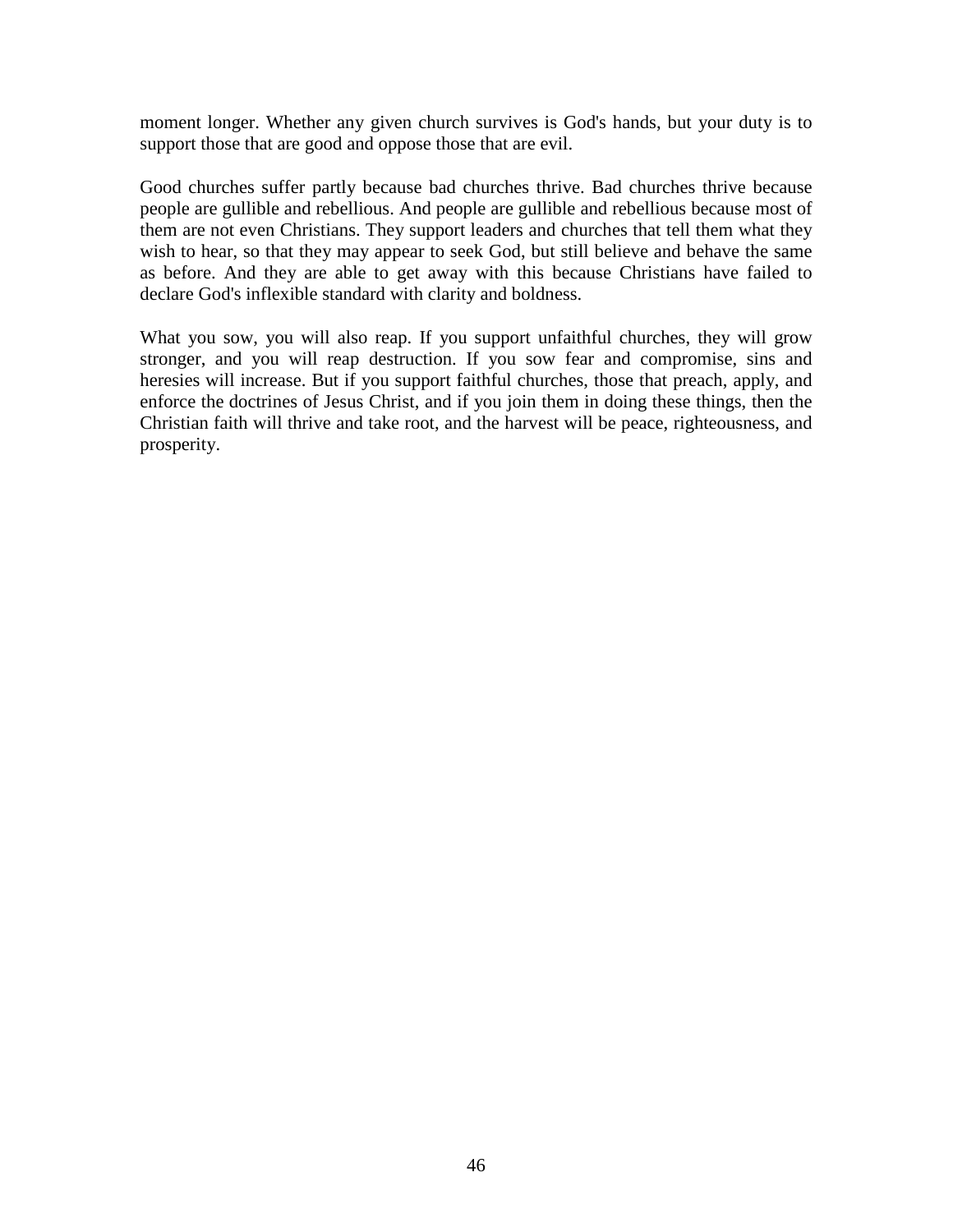moment longer. Whether any given church survives is God's hands, but your duty is to support those that are good and oppose those that are evil.

Good churches suffer partly because bad churches thrive. Bad churches thrive because people are gullible and rebellious. And people are gullible and rebellious because most of them are not even Christians. They support leaders and churches that tell them what they wish to hear, so that they may appear to seek God, but still believe and behave the same as before. And they are able to get away with this because Christians have failed to declare God's inflexible standard with clarity and boldness.

What you sow, you will also reap. If you support unfaithful churches, they will grow stronger, and you will reap destruction. If you sow fear and compromise, sins and heresies will increase. But if you support faithful churches, those that preach, apply, and enforce the doctrines of Jesus Christ, and if you join them in doing these things, then the Christian faith will thrive and take root, and the harvest will be peace, righteousness, and prosperity.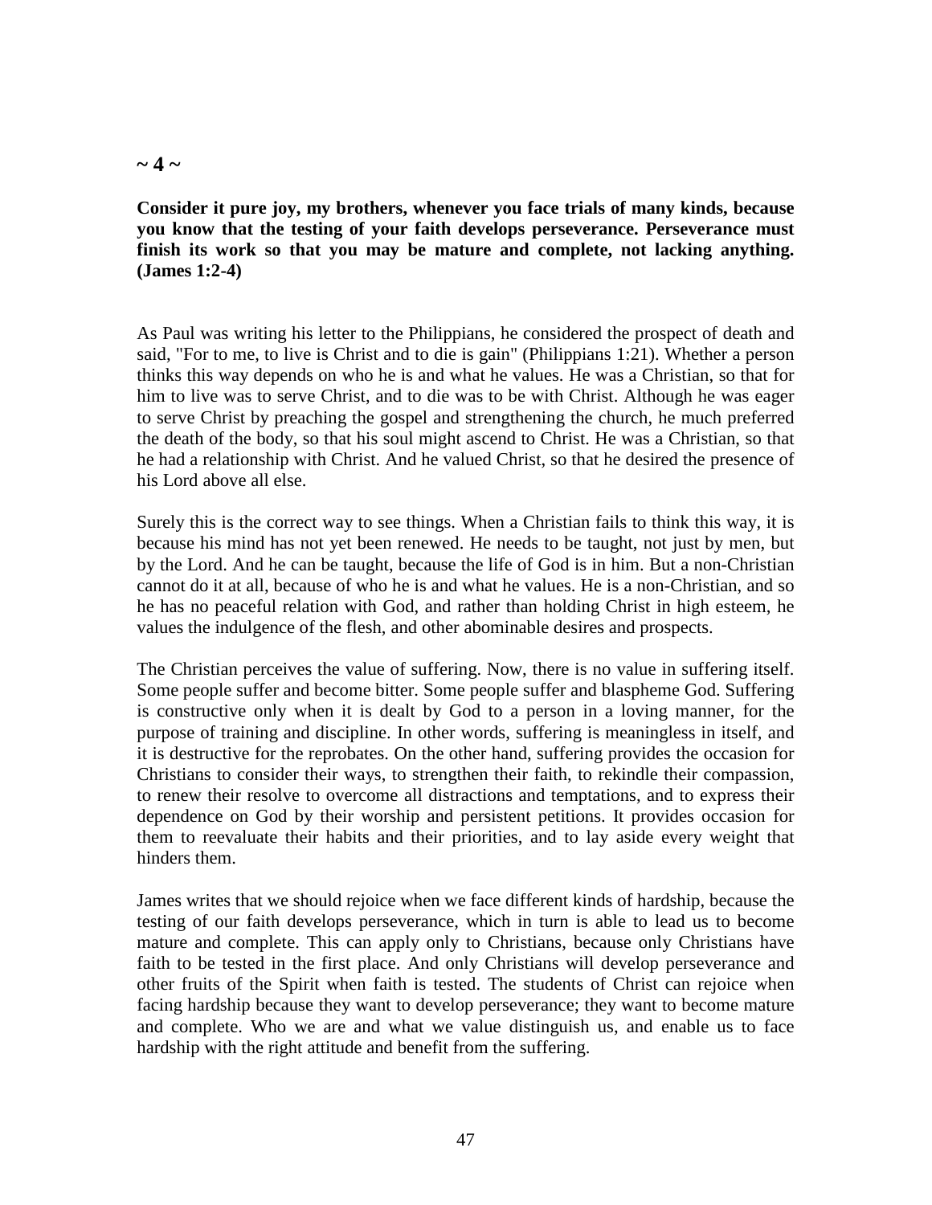**~ 4 ~**

**Consider it pure joy, my brothers, whenever you face trials of many kinds, because you know that the testing of your faith develops perseverance. Perseverance must finish its work so that you may be mature and complete, not lacking anything. (James 1:2-4)**

As Paul was writing his letter to the Philippians, he considered the prospect of death and said, "For to me, to live is Christ and to die is gain" (Philippians 1:21). Whether a person thinks this way depends on who he is and what he values. He was a Christian, so that for him to live was to serve Christ, and to die was to be with Christ. Although he was eager to serve Christ by preaching the gospel and strengthening the church, he much preferred the death of the body, so that his soul might ascend to Christ. He was a Christian, so that he had a relationship with Christ. And he valued Christ, so that he desired the presence of his Lord above all else.

Surely this is the correct way to see things. When a Christian fails to think this way, it is because his mind has not yet been renewed. He needs to be taught, not just by men, but by the Lord. And he can be taught, because the life of God is in him. But a non-Christian cannot do it at all, because of who he is and what he values. He is a non-Christian, and so he has no peaceful relation with God, and rather than holding Christ in high esteem, he values the indulgence of the flesh, and other abominable desires and prospects.

The Christian perceives the value of suffering. Now, there is no value in suffering itself. Some people suffer and become bitter. Some people suffer and blaspheme God. Suffering is constructive only when it is dealt by God to a person in a loving manner, for the purpose of training and discipline. In other words, suffering is meaningless in itself, and it is destructive for the reprobates. On the other hand, suffering provides the occasion for Christians to consider their ways, to strengthen their faith, to rekindle their compassion, to renew their resolve to overcome all distractions and temptations, and to express their dependence on God by their worship and persistent petitions. It provides occasion for them to reevaluate their habits and their priorities, and to lay aside every weight that hinders them.

James writes that we should rejoice when we face different kinds of hardship, because the testing of our faith develops perseverance, which in turn is able to lead us to become mature and complete. This can apply only to Christians, because only Christians have faith to be tested in the first place. And only Christians will develop perseverance and other fruits of the Spirit when faith is tested. The students of Christ can rejoice when facing hardship because they want to develop perseverance; they want to become mature and complete. Who we are and what we value distinguish us, and enable us to face hardship with the right attitude and benefit from the suffering.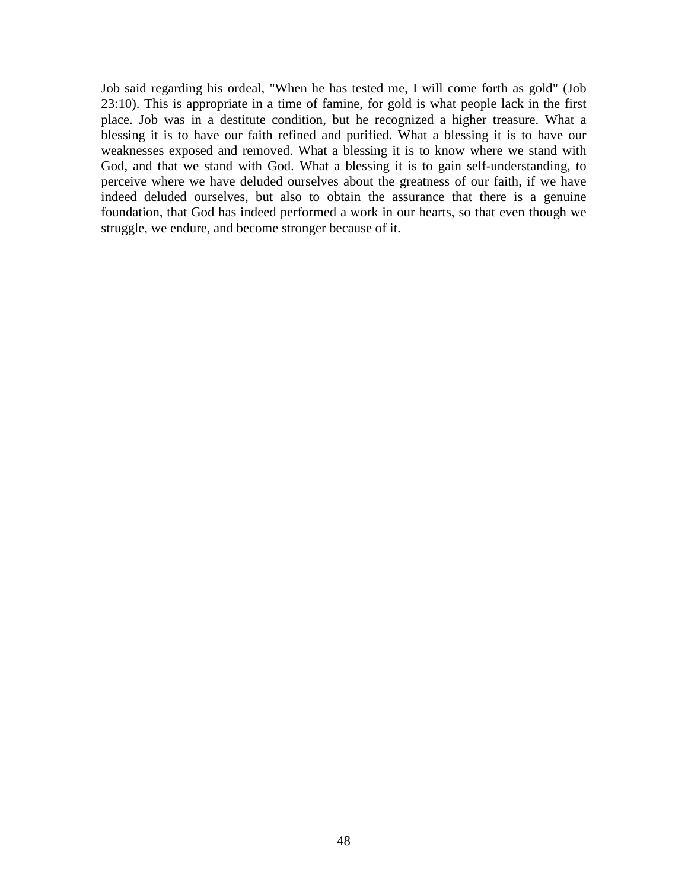Job said regarding his ordeal, "When he has tested me, I will come forth as gold" (Job 23:10). This is appropriate in a time of famine, for gold is what people lack in the first place. Job was in a destitute condition, but he recognized a higher treasure. What a blessing it is to have our faith refined and purified. What a blessing it is to have our weaknesses exposed and removed. What a blessing it is to know where we stand with God, and that we stand with God. What a blessing it is to gain self-understanding, to perceive where we have deluded ourselves about the greatness of our faith, if we have indeed deluded ourselves, but also to obtain the assurance that there is a genuine foundation, that God has indeed performed a work in our hearts, so that even though we struggle, we endure, and become stronger because of it.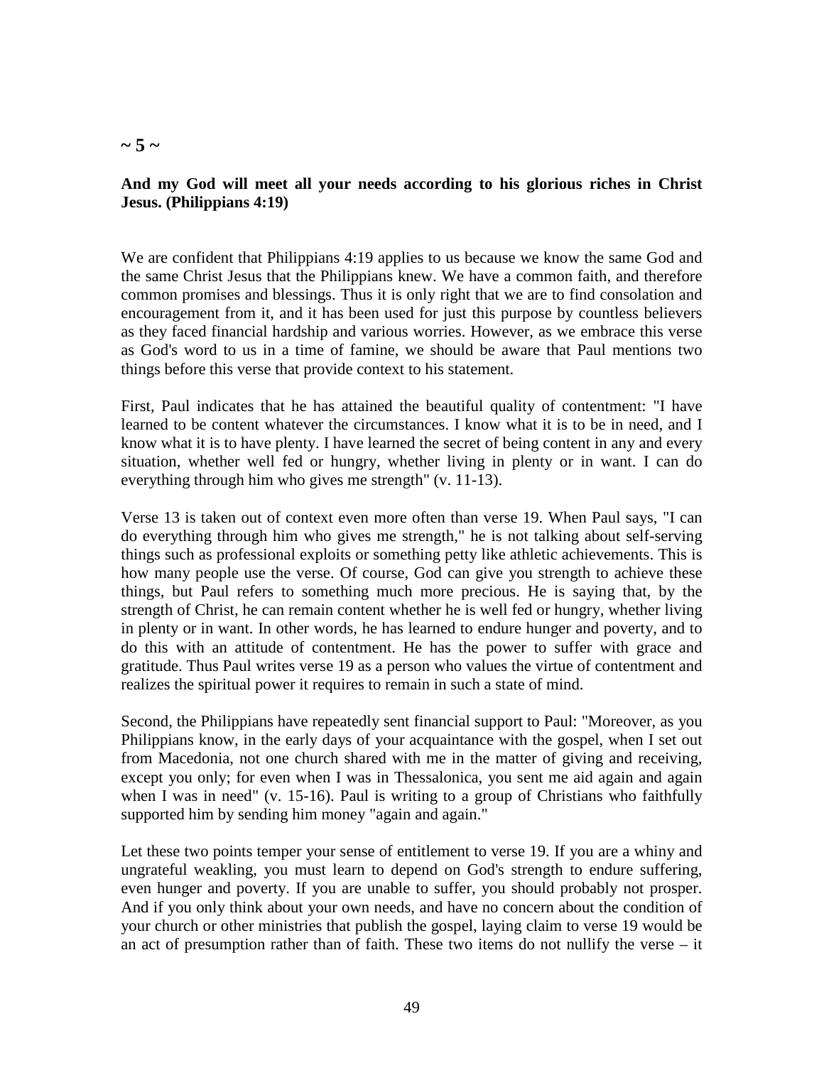## ~ 5 ~

**And my God will meet all your needs according to his glorious riches in Christ Jesus. (Philippians 4:19)**

We are confident that Philippians 4:19 applies to us because we know the same God and the same Christ Jesus that the Philippians knew. We have a common faith, and therefore common promises and blessings. Thus it is only right that we are to find consolation and encouragement from it, and it has been used for just this purpose by countless believers as they faced financial hardship and various worries. However, as we embrace this verse as God's word to us in a time of famine, we should be aware that Paul mentions two things before this verse that provide context to his statement.

First, Paul indicates that he has attained the beautiful quality of contentment: "I have learned to be content whatever the circumstances. I know what it is to be in need, and I know what it is to have plenty. I have learned the secret of being content in any and every situation, whether well fed or hungry, whether living in plenty or in want. I can do everything through him who gives me strength" (v. 11-13).

Verse 13 is taken out of context even more often than verse 19. When Paul says, "I can do everything through him who gives me strength," he is not talking about self-serving things such as professional exploits or something petty like athletic achievements. This is how many people use the verse. Of course, God can give you strength to achieve these things, but Paul refers to something much more precious. He is saying that, by the strength of Christ, he can remain content whether he is well fed or hungry, whether living in plenty or in want. In other words, he has learned to endure hunger and poverty, and to do this with an attitude of contentment. He has the power to suffer with grace and gratitude. Thus Paul writes verse 19 as a person who values the virtue of contentment and realizes the spiritual power it requires to remain in such a state of mind.

Second, the Philippians have repeatedly sent financial support to Paul: "Moreover, as you Philippians know, in the early days of your acquaintance with the gospel, when I set out from Macedonia, not one church shared with me in the matter of giving and receiving, except you only; for even when I was in Thessalonica, you sent me aid again and again when I was in need" (v. 15-16). Paul is writing to a group of Christians who faithfully supported him by sending him money "again and again."

Let these two points temper your sense of entitlement to verse 19. If you are a whiny and ungrateful weakling, you must learn to depend on God's strength to endure suffering, even hunger and poverty. If you are unable to suffer, you should probably not prosper. And if you only think about your own needs, and have no concern about the condition of your church or other ministries that publish the gospel, laying claim to verse 19 would be an act of presumption rather than of faith. These two items do not nullify the verse – it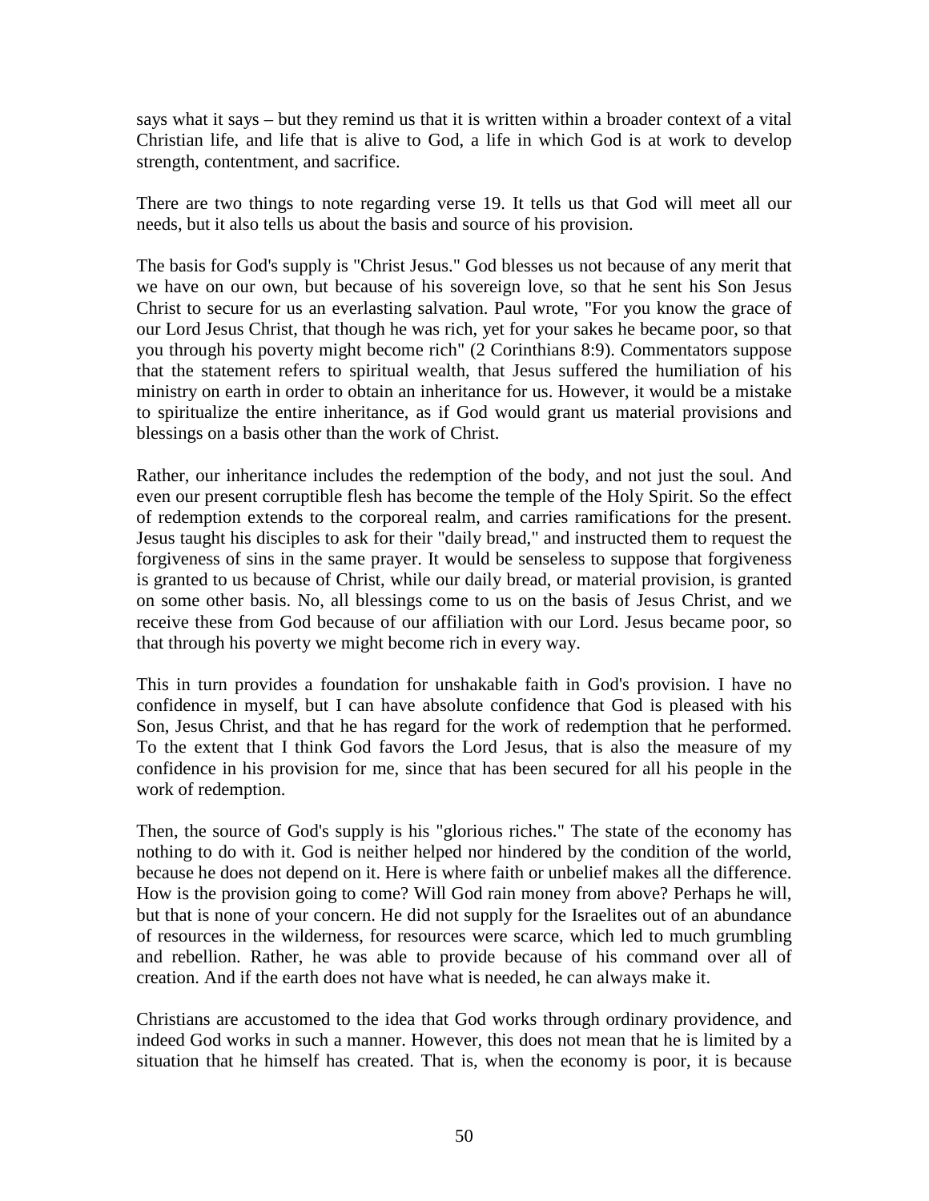says what it says – but they remind us that it is written within a broader context of a vital Christian life, and life that is alive to God, a life in which God is at work to develop strength, contentment, and sacrifice.

There are two things to note regarding verse 19. It tells us that God will meet all our needs, but it also tells us about the basis and source of his provision.

The basis for God's supply is "Christ Jesus." God blesses us not because of any merit that we have on our own, but because of his sovereign love, so that he sent his Son Jesus Christ to secure for us an everlasting salvation. Paul wrote, "For you know the grace of our Lord Jesus Christ, that though he was rich, yet for your sakes he became poor, so that you through his poverty might become rich" (2 Corinthians 8:9). Commentators suppose that the statement refers to spiritual wealth, that Jesus suffered the humiliation of his ministry on earth in order to obtain an inheritance for us. However, it would be a mistake to spiritualize the entire inheritance, as if God would grant us material provisions and blessings on a basis other than the work of Christ.

Rather, our inheritance includes the redemption of the body, and not just the soul. And even our present corruptible flesh has become the temple of the Holy Spirit. So the effect of redemption extends to the corporeal realm, and carries ramifications for the present. Jesus taught his disciples to ask for their "daily bread," and instructed them to request the forgiveness of sins in the same prayer. It would be senseless to suppose that forgiveness is granted to us because of Christ, while our daily bread, or material provision, is granted on some other basis. No, all blessings come to us on the basis of Jesus Christ, and we receive these from God because of our affiliation with our Lord. Jesus became poor, so that through his poverty we might become rich in every way.

This in turn provides a foundation for unshakable faith in God's provision. I have no confidence in myself, but I can have absolute confidence that God is pleased with his Son, Jesus Christ, and that he has regard for the work of redemption that he performed. To the extent that I think God favors the Lord Jesus, that is also the measure of my confidence in his provision for me, since that has been secured for all his people in the work of redemption.

Then, the source of God's supply is his "glorious riches." The state of the economy has nothing to do with it. God is neither helped nor hindered by the condition of the world, because he does not depend on it. Here is where faith or unbelief makes all the difference. How is the provision going to come? Will God rain money from above? Perhaps he will, but that is none of your concern. He did not supply for the Israelites out of an abundance of resources in the wilderness, for resources were scarce, which led to much grumbling and rebellion. Rather, he was able to provide because of his command over all of creation. And if the earth does not have what is needed, he can always make it.

Christians are accustomed to the idea that God works through ordinary providence, and indeed God works in such a manner. However, this does not mean that he is limited by a situation that he himself has created. That is, when the economy is poor, it is because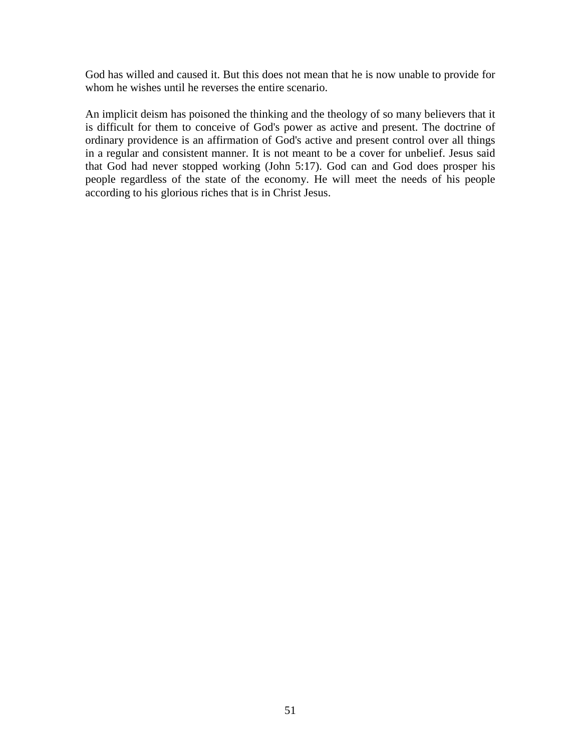God has willed and caused it. But this does not mean that he is now unable to provide for whom he wishes until he reverses the entire scenario.

An implicit deism has poisoned the thinking and the theology of so many believers that it is difficult for them to conceive of God's power as active and present. The doctrine of ordinary providence is an affirmation of God's active and present control over all things in a regular and consistent manner. It is not meant to be a cover for unbelief. Jesus said that God had never stopped working (John 5:17). God can and God does prosper his people regardless of the state of the economy. He will meet the needs of his people according to his glorious riches that is in Christ Jesus.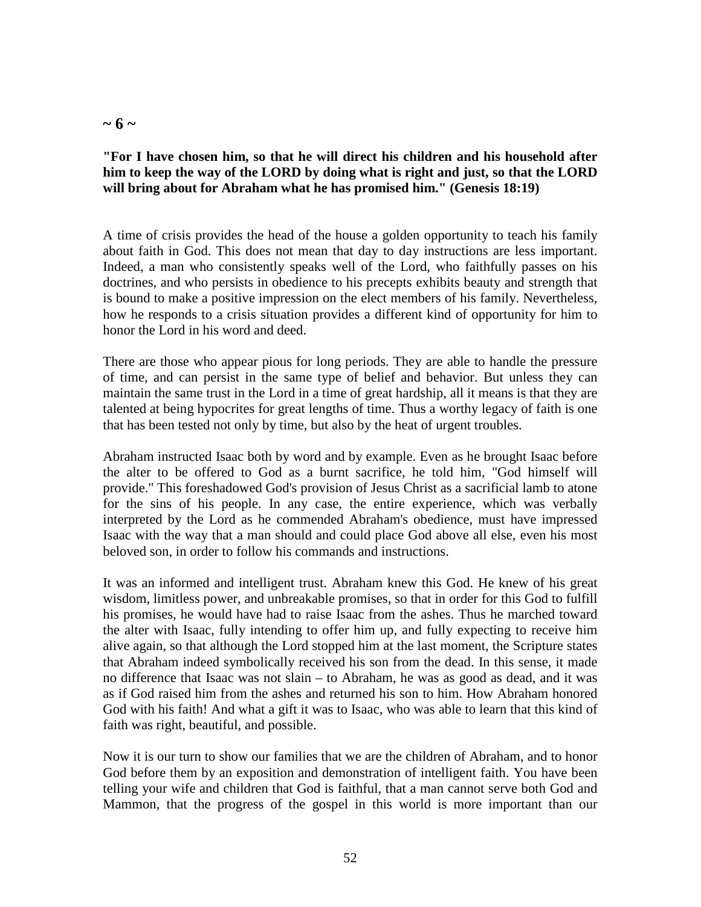## ~ 6 ~

**"For I have chosen him, so that he will direct his children and his household after him to keep the way of the LORD by doing what is right and just, so that the LORD will bring about for Abraham what he has promised him." (Genesis 18:19)**

A time of crisis provides the head of the house a golden opportunity to teach his family about faith in God. This does not mean that day to day instructions are less important. Indeed, a man who consistently speaks well of the Lord, who faithfully passes on his doctrines, and who persists in obedience to his precepts exhibits beauty and strength that is bound to make a positive impression on the elect members of his family. Nevertheless, how he responds to a crisis situation provides a different kind of opportunity for him to honor the Lord in his word and deed.

There are those who appear pious for long periods. They are able to handle the pressure of time, and can persist in the same type of belief and behavior. But unless they can maintain the same trust in the Lord in a time of great hardship, all it means is that they are talented at being hypocrites for great lengths of time. Thus a worthy legacy of faith is one that has been tested not only by time, but also by the heat of urgent troubles.

Abraham instructed Isaac both by word and by example. Even as he brought Isaac before the alter to be offered to God as a burnt sacrifice, he told him, "God himself will provide." This foreshadowed God's provision of Jesus Christ as a sacrificial lamb to atone for the sins of his people. In any case, the entire experience, which was verbally interpreted by the Lord as he commended Abraham's obedience, must have impressed Isaac with the way that a man should and could place God above all else, even his most beloved son, in order to follow his commands and instructions.

It was an informed and intelligent trust. Abraham knew this God. He knew of his great wisdom, limitless power, and unbreakable promises, so that in order for this God to fulfill his promises, he would have had to raise Isaac from the ashes. Thus he marched toward the alter with Isaac, fully intending to offer him up, and fully expecting to receive him alive again, so that although the Lord stopped him at the last moment, the Scripture states that Abraham indeed symbolically received his son from the dead. In this sense, it made no difference that Isaac was not slain – to Abraham, he was as good as dead, and it was as if God raised him from the ashes and returned his son to him. How Abraham honored God with his faith! And what a gift it was to Isaac, who was able to learn that this kind of faith was right, beautiful, and possible.

Now it is our turn to show our families that we are the children of Abraham, and to honor God before them by an exposition and demonstration of intelligent faith. You have been telling your wife and children that God is faithful, that a man cannot serve both God and Mammon, that the progress of the gospel in this world is more important than our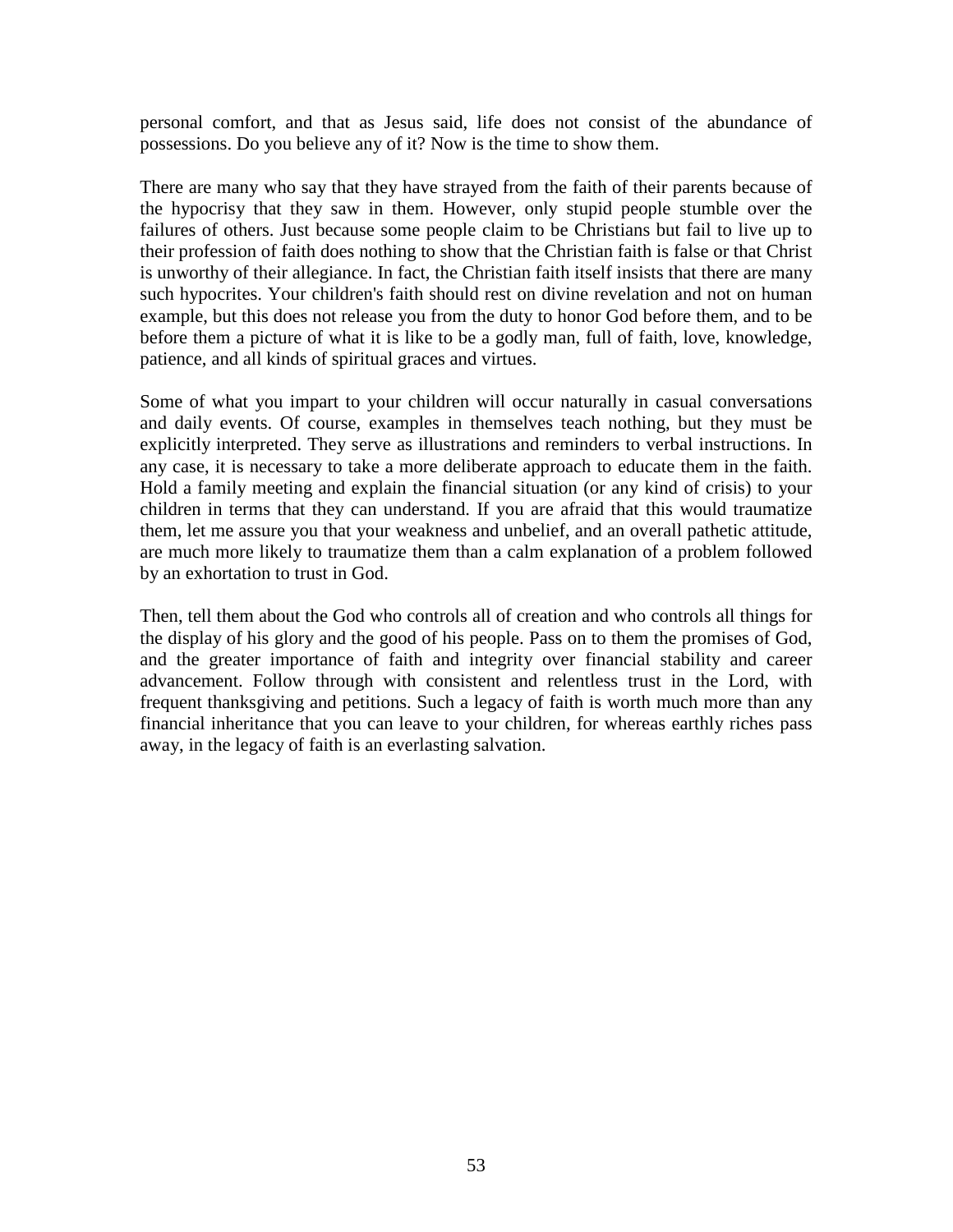personal comfort, and that as Jesus said, life does not consist of the abundance of possessions. Do you believe any of it? Now is the time to show them.

There are many who say that they have strayed from the faith of their parents because of the hypocrisy that they saw in them. However, only stupid people stumble over the failures of others. Just because some people claim to be Christians but fail to live up to their profession of faith does nothing to show that the Christian faith is false or that Christ is unworthy of their allegiance. In fact, the Christian faith itself insists that there are many such hypocrites. Your children's faith should rest on divine revelation and not on human example, but this does not release you from the duty to honor God before them, and to be before them a picture of what it is like to be a godly man, full of faith, love, knowledge, patience, and all kinds of spiritual graces and virtues.

Some of what you impart to your children will occur naturally in casual conversations and daily events. Of course, examples in themselves teach nothing, but they must be explicitly interpreted. They serve as illustrations and reminders to verbal instructions. In any case, it is necessary to take a more deliberate approach to educate them in the faith. Hold a family meeting and explain the financial situation (or any kind of crisis) to your children in terms that they can understand. If you are afraid that this would traumatize them, let me assure you that your weakness and unbelief, and an overall pathetic attitude, are much more likely to traumatize them than a calm explanation of a problem followed by an exhortation to trust in God.

Then, tell them about the God who controls all of creation and who controls all things for the display of his glory and the good of his people. Pass on to them the promises of God, and the greater importance of faith and integrity over financial stability and career advancement. Follow through with consistent and relentless trust in the Lord, with frequent thanksgiving and petitions. Such a legacy of faith is worth much more than any financial inheritance that you can leave to your children, for whereas earthly riches pass away, in the legacy of faith is an everlasting salvation.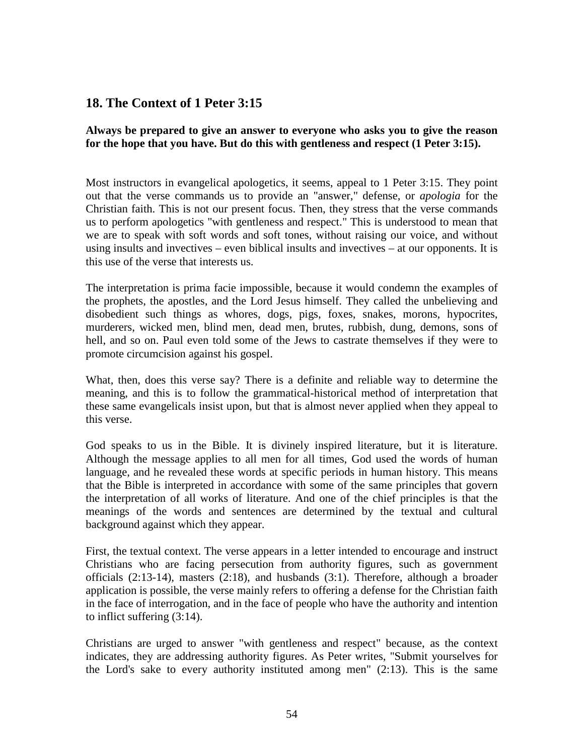## 18. The Context of 1 Peter 3:15

**Always be prepared to give an answer to everyone who asks you to give the reason for the hope that you have. But do this with gentleness and respect (1 Peter 3:15).**

Most instructors in evangelical apologetics, it seems, appeal to 1 Peter 3:15. They point out that the verse commands us to provide an "answer," defense, or *apologia* for the Christian faith. This is not our present focus. Then, they stress that the verse commands us to perform apologetics "with gentleness and respect." This is understood to mean that we are to speak with soft words and soft tones, without raising our voice, and without using insults and invectives – even biblical insults and invectives – at our opponents. It is this use of the verse that interests us.

The interpretation is prima facie impossible, because it would condemn the examples of the prophets, the apostles, and the Lord Jesus himself. They called the unbelieving and disobedient such things as whores, dogs, pigs, foxes, snakes, morons, hypocrites, murderers, wicked men, blind men, dead men, brutes, rubbish, dung, demons, sons of hell, and so on. Paul even told some of the Jews to castrate themselves if they were to promote circumcision against his gospel.

What, then, does this verse say? There is a definite and reliable way to determine the meaning, and this is to follow the grammatical-historical method of interpretation that these same evangelicals insist upon, but that is almost never applied when they appeal to this verse.

God speaks to us in the Bible. It is divinely inspired literature, but it is literature. Although the message applies to all men for all times, God used the words of human language, and he revealed these words at specific periods in human history. This means that the Bible is interpreted in accordance with some of the same principles that govern the interpretation of all works of literature. And one of the chief principles is that the meanings of the words and sentences are determined by the textual and cultural background against which they appear.

First, the textual context. The verse appears in a letter intended to encourage and instruct Christians who are facing persecution from authority figures, such as government officials (2:13-14), masters (2:18), and husbands (3:1). Therefore, although a broader application is possible, the verse mainly refers to offering a defense for the Christian faith in the face of interrogation, and in the face of people who have the authority and intention to inflict suffering (3:14).

Christians are urged to answer "with gentleness and respect" because, as the context indicates, they are addressing authority figures. As Peter writes, "Submit yourselves for the Lord's sake to every authority instituted among men" (2:13). This is the same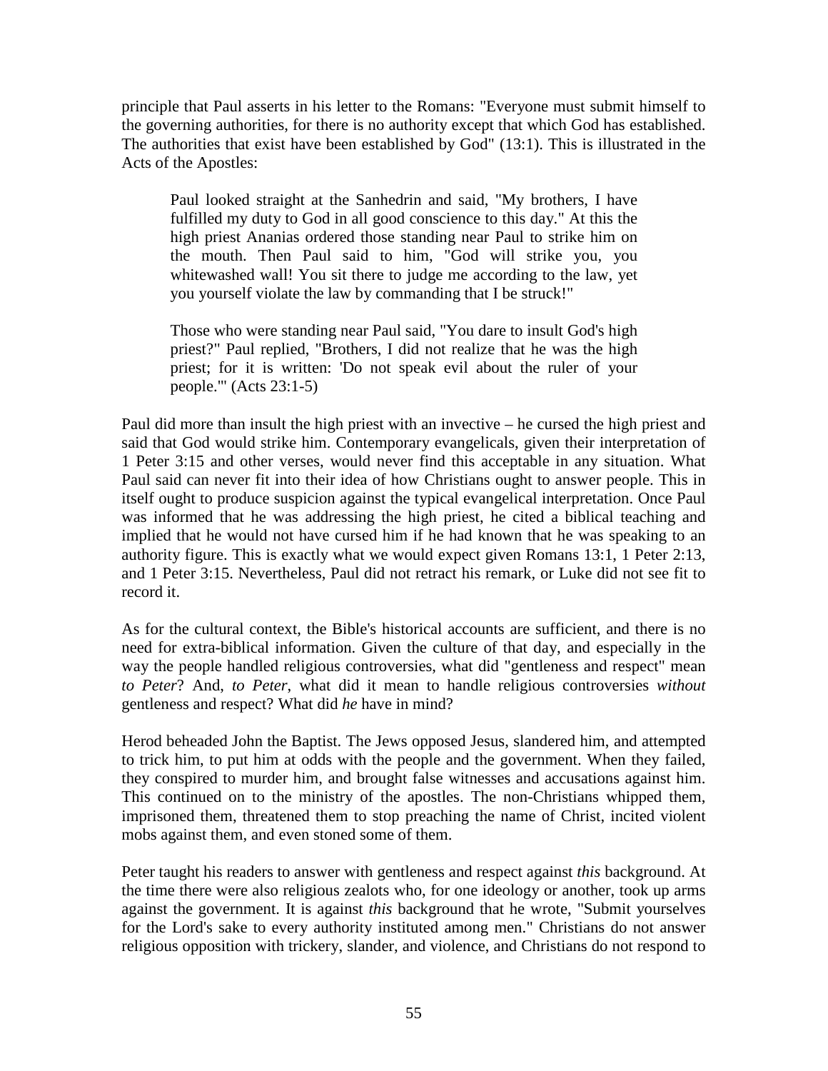principle that Paul asserts in his letter to the Romans: "Everyone must submit himself to the governing authorities, for there is no authority except that which God has established. The authorities that exist have been established by God" (13:1). This is illustrated in the Acts of the Apostles:

> Paul looked straight at the Sanhedrin and said, "My brothers, I have fulfilled my duty to God in all good conscience to this day." At this the high priest Ananias ordered those standing near Paul to strike him on the mouth. Then Paul said to him, "God will strike you, you whitewashed wall! You sit there to judge me according to the law, yet you yourself violate the law by commanding that I be struck!"
>
> Those who were standing near Paul said, "You dare to insult God's high priest?" Paul replied, "Brothers, I did not realize that he was the high priest; for it is written: 'Do not speak evil about the ruler of your people.'" (Acts 23:1-5)

Paul did more than insult the high priest with an invective – he cursed the high priest and said that God would strike him. Contemporary evangelicals, given their interpretation of 1 Peter 3:15 and other verses, would never find this acceptable in any situation. What Paul said can never fit into their idea of how Christians ought to answer people. This in itself ought to produce suspicion against the typical evangelical interpretation. Once Paul was informed that he was addressing the high priest, he cited a biblical teaching and implied that he would not have cursed him if he had known that he was speaking to an authority figure. This is exactly what we would expect given Romans 13:1, 1 Peter 2:13, and 1 Peter 3:15. Nevertheless, Paul did not retract his remark, or Luke did not see fit to record it.

As for the cultural context, the Bible's historical accounts are sufficient, and there is no need for extra-biblical information. Given the culture of that day, and especially in the way the people handled religious controversies, what did "gentleness and respect" mean *to Peter*? And, *to Peter*, what did it mean to handle religious controversies *without* gentleness and respect? What did *he* have in mind?

Herod beheaded John the Baptist. The Jews opposed Jesus, slandered him, and attempted to trick him, to put him at odds with the people and the government. When they failed, they conspired to murder him, and brought false witnesses and accusations against him. This continued on to the ministry of the apostles. The non-Christians whipped them, imprisoned them, threatened them to stop preaching the name of Christ, incited violent mobs against them, and even stoned some of them.

Peter taught his readers to answer with gentleness and respect against *this* background. At the time there were also religious zealots who, for one ideology or another, took up arms against the government. It is against *this* background that he wrote, "Submit yourselves for the Lord's sake to every authority instituted among men." Christians do not answer religious opposition with trickery, slander, and violence, and Christians do not respond to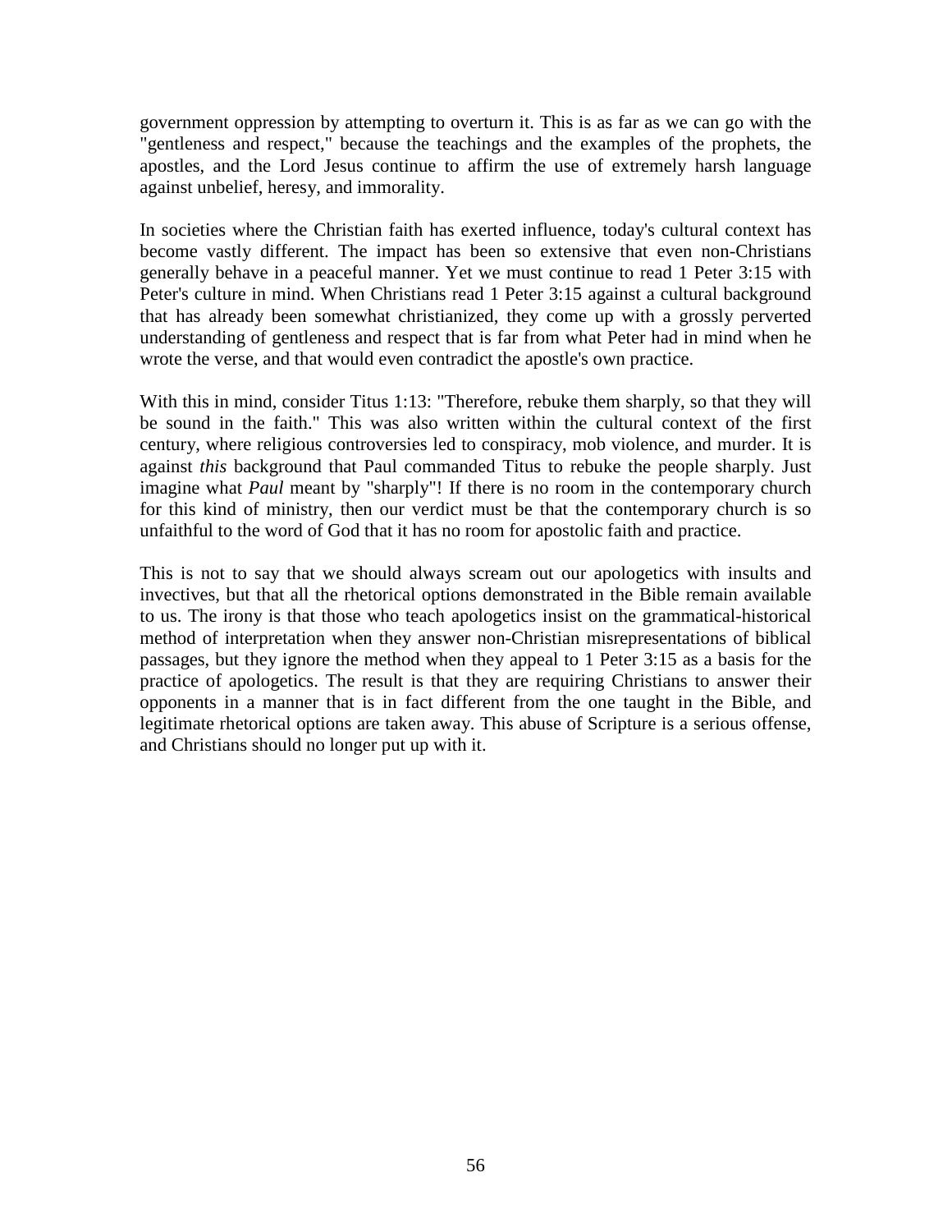government oppression by attempting to overturn it. This is as far as we can go with the "gentleness and respect," because the teachings and the examples of the prophets, the apostles, and the Lord Jesus continue to affirm the use of extremely harsh language against unbelief, heresy, and immorality.

In societies where the Christian faith has exerted influence, today's cultural context has become vastly different. The impact has been so extensive that even non-Christians generally behave in a peaceful manner. Yet we must continue to read 1 Peter 3:15 with Peter's culture in mind. When Christians read 1 Peter 3:15 against a cultural background that has already been somewhat christianized, they come up with a grossly perverted understanding of gentleness and respect that is far from what Peter had in mind when he wrote the verse, and that would even contradict the apostle's own practice.

With this in mind, consider Titus 1:13: "Therefore, rebuke them sharply, so that they will be sound in the faith." This was also written within the cultural context of the first century, where religious controversies led to conspiracy, mob violence, and murder. It is against *this* background that Paul commanded Titus to rebuke the people sharply. Just imagine what *Paul* meant by "sharply"! If there is no room in the contemporary church for this kind of ministry, then our verdict must be that the contemporary church is so unfaithful to the word of God that it has no room for apostolic faith and practice.

This is not to say that we should always scream out our apologetics with insults and invectives, but that all the rhetorical options demonstrated in the Bible remain available to us. The irony is that those who teach apologetics insist on the grammatical-historical method of interpretation when they answer non-Christian misrepresentations of biblical passages, but they ignore the method when they appeal to 1 Peter 3:15 as a basis for the practice of apologetics. The result is that they are requiring Christians to answer their opponents in a manner that is in fact different from the one taught in the Bible, and legitimate rhetorical options are taken away. This abuse of Scripture is a serious offense, and Christians should no longer put up with it.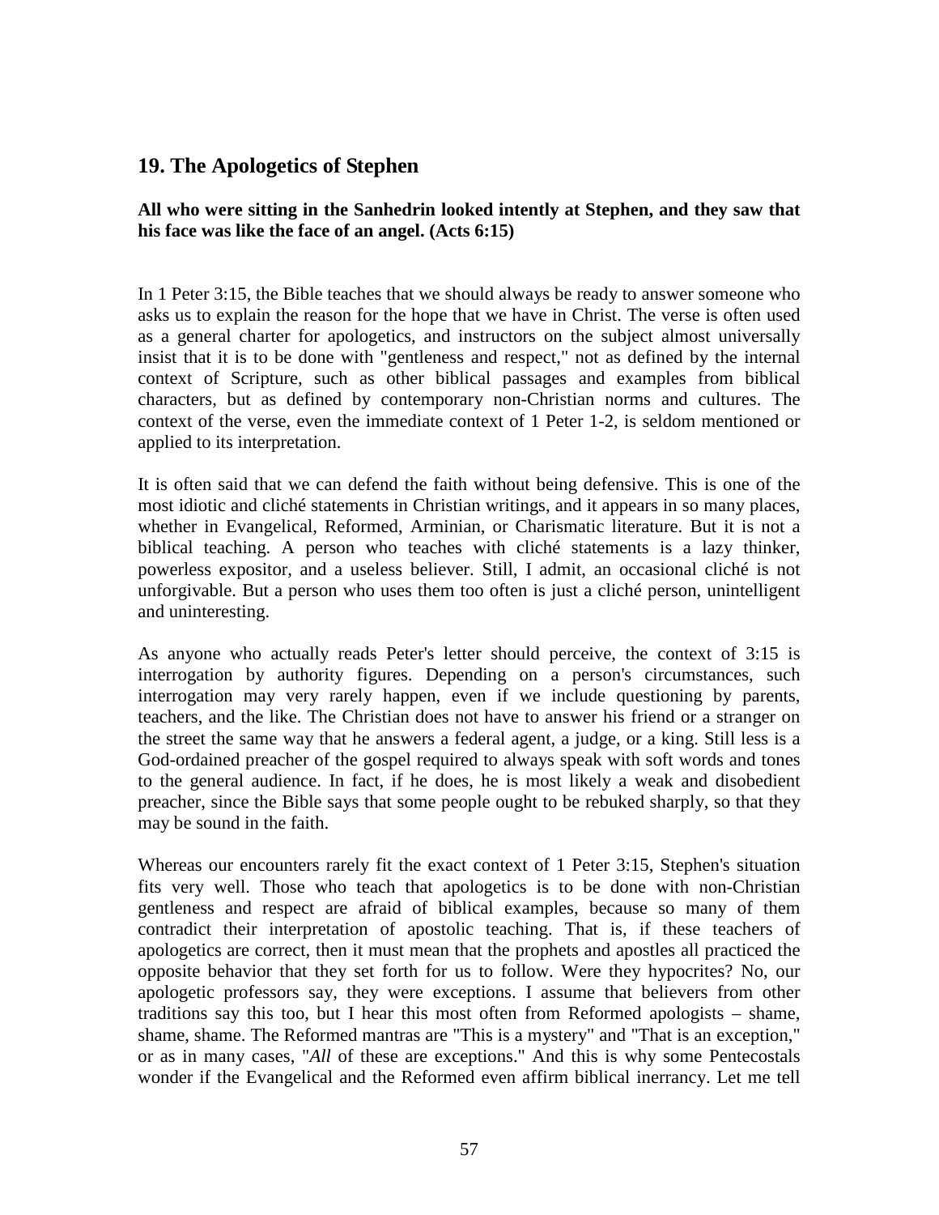## 19. The Apologetics of Stephen

**All who were sitting in the Sanhedrin looked intently at Stephen, and they saw that his face was like the face of an angel. (Acts 6:15)**

In 1 Peter 3:15, the Bible teaches that we should always be ready to answer someone who asks us to explain the reason for the hope that we have in Christ. The verse is often used as a general charter for apologetics, and instructors on the subject almost universally insist that it is to be done with "gentleness and respect," not as defined by the internal context of Scripture, such as other biblical passages and examples from biblical characters, but as defined by contemporary non-Christian norms and cultures. The context of the verse, even the immediate context of 1 Peter 1-2, is seldom mentioned or applied to its interpretation.

It is often said that we can defend the faith without being defensive. This is one of the most idiotic and cliché statements in Christian writings, and it appears in so many places, whether in Evangelical, Reformed, Arminian, or Charismatic literature. But it is not a biblical teaching. A person who teaches with cliché statements is a lazy thinker, powerless expositor, and a useless believer. Still, I admit, an occasional cliché is not unforgivable. But a person who uses them too often is just a cliché person, unintelligent and uninteresting.

As anyone who actually reads Peter's letter should perceive, the context of 3:15 is interrogation by authority figures. Depending on a person's circumstances, such interrogation may very rarely happen, even if we include questioning by parents, teachers, and the like. The Christian does not have to answer his friend or a stranger on the street the same way that he answers a federal agent, a judge, or a king. Still less is a God-ordained preacher of the gospel required to always speak with soft words and tones to the general audience. In fact, if he does, he is most likely a weak and disobedient preacher, since the Bible says that some people ought to be rebuked sharply, so that they may be sound in the faith.

Whereas our encounters rarely fit the exact context of 1 Peter 3:15, Stephen's situation fits very well. Those who teach that apologetics is to be done with non-Christian gentleness and respect are afraid of biblical examples, because so many of them contradict their interpretation of apostolic teaching. That is, if these teachers of apologetics are correct, then it must mean that the prophets and apostles all practiced the opposite behavior that they set forth for us to follow. Were they hypocrites? No, our apologetic professors say, they were exceptions. I assume that believers from other traditions say this too, but I hear this most often from Reformed apologists – shame, shame, shame. The Reformed mantras are "This is a mystery" and "That is an exception," or as in many cases, "*All* of these are exceptions." And this is why some Pentecostals wonder if the Evangelical and the Reformed even affirm biblical inerrancy. Let me tell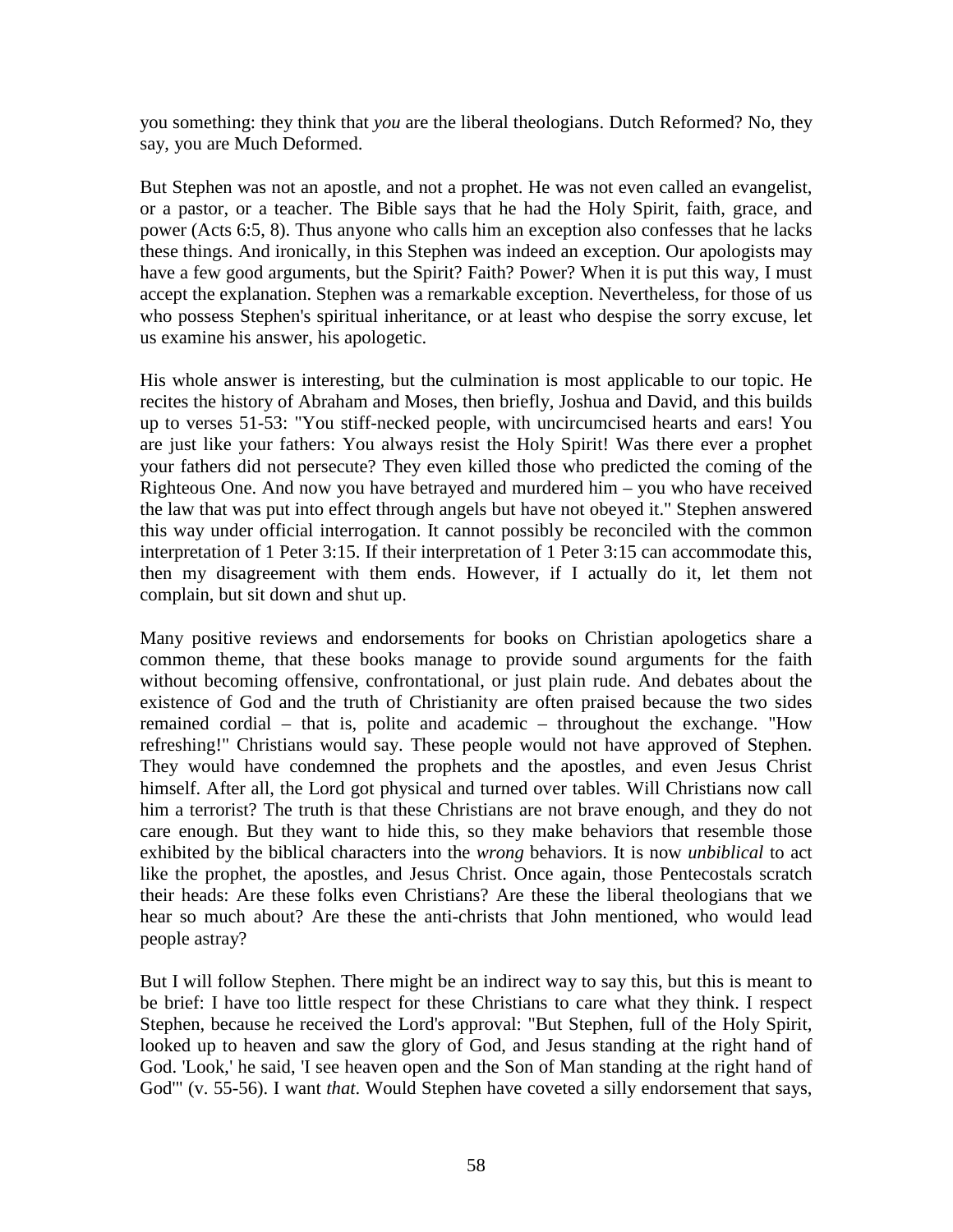you something: they think that *you* are the liberal theologians. Dutch Reformed? No, they say, you are Much Deformed.

But Stephen was not an apostle, and not a prophet. He was not even called an evangelist, or a pastor, or a teacher. The Bible says that he had the Holy Spirit, faith, grace, and power (Acts 6:5, 8). Thus anyone who calls him an exception also confesses that he lacks these things. And ironically, in this Stephen was indeed an exception. Our apologists may have a few good arguments, but the Spirit? Faith? Power? When it is put this way, I must accept the explanation. Stephen was a remarkable exception. Nevertheless, for those of us who possess Stephen's spiritual inheritance, or at least who despise the sorry excuse, let us examine his answer, his apologetic.

His whole answer is interesting, but the culmination is most applicable to our topic. He recites the history of Abraham and Moses, then briefly, Joshua and David, and this builds up to verses 51-53: "You stiff-necked people, with uncircumcised hearts and ears! You are just like your fathers: You always resist the Holy Spirit! Was there ever a prophet your fathers did not persecute? They even killed those who predicted the coming of the Righteous One. And now you have betrayed and murdered him – you who have received the law that was put into effect through angels but have not obeyed it." Stephen answered this way under official interrogation. It cannot possibly be reconciled with the common interpretation of 1 Peter 3:15. If their interpretation of 1 Peter 3:15 can accommodate this, then my disagreement with them ends. However, if I actually do it, let them not complain, but sit down and shut up.

Many positive reviews and endorsements for books on Christian apologetics share a common theme, that these books manage to provide sound arguments for the faith without becoming offensive, confrontational, or just plain rude. And debates about the existence of God and the truth of Christianity are often praised because the two sides remained cordial – that is, polite and academic – throughout the exchange. "How refreshing!" Christians would say. These people would not have approved of Stephen. They would have condemned the prophets and the apostles, and even Jesus Christ himself. After all, the Lord got physical and turned over tables. Will Christians now call him a terrorist? The truth is that these Christians are not brave enough, and they do not care enough. But they want to hide this, so they make behaviors that resemble those exhibited by the biblical characters into the *wrong* behaviors. It is now *unbiblical* to act like the prophet, the apostles, and Jesus Christ. Once again, those Pentecostals scratch their heads: Are these folks even Christians? Are these the liberal theologians that we hear so much about? Are these the anti-christs that John mentioned, who would lead people astray?

But I will follow Stephen. There might be an indirect way to say this, but this is meant to be brief: I have too little respect for these Christians to care what they think. I respect Stephen, because he received the Lord's approval: "But Stephen, full of the Holy Spirit, looked up to heaven and saw the glory of God, and Jesus standing at the right hand of God. 'Look,' he said, 'I see heaven open and the Son of Man standing at the right hand of God'" (v. 55-56). I want *that*. Would Stephen have coveted a silly endorsement that says,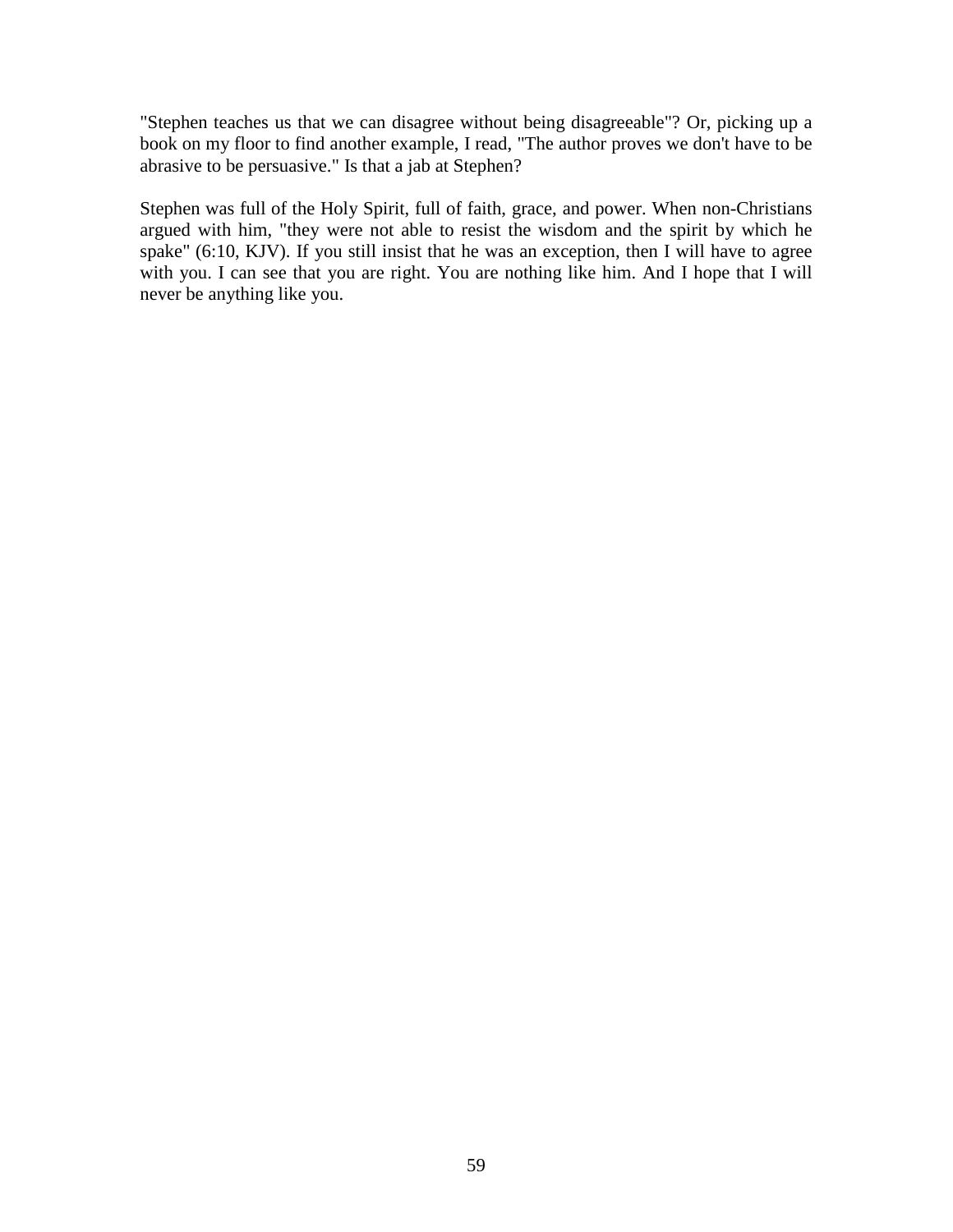"Stephen teaches us that we can disagree without being disagreeable"? Or, picking up a book on my floor to find another example, I read, "The author proves we don't have to be abrasive to be persuasive." Is that a jab at Stephen?

Stephen was full of the Holy Spirit, full of faith, grace, and power. When non-Christians argued with him, "they were not able to resist the wisdom and the spirit by which he spake" (6:10, KJV). If you still insist that he was an exception, then I will have to agree with you. I can see that you are right. You are nothing like him. And I hope that I will never be anything like you.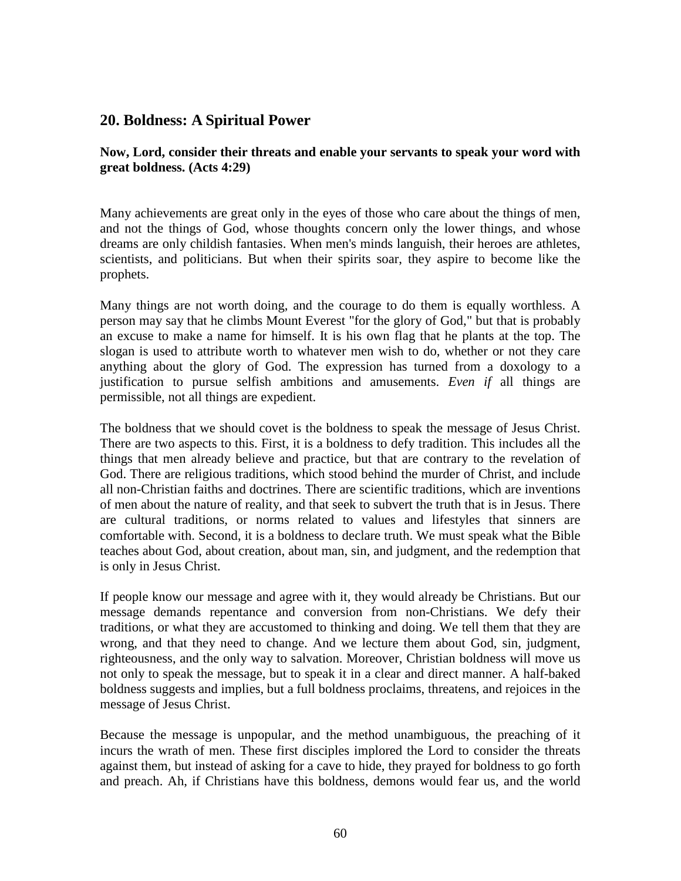## 20. Boldness: A Spiritual Power

**Now, Lord, consider their threats and enable your servants to speak your word with great boldness. (Acts 4:29)**

Many achievements are great only in the eyes of those who care about the things of men, and not the things of God, whose thoughts concern only the lower things, and whose dreams are only childish fantasies. When men's minds languish, their heroes are athletes, scientists, and politicians. But when their spirits soar, they aspire to become like the prophets.

Many things are not worth doing, and the courage to do them is equally worthless. A person may say that he climbs Mount Everest "for the glory of God," but that is probably an excuse to make a name for himself. It is his own flag that he plants at the top. The slogan is used to attribute worth to whatever men wish to do, whether or not they care anything about the glory of God. The expression has turned from a doxology to a justification to pursue selfish ambitions and amusements. *Even if* all things are permissible, not all things are expedient.

The boldness that we should covet is the boldness to speak the message of Jesus Christ. There are two aspects to this. First, it is a boldness to defy tradition. This includes all the things that men already believe and practice, but that are contrary to the revelation of God. There are religious traditions, which stood behind the murder of Christ, and include all non-Christian faiths and doctrines. There are scientific traditions, which are inventions of men about the nature of reality, and that seek to subvert the truth that is in Jesus. There are cultural traditions, or norms related to values and lifestyles that sinners are comfortable with. Second, it is a boldness to declare truth. We must speak what the Bible teaches about God, about creation, about man, sin, and judgment, and the redemption that is only in Jesus Christ.

If people know our message and agree with it, they would already be Christians. But our message demands repentance and conversion from non-Christians. We defy their traditions, or what they are accustomed to thinking and doing. We tell them that they are wrong, and that they need to change. And we lecture them about God, sin, judgment, righteousness, and the only way to salvation. Moreover, Christian boldness will move us not only to speak the message, but to speak it in a clear and direct manner. A half-baked boldness suggests and implies, but a full boldness proclaims, threatens, and rejoices in the message of Jesus Christ.

Because the message is unpopular, and the method unambiguous, the preaching of it incurs the wrath of men. These first disciples implored the Lord to consider the threats against them, but instead of asking for a cave to hide, they prayed for boldness to go forth and preach. Ah, if Christians have this boldness, demons would fear us, and the world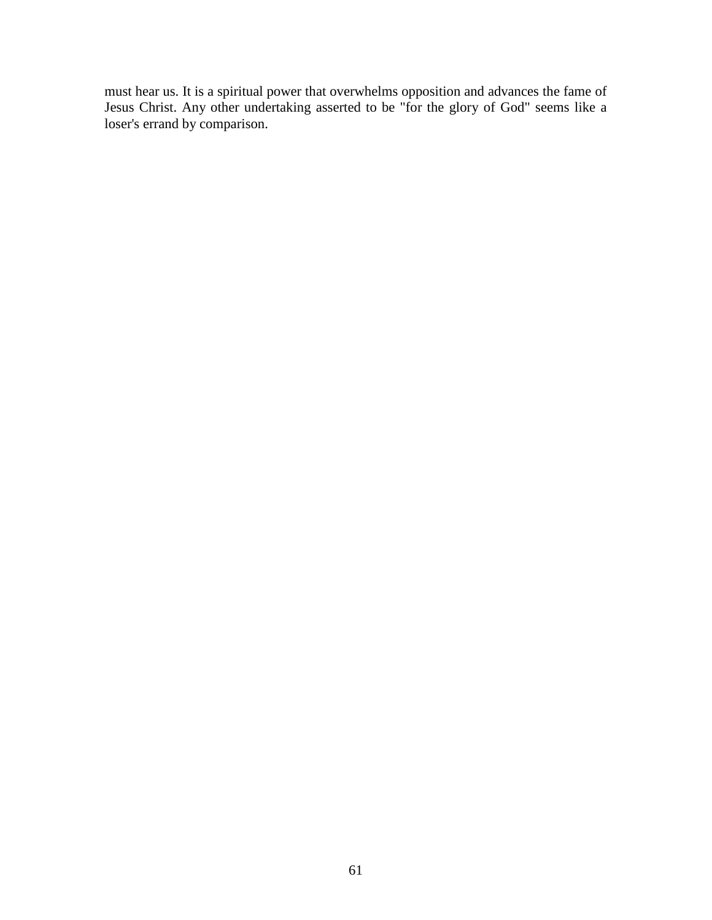must hear us. It is a spiritual power that overwhelms opposition and advances the fame of Jesus Christ. Any other undertaking asserted to be "for the glory of God" seems like a loser's errand by comparison.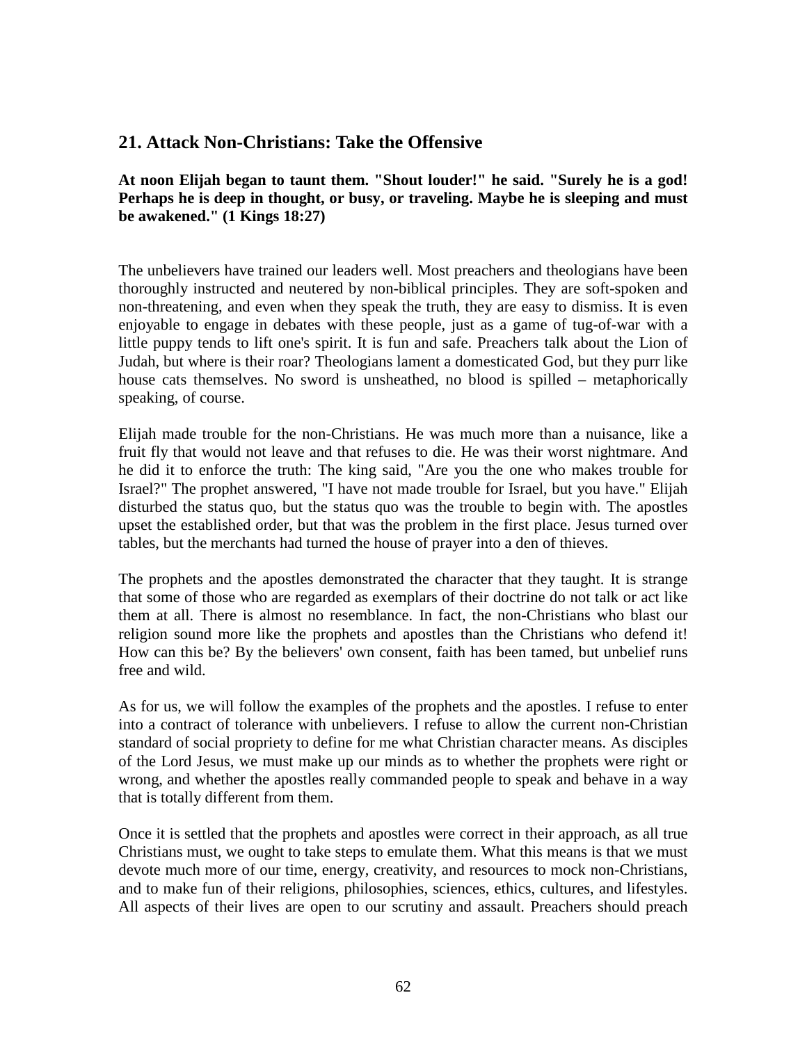## 21. Attack Non-Christians: Take the Offensive

**At noon Elijah began to taunt them. "Shout louder!" he said. "Surely he is a god! Perhaps he is deep in thought, or busy, or traveling. Maybe he is sleeping and must be awakened." (1 Kings 18:27)**

The unbelievers have trained our leaders well. Most preachers and theologians have been thoroughly instructed and neutered by non-biblical principles. They are soft-spoken and non-threatening, and even when they speak the truth, they are easy to dismiss. It is even enjoyable to engage in debates with these people, just as a game of tug-of-war with a little puppy tends to lift one's spirit. It is fun and safe. Preachers talk about the Lion of Judah, but where is their roar? Theologians lament a domesticated God, but they purr like house cats themselves. No sword is unsheathed, no blood is spilled – metaphorically speaking, of course.

Elijah made trouble for the non-Christians. He was much more than a nuisance, like a fruit fly that would not leave and that refuses to die. He was their worst nightmare. And he did it to enforce the truth: The king said, "Are you the one who makes trouble for Israel?" The prophet answered, "I have not made trouble for Israel, but you have." Elijah disturbed the status quo, but the status quo was the trouble to begin with. The apostles upset the established order, but that was the problem in the first place. Jesus turned over tables, but the merchants had turned the house of prayer into a den of thieves.

The prophets and the apostles demonstrated the character that they taught. It is strange that some of those who are regarded as exemplars of their doctrine do not talk or act like them at all. There is almost no resemblance. In fact, the non-Christians who blast our religion sound more like the prophets and apostles than the Christians who defend it! How can this be? By the believers' own consent, faith has been tamed, but unbelief runs free and wild.

As for us, we will follow the examples of the prophets and the apostles. I refuse to enter into a contract of tolerance with unbelievers. I refuse to allow the current non-Christian standard of social propriety to define for me what Christian character means. As disciples of the Lord Jesus, we must make up our minds as to whether the prophets were right or wrong, and whether the apostles really commanded people to speak and behave in a way that is totally different from them.

Once it is settled that the prophets and apostles were correct in their approach, as all true Christians must, we ought to take steps to emulate them. What this means is that we must devote much more of our time, energy, creativity, and resources to mock non-Christians, and to make fun of their religions, philosophies, sciences, ethics, cultures, and lifestyles. All aspects of their lives are open to our scrutiny and assault. Preachers should preach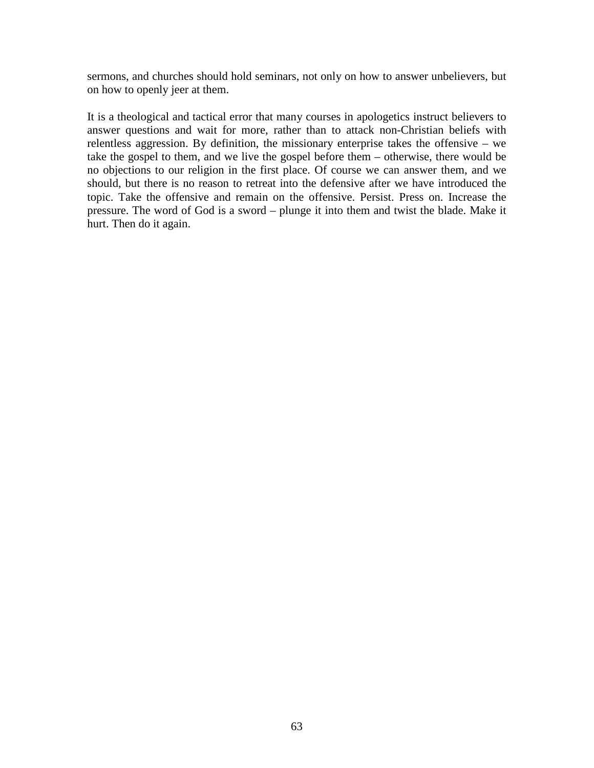sermons, and churches should hold seminars, not only on how to answer unbelievers, but on how to openly jeer at them.

It is a theological and tactical error that many courses in apologetics instruct believers to answer questions and wait for more, rather than to attack non-Christian beliefs with relentless aggression. By definition, the missionary enterprise takes the offensive – we take the gospel to them, and we live the gospel before them – otherwise, there would be no objections to our religion in the first place. Of course we can answer them, and we should, but there is no reason to retreat into the defensive after we have introduced the topic. Take the offensive and remain on the offensive. Persist. Press on. Increase the pressure. The word of God is a sword – plunge it into them and twist the blade. Make it hurt. Then do it again.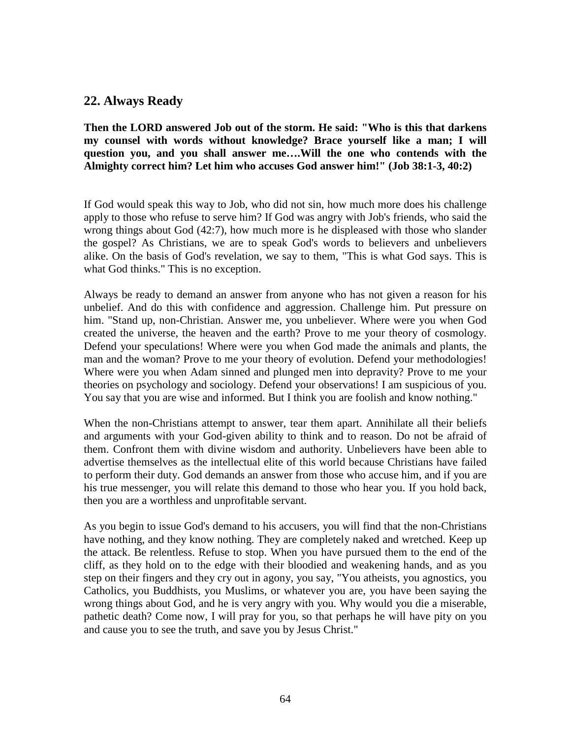## 22. Always Ready

**Then the LORD answered Job out of the storm. He said: "Who is this that darkens my counsel with words without knowledge? Brace yourself like a man; I will question you, and you shall answer me….Will the one who contends with the Almighty correct him? Let him who accuses God answer him!" (Job 38:1-3, 40:2)**

If God would speak this way to Job, who did not sin, how much more does his challenge apply to those who refuse to serve him? If God was angry with Job's friends, who said the wrong things about God (42:7), how much more is he displeased with those who slander the gospel? As Christians, we are to speak God's words to believers and unbelievers alike. On the basis of God's revelation, we say to them, "This is what God says. This is what God thinks." This is no exception.

Always be ready to demand an answer from anyone who has not given a reason for his unbelief. And do this with confidence and aggression. Challenge him. Put pressure on him. "Stand up, non-Christian. Answer me, you unbeliever. Where were you when God created the universe, the heaven and the earth? Prove to me your theory of cosmology. Defend your speculations! Where were you when God made the animals and plants, the man and the woman? Prove to me your theory of evolution. Defend your methodologies! Where were you when Adam sinned and plunged men into depravity? Prove to me your theories on psychology and sociology. Defend your observations! I am suspicious of you. You say that you are wise and informed. But I think you are foolish and know nothing."

When the non-Christians attempt to answer, tear them apart. Annihilate all their beliefs and arguments with your God-given ability to think and to reason. Do not be afraid of them. Confront them with divine wisdom and authority. Unbelievers have been able to advertise themselves as the intellectual elite of this world because Christians have failed to perform their duty. God demands an answer from those who accuse him, and if you are his true messenger, you will relate this demand to those who hear you. If you hold back, then you are a worthless and unprofitable servant.

As you begin to issue God's demand to his accusers, you will find that the non-Christians have nothing, and they know nothing. They are completely naked and wretched. Keep up the attack. Be relentless. Refuse to stop. When you have pursued them to the end of the cliff, as they hold on to the edge with their bloodied and weakening hands, and as you step on their fingers and they cry out in agony, you say, "You atheists, you agnostics, you Catholics, you Buddhists, you Muslims, or whatever you are, you have been saying the wrong things about God, and he is very angry with you. Why would you die a miserable, pathetic death? Come now, I will pray for you, so that perhaps he will have pity on you and cause you to see the truth, and save you by Jesus Christ."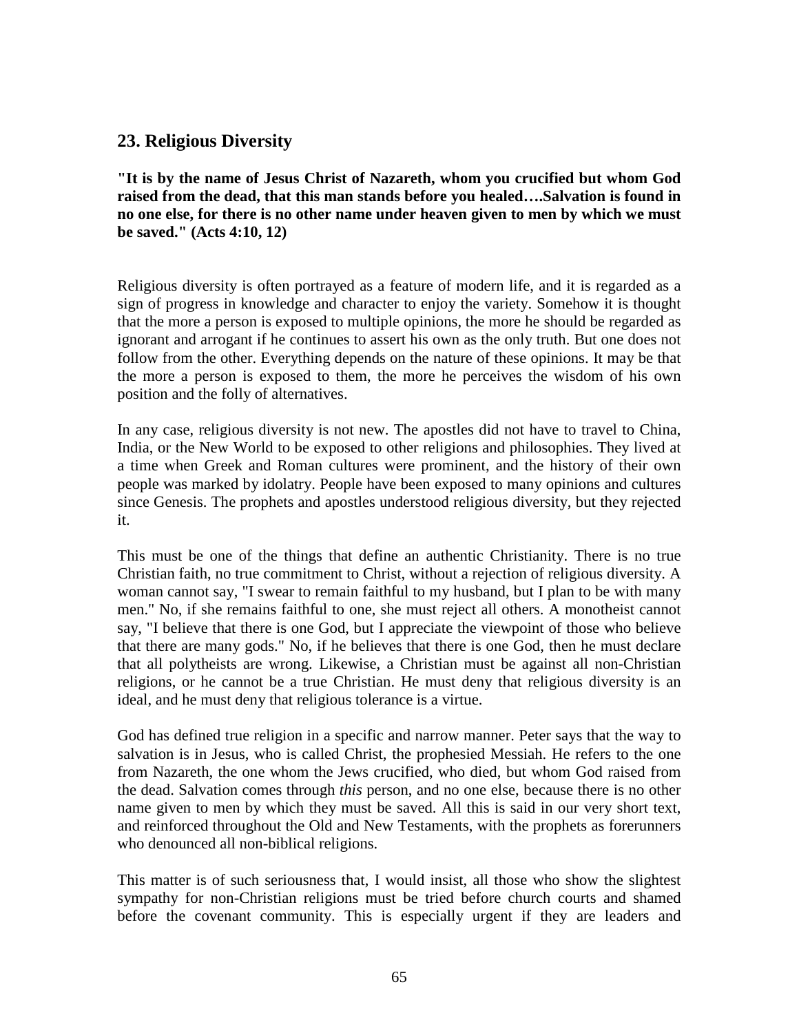## 23. Religious Diversity

**"It is by the name of Jesus Christ of Nazareth, whom you crucified but whom God raised from the dead, that this man stands before you healed….Salvation is found in no one else, for there is no other name under heaven given to men by which we must be saved." (Acts 4:10, 12)**

Religious diversity is often portrayed as a feature of modern life, and it is regarded as a sign of progress in knowledge and character to enjoy the variety. Somehow it is thought that the more a person is exposed to multiple opinions, the more he should be regarded as ignorant and arrogant if he continues to assert his own as the only truth. But one does not follow from the other. Everything depends on the nature of these opinions. It may be that the more a person is exposed to them, the more he perceives the wisdom of his own position and the folly of alternatives.

In any case, religious diversity is not new. The apostles did not have to travel to China, India, or the New World to be exposed to other religions and philosophies. They lived at a time when Greek and Roman cultures were prominent, and the history of their own people was marked by idolatry. People have been exposed to many opinions and cultures since Genesis. The prophets and apostles understood religious diversity, but they rejected it.

This must be one of the things that define an authentic Christianity. There is no true Christian faith, no true commitment to Christ, without a rejection of religious diversity. A woman cannot say, "I swear to remain faithful to my husband, but I plan to be with many men." No, if she remains faithful to one, she must reject all others. A monotheist cannot say, "I believe that there is one God, but I appreciate the viewpoint of those who believe that there are many gods." No, if he believes that there is one God, then he must declare that all polytheists are wrong. Likewise, a Christian must be against all non-Christian religions, or he cannot be a true Christian. He must deny that religious diversity is an ideal, and he must deny that religious tolerance is a virtue.

God has defined true religion in a specific and narrow manner. Peter says that the way to salvation is in Jesus, who is called Christ, the prophesied Messiah. He refers to the one from Nazareth, the one whom the Jews crucified, who died, but whom God raised from the dead. Salvation comes through *this* person, and no one else, because there is no other name given to men by which they must be saved. All this is said in our very short text, and reinforced throughout the Old and New Testaments, with the prophets as forerunners who denounced all non-biblical religions.

This matter is of such seriousness that, I would insist, all those who show the slightest sympathy for non-Christian religions must be tried before church courts and shamed before the covenant community. This is especially urgent if they are leaders and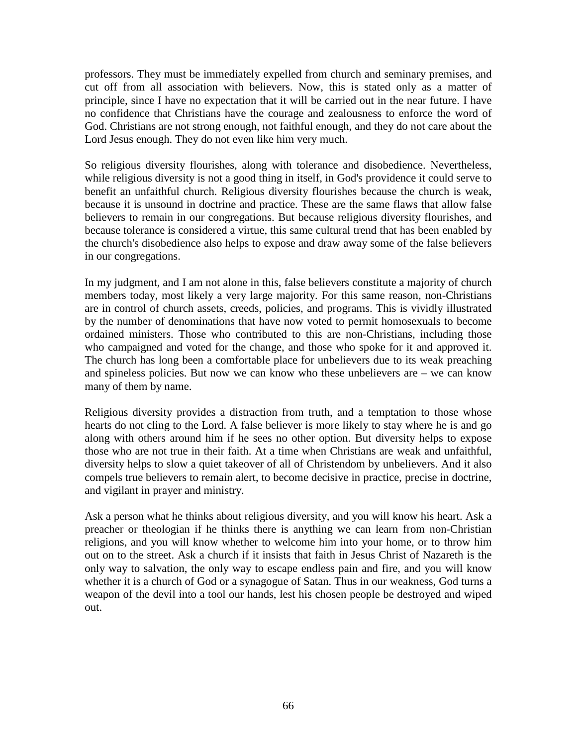professors. They must be immediately expelled from church and seminary premises, and cut off from all association with believers. Now, this is stated only as a matter of principle, since I have no expectation that it will be carried out in the near future. I have no confidence that Christians have the courage and zealousness to enforce the word of God. Christians are not strong enough, not faithful enough, and they do not care about the Lord Jesus enough. They do not even like him very much.

So religious diversity flourishes, along with tolerance and disobedience. Nevertheless, while religious diversity is not a good thing in itself, in God's providence it could serve to benefit an unfaithful church. Religious diversity flourishes because the church is weak, because it is unsound in doctrine and practice. These are the same flaws that allow false believers to remain in our congregations. But because religious diversity flourishes, and because tolerance is considered a virtue, this same cultural trend that has been enabled by the church's disobedience also helps to expose and draw away some of the false believers in our congregations.

In my judgment, and I am not alone in this, false believers constitute a majority of church members today, most likely a very large majority. For this same reason, non-Christians are in control of church assets, creeds, policies, and programs. This is vividly illustrated by the number of denominations that have now voted to permit homosexuals to become ordained ministers. Those who contributed to this are non-Christians, including those who campaigned and voted for the change, and those who spoke for it and approved it. The church has long been a comfortable place for unbelievers due to its weak preaching and spineless policies. But now we can know who these unbelievers are – we can know many of them by name.

Religious diversity provides a distraction from truth, and a temptation to those whose hearts do not cling to the Lord. A false believer is more likely to stay where he is and go along with others around him if he sees no other option. But diversity helps to expose those who are not true in their faith. At a time when Christians are weak and unfaithful, diversity helps to slow a quiet takeover of all of Christendom by unbelievers. And it also compels true believers to remain alert, to become decisive in practice, precise in doctrine, and vigilant in prayer and ministry.

Ask a person what he thinks about religious diversity, and you will know his heart. Ask a preacher or theologian if he thinks there is anything we can learn from non-Christian religions, and you will know whether to welcome him into your home, or to throw him out on to the street. Ask a church if it insists that faith in Jesus Christ of Nazareth is the only way to salvation, the only way to escape endless pain and fire, and you will know whether it is a church of God or a synagogue of Satan. Thus in our weakness, God turns a weapon of the devil into a tool our hands, lest his chosen people be destroyed and wiped out.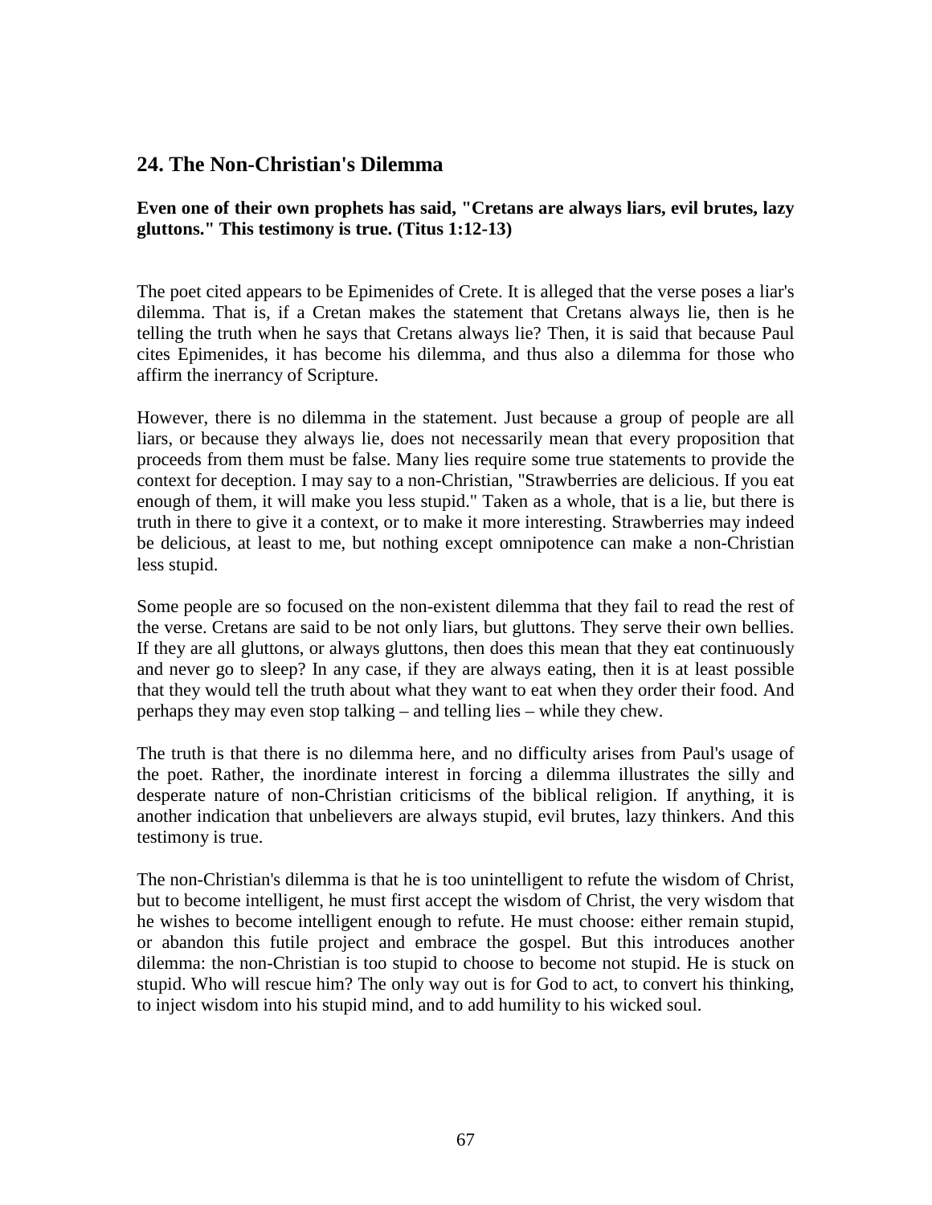## 24. The Non-Christian's Dilemma

**Even one of their own prophets has said, "Cretans are always liars, evil brutes, lazy gluttons." This testimony is true. (Titus 1:12-13)**

The poet cited appears to be Epimenides of Crete. It is alleged that the verse poses a liar's dilemma. That is, if a Cretan makes the statement that Cretans always lie, then is he telling the truth when he says that Cretans always lie? Then, it is said that because Paul cites Epimenides, it has become his dilemma, and thus also a dilemma for those who affirm the inerrancy of Scripture.

However, there is no dilemma in the statement. Just because a group of people are all liars, or because they always lie, does not necessarily mean that every proposition that proceeds from them must be false. Many lies require some true statements to provide the context for deception. I may say to a non-Christian, "Strawberries are delicious. If you eat enough of them, it will make you less stupid." Taken as a whole, that is a lie, but there is truth in there to give it a context, or to make it more interesting. Strawberries may indeed be delicious, at least to me, but nothing except omnipotence can make a non-Christian less stupid.

Some people are so focused on the non-existent dilemma that they fail to read the rest of the verse. Cretans are said to be not only liars, but gluttons. They serve their own bellies. If they are all gluttons, or always gluttons, then does this mean that they eat continuously and never go to sleep? In any case, if they are always eating, then it is at least possible that they would tell the truth about what they want to eat when they order their food. And perhaps they may even stop talking – and telling lies – while they chew.

The truth is that there is no dilemma here, and no difficulty arises from Paul's usage of the poet. Rather, the inordinate interest in forcing a dilemma illustrates the silly and desperate nature of non-Christian criticisms of the biblical religion. If anything, it is another indication that unbelievers are always stupid, evil brutes, lazy thinkers. And this testimony is true.

The non-Christian's dilemma is that he is too unintelligent to refute the wisdom of Christ, but to become intelligent, he must first accept the wisdom of Christ, the very wisdom that he wishes to become intelligent enough to refute. He must choose: either remain stupid, or abandon this futile project and embrace the gospel. But this introduces another dilemma: the non-Christian is too stupid to choose to become not stupid. He is stuck on stupid. Who will rescue him? The only way out is for God to act, to convert his thinking, to inject wisdom into his stupid mind, and to add humility to his wicked soul.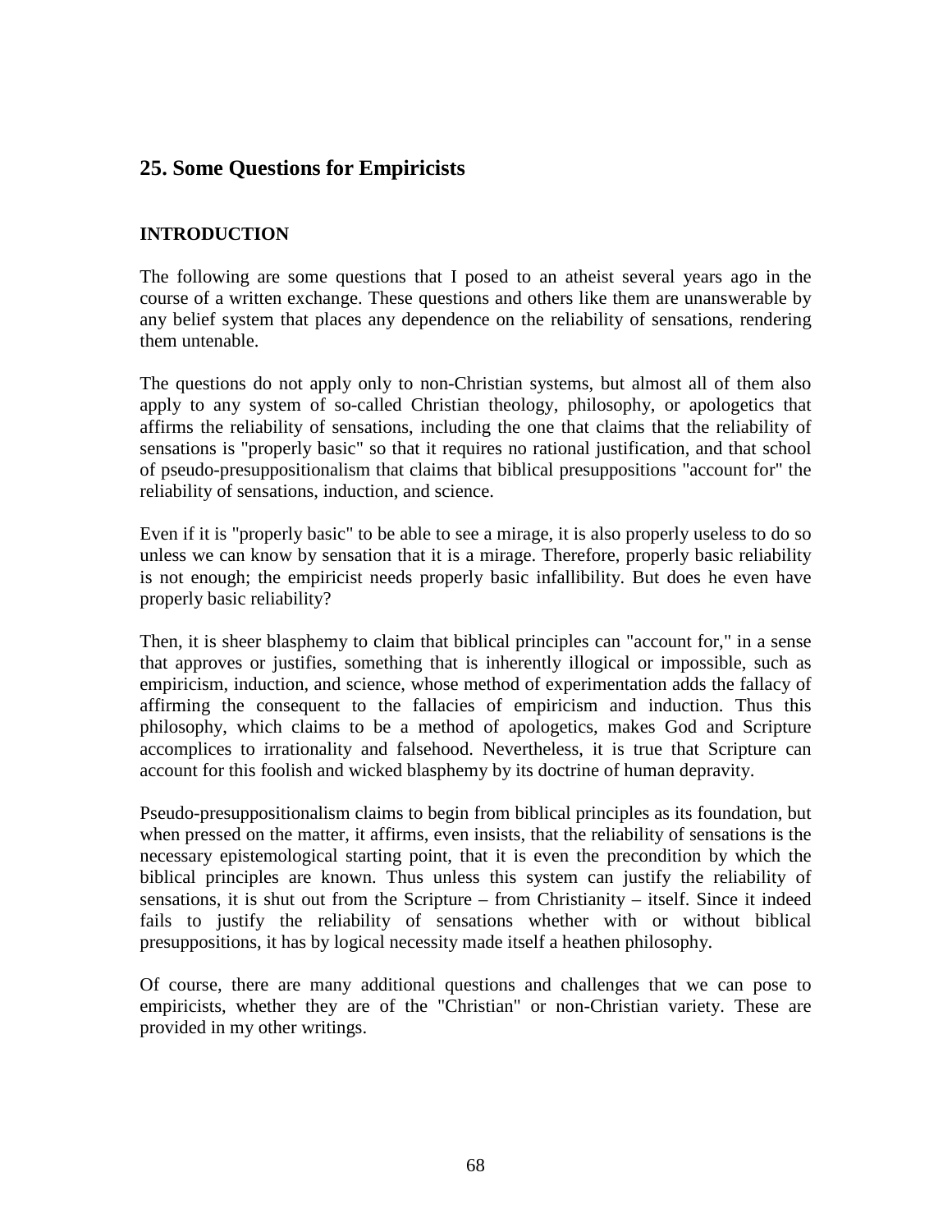## 25. Some Questions for Empiricists

### INTRODUCTION

The following are some questions that I posed to an atheist several years ago in the course of a written exchange. These questions and others like them are unanswerable by any belief system that places any dependence on the reliability of sensations, rendering them untenable.

The questions do not apply only to non-Christian systems, but almost all of them also apply to any system of so-called Christian theology, philosophy, or apologetics that affirms the reliability of sensations, including the one that claims that the reliability of sensations is "properly basic" so that it requires no rational justification, and that school of pseudo-presuppositionalism that claims that biblical presuppositions "account for" the reliability of sensations, induction, and science.

Even if it is "properly basic" to be able to see a mirage, it is also properly useless to do so unless we can know by sensation that it is a mirage. Therefore, properly basic reliability is not enough; the empiricist needs properly basic infallibility. But does he even have properly basic reliability?

Then, it is sheer blasphemy to claim that biblical principles can "account for," in a sense that approves or justifies, something that is inherently illogical or impossible, such as empiricism, induction, and science, whose method of experimentation adds the fallacy of affirming the consequent to the fallacies of empiricism and induction. Thus this philosophy, which claims to be a method of apologetics, makes God and Scripture accomplices to irrationality and falsehood. Nevertheless, it is true that Scripture can account for this foolish and wicked blasphemy by its doctrine of human depravity.

Pseudo-presuppositionalism claims to begin from biblical principles as its foundation, but when pressed on the matter, it affirms, even insists, that the reliability of sensations is the necessary epistemological starting point, that it is even the precondition by which the biblical principles are known. Thus unless this system can justify the reliability of sensations, it is shut out from the Scripture – from Christianity – itself. Since it indeed fails to justify the reliability of sensations whether with or without biblical presuppositions, it has by logical necessity made itself a heathen philosophy.

Of course, there are many additional questions and challenges that we can pose to empiricists, whether they are of the "Christian" or non-Christian variety. These are provided in my other writings.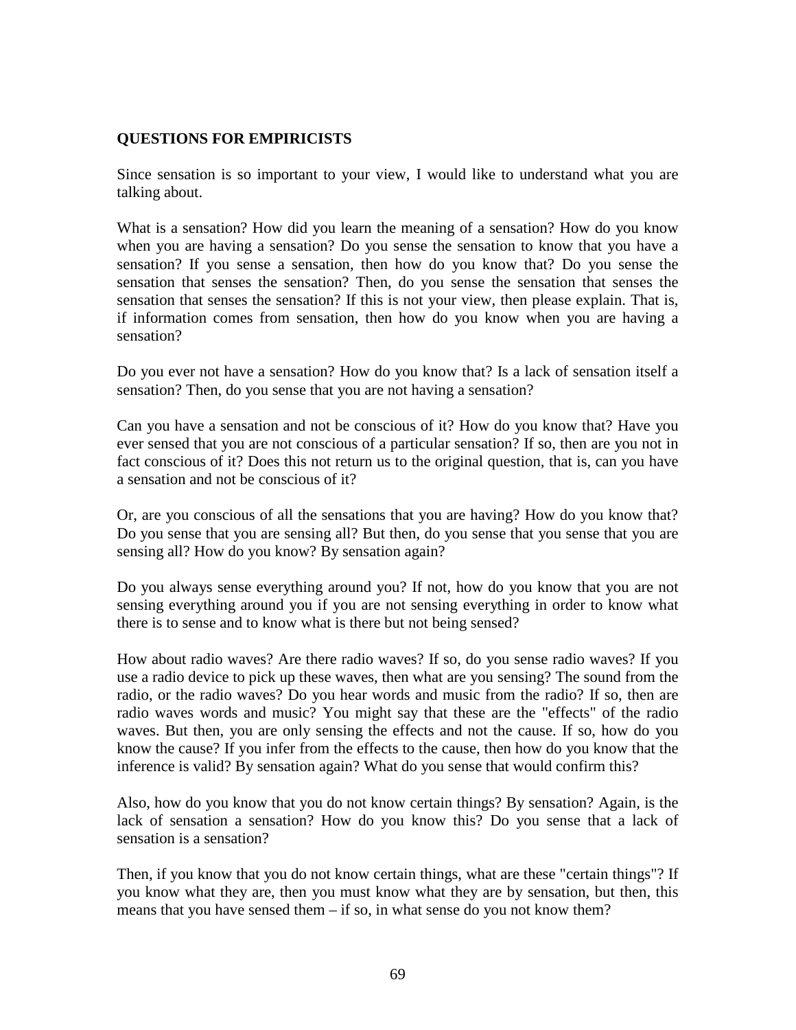**QUESTIONS FOR EMPIRICISTS**

Since sensation is so important to your view, I would like to understand what you are talking about.

What is a sensation? How did you learn the meaning of a sensation? How do you know when you are having a sensation? Do you sense the sensation to know that you have a sensation? If you sense a sensation, then how do you know that? Do you sense the sensation that senses the sensation? Then, do you sense the sensation that senses the sensation that senses the sensation? If this is not your view, then please explain. That is, if information comes from sensation, then how do you know when you are having a sensation?

Do you ever not have a sensation? How do you know that? Is a lack of sensation itself a sensation? Then, do you sense that you are not having a sensation?

Can you have a sensation and not be conscious of it? How do you know that? Have you ever sensed that you are not conscious of a particular sensation? If so, then are you not in fact conscious of it? Does this not return us to the original question, that is, can you have a sensation and not be conscious of it?

Or, are you conscious of all the sensations that you are having? How do you know that? Do you sense that you are sensing all? But then, do you sense that you sense that you are sensing all? How do you know? By sensation again?

Do you always sense everything around you? If not, how do you know that you are not sensing everything around you if you are not sensing everything in order to know what there is to sense and to know what is there but not being sensed?

How about radio waves? Are there radio waves? If so, do you sense radio waves? If you use a radio device to pick up these waves, then what are you sensing? The sound from the radio, or the radio waves? Do you hear words and music from the radio? If so, then are radio waves words and music? You might say that these are the "effects" of the radio waves. But then, you are only sensing the effects and not the cause. If so, how do you know the cause? If you infer from the effects to the cause, then how do you know that the inference is valid? By sensation again? What do you sense that would confirm this?

Also, how do you know that you do not know certain things? By sensation? Again, is the lack of sensation a sensation? How do you know this? Do you sense that a lack of sensation is a sensation?

Then, if you know that you do not know certain things, what are these "certain things"? If you know what they are, then you must know what they are by sensation, but then, this means that you have sensed them – if so, in what sense do you not know them?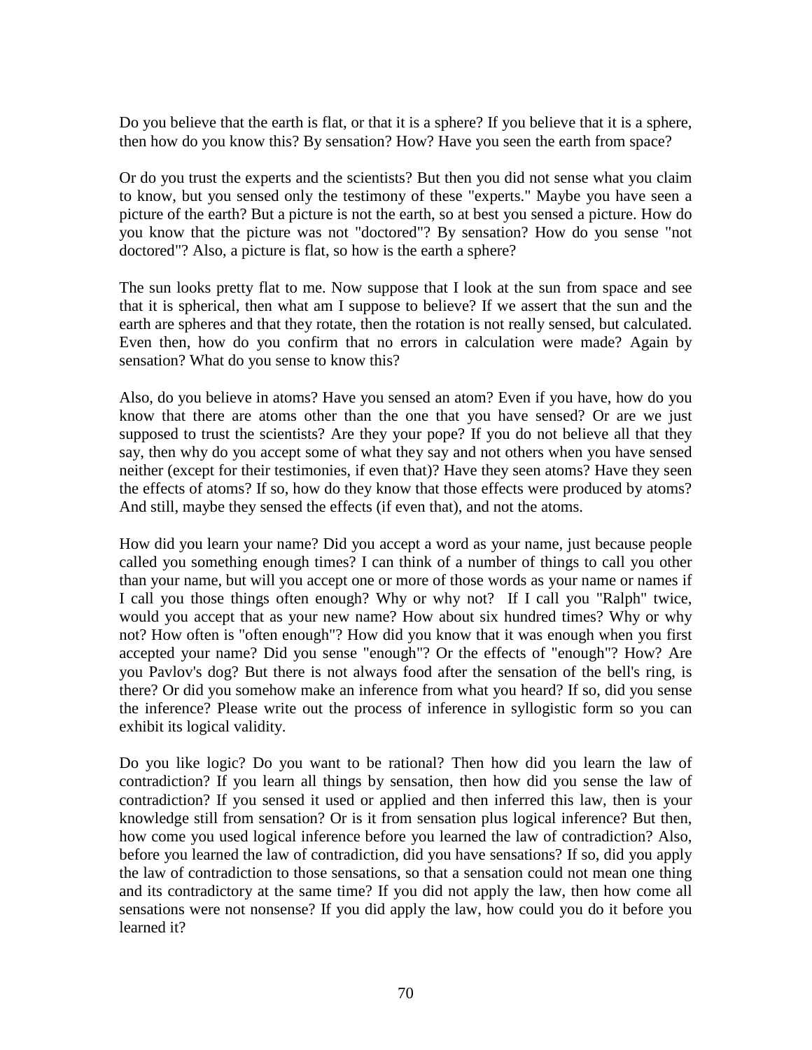Do you believe that the earth is flat, or that it is a sphere? If you believe that it is a sphere, then how do you know this? By sensation? How? Have you seen the earth from space?

Or do you trust the experts and the scientists? But then you did not sense what you claim to know, but you sensed only the testimony of these "experts." Maybe you have seen a picture of the earth? But a picture is not the earth, so at best you sensed a picture. How do you know that the picture was not "doctored"? By sensation? How do you sense "not doctored"? Also, a picture is flat, so how is the earth a sphere?

The sun looks pretty flat to me. Now suppose that I look at the sun from space and see that it is spherical, then what am I suppose to believe? If we assert that the sun and the earth are spheres and that they rotate, then the rotation is not really sensed, but calculated. Even then, how do you confirm that no errors in calculation were made? Again by sensation? What do you sense to know this?

Also, do you believe in atoms? Have you sensed an atom? Even if you have, how do you know that there are atoms other than the one that you have sensed? Or are we just supposed to trust the scientists? Are they your pope? If you do not believe all that they say, then why do you accept some of what they say and not others when you have sensed neither (except for their testimonies, if even that)? Have they seen atoms? Have they seen the effects of atoms? If so, how do they know that those effects were produced by atoms? And still, maybe they sensed the effects (if even that), and not the atoms.

How did you learn your name? Did you accept a word as your name, just because people called you something enough times? I can think of a number of things to call you other than your name, but will you accept one or more of those words as your name or names if I call you those things often enough? Why or why not? If I call you "Ralph" twice, would you accept that as your new name? How about six hundred times? Why or why not? How often is "often enough"? How did you know that it was enough when you first accepted your name? Did you sense "enough"? Or the effects of "enough"? How? Are you Pavlov's dog? But there is not always food after the sensation of the bell's ring, is there? Or did you somehow make an inference from what you heard? If so, did you sense the inference? Please write out the process of inference in syllogistic form so you can exhibit its logical validity.

Do you like logic? Do you want to be rational? Then how did you learn the law of contradiction? If you learn all things by sensation, then how did you sense the law of contradiction? If you sensed it used or applied and then inferred this law, then is your knowledge still from sensation? Or is it from sensation plus logical inference? But then, how come you used logical inference before you learned the law of contradiction? Also, before you learned the law of contradiction, did you have sensations? If so, did you apply the law of contradiction to those sensations, so that a sensation could not mean one thing and its contradictory at the same time? If you did not apply the law, then how come all sensations were not nonsense? If you did apply the law, how could you do it before you learned it?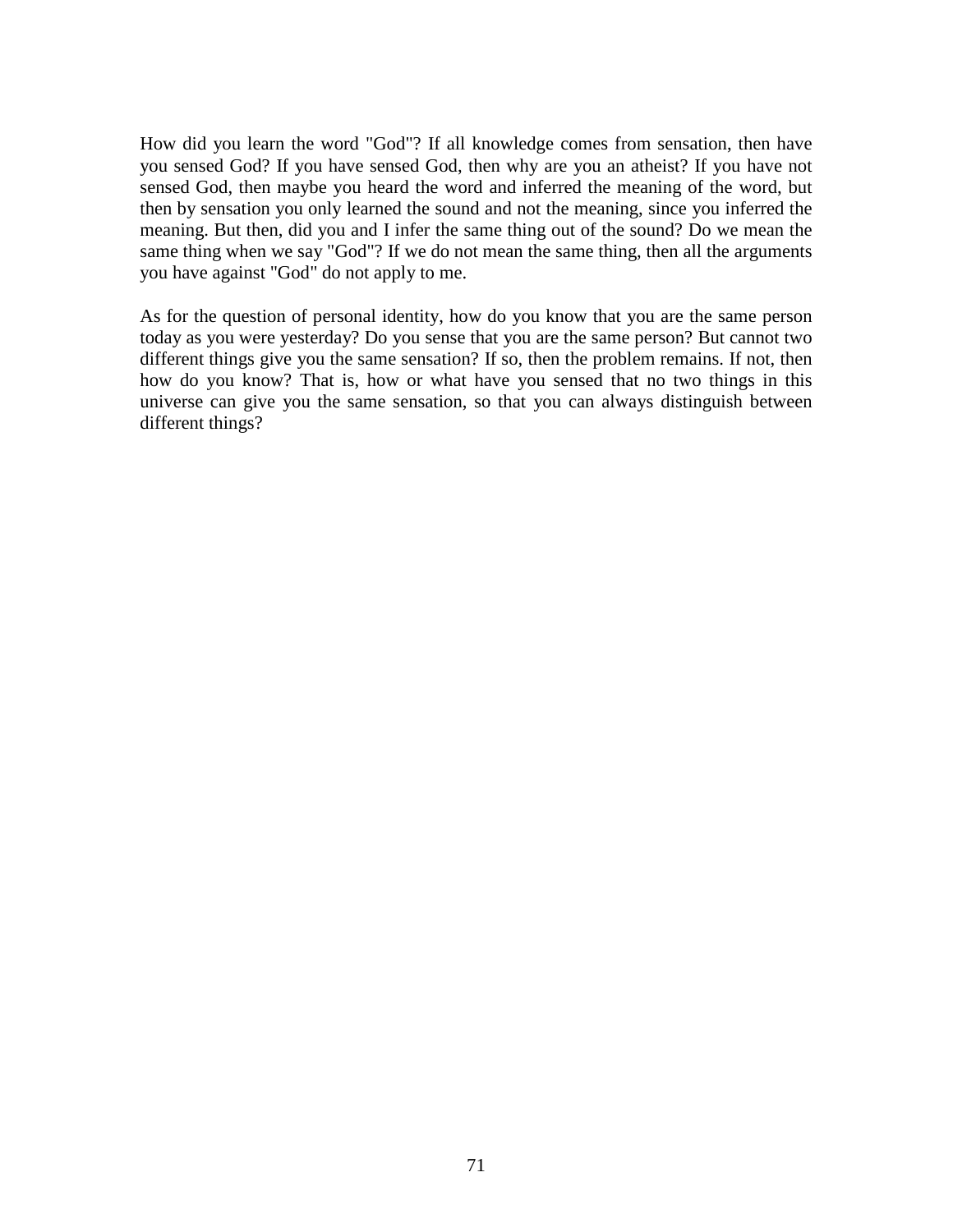How did you learn the word "God"? If all knowledge comes from sensation, then have you sensed God? If you have sensed God, then why are you an atheist? If you have not sensed God, then maybe you heard the word and inferred the meaning of the word, but then by sensation you only learned the sound and not the meaning, since you inferred the meaning. But then, did you and I infer the same thing out of the sound? Do we mean the same thing when we say "God"? If we do not mean the same thing, then all the arguments you have against "God" do not apply to me.

As for the question of personal identity, how do you know that you are the same person today as you were yesterday? Do you sense that you are the same person? But cannot two different things give you the same sensation? If so, then the problem remains. If not, then how do you know? That is, how or what have you sensed that no two things in this universe can give you the same sensation, so that you can always distinguish between different things?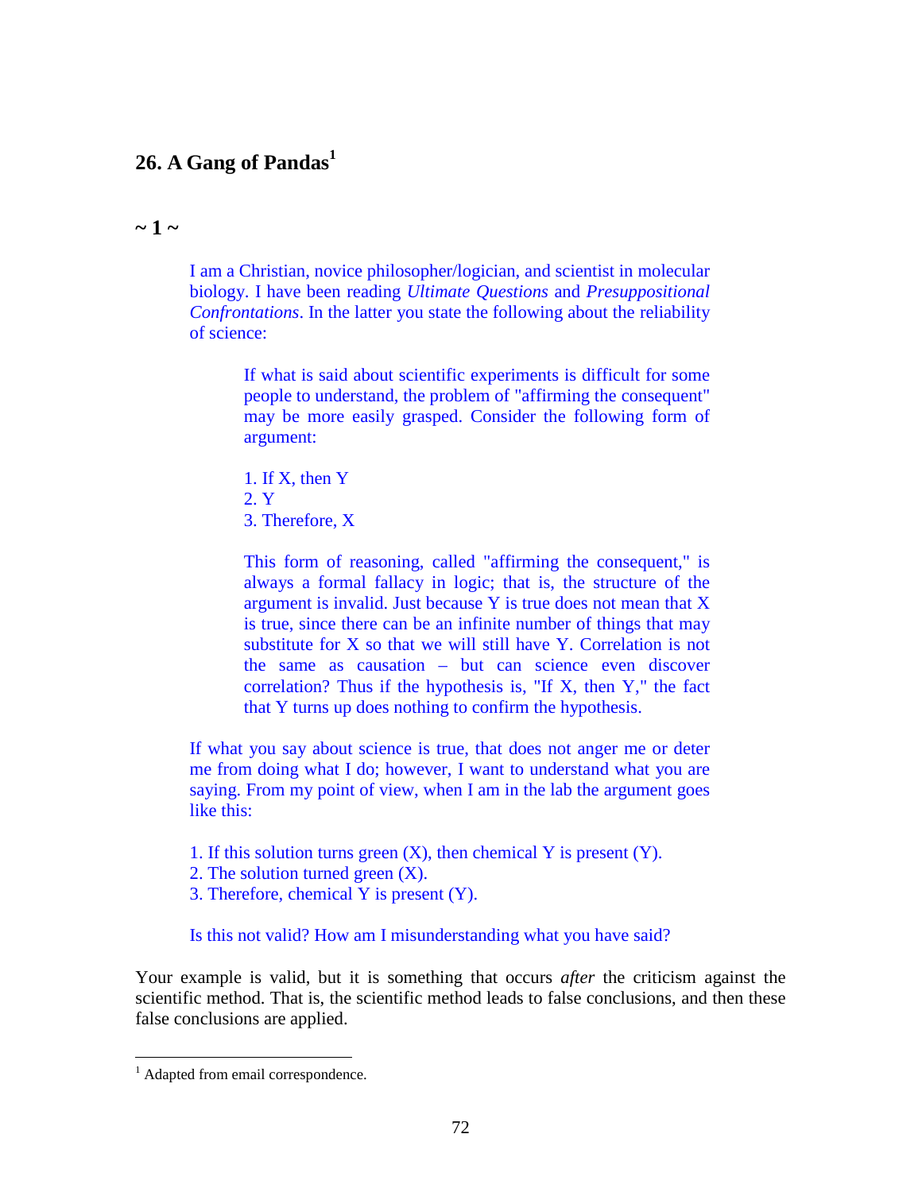## 26. A Gang of Pandas[1]

### ~ 1 ~

> I am a Christian, novice philosopher/logician, and scientist in molecular biology. I have been reading *Ultimate Questions* and *Presuppositional Confrontations*. In the latter you state the following about the reliability of science:
>
> > If what is said about scientific experiments is difficult for some people to understand, the problem of "affirming the consequent" may be more easily grasped. Consider the following form of argument:
> >
> > 1. If X, then Y
> > 2. Y
> > 3. Therefore, X
> >
> > This form of reasoning, called "affirming the consequent," is always a formal fallacy in logic; that is, the structure of the argument is invalid. Just because Y is true does not mean that X is true, since there can be an infinite number of things that may substitute for X so that we will still have Y. Correlation is not the same as causation – but can science even discover correlation? Thus if the hypothesis is, "If X, then Y," the fact that Y turns up does nothing to confirm the hypothesis.
>
> If what you say about science is true, that does not anger me or deter me from doing what I do; however, I want to understand what you are saying. From my point of view, when I am in the lab the argument goes like this:
>
> 1. If this solution turns green (X), then chemical Y is present (Y).
> 2. The solution turned green (X).
> 3. Therefore, chemical Y is present (Y).
>
> Is this not valid? How am I misunderstanding what you have said?

Your example is valid, but it is something that occurs *after* the criticism against the scientific method. That is, the scientific method leads to false conclusions, and then these false conclusions are applied.

---

[1] Adapted from email correspondence.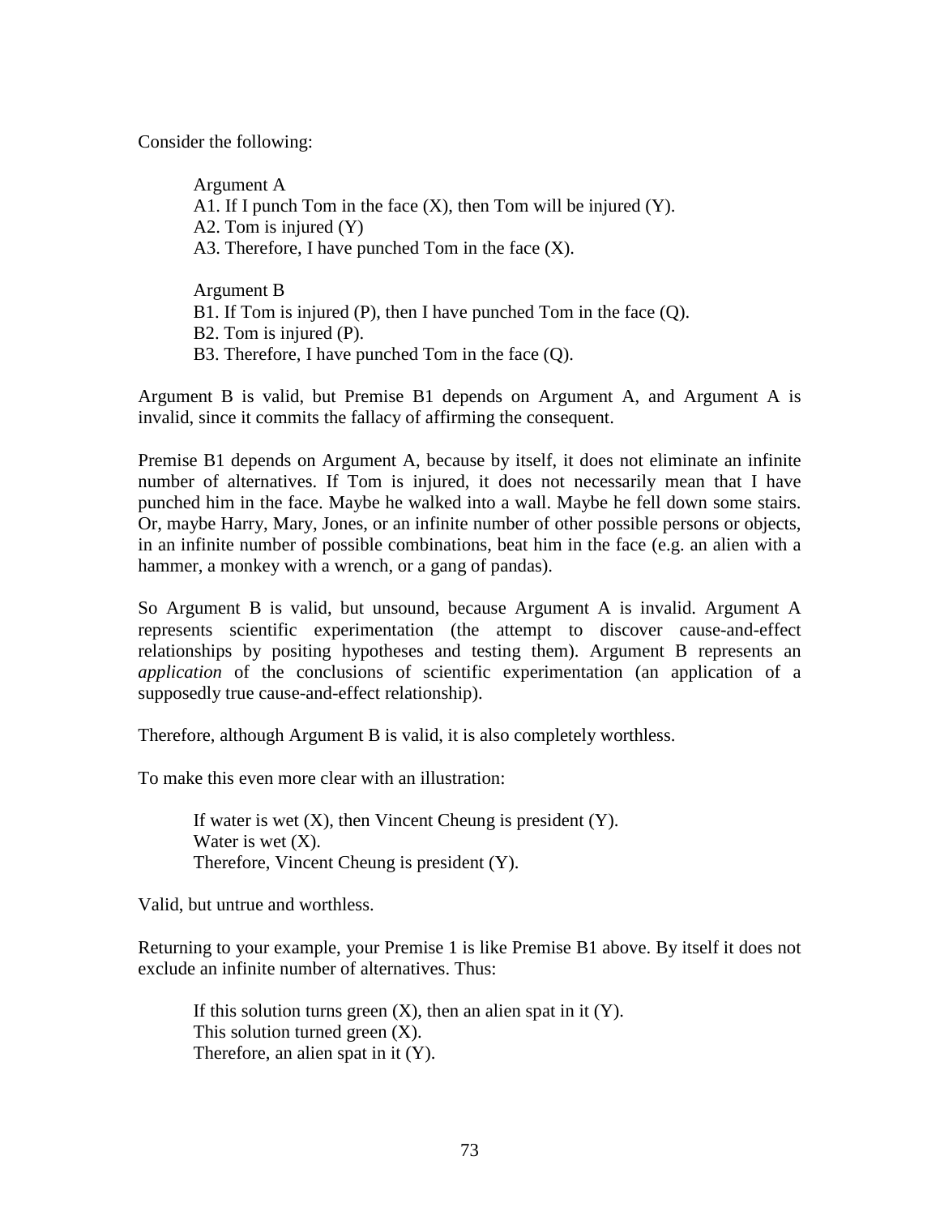Consider the following:

> Argument A
> A1. If I punch Tom in the face (X), then Tom will be injured (Y).
> A2. Tom is injured (Y)
> A3. Therefore, I have punched Tom in the face (X).
>
> Argument B
> B1. If Tom is injured (P), then I have punched Tom in the face (Q).
> B2. Tom is injured (P).
> B3. Therefore, I have punched Tom in the face (Q).

Argument B is valid, but Premise B1 depends on Argument A, and Argument A is invalid, since it commits the fallacy of affirming the consequent.

Premise B1 depends on Argument A, because by itself, it does not eliminate an infinite number of alternatives. If Tom is injured, it does not necessarily mean that I have punched him in the face. Maybe he walked into a wall. Maybe he fell down some stairs. Or, maybe Harry, Mary, Jones, or an infinite number of other possible persons or objects, in an infinite number of possible combinations, beat him in the face (e.g. an alien with a hammer, a monkey with a wrench, or a gang of pandas).

So Argument B is valid, but unsound, because Argument A is invalid. Argument A represents scientific experimentation (the attempt to discover cause-and-effect relationships by positing hypotheses and testing them). Argument B represents an *application* of the conclusions of scientific experimentation (an application of a supposedly true cause-and-effect relationship).

Therefore, although Argument B is valid, it is also completely worthless.

To make this even more clear with an illustration:

> If water is wet (X), then Vincent Cheung is president (Y).
> Water is wet (X).
> Therefore, Vincent Cheung is president (Y).

Valid, but untrue and worthless.

Returning to your example, your Premise 1 is like Premise B1 above. By itself it does not exclude an infinite number of alternatives. Thus:

> If this solution turns green (X), then an alien spat in it (Y).
> This solution turned green (X).
> Therefore, an alien spat in it (Y).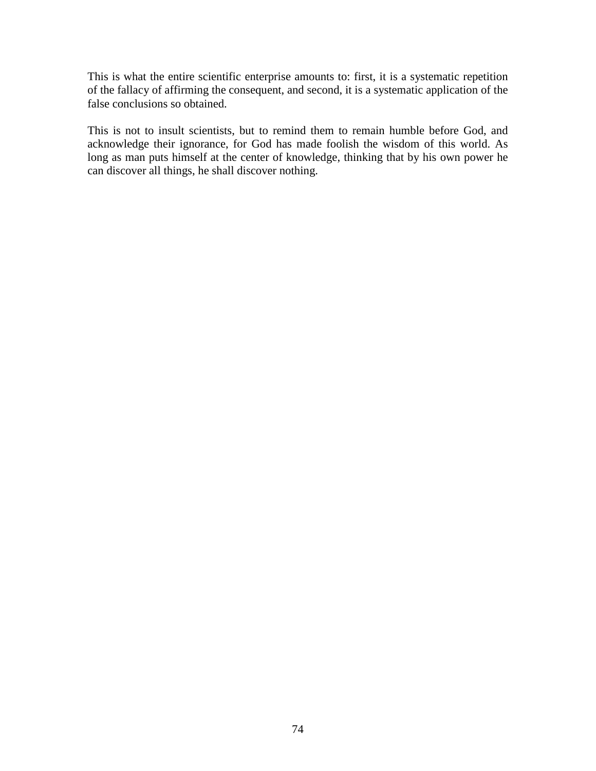This is what the entire scientific enterprise amounts to: first, it is a systematic repetition of the fallacy of affirming the consequent, and second, it is a systematic application of the false conclusions so obtained.

This is not to insult scientists, but to remind them to remain humble before God, and acknowledge their ignorance, for God has made foolish the wisdom of this world. As long as man puts himself at the center of knowledge, thinking that by his own power he can discover all things, he shall discover nothing.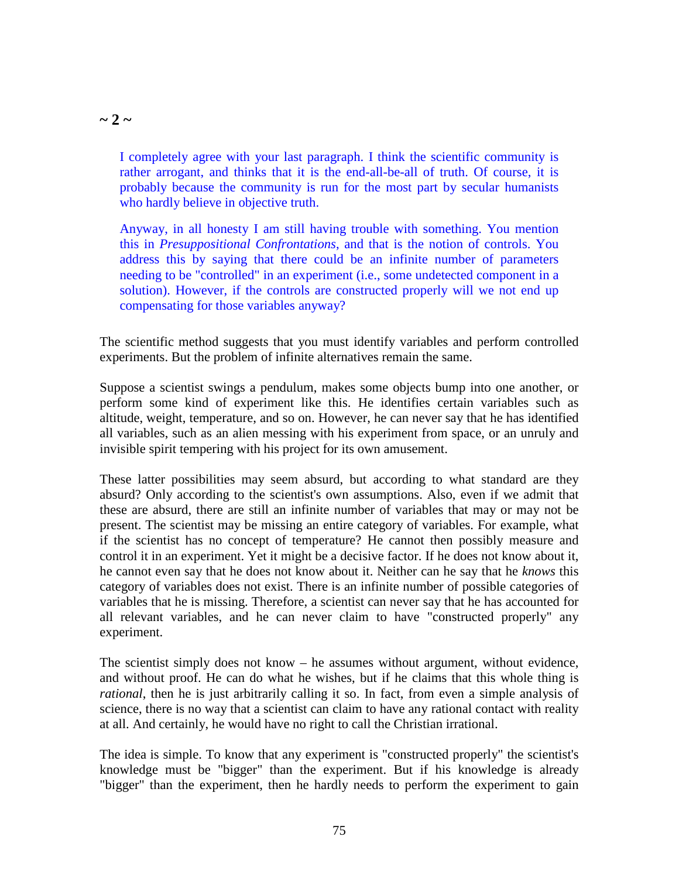**~ 2 ~**

> I completely agree with your last paragraph. I think the scientific community is rather arrogant, and thinks that it is the end-all-be-all of truth. Of course, it is probably because the community is run for the most part by secular humanists who hardly believe in objective truth.
>
> Anyway, in all honesty I am still having trouble with something. You mention this in *Presuppositional Confrontations*, and that is the notion of controls. You address this by saying that there could be an infinite number of parameters needing to be "controlled" in an experiment (i.e., some undetected component in a solution). However, if the controls are constructed properly will we not end up compensating for those variables anyway?

The scientific method suggests that you must identify variables and perform controlled experiments. But the problem of infinite alternatives remain the same.

Suppose a scientist swings a pendulum, makes some objects bump into one another, or perform some kind of experiment like this. He identifies certain variables such as altitude, weight, temperature, and so on. However, he can never say that he has identified all variables, such as an alien messing with his experiment from space, or an unruly and invisible spirit tempering with his project for its own amusement.

These latter possibilities may seem absurd, but according to what standard are they absurd? Only according to the scientist's own assumptions. Also, even if we admit that these are absurd, there are still an infinite number of variables that may or may not be present. The scientist may be missing an entire category of variables. For example, what if the scientist has no concept of temperature? He cannot then possibly measure and control it in an experiment. Yet it might be a decisive factor. If he does not know about it, he cannot even say that he does not know about it. Neither can he say that he *knows* this category of variables does not exist. There is an infinite number of possible categories of variables that he is missing. Therefore, a scientist can never say that he has accounted for all relevant variables, and he can never claim to have "constructed properly" any experiment.

The scientist simply does not know – he assumes without argument, without evidence, and without proof. He can do what he wishes, but if he claims that this whole thing is *rational*, then he is just arbitrarily calling it so. In fact, from even a simple analysis of science, there is no way that a scientist can claim to have any rational contact with reality at all. And certainly, he would have no right to call the Christian irrational.

The idea is simple. To know that any experiment is "constructed properly" the scientist's knowledge must be "bigger" than the experiment. But if his knowledge is already "bigger" than the experiment, then he hardly needs to perform the experiment to gain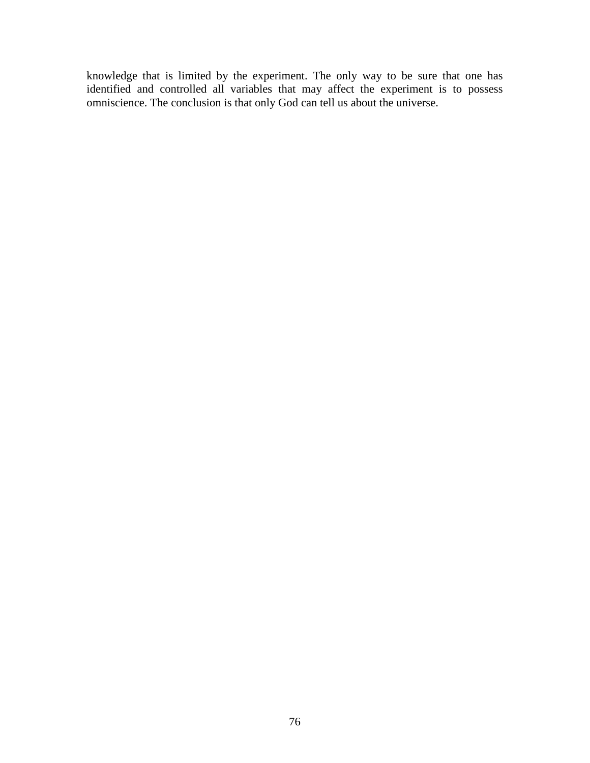knowledge that is limited by the experiment. The only way to be sure that one has identified and controlled all variables that may affect the experiment is to possess omniscience. The conclusion is that only God can tell us about the universe.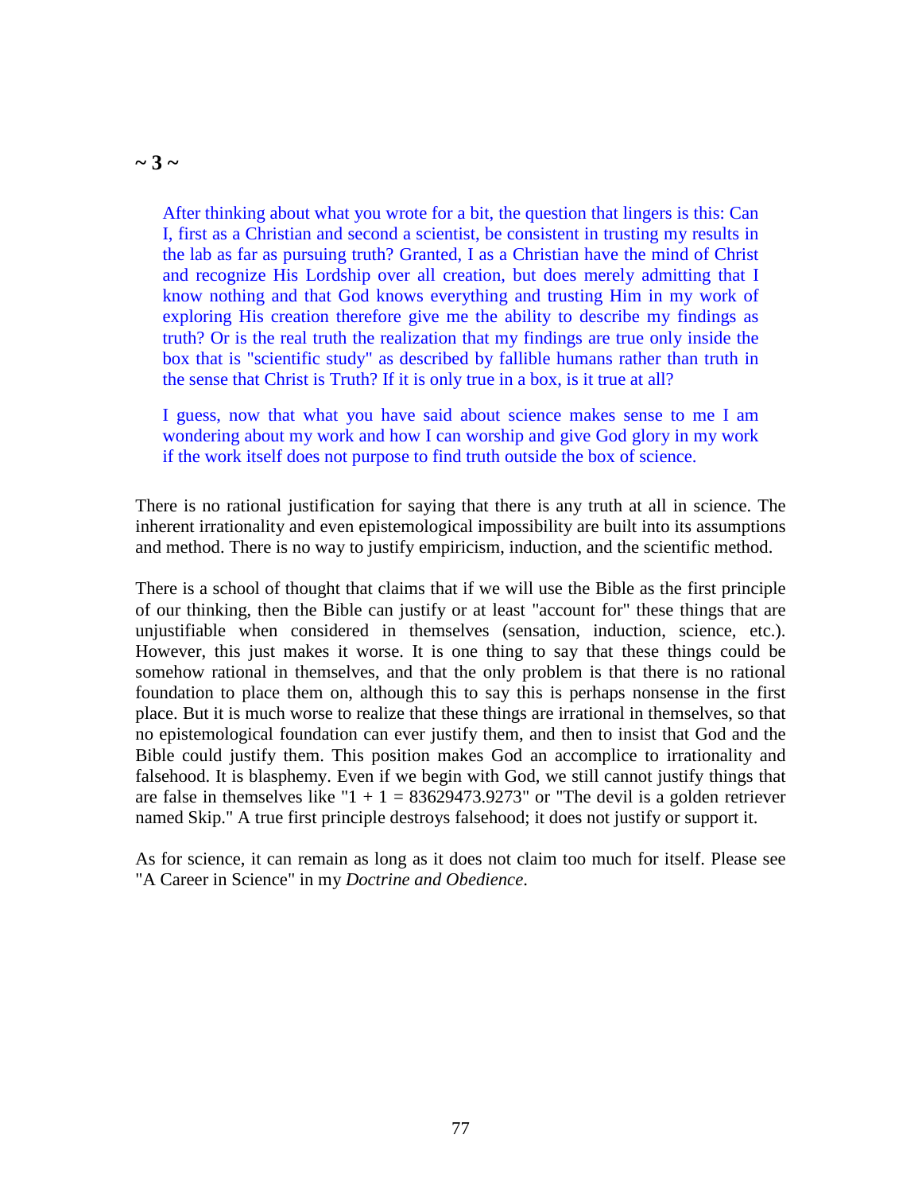**~ 3 ~**

> After thinking about what you wrote for a bit, the question that lingers is this: Can I, first as a Christian and second a scientist, be consistent in trusting my results in the lab as far as pursuing truth? Granted, I as a Christian have the mind of Christ and recognize His Lordship over all creation, but does merely admitting that I know nothing and that God knows everything and trusting Him in my work of exploring His creation therefore give me the ability to describe my findings as truth? Or is the real truth the realization that my findings are true only inside the box that is "scientific study" as described by fallible humans rather than truth in the sense that Christ is Truth? If it is only true in a box, is it true at all?
>
> I guess, now that what you have said about science makes sense to me I am wondering about my work and how I can worship and give God glory in my work if the work itself does not purpose to find truth outside the box of science.

There is no rational justification for saying that there is any truth at all in science. The inherent irrationality and even epistemological impossibility are built into its assumptions and method. There is no way to justify empiricism, induction, and the scientific method.

There is a school of thought that claims that if we will use the Bible as the first principle of our thinking, then the Bible can justify or at least "account for" these things that are unjustifiable when considered in themselves (sensation, induction, science, etc.). However, this just makes it worse. It is one thing to say that these things could be somehow rational in themselves, and that the only problem is that there is no rational foundation to place them on, although this to say this is perhaps nonsense in the first place. But it is much worse to realize that these things are irrational in themselves, so that no epistemological foundation can ever justify them, and then to insist that God and the Bible could justify them. This position makes God an accomplice to irrationality and falsehood. It is blasphemy. Even if we begin with God, we still cannot justify things that are false in themselves like "1 + 1 = 83629473.9273" or "The devil is a golden retriever named Skip." A true first principle destroys falsehood; it does not justify or support it.

As for science, it can remain as long as it does not claim too much for itself. Please see "A Career in Science" in my *Doctrine and Obedience*.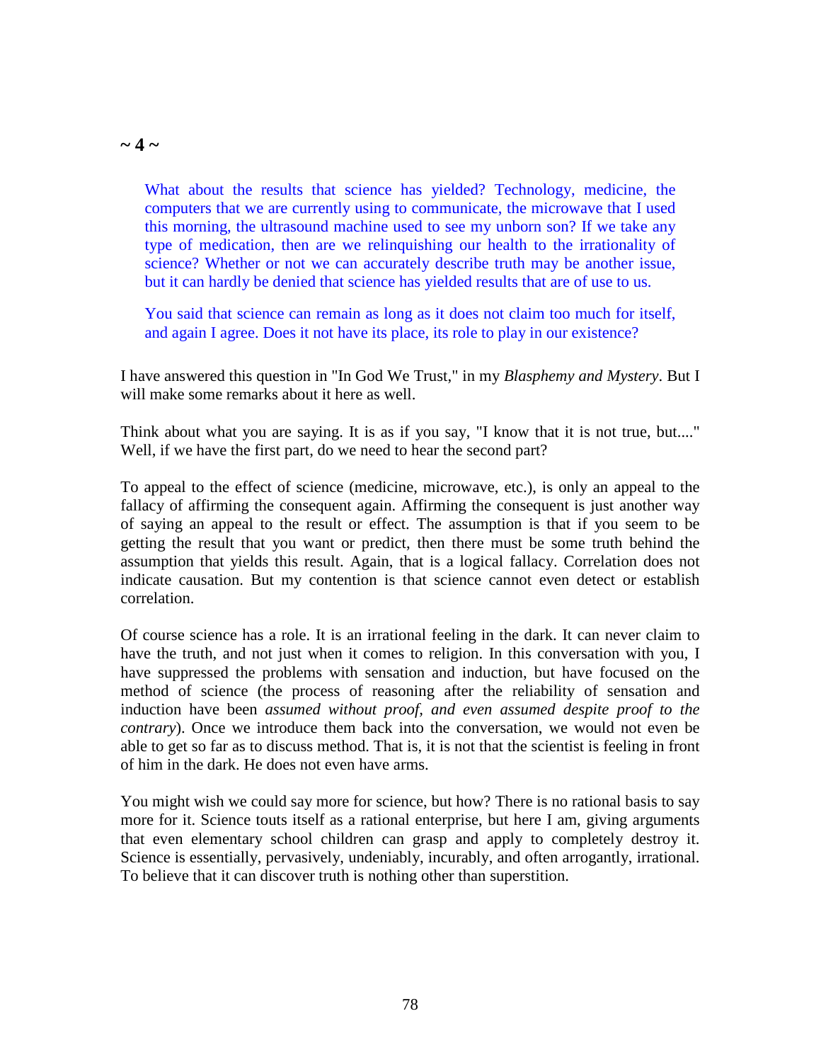## ~ 4 ~

> What about the results that science has yielded? Technology, medicine, the computers that we are currently using to communicate, the microwave that I used this morning, the ultrasound machine used to see my unborn son? If we take any type of medication, then are we relinquishing our health to the irrationality of science? Whether or not we can accurately describe truth may be another issue, but it can hardly be denied that science has yielded results that are of use to us.
>
> You said that science can remain as long as it does not claim too much for itself, and again I agree. Does it not have its place, its role to play in our existence?

I have answered this question in "In God We Trust," in my *Blasphemy and Mystery*. But I will make some remarks about it here as well.

Think about what you are saying. It is as if you say, "I know that it is not true, but...." Well, if we have the first part, do we need to hear the second part?

To appeal to the effect of science (medicine, microwave, etc.), is only an appeal to the fallacy of affirming the consequent again. Affirming the consequent is just another way of saying an appeal to the result or effect. The assumption is that if you seem to be getting the result that you want or predict, then there must be some truth behind the assumption that yields this result. Again, that is a logical fallacy. Correlation does not indicate causation. But my contention is that science cannot even detect or establish correlation.

Of course science has a role. It is an irrational feeling in the dark. It can never claim to have the truth, and not just when it comes to religion. In this conversation with you, I have suppressed the problems with sensation and induction, but have focused on the method of science (the process of reasoning after the reliability of sensation and induction have been *assumed without proof, and even assumed despite proof to the contrary*). Once we introduce them back into the conversation, we would not even be able to get so far as to discuss method. That is, it is not that the scientist is feeling in front of him in the dark. He does not even have arms.

You might wish we could say more for science, but how? There is no rational basis to say more for it. Science touts itself as a rational enterprise, but here I am, giving arguments that even elementary school children can grasp and apply to completely destroy it. Science is essentially, pervasively, undeniably, incurably, and often arrogantly, irrational. To believe that it can discover truth is nothing other than superstition.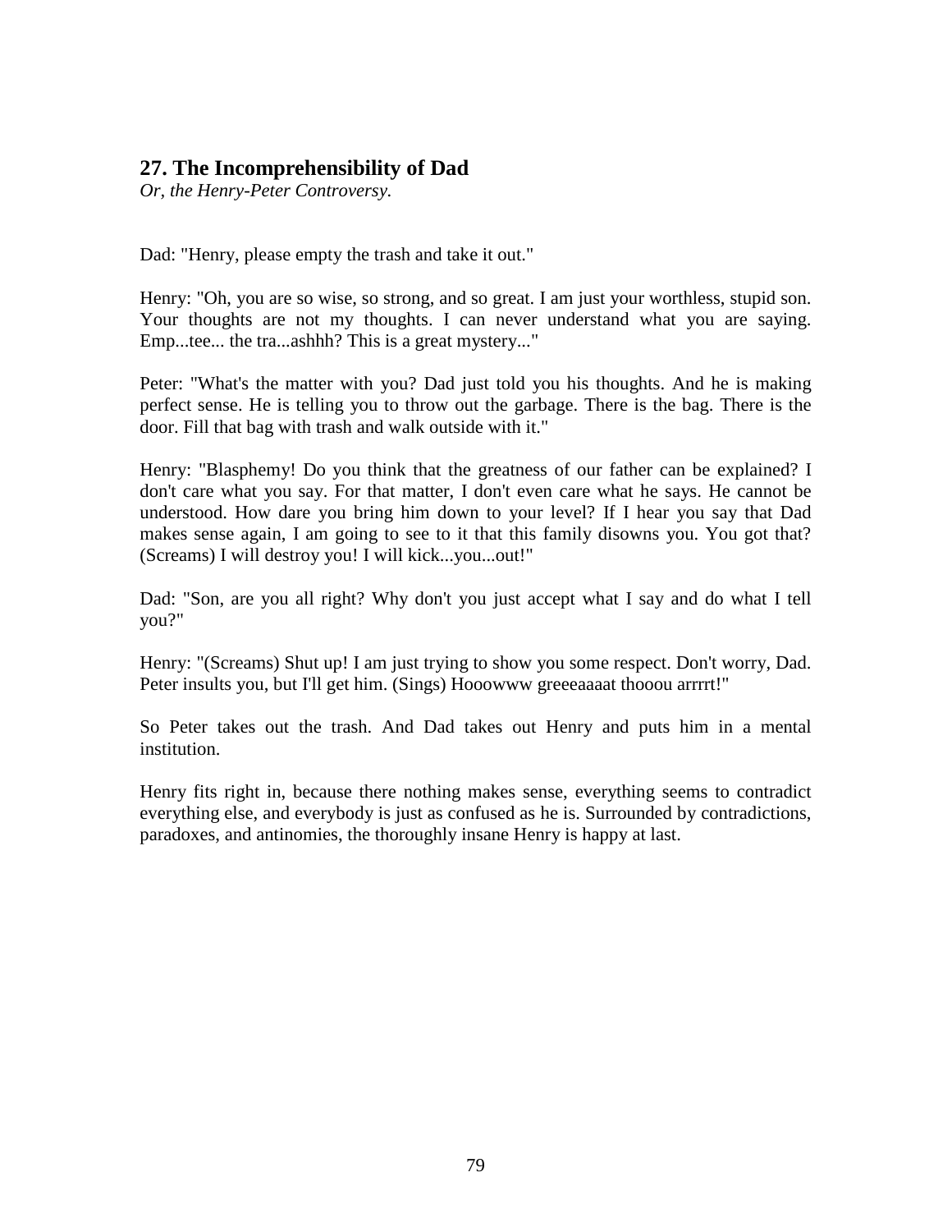## 27. The Incomprehensibility of Dad

*Or, the Henry-Peter Controversy.*

Dad: "Henry, please empty the trash and take it out."

Henry: "Oh, you are so wise, so strong, and so great. I am just your worthless, stupid son. Your thoughts are not my thoughts. I can never understand what you are saying. Emp...tee... the tra...ashhh? This is a great mystery..."

Peter: "What's the matter with you? Dad just told you his thoughts. And he is making perfect sense. He is telling you to throw out the garbage. There is the bag. There is the door. Fill that bag with trash and walk outside with it."

Henry: "Blasphemy! Do you think that the greatness of our father can be explained? I don't care what you say. For that matter, I don't even care what he says. He cannot be understood. How dare you bring him down to your level? If I hear you say that Dad makes sense again, I am going to see to it that this family disowns you. You got that? (Screams) I will destroy you! I will kick...you...out!"

Dad: "Son, are you all right? Why don't you just accept what I say and do what I tell you?"

Henry: "(Screams) Shut up! I am just trying to show you some respect. Don't worry, Dad. Peter insults you, but I'll get him. (Sings) Hooowww greeeaaaat thooou arrrrt!"

So Peter takes out the trash. And Dad takes out Henry and puts him in a mental institution.

Henry fits right in, because there nothing makes sense, everything seems to contradict everything else, and everybody is just as confused as he is. Surrounded by contradictions, paradoxes, and antinomies, the thoroughly insane Henry is happy at last.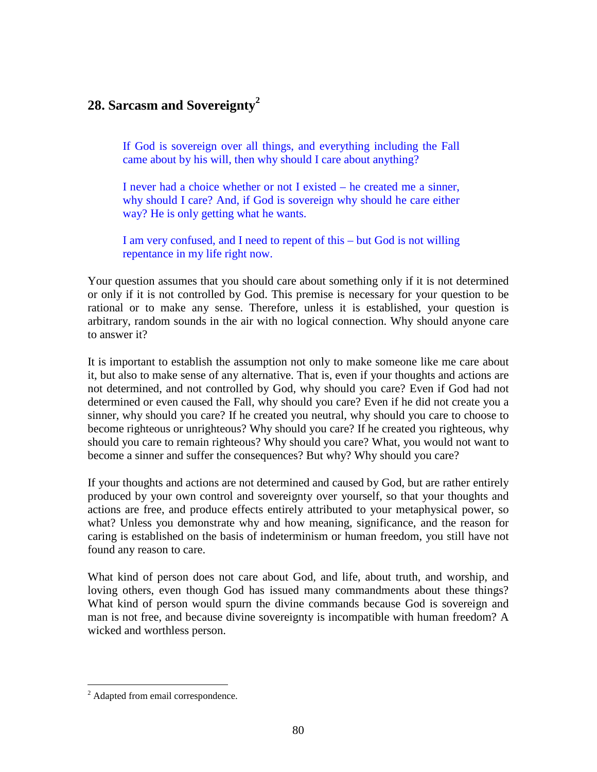## 28. Sarcasm and Sovereignty[2]

> If God is sovereign over all things, and everything including the Fall came about by his will, then why should I care about anything?
>
> I never had a choice whether or not I existed – he created me a sinner, why should I care? And, if God is sovereign why should he care either way? He is only getting what he wants.
>
> I am very confused, and I need to repent of this – but God is not willing repentance in my life right now.

Your question assumes that you should care about something only if it is not determined or only if it is not controlled by God. This premise is necessary for your question to be rational or to make any sense. Therefore, unless it is established, your question is arbitrary, random sounds in the air with no logical connection. Why should anyone care to answer it?

It is important to establish the assumption not only to make someone like me care about it, but also to make sense of any alternative. That is, even if your thoughts and actions are not determined, and not controlled by God, why should you care? Even if God had not determined or even caused the Fall, why should you care? Even if he did not create you a sinner, why should you care? If he created you neutral, why should you care to choose to become righteous or unrighteous? Why should you care? If he created you righteous, why should you care to remain righteous? Why should you care? What, you would not want to become a sinner and suffer the consequences? But why? Why should you care?

If your thoughts and actions are not determined and caused by God, but are rather entirely produced by your own control and sovereignty over yourself, so that your thoughts and actions are free, and produce effects entirely attributed to your metaphysical power, so what? Unless you demonstrate why and how meaning, significance, and the reason for caring is established on the basis of indeterminism or human freedom, you still have not found any reason to care.

What kind of person does not care about God, and life, about truth, and worship, and loving others, even though God has issued many commandments about these things? What kind of person would spurn the divine commands because God is sovereign and man is not free, and because divine sovereignty is incompatible with human freedom? A wicked and worthless person.

---

[2] Adapted from email correspondence.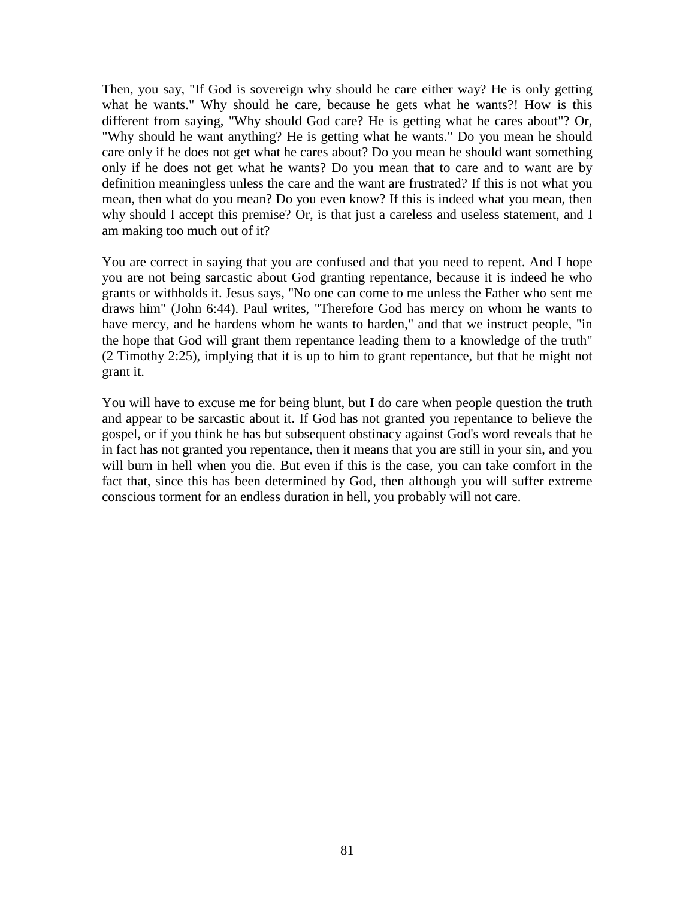Then, you say, "If God is sovereign why should he care either way? He is only getting what he wants." Why should he care, because he gets what he wants?! How is this different from saying, "Why should God care? He is getting what he cares about"? Or, "Why should he want anything? He is getting what he wants." Do you mean he should care only if he does not get what he cares about? Do you mean he should want something only if he does not get what he wants? Do you mean that to care and to want are by definition meaningless unless the care and the want are frustrated? If this is not what you mean, then what do you mean? Do you even know? If this is indeed what you mean, then why should I accept this premise? Or, is that just a careless and useless statement, and I am making too much out of it?

You are correct in saying that you are confused and that you need to repent. And I hope you are not being sarcastic about God granting repentance, because it is indeed he who grants or withholds it. Jesus says, "No one can come to me unless the Father who sent me draws him" (John 6:44). Paul writes, "Therefore God has mercy on whom he wants to have mercy, and he hardens whom he wants to harden," and that we instruct people, "in the hope that God will grant them repentance leading them to a knowledge of the truth" (2 Timothy 2:25), implying that it is up to him to grant repentance, but that he might not grant it.

You will have to excuse me for being blunt, but I do care when people question the truth and appear to be sarcastic about it. If God has not granted you repentance to believe the gospel, or if you think he has but subsequent obstinacy against God's word reveals that he in fact has not granted you repentance, then it means that you are still in your sin, and you will burn in hell when you die. But even if this is the case, you can take comfort in the fact that, since this has been determined by God, then although you will suffer extreme conscious torment for an endless duration in hell, you probably will not care.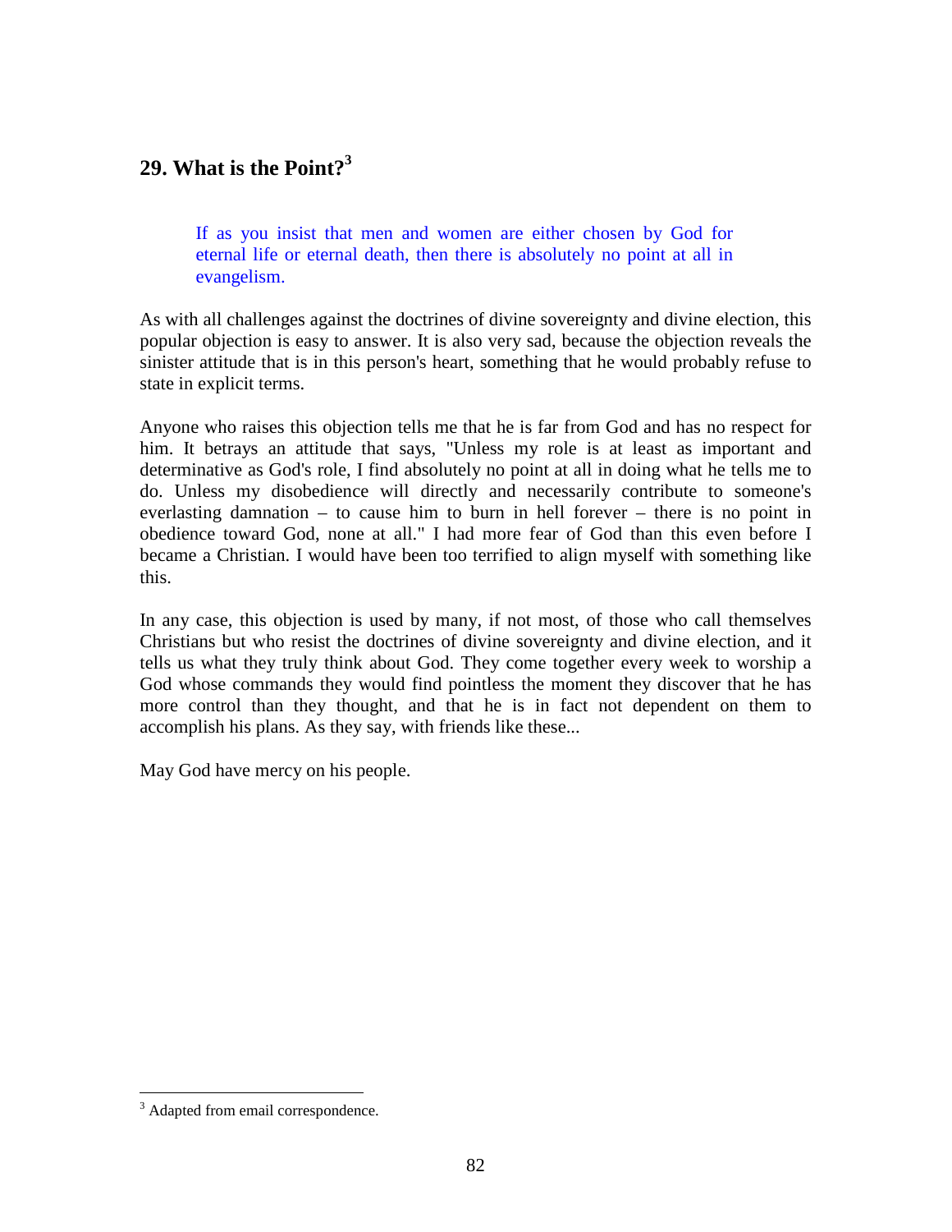## 29. What is the Point?[3]

> If as you insist that men and women are either chosen by God for eternal life or eternal death, then there is absolutely no point at all in evangelism.

As with all challenges against the doctrines of divine sovereignty and divine election, this popular objection is easy to answer. It is also very sad, because the objection reveals the sinister attitude that is in this person's heart, something that he would probably refuse to state in explicit terms.

Anyone who raises this objection tells me that he is far from God and has no respect for him. It betrays an attitude that says, "Unless my role is at least as important and determinative as God's role, I find absolutely no point at all in doing what he tells me to do. Unless my disobedience will directly and necessarily contribute to someone's everlasting damnation – to cause him to burn in hell forever – there is no point in obedience toward God, none at all." I had more fear of God than this even before I became a Christian. I would have been too terrified to align myself with something like this.

In any case, this objection is used by many, if not most, of those who call themselves Christians but who resist the doctrines of divine sovereignty and divine election, and it tells us what they truly think about God. They come together every week to worship a God whose commands they would find pointless the moment they discover that he has more control than they thought, and that he is in fact not dependent on them to accomplish his plans. As they say, with friends like these...

May God have mercy on his people.

---

[3] Adapted from email correspondence.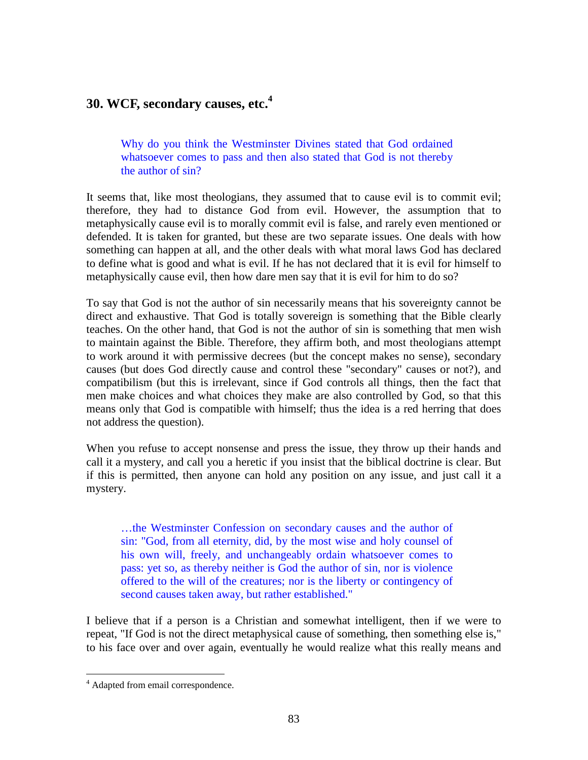## 30. WCF, secondary causes, etc.[4]

> Why do you think the Westminster Divines stated that God ordained whatsoever comes to pass and then also stated that God is not thereby the author of sin?

It seems that, like most theologians, they assumed that to cause evil is to commit evil; therefore, they had to distance God from evil. However, the assumption that to metaphysically cause evil is to morally commit evil is false, and rarely even mentioned or defended. It is taken for granted, but these are two separate issues. One deals with how something can happen at all, and the other deals with what moral laws God has declared to define what is good and what is evil. If he has not declared that it is evil for himself to metaphysically cause evil, then how dare men say that it is evil for him to do so?

To say that God is not the author of sin necessarily means that his sovereignty cannot be direct and exhaustive. That God is totally sovereign is something that the Bible clearly teaches. On the other hand, that God is not the author of sin is something that men wish to maintain against the Bible. Therefore, they affirm both, and most theologians attempt to work around it with permissive decrees (but the concept makes no sense), secondary causes (but does God directly cause and control these "secondary" causes or not?), and compatibilism (but this is irrelevant, since if God controls all things, then the fact that men make choices and what choices they make are also controlled by God, so that this means only that God is compatible with himself; thus the idea is a red herring that does not address the question).

When you refuse to accept nonsense and press the issue, they throw up their hands and call it a mystery, and call you a heretic if you insist that the biblical doctrine is clear. But if this is permitted, then anyone can hold any position on any issue, and just call it a mystery.

> …the Westminster Confession on secondary causes and the author of sin: "God, from all eternity, did, by the most wise and holy counsel of his own will, freely, and unchangeably ordain whatsoever comes to pass: yet so, as thereby neither is God the author of sin, nor is violence offered to the will of the creatures; nor is the liberty or contingency of second causes taken away, but rather established."

I believe that if a person is a Christian and somewhat intelligent, then if we were to repeat, "If God is not the direct metaphysical cause of something, then something else is," to his face over and over again, eventually he would realize what this really means and

[4] Adapted from email correspondence.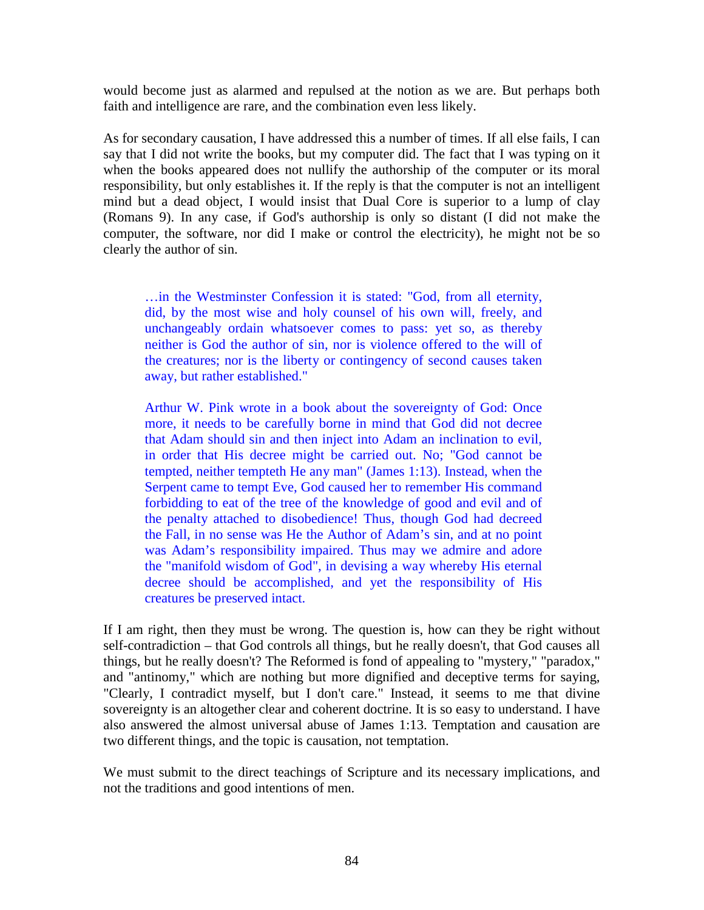would become just as alarmed and repulsed at the notion as we are. But perhaps both faith and intelligence are rare, and the combination even less likely.

As for secondary causation, I have addressed this a number of times. If all else fails, I can say that I did not write the books, but my computer did. The fact that I was typing on it when the books appeared does not nullify the authorship of the computer or its moral responsibility, but only establishes it. If the reply is that the computer is not an intelligent mind but a dead object, I would insist that Dual Core is superior to a lump of clay (Romans 9). In any case, if God's authorship is only so distant (I did not make the computer, the software, nor did I make or control the electricity), he might not be so clearly the author of sin.

> …in the Westminster Confession it is stated: "God, from all eternity, did, by the most wise and holy counsel of his own will, freely, and unchangeably ordain whatsoever comes to pass: yet so, as thereby neither is God the author of sin, nor is violence offered to the will of the creatures; nor is the liberty or contingency of second causes taken away, but rather established."
>
> Arthur W. Pink wrote in a book about the sovereignty of God: Once more, it needs to be carefully borne in mind that God did not decree that Adam should sin and then inject into Adam an inclination to evil, in order that His decree might be carried out. No; "God cannot be tempted, neither tempteth He any man" (James 1:13). Instead, when the Serpent came to tempt Eve, God caused her to remember His command forbidding to eat of the tree of the knowledge of good and evil and of the penalty attached to disobedience! Thus, though God had decreed the Fall, in no sense was He the Author of Adam's sin, and at no point was Adam's responsibility impaired. Thus may we admire and adore the "manifold wisdom of God", in devising a way whereby His eternal decree should be accomplished, and yet the responsibility of His creatures be preserved intact.

If I am right, then they must be wrong. The question is, how can they be right without self-contradiction – that God controls all things, but he really doesn't, that God causes all things, but he really doesn't? The Reformed is fond of appealing to "mystery," "paradox," and "antinomy," which are nothing but more dignified and deceptive terms for saying, "Clearly, I contradict myself, but I don't care." Instead, it seems to me that divine sovereignty is an altogether clear and coherent doctrine. It is so easy to understand. I have also answered the almost universal abuse of James 1:13. Temptation and causation are two different things, and the topic is causation, not temptation.

We must submit to the direct teachings of Scripture and its necessary implications, and not the traditions and good intentions of men.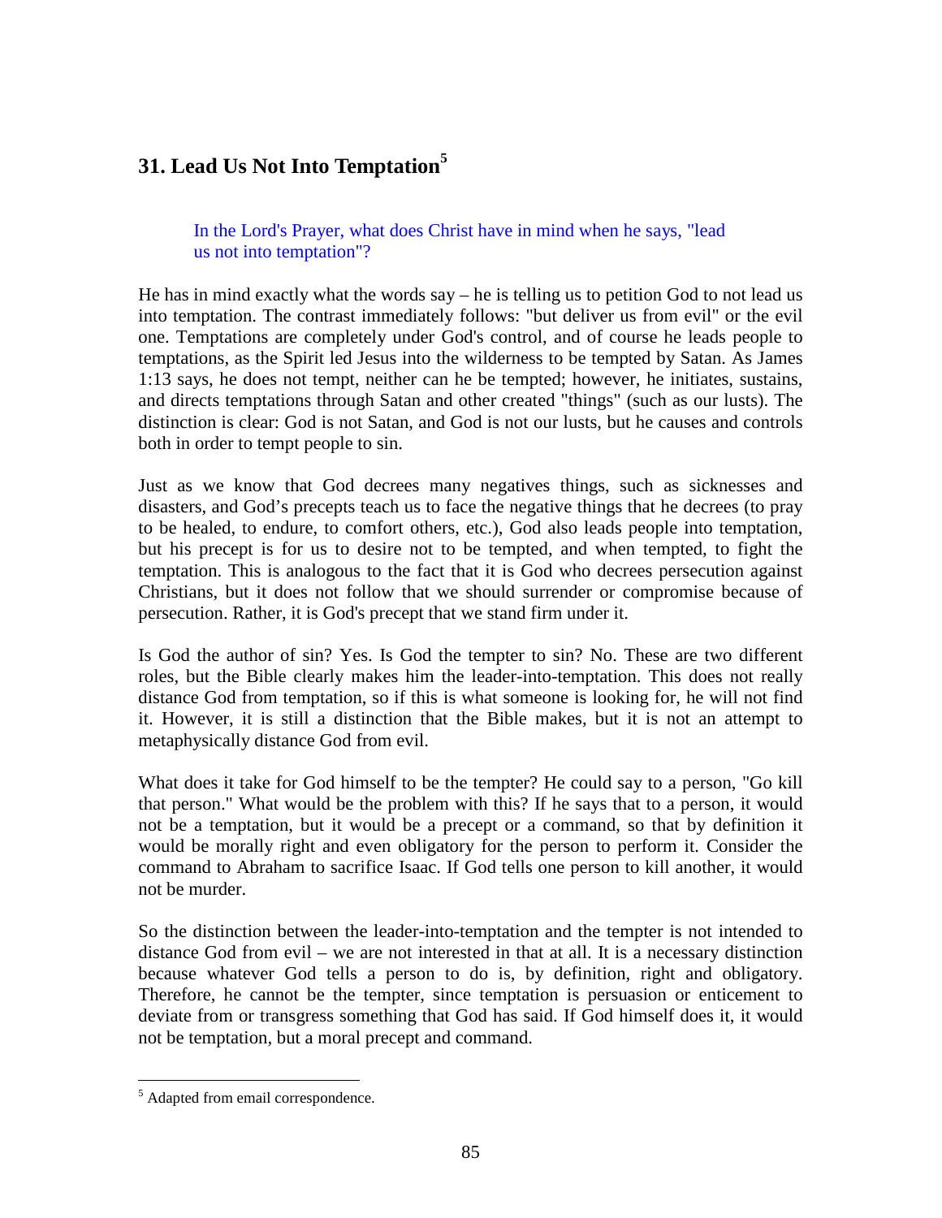## 31. Lead Us Not Into Temptation[5]

> In the Lord's Prayer, what does Christ have in mind when he says, "lead us not into temptation"?

He has in mind exactly what the words say – he is telling us to petition God to not lead us into temptation. The contrast immediately follows: "but deliver us from evil" or the evil one. Temptations are completely under God's control, and of course he leads people to temptations, as the Spirit led Jesus into the wilderness to be tempted by Satan. As James 1:13 says, he does not tempt, neither can he be tempted; however, he initiates, sustains, and directs temptations through Satan and other created "things" (such as our lusts). The distinction is clear: God is not Satan, and God is not our lusts, but he causes and controls both in order to tempt people to sin.

Just as we know that God decrees many negatives things, such as sicknesses and disasters, and God's precepts teach us to face the negative things that he decrees (to pray to be healed, to endure, to comfort others, etc.), God also leads people into temptation, but his precept is for us to desire not to be tempted, and when tempted, to fight the temptation. This is analogous to the fact that it is God who decrees persecution against Christians, but it does not follow that we should surrender or compromise because of persecution. Rather, it is God's precept that we stand firm under it.

Is God the author of sin? Yes. Is God the tempter to sin? No. These are two different roles, but the Bible clearly makes him the leader-into-temptation. This does not really distance God from temptation, so if this is what someone is looking for, he will not find it. However, it is still a distinction that the Bible makes, but it is not an attempt to metaphysically distance God from evil.

What does it take for God himself to be the tempter? He could say to a person, "Go kill that person." What would be the problem with this? If he says that to a person, it would not be a temptation, but it would be a precept or a command, so that by definition it would be morally right and even obligatory for the person to perform it. Consider the command to Abraham to sacrifice Isaac. If God tells one person to kill another, it would not be murder.

So the distinction between the leader-into-temptation and the tempter is not intended to distance God from evil – we are not interested in that at all. It is a necessary distinction because whatever God tells a person to do is, by definition, right and obligatory. Therefore, he cannot be the tempter, since temptation is persuasion or enticement to deviate from or transgress something that God has said. If God himself does it, it would not be temptation, but a moral precept and command.

---

[5] Adapted from email correspondence.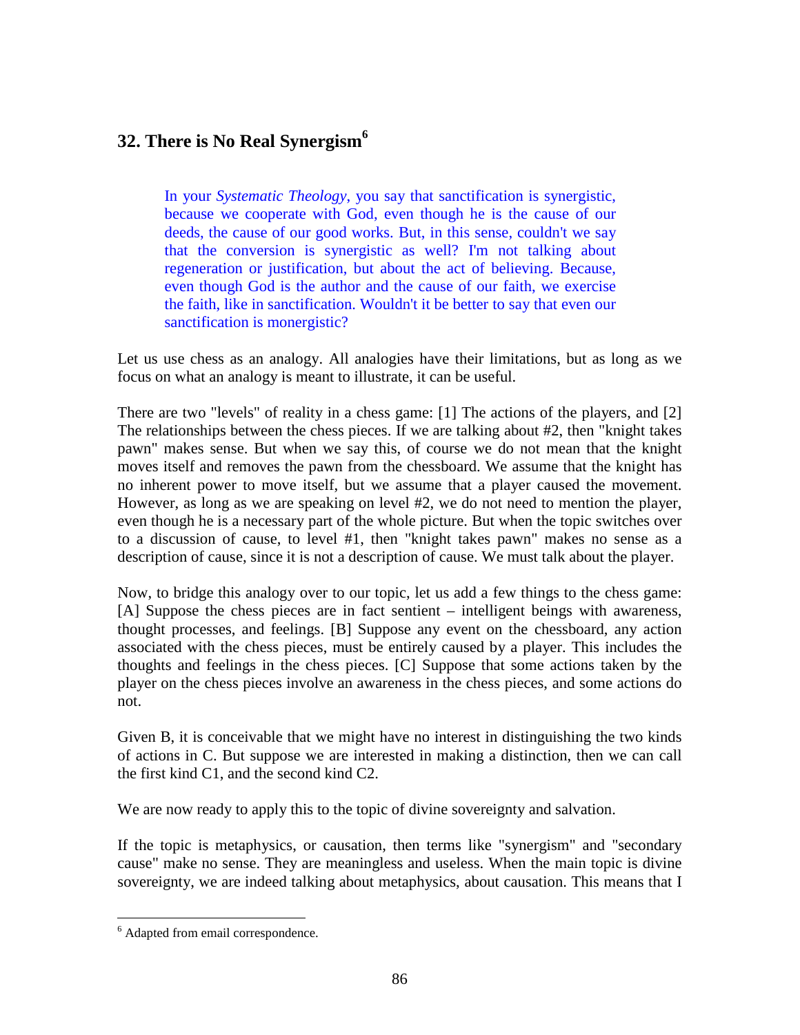## 32. There is No Real Synergism[6]

> In your *Systematic Theology*, you say that sanctification is synergistic, because we cooperate with God, even though he is the cause of our deeds, the cause of our good works. But, in this sense, couldn't we say that the conversion is synergistic as well? I'm not talking about regeneration or justification, but about the act of believing. Because, even though God is the author and the cause of our faith, we exercise the faith, like in sanctification. Wouldn't it be better to say that even our sanctification is monergistic?

Let us use chess as an analogy. All analogies have their limitations, but as long as we focus on what an analogy is meant to illustrate, it can be useful.

There are two "levels" of reality in a chess game: [1] The actions of the players, and [2] The relationships between the chess pieces. If we are talking about #2, then "knight takes pawn" makes sense. But when we say this, of course we do not mean that the knight moves itself and removes the pawn from the chessboard. We assume that the knight has no inherent power to move itself, but we assume that a player caused the movement. However, as long as we are speaking on level #2, we do not need to mention the player, even though he is a necessary part of the whole picture. But when the topic switches over to a discussion of cause, to level #1, then "knight takes pawn" makes no sense as a description of cause, since it is not a description of cause. We must talk about the player.

Now, to bridge this analogy over to our topic, let us add a few things to the chess game: [A] Suppose the chess pieces are in fact sentient – intelligent beings with awareness, thought processes, and feelings. [B] Suppose any event on the chessboard, any action associated with the chess pieces, must be entirely caused by a player. This includes the thoughts and feelings in the chess pieces. [C] Suppose that some actions taken by the player on the chess pieces involve an awareness in the chess pieces, and some actions do not.

Given B, it is conceivable that we might have no interest in distinguishing the two kinds of actions in C. But suppose we are interested in making a distinction, then we can call the first kind C1, and the second kind C2.

We are now ready to apply this to the topic of divine sovereignty and salvation.

If the topic is metaphysics, or causation, then terms like "synergism" and "secondary cause" make no sense. They are meaningless and useless. When the main topic is divine sovereignty, we are indeed talking about metaphysics, about causation. This means that I

---

[6] Adapted from email correspondence.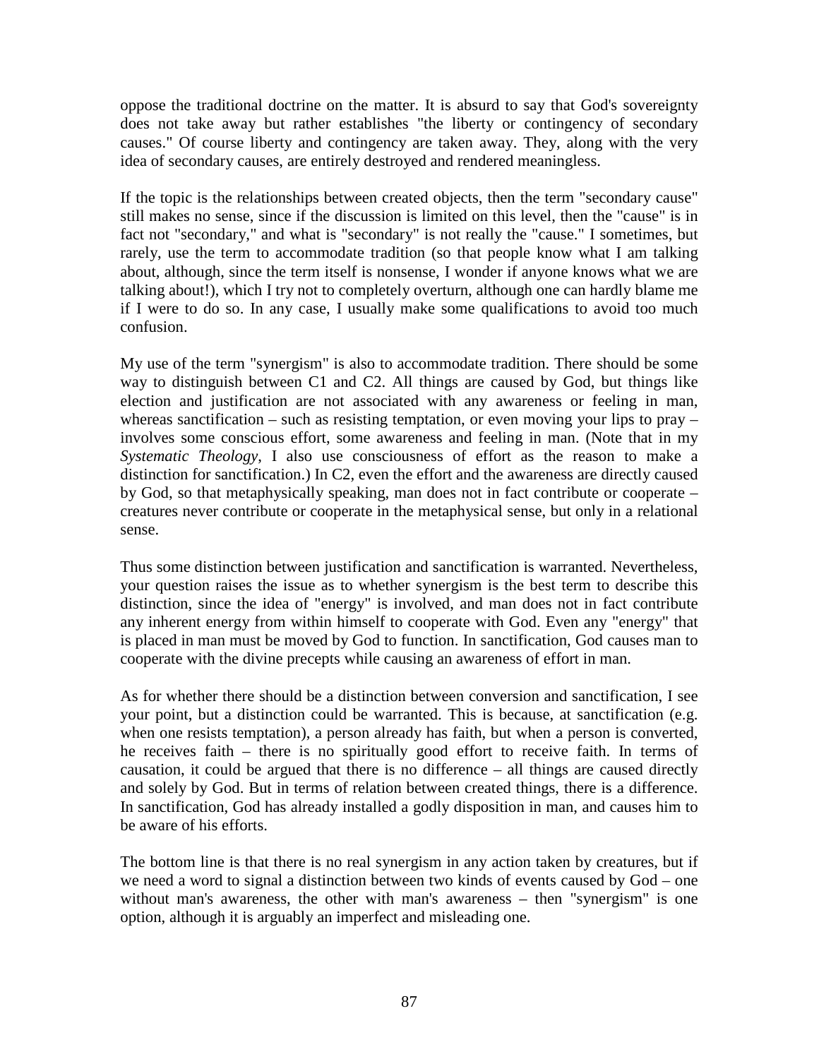oppose the traditional doctrine on the matter. It is absurd to say that God's sovereignty does not take away but rather establishes "the liberty or contingency of secondary causes." Of course liberty and contingency are taken away. They, along with the very idea of secondary causes, are entirely destroyed and rendered meaningless.

If the topic is the relationships between created objects, then the term "secondary cause" still makes no sense, since if the discussion is limited on this level, then the "cause" is in fact not "secondary," and what is "secondary" is not really the "cause." I sometimes, but rarely, use the term to accommodate tradition (so that people know what I am talking about, although, since the term itself is nonsense, I wonder if anyone knows what we are talking about!), which I try not to completely overturn, although one can hardly blame me if I were to do so. In any case, I usually make some qualifications to avoid too much confusion.

My use of the term "synergism" is also to accommodate tradition. There should be some way to distinguish between C1 and C2. All things are caused by God, but things like election and justification are not associated with any awareness or feeling in man, whereas sanctification – such as resisting temptation, or even moving your lips to pray – involves some conscious effort, some awareness and feeling in man. (Note that in my *Systematic Theology*, I also use consciousness of effort as the reason to make a distinction for sanctification.) In C2, even the effort and the awareness are directly caused by God, so that metaphysically speaking, man does not in fact contribute or cooperate – creatures never contribute or cooperate in the metaphysical sense, but only in a relational sense.

Thus some distinction between justification and sanctification is warranted. Nevertheless, your question raises the issue as to whether synergism is the best term to describe this distinction, since the idea of "energy" is involved, and man does not in fact contribute any inherent energy from within himself to cooperate with God. Even any "energy" that is placed in man must be moved by God to function. In sanctification, God causes man to cooperate with the divine precepts while causing an awareness of effort in man.

As for whether there should be a distinction between conversion and sanctification, I see your point, but a distinction could be warranted. This is because, at sanctification (e.g. when one resists temptation), a person already has faith, but when a person is converted, he receives faith – there is no spiritually good effort to receive faith. In terms of causation, it could be argued that there is no difference – all things are caused directly and solely by God. But in terms of relation between created things, there is a difference. In sanctification, God has already installed a godly disposition in man, and causes him to be aware of his efforts.

The bottom line is that there is no real synergism in any action taken by creatures, but if we need a word to signal a distinction between two kinds of events caused by God – one without man's awareness, the other with man's awareness – then "synergism" is one option, although it is arguably an imperfect and misleading one.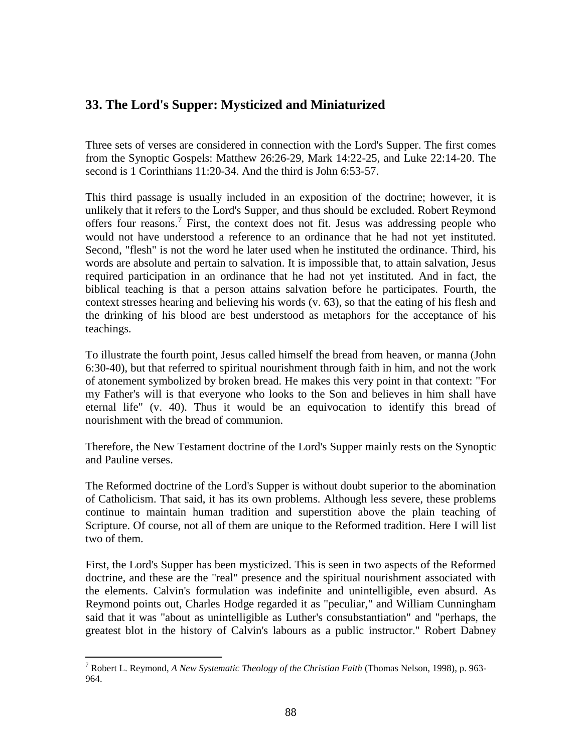## 33. The Lord's Supper: Mysticized and Miniaturized

Three sets of verses are considered in connection with the Lord's Supper. The first comes from the Synoptic Gospels: Matthew 26:26-29, Mark 14:22-25, and Luke 22:14-20. The second is 1 Corinthians 11:20-34. And the third is John 6:53-57.

This third passage is usually included in an exposition of the doctrine; however, it is unlikely that it refers to the Lord's Supper, and thus should be excluded. Robert Reymond offers four reasons.[7] First, the context does not fit. Jesus was addressing people who would not have understood a reference to an ordinance that he had not yet instituted. Second, "flesh" is not the word he later used when he instituted the ordinance. Third, his words are absolute and pertain to salvation. It is impossible that, to attain salvation, Jesus required participation in an ordinance that he had not yet instituted. And in fact, the biblical teaching is that a person attains salvation before he participates. Fourth, the context stresses hearing and believing his words (v. 63), so that the eating of his flesh and the drinking of his blood are best understood as metaphors for the acceptance of his teachings.

To illustrate the fourth point, Jesus called himself the bread from heaven, or manna (John 6:30-40), but that referred to spiritual nourishment through faith in him, and not the work of atonement symbolized by broken bread. He makes this very point in that context: "For my Father's will is that everyone who looks to the Son and believes in him shall have eternal life" (v. 40). Thus it would be an equivocation to identify this bread of nourishment with the bread of communion.

Therefore, the New Testament doctrine of the Lord's Supper mainly rests on the Synoptic and Pauline verses.

The Reformed doctrine of the Lord's Supper is without doubt superior to the abomination of Catholicism. That said, it has its own problems. Although less severe, these problems continue to maintain human tradition and superstition above the plain teaching of Scripture. Of course, not all of them are unique to the Reformed tradition. Here I will list two of them.

First, the Lord's Supper has been mysticized. This is seen in two aspects of the Reformed doctrine, and these are the "real" presence and the spiritual nourishment associated with the elements. Calvin's formulation was indefinite and unintelligible, even absurd. As Reymond points out, Charles Hodge regarded it as "peculiar," and William Cunningham said that it was "about as unintelligible as Luther's consubstantiation" and "perhaps, the greatest blot in the history of Calvin's labours as a public instructor." Robert Dabney

[7] Robert L. Reymond, *A New Systematic Theology of the Christian Faith* (Thomas Nelson, 1998), p. 963-964.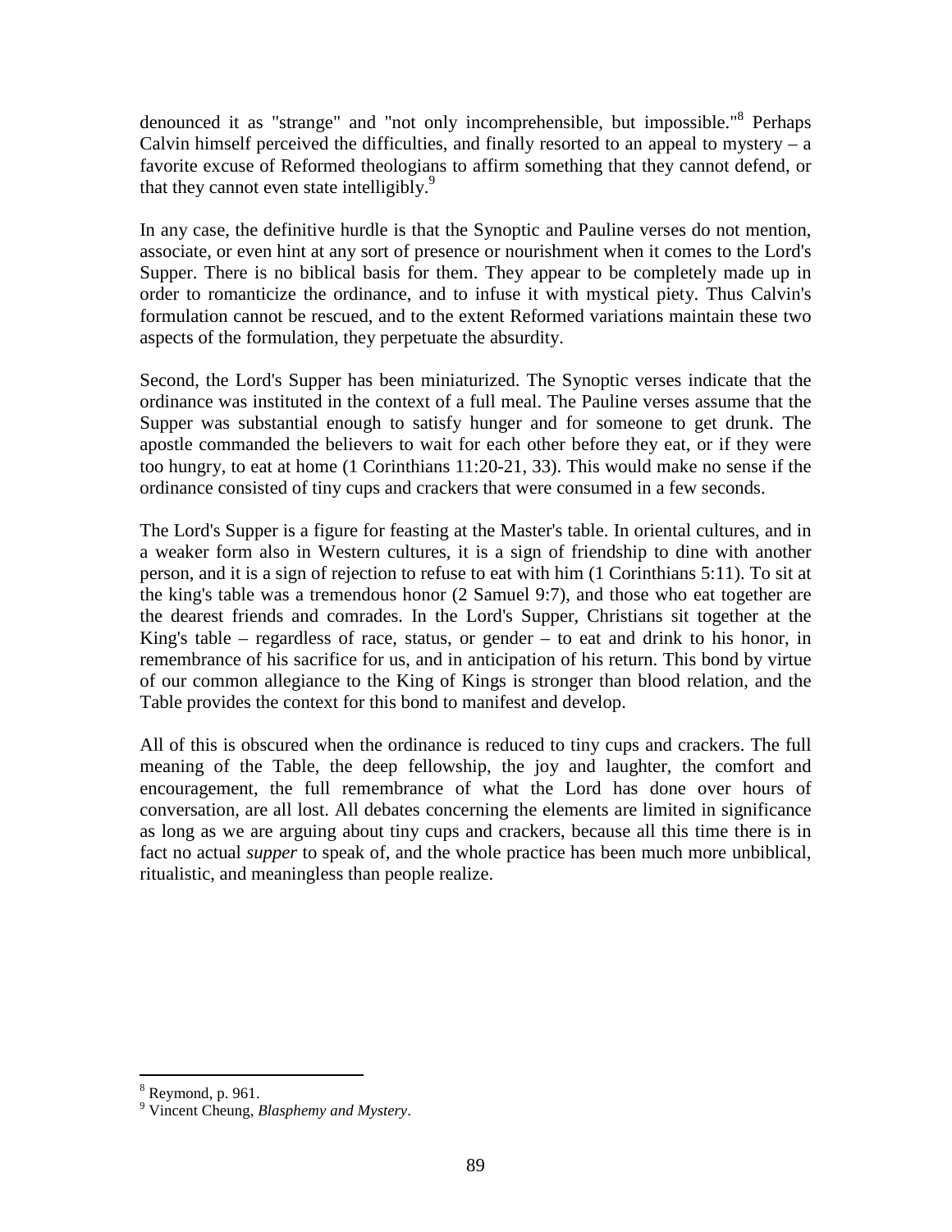denounced it as "strange" and "not only incomprehensible, but impossible."[8] Perhaps Calvin himself perceived the difficulties, and finally resorted to an appeal to mystery – a favorite excuse of Reformed theologians to affirm something that they cannot defend, or that they cannot even state intelligibly.[9]

In any case, the definitive hurdle is that the Synoptic and Pauline verses do not mention, associate, or even hint at any sort of presence or nourishment when it comes to the Lord's Supper. There is no biblical basis for them. They appear to be completely made up in order to romanticize the ordinance, and to infuse it with mystical piety. Thus Calvin's formulation cannot be rescued, and to the extent Reformed variations maintain these two aspects of the formulation, they perpetuate the absurdity.

Second, the Lord's Supper has been miniaturized. The Synoptic verses indicate that the ordinance was instituted in the context of a full meal. The Pauline verses assume that the Supper was substantial enough to satisfy hunger and for someone to get drunk. The apostle commanded the believers to wait for each other before they eat, or if they were too hungry, to eat at home (1 Corinthians 11:20-21, 33). This would make no sense if the ordinance consisted of tiny cups and crackers that were consumed in a few seconds.

The Lord's Supper is a figure for feasting at the Master's table. In oriental cultures, and in a weaker form also in Western cultures, it is a sign of friendship to dine with another person, and it is a sign of rejection to refuse to eat with him (1 Corinthians 5:11). To sit at the king's table was a tremendous honor (2 Samuel 9:7), and those who eat together are the dearest friends and comrades. In the Lord's Supper, Christians sit together at the King's table – regardless of race, status, or gender – to eat and drink to his honor, in remembrance of his sacrifice for us, and in anticipation of his return. This bond by virtue of our common allegiance to the King of Kings is stronger than blood relation, and the Table provides the context for this bond to manifest and develop.

All of this is obscured when the ordinance is reduced to tiny cups and crackers. The full meaning of the Table, the deep fellowship, the joy and laughter, the comfort and encouragement, the full remembrance of what the Lord has done over hours of conversation, are all lost. All debates concerning the elements are limited in significance as long as we are arguing about tiny cups and crackers, because all this time there is in fact no actual *supper* to speak of, and the whole practice has been much more unbiblical, ritualistic, and meaningless than people realize.

---

[8] Reymond, p. 961.

[9] Vincent Cheung, *Blasphemy and Mystery*.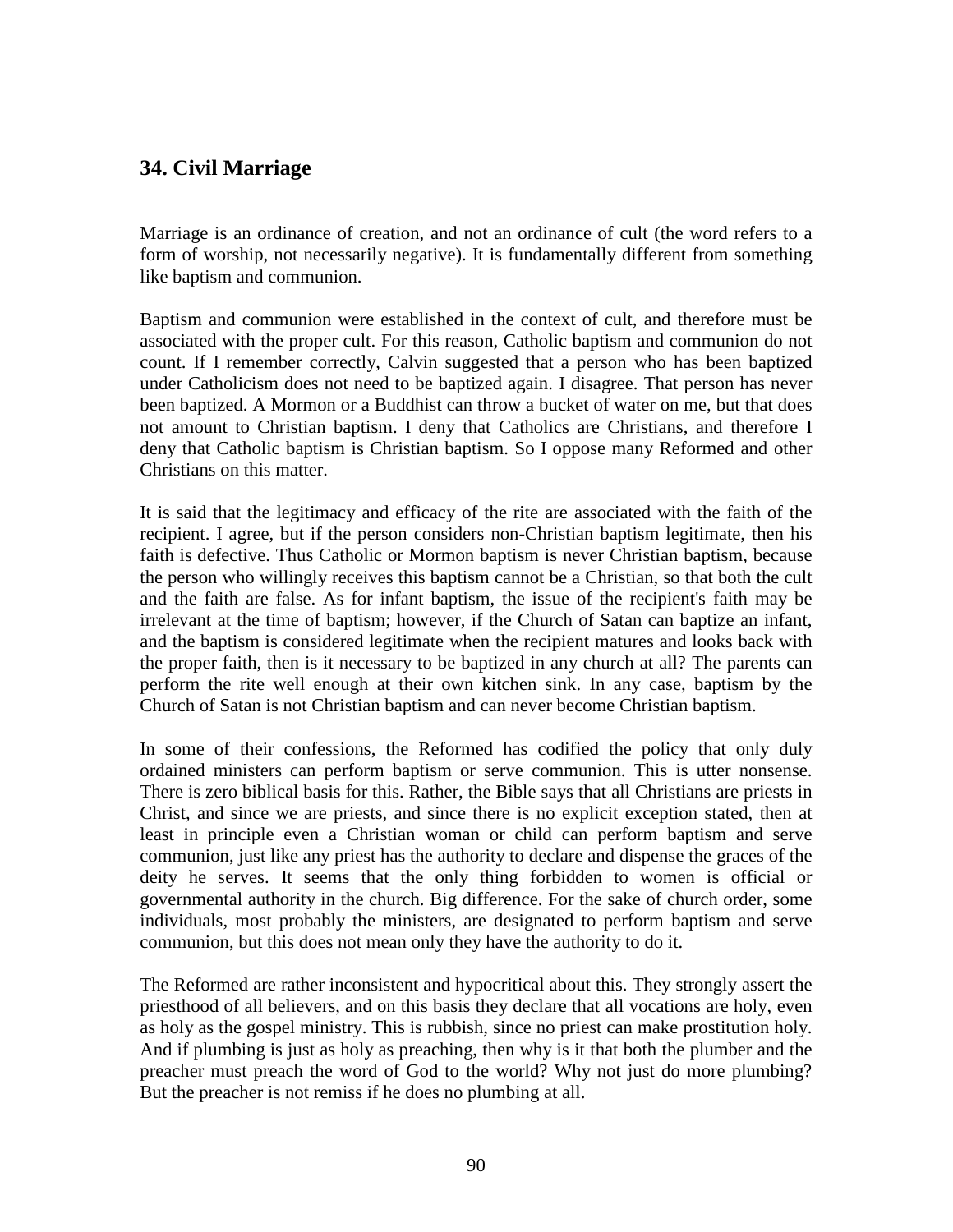## 34. Civil Marriage

Marriage is an ordinance of creation, and not an ordinance of cult (the word refers to a form of worship, not necessarily negative). It is fundamentally different from something like baptism and communion.

Baptism and communion were established in the context of cult, and therefore must be associated with the proper cult. For this reason, Catholic baptism and communion do not count. If I remember correctly, Calvin suggested that a person who has been baptized under Catholicism does not need to be baptized again. I disagree. That person has never been baptized. A Mormon or a Buddhist can throw a bucket of water on me, but that does not amount to Christian baptism. I deny that Catholics are Christians, and therefore I deny that Catholic baptism is Christian baptism. So I oppose many Reformed and other Christians on this matter.

It is said that the legitimacy and efficacy of the rite are associated with the faith of the recipient. I agree, but if the person considers non-Christian baptism legitimate, then his faith is defective. Thus Catholic or Mormon baptism is never Christian baptism, because the person who willingly receives this baptism cannot be a Christian, so that both the cult and the faith are false. As for infant baptism, the issue of the recipient's faith may be irrelevant at the time of baptism; however, if the Church of Satan can baptize an infant, and the baptism is considered legitimate when the recipient matures and looks back with the proper faith, then is it necessary to be baptized in any church at all? The parents can perform the rite well enough at their own kitchen sink. In any case, baptism by the Church of Satan is not Christian baptism and can never become Christian baptism.

In some of their confessions, the Reformed has codified the policy that only duly ordained ministers can perform baptism or serve communion. This is utter nonsense. There is zero biblical basis for this. Rather, the Bible says that all Christians are priests in Christ, and since we are priests, and since there is no explicit exception stated, then at least in principle even a Christian woman or child can perform baptism and serve communion, just like any priest has the authority to declare and dispense the graces of the deity he serves. It seems that the only thing forbidden to women is official or governmental authority in the church. Big difference. For the sake of church order, some individuals, most probably the ministers, are designated to perform baptism and serve communion, but this does not mean only they have the authority to do it.

The Reformed are rather inconsistent and hypocritical about this. They strongly assert the priesthood of all believers, and on this basis they declare that all vocations are holy, even as holy as the gospel ministry. This is rubbish, since no priest can make prostitution holy. And if plumbing is just as holy as preaching, then why is it that both the plumber and the preacher must preach the word of God to the world? Why not just do more plumbing? But the preacher is not remiss if he does no plumbing at all.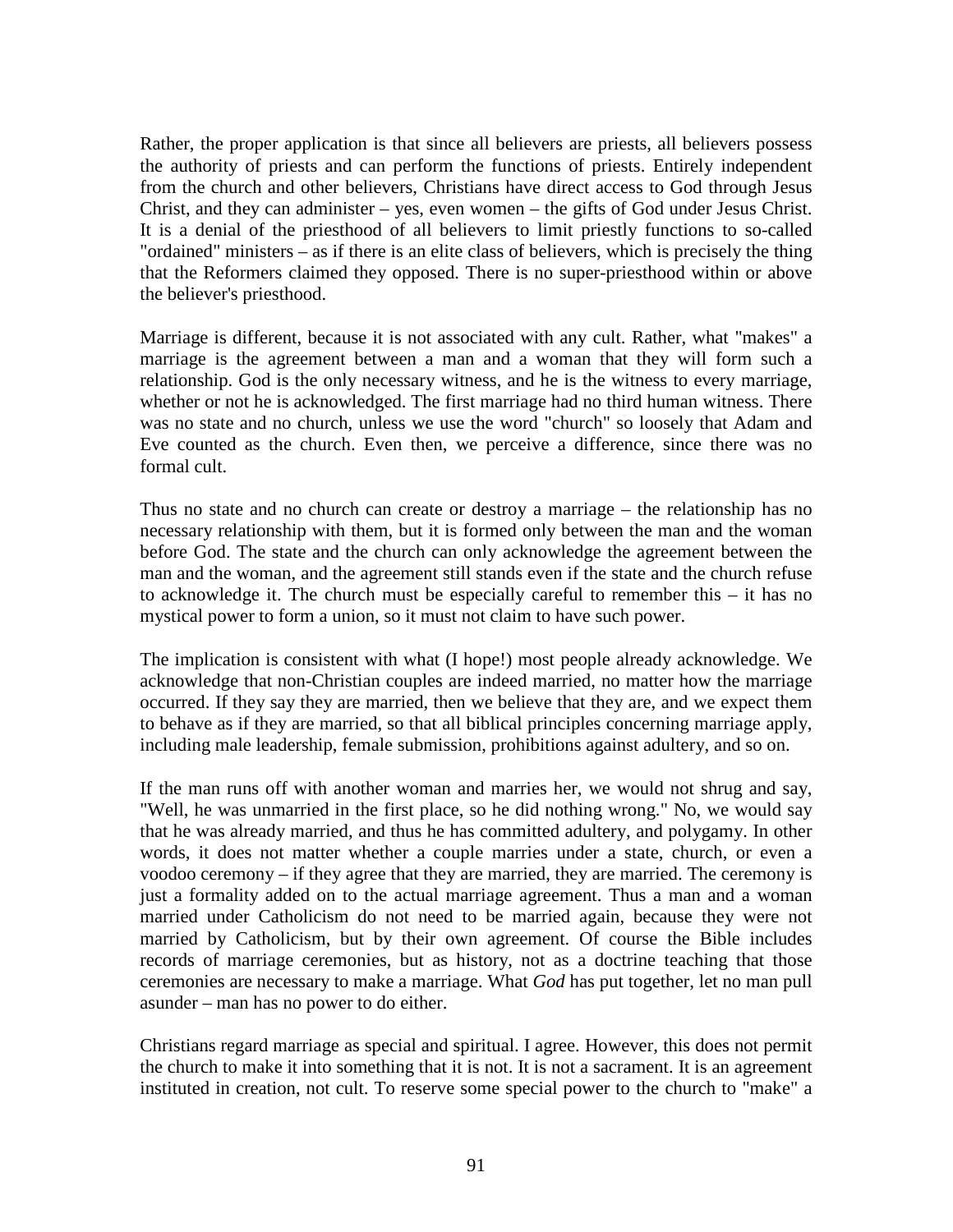Rather, the proper application is that since all believers are priests, all believers possess the authority of priests and can perform the functions of priests. Entirely independent from the church and other believers, Christians have direct access to God through Jesus Christ, and they can administer – yes, even women – the gifts of God under Jesus Christ. It is a denial of the priesthood of all believers to limit priestly functions to so-called "ordained" ministers – as if there is an elite class of believers, which is precisely the thing that the Reformers claimed they opposed. There is no super-priesthood within or above the believer's priesthood.

Marriage is different, because it is not associated with any cult. Rather, what "makes" a marriage is the agreement between a man and a woman that they will form such a relationship. God is the only necessary witness, and he is the witness to every marriage, whether or not he is acknowledged. The first marriage had no third human witness. There was no state and no church, unless we use the word "church" so loosely that Adam and Eve counted as the church. Even then, we perceive a difference, since there was no formal cult.

Thus no state and no church can create or destroy a marriage – the relationship has no necessary relationship with them, but it is formed only between the man and the woman before God. The state and the church can only acknowledge the agreement between the man and the woman, and the agreement still stands even if the state and the church refuse to acknowledge it. The church must be especially careful to remember this – it has no mystical power to form a union, so it must not claim to have such power.

The implication is consistent with what (I hope!) most people already acknowledge. We acknowledge that non-Christian couples are indeed married, no matter how the marriage occurred. If they say they are married, then we believe that they are, and we expect them to behave as if they are married, so that all biblical principles concerning marriage apply, including male leadership, female submission, prohibitions against adultery, and so on.

If the man runs off with another woman and marries her, we would not shrug and say, "Well, he was unmarried in the first place, so he did nothing wrong." No, we would say that he was already married, and thus he has committed adultery, and polygamy. In other words, it does not matter whether a couple marries under a state, church, or even a voodoo ceremony – if they agree that they are married, they are married. The ceremony is just a formality added on to the actual marriage agreement. Thus a man and a woman married under Catholicism do not need to be married again, because they were not married by Catholicism, but by their own agreement. Of course the Bible includes records of marriage ceremonies, but as history, not as a doctrine teaching that those ceremonies are necessary to make a marriage. What *God* has put together, let no man pull asunder – man has no power to do either.

Christians regard marriage as special and spiritual. I agree. However, this does not permit the church to make it into something that it is not. It is not a sacrament. It is an agreement instituted in creation, not cult. To reserve some special power to the church to "make" a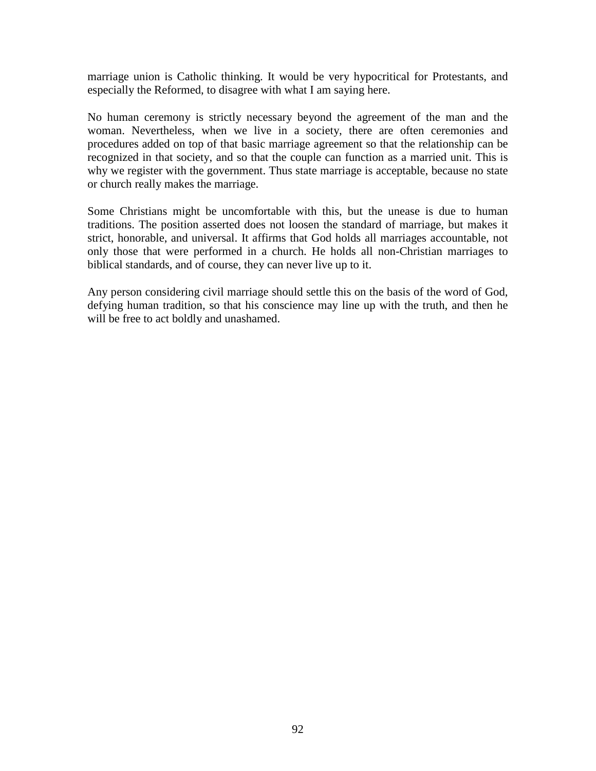marriage union is Catholic thinking. It would be very hypocritical for Protestants, and especially the Reformed, to disagree with what I am saying here.

No human ceremony is strictly necessary beyond the agreement of the man and the woman. Nevertheless, when we live in a society, there are often ceremonies and procedures added on top of that basic marriage agreement so that the relationship can be recognized in that society, and so that the couple can function as a married unit. This is why we register with the government. Thus state marriage is acceptable, because no state or church really makes the marriage.

Some Christians might be uncomfortable with this, but the unease is due to human traditions. The position asserted does not loosen the standard of marriage, but makes it strict, honorable, and universal. It affirms that God holds all marriages accountable, not only those that were performed in a church. He holds all non-Christian marriages to biblical standards, and of course, they can never live up to it.

Any person considering civil marriage should settle this on the basis of the word of God, defying human tradition, so that his conscience may line up with the truth, and then he will be free to act boldly and unashamed.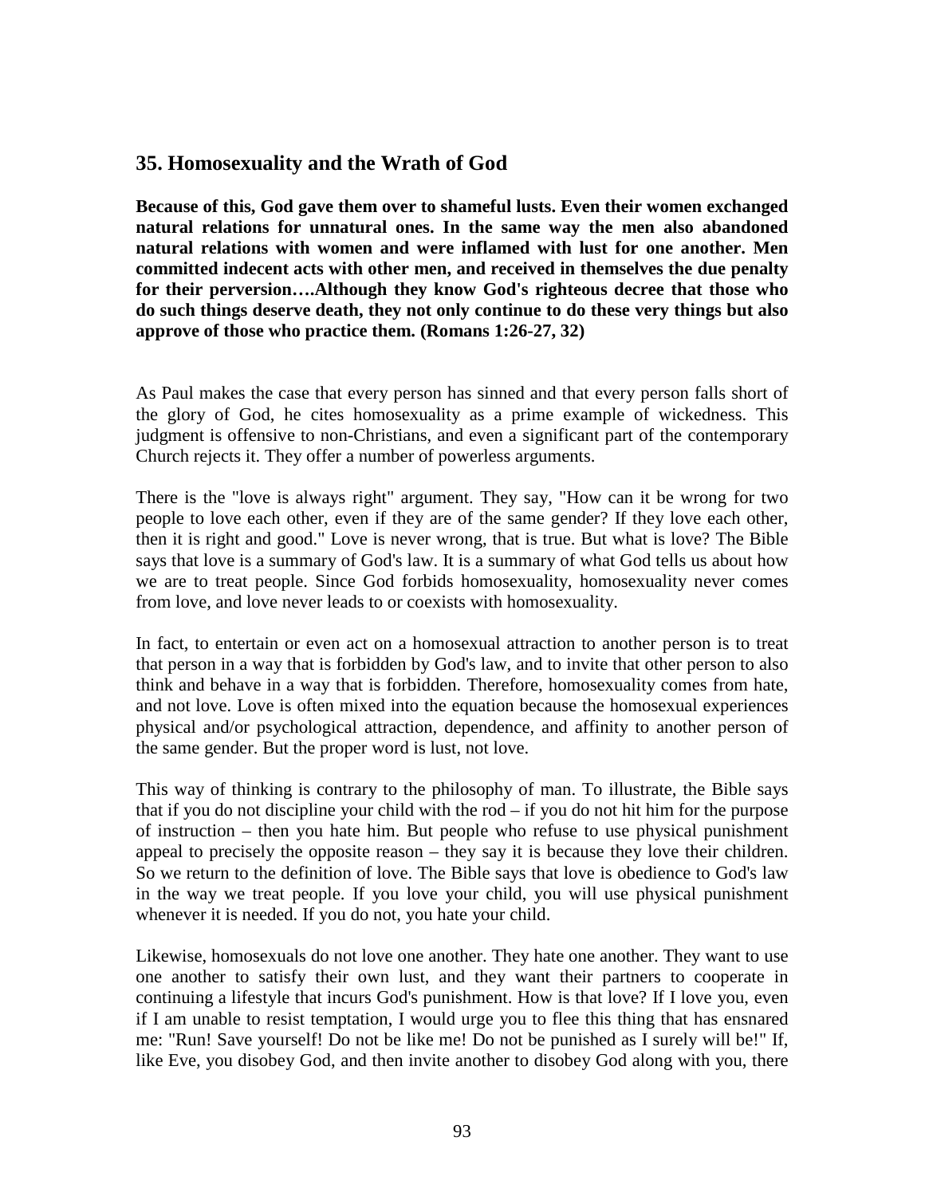## 35. Homosexuality and the Wrath of God

**Because of this, God gave them over to shameful lusts. Even their women exchanged natural relations for unnatural ones. In the same way the men also abandoned natural relations with women and were inflamed with lust for one another. Men committed indecent acts with other men, and received in themselves the due penalty for their perversion….Although they know God's righteous decree that those who do such things deserve death, they not only continue to do these very things but also approve of those who practice them. (Romans 1:26-27, 32)**

As Paul makes the case that every person has sinned and that every person falls short of the glory of God, he cites homosexuality as a prime example of wickedness. This judgment is offensive to non-Christians, and even a significant part of the contemporary Church rejects it. They offer a number of powerless arguments.

There is the "love is always right" argument. They say, "How can it be wrong for two people to love each other, even if they are of the same gender? If they love each other, then it is right and good." Love is never wrong, that is true. But what is love? The Bible says that love is a summary of God's law. It is a summary of what God tells us about how we are to treat people. Since God forbids homosexuality, homosexuality never comes from love, and love never leads to or coexists with homosexuality.

In fact, to entertain or even act on a homosexual attraction to another person is to treat that person in a way that is forbidden by God's law, and to invite that other person to also think and behave in a way that is forbidden. Therefore, homosexuality comes from hate, and not love. Love is often mixed into the equation because the homosexual experiences physical and/or psychological attraction, dependence, and affinity to another person of the same gender. But the proper word is lust, not love.

This way of thinking is contrary to the philosophy of man. To illustrate, the Bible says that if you do not discipline your child with the rod – if you do not hit him for the purpose of instruction – then you hate him. But people who refuse to use physical punishment appeal to precisely the opposite reason – they say it is because they love their children. So we return to the definition of love. The Bible says that love is obedience to God's law in the way we treat people. If you love your child, you will use physical punishment whenever it is needed. If you do not, you hate your child.

Likewise, homosexuals do not love one another. They hate one another. They want to use one another to satisfy their own lust, and they want their partners to cooperate in continuing a lifestyle that incurs God's punishment. How is that love? If I love you, even if I am unable to resist temptation, I would urge you to flee this thing that has ensnared me: "Run! Save yourself! Do not be like me! Do not be punished as I surely will be!" If, like Eve, you disobey God, and then invite another to disobey God along with you, there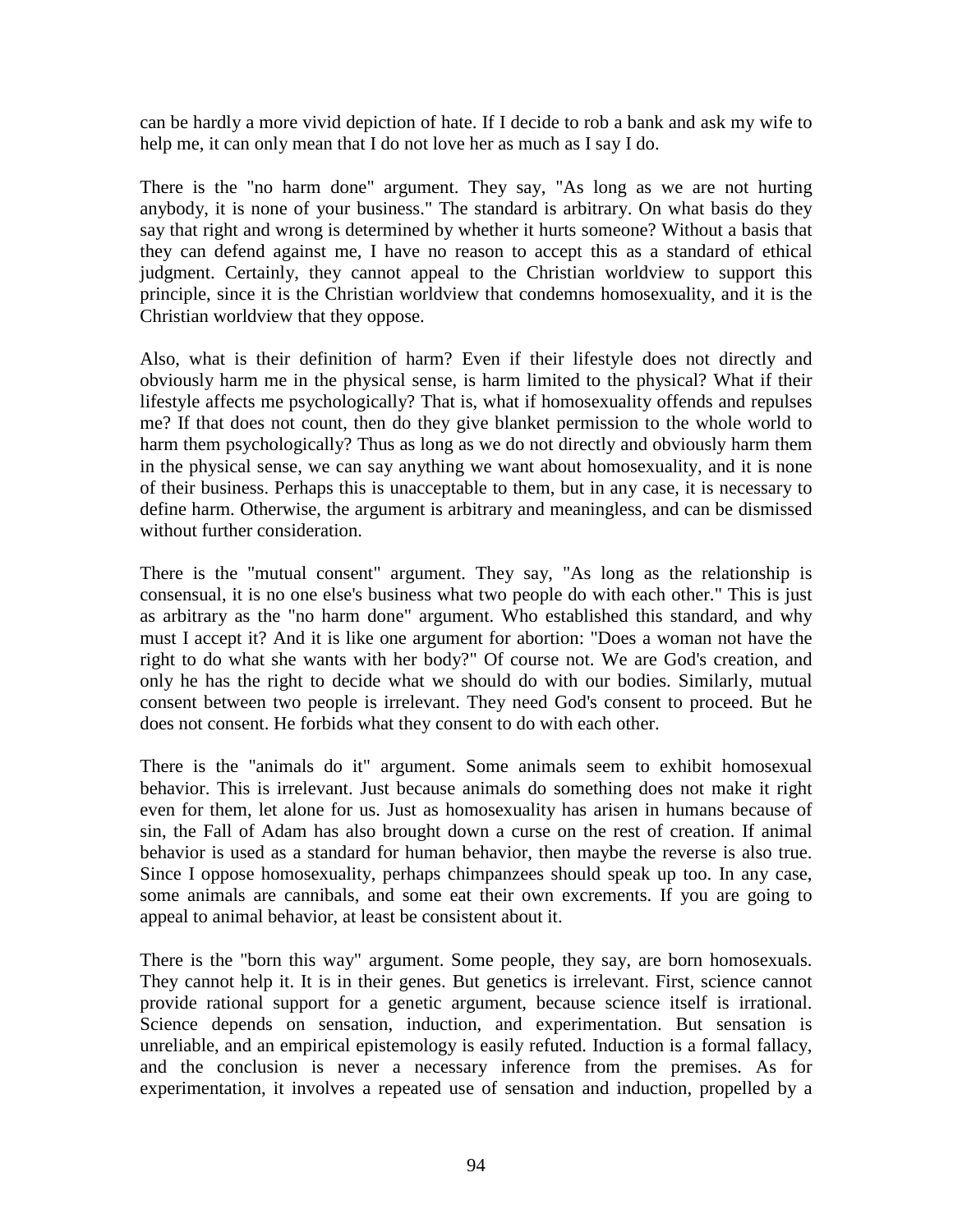can be hardly a more vivid depiction of hate. If I decide to rob a bank and ask my wife to help me, it can only mean that I do not love her as much as I say I do.

There is the "no harm done" argument. They say, "As long as we are not hurting anybody, it is none of your business." The standard is arbitrary. On what basis do they say that right and wrong is determined by whether it hurts someone? Without a basis that they can defend against me, I have no reason to accept this as a standard of ethical judgment. Certainly, they cannot appeal to the Christian worldview to support this principle, since it is the Christian worldview that condemns homosexuality, and it is the Christian worldview that they oppose.

Also, what is their definition of harm? Even if their lifestyle does not directly and obviously harm me in the physical sense, is harm limited to the physical? What if their lifestyle affects me psychologically? That is, what if homosexuality offends and repulses me? If that does not count, then do they give blanket permission to the whole world to harm them psychologically? Thus as long as we do not directly and obviously harm them in the physical sense, we can say anything we want about homosexuality, and it is none of their business. Perhaps this is unacceptable to them, but in any case, it is necessary to define harm. Otherwise, the argument is arbitrary and meaningless, and can be dismissed without further consideration.

There is the "mutual consent" argument. They say, "As long as the relationship is consensual, it is no one else's business what two people do with each other." This is just as arbitrary as the "no harm done" argument. Who established this standard, and why must I accept it? And it is like one argument for abortion: "Does a woman not have the right to do what she wants with her body?" Of course not. We are God's creation, and only he has the right to decide what we should do with our bodies. Similarly, mutual consent between two people is irrelevant. They need God's consent to proceed. But he does not consent. He forbids what they consent to do with each other.

There is the "animals do it" argument. Some animals seem to exhibit homosexual behavior. This is irrelevant. Just because animals do something does not make it right even for them, let alone for us. Just as homosexuality has arisen in humans because of sin, the Fall of Adam has also brought down a curse on the rest of creation. If animal behavior is used as a standard for human behavior, then maybe the reverse is also true. Since I oppose homosexuality, perhaps chimpanzees should speak up too. In any case, some animals are cannibals, and some eat their own excrements. If you are going to appeal to animal behavior, at least be consistent about it.

There is the "born this way" argument. Some people, they say, are born homosexuals. They cannot help it. It is in their genes. But genetics is irrelevant. First, science cannot provide rational support for a genetic argument, because science itself is irrational. Science depends on sensation, induction, and experimentation. But sensation is unreliable, and an empirical epistemology is easily refuted. Induction is a formal fallacy, and the conclusion is never a necessary inference from the premises. As for experimentation, it involves a repeated use of sensation and induction, propelled by a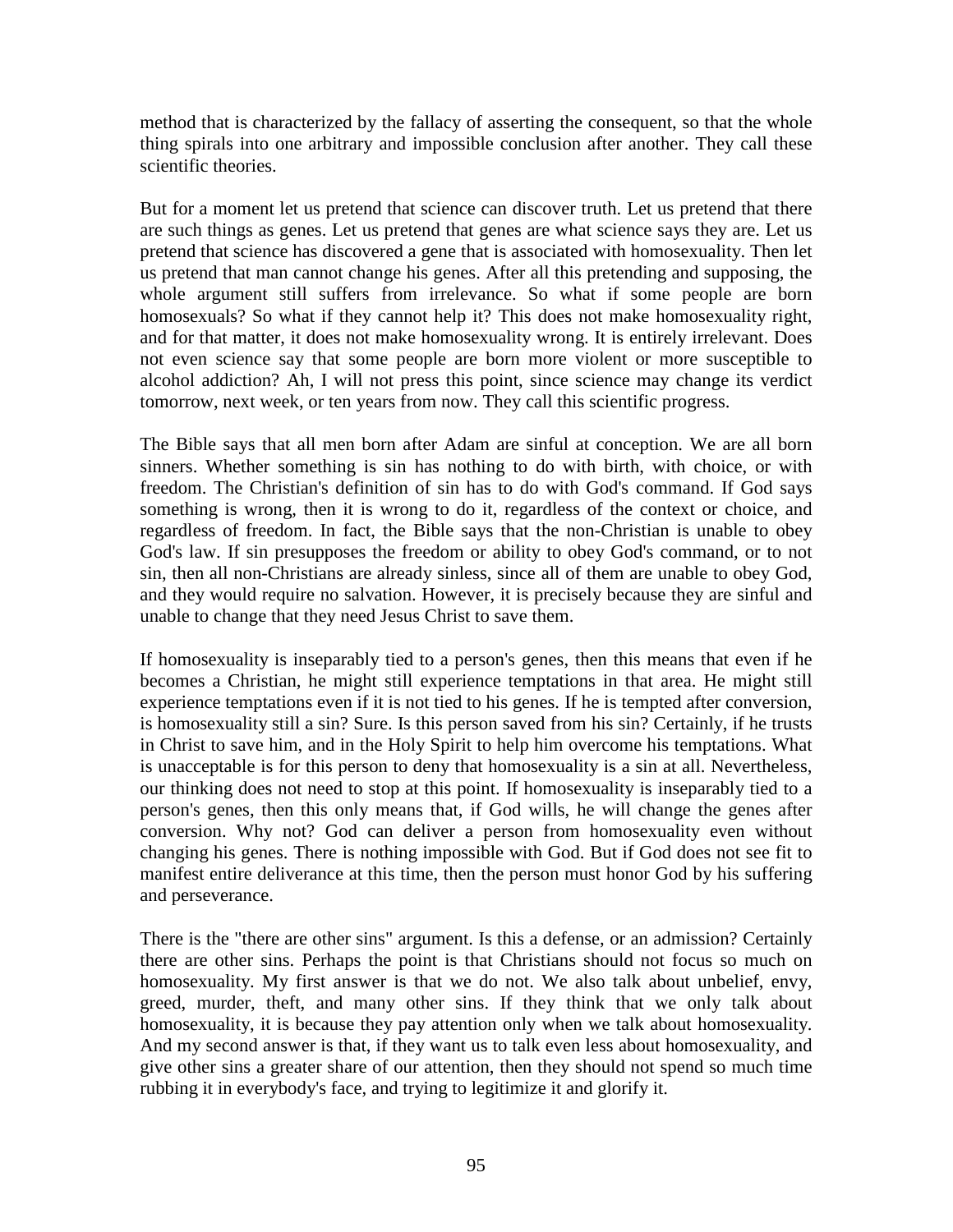method that is characterized by the fallacy of asserting the consequent, so that the whole thing spirals into one arbitrary and impossible conclusion after another. They call these scientific theories.

But for a moment let us pretend that science can discover truth. Let us pretend that there are such things as genes. Let us pretend that genes are what science says they are. Let us pretend that science has discovered a gene that is associated with homosexuality. Then let us pretend that man cannot change his genes. After all this pretending and supposing, the whole argument still suffers from irrelevance. So what if some people are born homosexuals? So what if they cannot help it? This does not make homosexuality right, and for that matter, it does not make homosexuality wrong. It is entirely irrelevant. Does not even science say that some people are born more violent or more susceptible to alcohol addiction? Ah, I will not press this point, since science may change its verdict tomorrow, next week, or ten years from now. They call this scientific progress.

The Bible says that all men born after Adam are sinful at conception. We are all born sinners. Whether something is sin has nothing to do with birth, with choice, or with freedom. The Christian's definition of sin has to do with God's command. If God says something is wrong, then it is wrong to do it, regardless of the context or choice, and regardless of freedom. In fact, the Bible says that the non-Christian is unable to obey God's law. If sin presupposes the freedom or ability to obey God's command, or to not sin, then all non-Christians are already sinless, since all of them are unable to obey God, and they would require no salvation. However, it is precisely because they are sinful and unable to change that they need Jesus Christ to save them.

If homosexuality is inseparably tied to a person's genes, then this means that even if he becomes a Christian, he might still experience temptations in that area. He might still experience temptations even if it is not tied to his genes. If he is tempted after conversion, is homosexuality still a sin? Sure. Is this person saved from his sin? Certainly, if he trusts in Christ to save him, and in the Holy Spirit to help him overcome his temptations. What is unacceptable is for this person to deny that homosexuality is a sin at all. Nevertheless, our thinking does not need to stop at this point. If homosexuality is inseparably tied to a person's genes, then this only means that, if God wills, he will change the genes after conversion. Why not? God can deliver a person from homosexuality even without changing his genes. There is nothing impossible with God. But if God does not see fit to manifest entire deliverance at this time, then the person must honor God by his suffering and perseverance.

There is the "there are other sins" argument. Is this a defense, or an admission? Certainly there are other sins. Perhaps the point is that Christians should not focus so much on homosexuality. My first answer is that we do not. We also talk about unbelief, envy, greed, murder, theft, and many other sins. If they think that we only talk about homosexuality, it is because they pay attention only when we talk about homosexuality. And my second answer is that, if they want us to talk even less about homosexuality, and give other sins a greater share of our attention, then they should not spend so much time rubbing it in everybody's face, and trying to legitimize it and glorify it.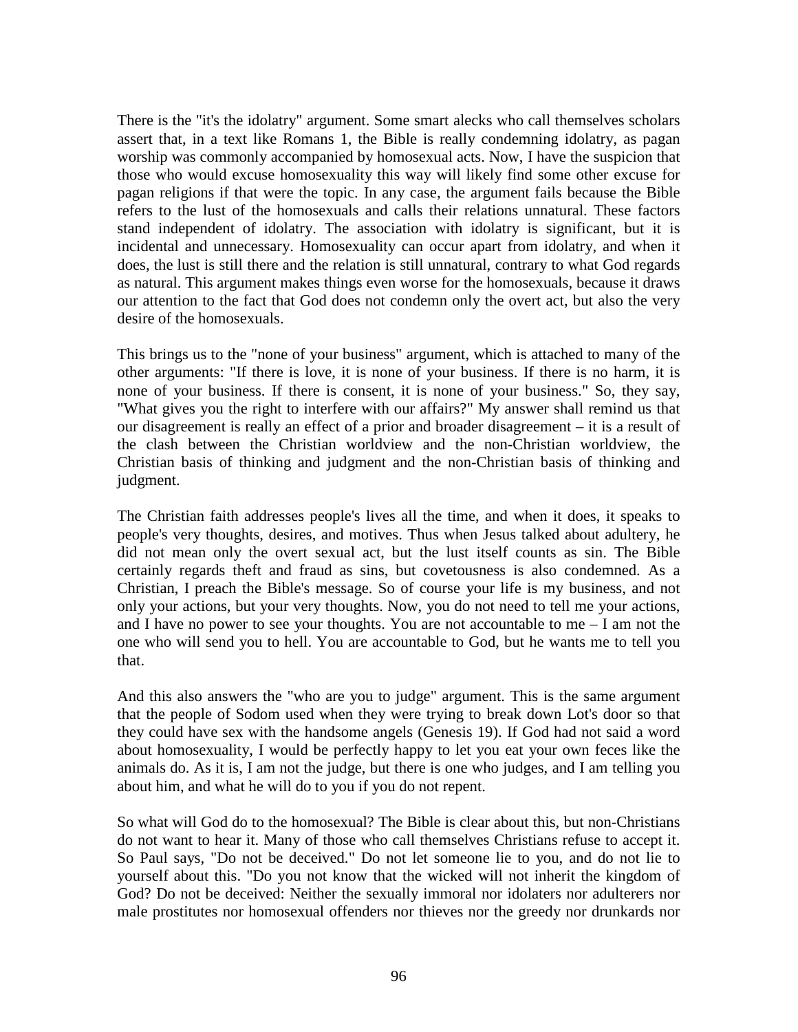There is the "it's the idolatry" argument. Some smart alecks who call themselves scholars assert that, in a text like Romans 1, the Bible is really condemning idolatry, as pagan worship was commonly accompanied by homosexual acts. Now, I have the suspicion that those who would excuse homosexuality this way will likely find some other excuse for pagan religions if that were the topic. In any case, the argument fails because the Bible refers to the lust of the homosexuals and calls their relations unnatural. These factors stand independent of idolatry. The association with idolatry is significant, but it is incidental and unnecessary. Homosexuality can occur apart from idolatry, and when it does, the lust is still there and the relation is still unnatural, contrary to what God regards as natural. This argument makes things even worse for the homosexuals, because it draws our attention to the fact that God does not condemn only the overt act, but also the very desire of the homosexuals.

This brings us to the "none of your business" argument, which is attached to many of the other arguments: "If there is love, it is none of your business. If there is no harm, it is none of your business. If there is consent, it is none of your business." So, they say, "What gives you the right to interfere with our affairs?" My answer shall remind us that our disagreement is really an effect of a prior and broader disagreement – it is a result of the clash between the Christian worldview and the non-Christian worldview, the Christian basis of thinking and judgment and the non-Christian basis of thinking and judgment.

The Christian faith addresses people's lives all the time, and when it does, it speaks to people's very thoughts, desires, and motives. Thus when Jesus talked about adultery, he did not mean only the overt sexual act, but the lust itself counts as sin. The Bible certainly regards theft and fraud as sins, but covetousness is also condemned. As a Christian, I preach the Bible's message. So of course your life is my business, and not only your actions, but your very thoughts. Now, you do not need to tell me your actions, and I have no power to see your thoughts. You are not accountable to me – I am not the one who will send you to hell. You are accountable to God, but he wants me to tell you that.

And this also answers the "who are you to judge" argument. This is the same argument that the people of Sodom used when they were trying to break down Lot's door so that they could have sex with the handsome angels (Genesis 19). If God had not said a word about homosexuality, I would be perfectly happy to let you eat your own feces like the animals do. As it is, I am not the judge, but there is one who judges, and I am telling you about him, and what he will do to you if you do not repent.

So what will God do to the homosexual? The Bible is clear about this, but non-Christians do not want to hear it. Many of those who call themselves Christians refuse to accept it. So Paul says, "Do not be deceived." Do not let someone lie to you, and do not lie to yourself about this. "Do you not know that the wicked will not inherit the kingdom of God? Do not be deceived: Neither the sexually immoral nor idolaters nor adulterers nor male prostitutes nor homosexual offenders nor thieves nor the greedy nor drunkards nor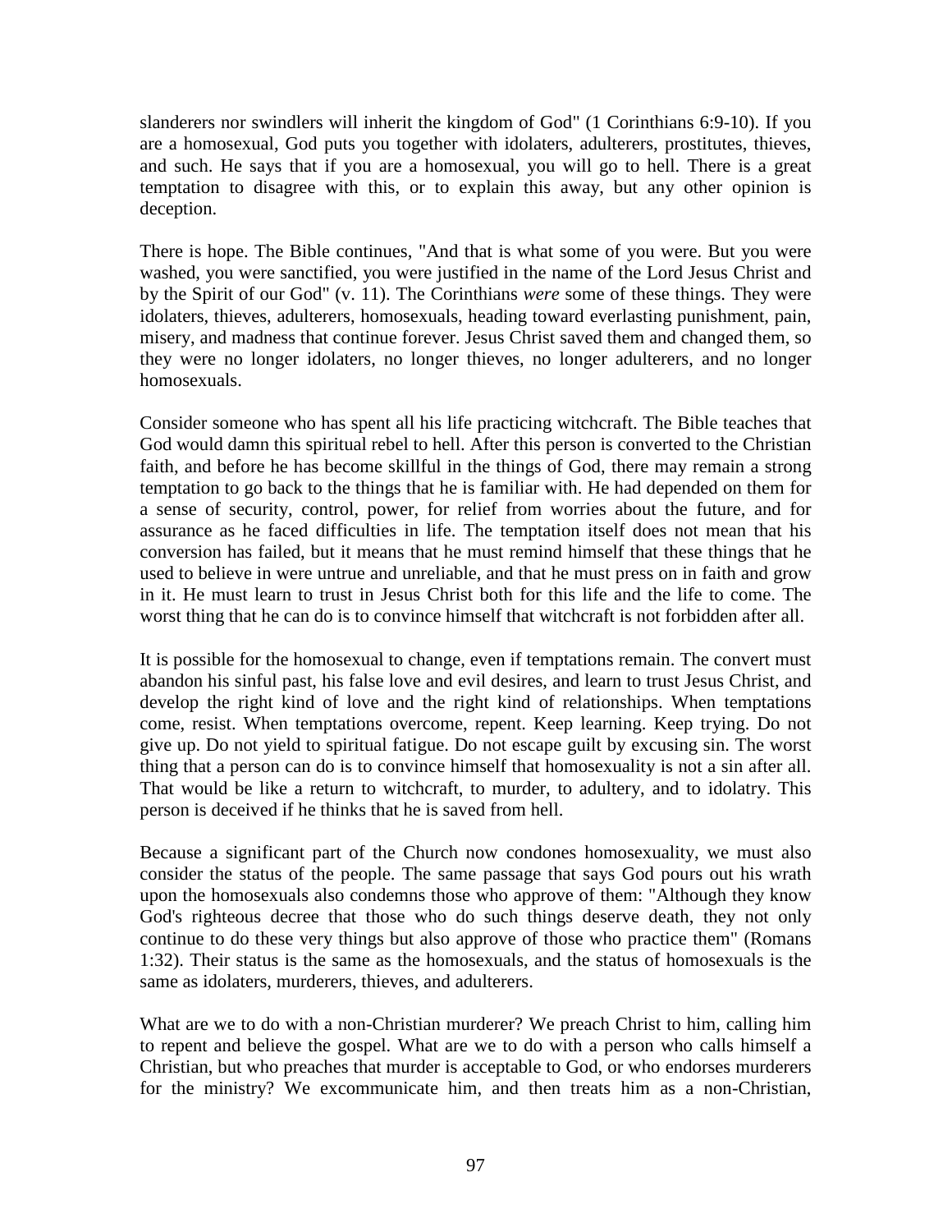slanderers nor swindlers will inherit the kingdom of God" (1 Corinthians 6:9-10). If you are a homosexual, God puts you together with idolaters, adulterers, prostitutes, thieves, and such. He says that if you are a homosexual, you will go to hell. There is a great temptation to disagree with this, or to explain this away, but any other opinion is deception.

There is hope. The Bible continues, "And that is what some of you were. But you were washed, you were sanctified, you were justified in the name of the Lord Jesus Christ and by the Spirit of our God" (v. 11). The Corinthians *were* some of these things. They were idolaters, thieves, adulterers, homosexuals, heading toward everlasting punishment, pain, misery, and madness that continue forever. Jesus Christ saved them and changed them, so they were no longer idolaters, no longer thieves, no longer adulterers, and no longer homosexuals.

Consider someone who has spent all his life practicing witchcraft. The Bible teaches that God would damn this spiritual rebel to hell. After this person is converted to the Christian faith, and before he has become skillful in the things of God, there may remain a strong temptation to go back to the things that he is familiar with. He had depended on them for a sense of security, control, power, for relief from worries about the future, and for assurance as he faced difficulties in life. The temptation itself does not mean that his conversion has failed, but it means that he must remind himself that these things that he used to believe in were untrue and unreliable, and that he must press on in faith and grow in it. He must learn to trust in Jesus Christ both for this life and the life to come. The worst thing that he can do is to convince himself that witchcraft is not forbidden after all.

It is possible for the homosexual to change, even if temptations remain. The convert must abandon his sinful past, his false love and evil desires, and learn to trust Jesus Christ, and develop the right kind of love and the right kind of relationships. When temptations come, resist. When temptations overcome, repent. Keep learning. Keep trying. Do not give up. Do not yield to spiritual fatigue. Do not escape guilt by excusing sin. The worst thing that a person can do is to convince himself that homosexuality is not a sin after all. That would be like a return to witchcraft, to murder, to adultery, and to idolatry. This person is deceived if he thinks that he is saved from hell.

Because a significant part of the Church now condones homosexuality, we must also consider the status of the people. The same passage that says God pours out his wrath upon the homosexuals also condemns those who approve of them: "Although they know God's righteous decree that those who do such things deserve death, they not only continue to do these very things but also approve of those who practice them" (Romans 1:32). Their status is the same as the homosexuals, and the status of homosexuals is the same as idolaters, murderers, thieves, and adulterers.

What are we to do with a non-Christian murderer? We preach Christ to him, calling him to repent and believe the gospel. What are we to do with a person who calls himself a Christian, but who preaches that murder is acceptable to God, or who endorses murderers for the ministry? We excommunicate him, and then treats him as a non-Christian,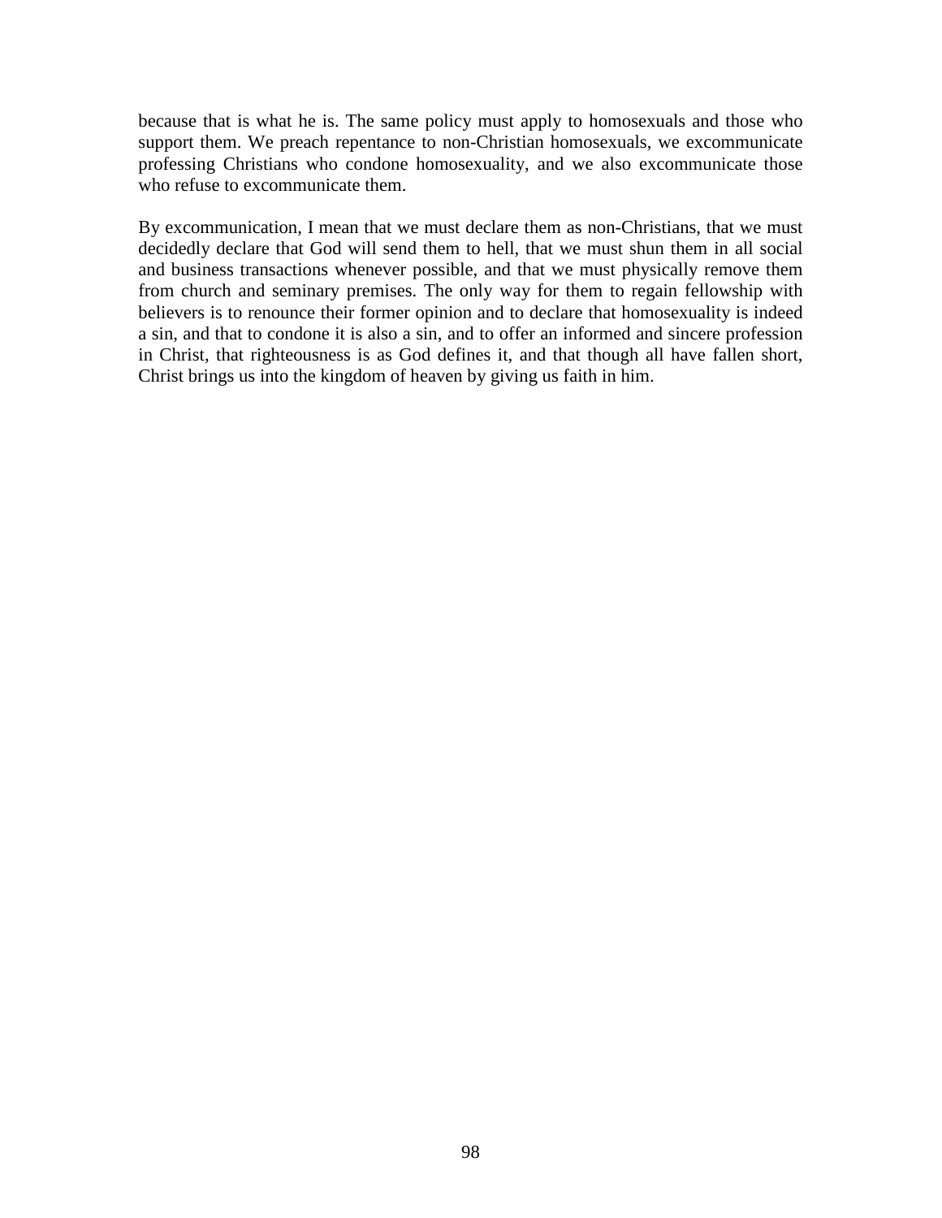because that is what he is. The same policy must apply to homosexuals and those who support them. We preach repentance to non-Christian homosexuals, we excommunicate professing Christians who condone homosexuality, and we also excommunicate those who refuse to excommunicate them.

By excommunication, I mean that we must declare them as non-Christians, that we must decidedly declare that God will send them to hell, that we must shun them in all social and business transactions whenever possible, and that we must physically remove them from church and seminary premises. The only way for them to regain fellowship with believers is to renounce their former opinion and to declare that homosexuality is indeed a sin, and that to condone it is also a sin, and to offer an informed and sincere profession in Christ, that righteousness is as God defines it, and that though all have fallen short, Christ brings us into the kingdom of heaven by giving us faith in him.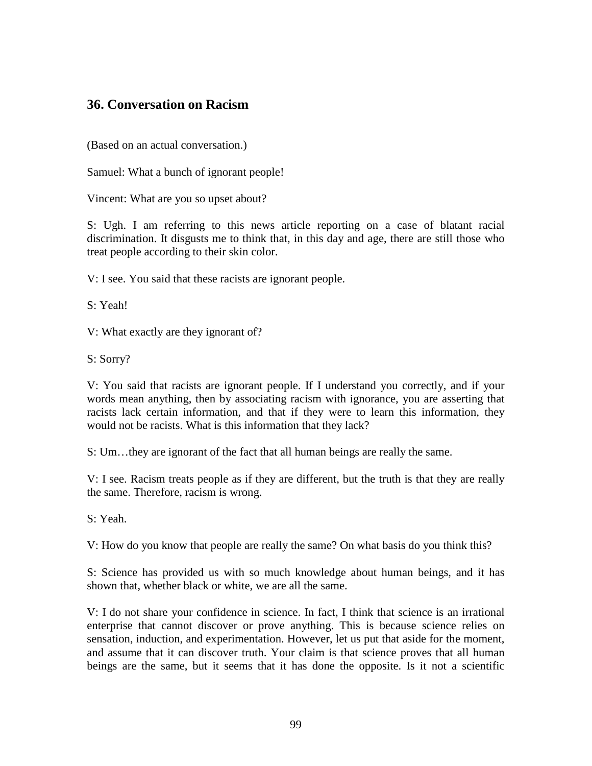## 36. Conversation on Racism

(Based on an actual conversation.)

Samuel: What a bunch of ignorant people!

Vincent: What are you so upset about?

S: Ugh. I am referring to this news article reporting on a case of blatant racial discrimination. It disgusts me to think that, in this day and age, there are still those who treat people according to their skin color.

V: I see. You said that these racists are ignorant people.

S: Yeah!

V: What exactly are they ignorant of?

S: Sorry?

V: You said that racists are ignorant people. If I understand you correctly, and if your words mean anything, then by associating racism with ignorance, you are asserting that racists lack certain information, and that if they were to learn this information, they would not be racists. What is this information that they lack?

S: Um…they are ignorant of the fact that all human beings are really the same.

V: I see. Racism treats people as if they are different, but the truth is that they are really the same. Therefore, racism is wrong.

S: Yeah.

V: How do you know that people are really the same? On what basis do you think this?

S: Science has provided us with so much knowledge about human beings, and it has shown that, whether black or white, we are all the same.

V: I do not share your confidence in science. In fact, I think that science is an irrational enterprise that cannot discover or prove anything. This is because science relies on sensation, induction, and experimentation. However, let us put that aside for the moment, and assume that it can discover truth. Your claim is that science proves that all human beings are the same, but it seems that it has done the opposite. Is it not a scientific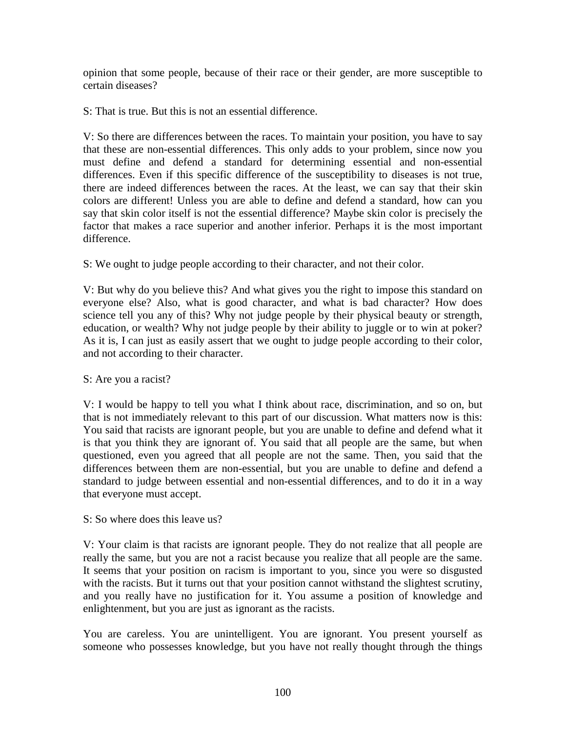opinion that some people, because of their race or their gender, are more susceptible to certain diseases?

S: That is true. But this is not an essential difference.

V: So there are differences between the races. To maintain your position, you have to say that these are non-essential differences. This only adds to your problem, since now you must define and defend a standard for determining essential and non-essential differences. Even if this specific difference of the susceptibility to diseases is not true, there are indeed differences between the races. At the least, we can say that their skin colors are different! Unless you are able to define and defend a standard, how can you say that skin color itself is not the essential difference? Maybe skin color is precisely the factor that makes a race superior and another inferior. Perhaps it is the most important difference.

S: We ought to judge people according to their character, and not their color.

V: But why do you believe this? And what gives you the right to impose this standard on everyone else? Also, what is good character, and what is bad character? How does science tell you any of this? Why not judge people by their physical beauty or strength, education, or wealth? Why not judge people by their ability to juggle or to win at poker? As it is, I can just as easily assert that we ought to judge people according to their color, and not according to their character.

S: Are you a racist?

V: I would be happy to tell you what I think about race, discrimination, and so on, but that is not immediately relevant to this part of our discussion. What matters now is this: You said that racists are ignorant people, but you are unable to define and defend what it is that you think they are ignorant of. You said that all people are the same, but when questioned, even you agreed that all people are not the same. Then, you said that the differences between them are non-essential, but you are unable to define and defend a standard to judge between essential and non-essential differences, and to do it in a way that everyone must accept.

S: So where does this leave us?

V: Your claim is that racists are ignorant people. They do not realize that all people are really the same, but you are not a racist because you realize that all people are the same. It seems that your position on racism is important to you, since you were so disgusted with the racists. But it turns out that your position cannot withstand the slightest scrutiny, and you really have no justification for it. You assume a position of knowledge and enlightenment, but you are just as ignorant as the racists.

You are careless. You are unintelligent. You are ignorant. You present yourself as someone who possesses knowledge, but you have not really thought through the things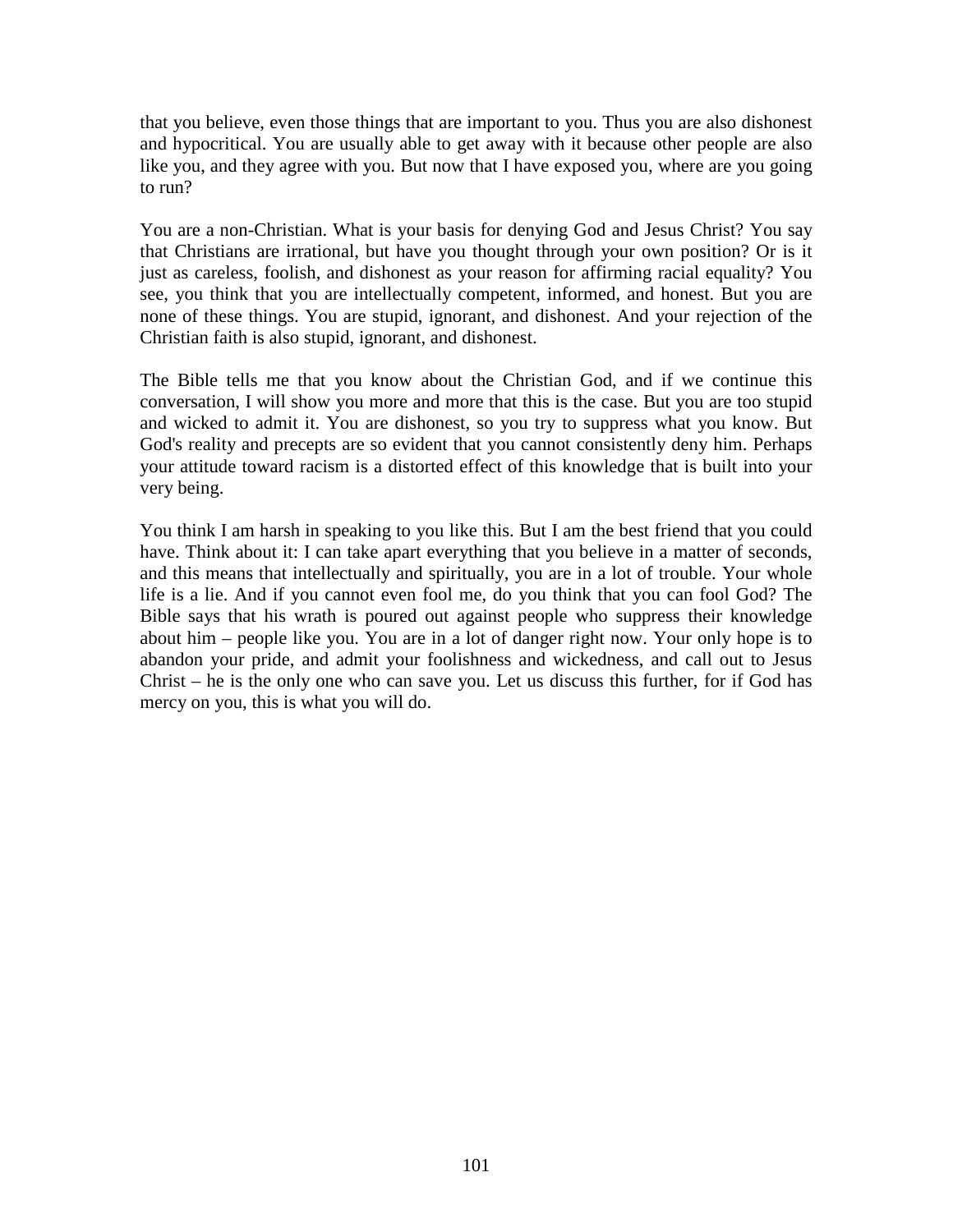that you believe, even those things that are important to you. Thus you are also dishonest and hypocritical. You are usually able to get away with it because other people are also like you, and they agree with you. But now that I have exposed you, where are you going to run?

You are a non-Christian. What is your basis for denying God and Jesus Christ? You say that Christians are irrational, but have you thought through your own position? Or is it just as careless, foolish, and dishonest as your reason for affirming racial equality? You see, you think that you are intellectually competent, informed, and honest. But you are none of these things. You are stupid, ignorant, and dishonest. And your rejection of the Christian faith is also stupid, ignorant, and dishonest.

The Bible tells me that you know about the Christian God, and if we continue this conversation, I will show you more and more that this is the case. But you are too stupid and wicked to admit it. You are dishonest, so you try to suppress what you know. But God's reality and precepts are so evident that you cannot consistently deny him. Perhaps your attitude toward racism is a distorted effect of this knowledge that is built into your very being.

You think I am harsh in speaking to you like this. But I am the best friend that you could have. Think about it: I can take apart everything that you believe in a matter of seconds, and this means that intellectually and spiritually, you are in a lot of trouble. Your whole life is a lie. And if you cannot even fool me, do you think that you can fool God? The Bible says that his wrath is poured out against people who suppress their knowledge about him – people like you. You are in a lot of danger right now. Your only hope is to abandon your pride, and admit your foolishness and wickedness, and call out to Jesus Christ – he is the only one who can save you. Let us discuss this further, for if God has mercy on you, this is what you will do.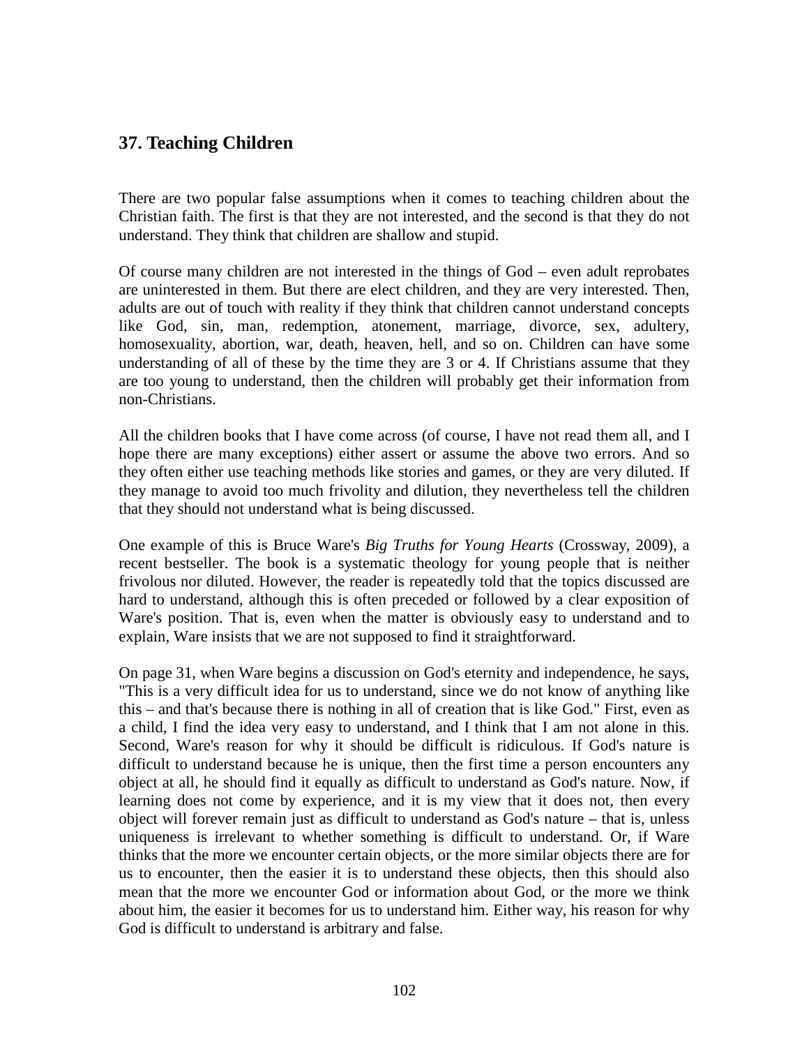## 37. Teaching Children

There are two popular false assumptions when it comes to teaching children about the Christian faith. The first is that they are not interested, and the second is that they do not understand. They think that children are shallow and stupid.

Of course many children are not interested in the things of God – even adult reprobates are uninterested in them. But there are elect children, and they are very interested. Then, adults are out of touch with reality if they think that children cannot understand concepts like God, sin, man, redemption, atonement, marriage, divorce, sex, adultery, homosexuality, abortion, war, death, heaven, hell, and so on. Children can have some understanding of all of these by the time they are 3 or 4. If Christians assume that they are too young to understand, then the children will probably get their information from non-Christians.

All the children books that I have come across (of course, I have not read them all, and I hope there are many exceptions) either assert or assume the above two errors. And so they often either use teaching methods like stories and games, or they are very diluted. If they manage to avoid too much frivolity and dilution, they nevertheless tell the children that they should not understand what is being discussed.

One example of this is Bruce Ware's *Big Truths for Young Hearts* (Crossway, 2009), a recent bestseller. The book is a systematic theology for young people that is neither frivolous nor diluted. However, the reader is repeatedly told that the topics discussed are hard to understand, although this is often preceded or followed by a clear exposition of Ware's position. That is, even when the matter is obviously easy to understand and to explain, Ware insists that we are not supposed to find it straightforward.

On page 31, when Ware begins a discussion on God's eternity and independence, he says, "This is a very difficult idea for us to understand, since we do not know of anything like this – and that's because there is nothing in all of creation that is like God." First, even as a child, I find the idea very easy to understand, and I think that I am not alone in this. Second, Ware's reason for why it should be difficult is ridiculous. If God's nature is difficult to understand because he is unique, then the first time a person encounters any object at all, he should find it equally as difficult to understand as God's nature. Now, if learning does not come by experience, and it is my view that it does not, then every object will forever remain just as difficult to understand as God's nature – that is, unless uniqueness is irrelevant to whether something is difficult to understand. Or, if Ware thinks that the more we encounter certain objects, or the more similar objects there are for us to encounter, then the easier it is to understand these objects, then this should also mean that the more we encounter God or information about God, or the more we think about him, the easier it becomes for us to understand him. Either way, his reason for why God is difficult to understand is arbitrary and false.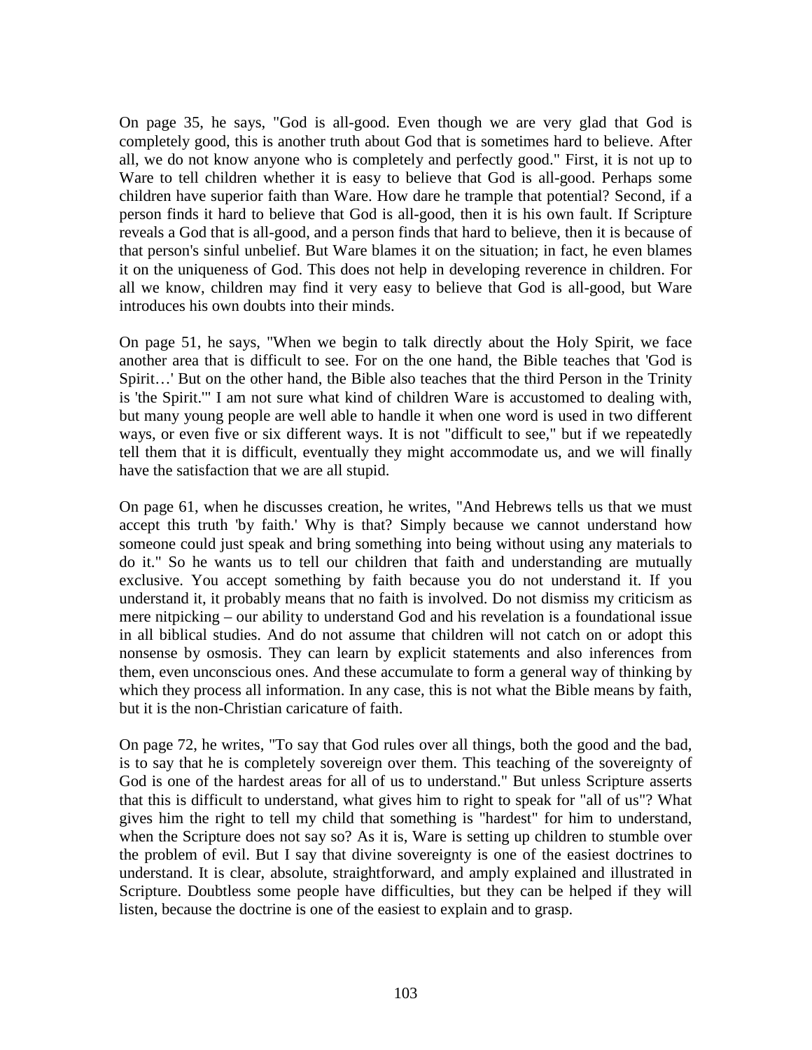On page 35, he says, "God is all-good. Even though we are very glad that God is completely good, this is another truth about God that is sometimes hard to believe. After all, we do not know anyone who is completely and perfectly good." First, it is not up to Ware to tell children whether it is easy to believe that God is all-good. Perhaps some children have superior faith than Ware. How dare he trample that potential? Second, if a person finds it hard to believe that God is all-good, then it is his own fault. If Scripture reveals a God that is all-good, and a person finds that hard to believe, then it is because of that person's sinful unbelief. But Ware blames it on the situation; in fact, he even blames it on the uniqueness of God. This does not help in developing reverence in children. For all we know, children may find it very easy to believe that God is all-good, but Ware introduces his own doubts into their minds.

On page 51, he says, "When we begin to talk directly about the Holy Spirit, we face another area that is difficult to see. For on the one hand, the Bible teaches that 'God is Spirit…' But on the other hand, the Bible also teaches that the third Person in the Trinity is 'the Spirit.'" I am not sure what kind of children Ware is accustomed to dealing with, but many young people are well able to handle it when one word is used in two different ways, or even five or six different ways. It is not "difficult to see," but if we repeatedly tell them that it is difficult, eventually they might accommodate us, and we will finally have the satisfaction that we are all stupid.

On page 61, when he discusses creation, he writes, "And Hebrews tells us that we must accept this truth 'by faith.' Why is that? Simply because we cannot understand how someone could just speak and bring something into being without using any materials to do it." So he wants us to tell our children that faith and understanding are mutually exclusive. You accept something by faith because you do not understand it. If you understand it, it probably means that no faith is involved. Do not dismiss my criticism as mere nitpicking – our ability to understand God and his revelation is a foundational issue in all biblical studies. And do not assume that children will not catch on or adopt this nonsense by osmosis. They can learn by explicit statements and also inferences from them, even unconscious ones. And these accumulate to form a general way of thinking by which they process all information. In any case, this is not what the Bible means by faith, but it is the non-Christian caricature of faith.

On page 72, he writes, "To say that God rules over all things, both the good and the bad, is to say that he is completely sovereign over them. This teaching of the sovereignty of God is one of the hardest areas for all of us to understand." But unless Scripture asserts that this is difficult to understand, what gives him to right to speak for "all of us"? What gives him the right to tell my child that something is "hardest" for him to understand, when the Scripture does not say so? As it is, Ware is setting up children to stumble over the problem of evil. But I say that divine sovereignty is one of the easiest doctrines to understand. It is clear, absolute, straightforward, and amply explained and illustrated in Scripture. Doubtless some people have difficulties, but they can be helped if they will listen, because the doctrine is one of the easiest to explain and to grasp.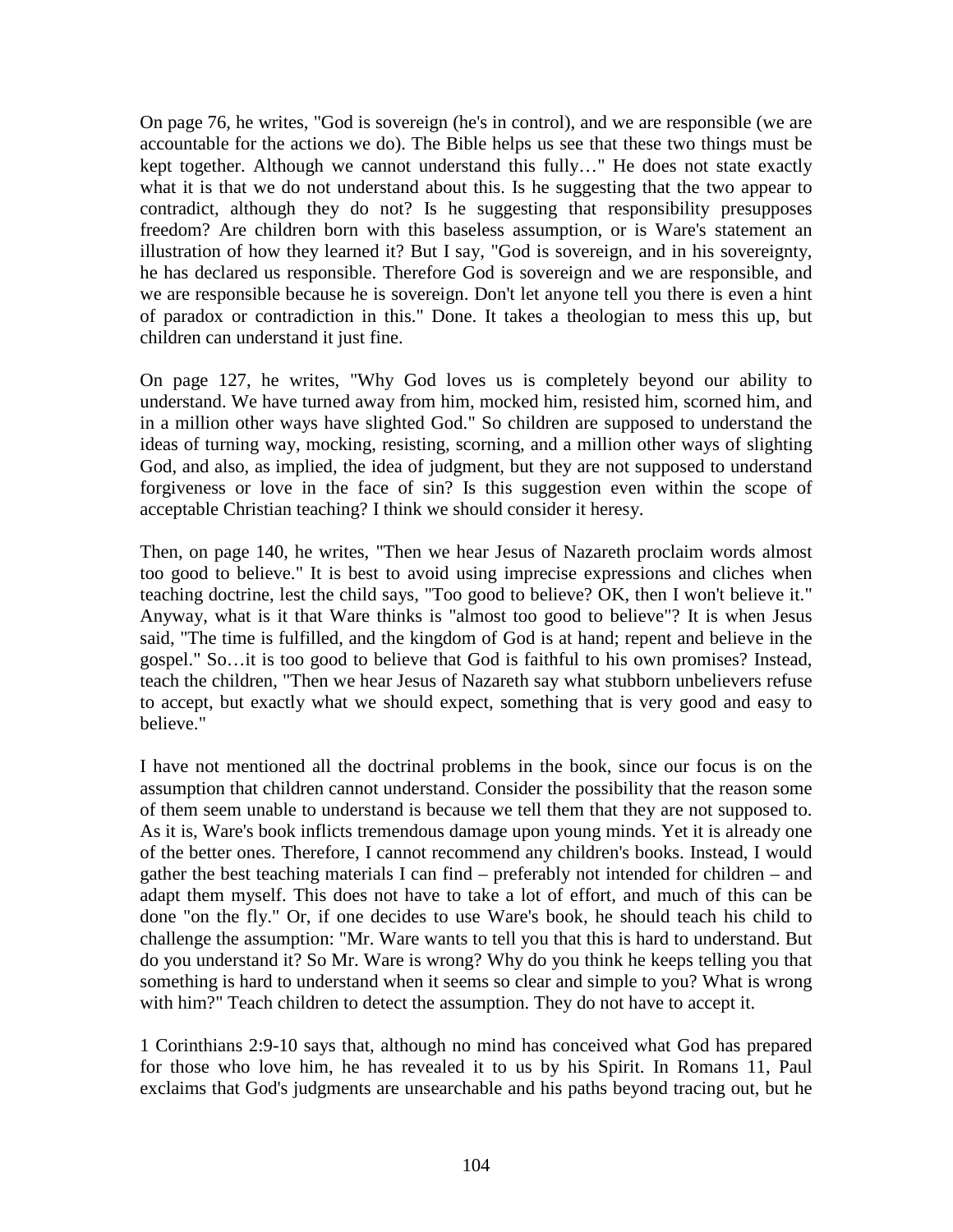On page 76, he writes, "God is sovereign (he's in control), and we are responsible (we are accountable for the actions we do). The Bible helps us see that these two things must be kept together. Although we cannot understand this fully…" He does not state exactly what it is that we do not understand about this. Is he suggesting that the two appear to contradict, although they do not? Is he suggesting that responsibility presupposes freedom? Are children born with this baseless assumption, or is Ware's statement an illustration of how they learned it? But I say, "God is sovereign, and in his sovereignty, he has declared us responsible. Therefore God is sovereign and we are responsible, and we are responsible because he is sovereign. Don't let anyone tell you there is even a hint of paradox or contradiction in this." Done. It takes a theologian to mess this up, but children can understand it just fine.

On page 127, he writes, "Why God loves us is completely beyond our ability to understand. We have turned away from him, mocked him, resisted him, scorned him, and in a million other ways have slighted God." So children are supposed to understand the ideas of turning way, mocking, resisting, scorning, and a million other ways of slighting God, and also, as implied, the idea of judgment, but they are not supposed to understand forgiveness or love in the face of sin? Is this suggestion even within the scope of acceptable Christian teaching? I think we should consider it heresy.

Then, on page 140, he writes, "Then we hear Jesus of Nazareth proclaim words almost too good to believe." It is best to avoid using imprecise expressions and cliches when teaching doctrine, lest the child says, "Too good to believe? OK, then I won't believe it." Anyway, what is it that Ware thinks is "almost too good to believe"? It is when Jesus said, "The time is fulfilled, and the kingdom of God is at hand; repent and believe in the gospel." So…it is too good to believe that God is faithful to his own promises? Instead, teach the children, "Then we hear Jesus of Nazareth say what stubborn unbelievers refuse to accept, but exactly what we should expect, something that is very good and easy to believe."

I have not mentioned all the doctrinal problems in the book, since our focus is on the assumption that children cannot understand. Consider the possibility that the reason some of them seem unable to understand is because we tell them that they are not supposed to. As it is, Ware's book inflicts tremendous damage upon young minds. Yet it is already one of the better ones. Therefore, I cannot recommend any children's books. Instead, I would gather the best teaching materials I can find – preferably not intended for children – and adapt them myself. This does not have to take a lot of effort, and much of this can be done "on the fly." Or, if one decides to use Ware's book, he should teach his child to challenge the assumption: "Mr. Ware wants to tell you that this is hard to understand. But do you understand it? So Mr. Ware is wrong? Why do you think he keeps telling you that something is hard to understand when it seems so clear and simple to you? What is wrong with him?" Teach children to detect the assumption. They do not have to accept it.

1 Corinthians 2:9-10 says that, although no mind has conceived what God has prepared for those who love him, he has revealed it to us by his Spirit. In Romans 11, Paul exclaims that God's judgments are unsearchable and his paths beyond tracing out, but he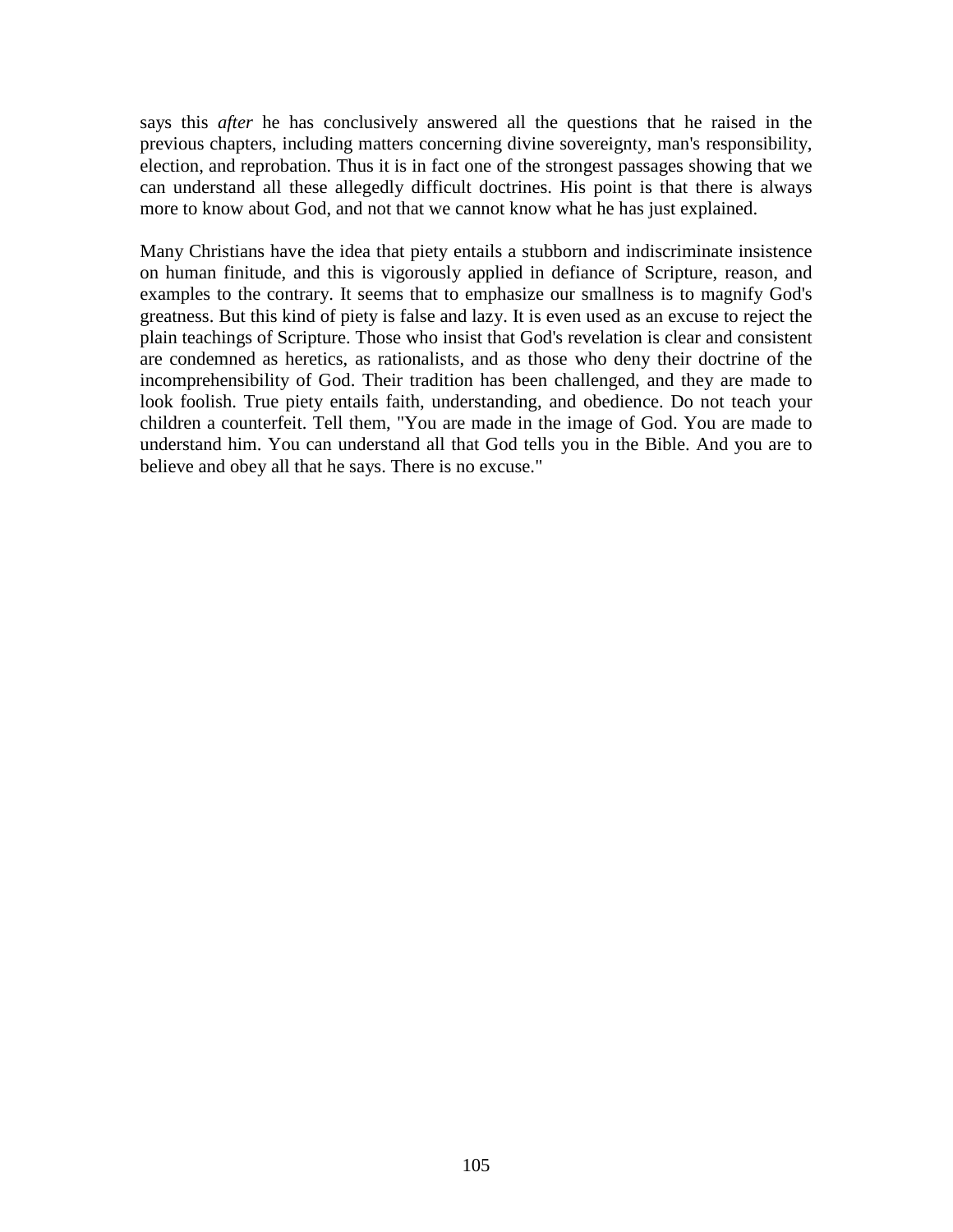says this *after* he has conclusively answered all the questions that he raised in the previous chapters, including matters concerning divine sovereignty, man's responsibility, election, and reprobation. Thus it is in fact one of the strongest passages showing that we can understand all these allegedly difficult doctrines. His point is that there is always more to know about God, and not that we cannot know what he has just explained.

Many Christians have the idea that piety entails a stubborn and indiscriminate insistence on human finitude, and this is vigorously applied in defiance of Scripture, reason, and examples to the contrary. It seems that to emphasize our smallness is to magnify God's greatness. But this kind of piety is false and lazy. It is even used as an excuse to reject the plain teachings of Scripture. Those who insist that God's revelation is clear and consistent are condemned as heretics, as rationalists, and as those who deny their doctrine of the incomprehensibility of God. Their tradition has been challenged, and they are made to look foolish. True piety entails faith, understanding, and obedience. Do not teach your children a counterfeit. Tell them, "You are made in the image of God. You are made to understand him. You can understand all that God tells you in the Bible. And you are to believe and obey all that he says. There is no excuse."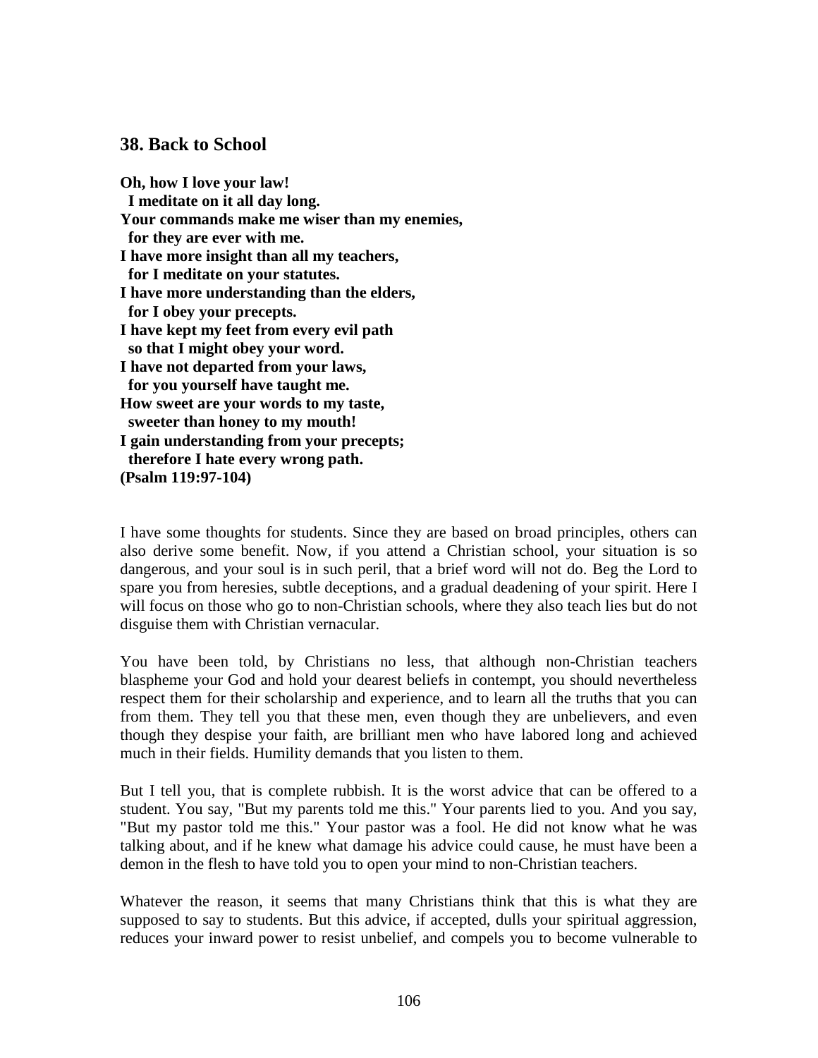## 38. Back to School

**Oh, how I love your law!**
**I meditate on it all day long.**
**Your commands make me wiser than my enemies,**
**for they are ever with me.**
**I have more insight than all my teachers,**
**for I meditate on your statutes.**
**I have more understanding than the elders,**
**for I obey your precepts.**
**I have kept my feet from every evil path**
**so that I might obey your word.**
**I have not departed from your laws,**
**for you yourself have taught me.**
**How sweet are your words to my taste,**
**sweeter than honey to my mouth!**
**I gain understanding from your precepts;**
**therefore I hate every wrong path.**
**(Psalm 119:97-104)**

I have some thoughts for students. Since they are based on broad principles, others can also derive some benefit. Now, if you attend a Christian school, your situation is so dangerous, and your soul is in such peril, that a brief word will not do. Beg the Lord to spare you from heresies, subtle deceptions, and a gradual deadening of your spirit. Here I will focus on those who go to non-Christian schools, where they also teach lies but do not disguise them with Christian vernacular.

You have been told, by Christians no less, that although non-Christian teachers blaspheme your God and hold your dearest beliefs in contempt, you should nevertheless respect them for their scholarship and experience, and to learn all the truths that you can from them. They tell you that these men, even though they are unbelievers, and even though they despise your faith, are brilliant men who have labored long and achieved much in their fields. Humility demands that you listen to them.

But I tell you, that is complete rubbish. It is the worst advice that can be offered to a student. You say, "But my parents told me this." Your parents lied to you. And you say, "But my pastor told me this." Your pastor was a fool. He did not know what he was talking about, and if he knew what damage his advice could cause, he must have been a demon in the flesh to have told you to open your mind to non-Christian teachers.

Whatever the reason, it seems that many Christians think that this is what they are supposed to say to students. But this advice, if accepted, dulls your spiritual aggression, reduces your inward power to resist unbelief, and compels you to become vulnerable to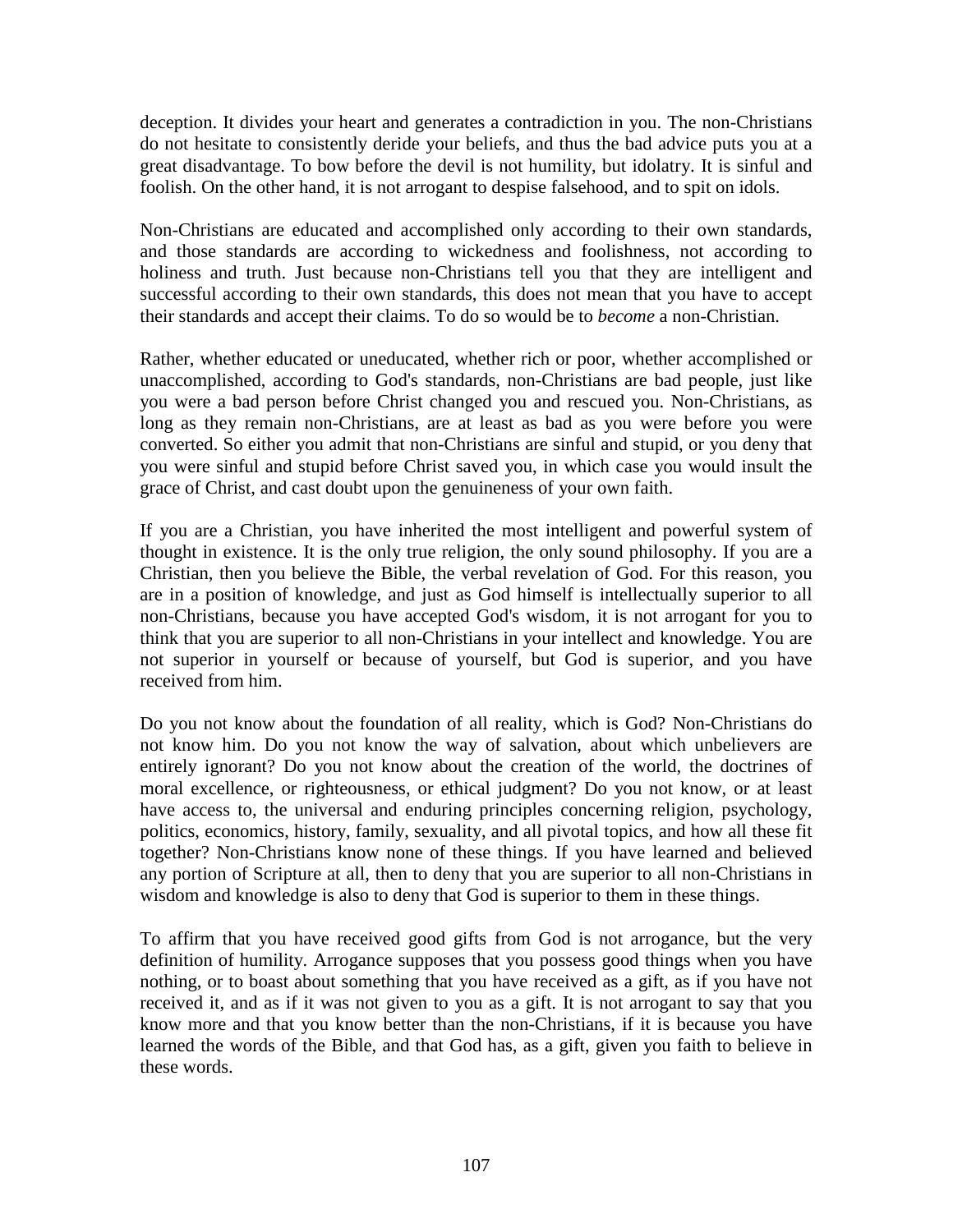deception. It divides your heart and generates a contradiction in you. The non-Christians do not hesitate to consistently deride your beliefs, and thus the bad advice puts you at a great disadvantage. To bow before the devil is not humility, but idolatry. It is sinful and foolish. On the other hand, it is not arrogant to despise falsehood, and to spit on idols.

Non-Christians are educated and accomplished only according to their own standards, and those standards are according to wickedness and foolishness, not according to holiness and truth. Just because non-Christians tell you that they are intelligent and successful according to their own standards, this does not mean that you have to accept their standards and accept their claims. To do so would be to *become* a non-Christian.

Rather, whether educated or uneducated, whether rich or poor, whether accomplished or unaccomplished, according to God's standards, non-Christians are bad people, just like you were a bad person before Christ changed you and rescued you. Non-Christians, as long as they remain non-Christians, are at least as bad as you were before you were converted. So either you admit that non-Christians are sinful and stupid, or you deny that you were sinful and stupid before Christ saved you, in which case you would insult the grace of Christ, and cast doubt upon the genuineness of your own faith.

If you are a Christian, you have inherited the most intelligent and powerful system of thought in existence. It is the only true religion, the only sound philosophy. If you are a Christian, then you believe the Bible, the verbal revelation of God. For this reason, you are in a position of knowledge, and just as God himself is intellectually superior to all non-Christians, because you have accepted God's wisdom, it is not arrogant for you to think that you are superior to all non-Christians in your intellect and knowledge. You are not superior in yourself or because of yourself, but God is superior, and you have received from him.

Do you not know about the foundation of all reality, which is God? Non-Christians do not know him. Do you not know the way of salvation, about which unbelievers are entirely ignorant? Do you not know about the creation of the world, the doctrines of moral excellence, or righteousness, or ethical judgment? Do you not know, or at least have access to, the universal and enduring principles concerning religion, psychology, politics, economics, history, family, sexuality, and all pivotal topics, and how all these fit together? Non-Christians know none of these things. If you have learned and believed any portion of Scripture at all, then to deny that you are superior to all non-Christians in wisdom and knowledge is also to deny that God is superior to them in these things.

To affirm that you have received good gifts from God is not arrogance, but the very definition of humility. Arrogance supposes that you possess good things when you have nothing, or to boast about something that you have received as a gift, as if you have not received it, and as if it was not given to you as a gift. It is not arrogant to say that you know more and that you know better than the non-Christians, if it is because you have learned the words of the Bible, and that God has, as a gift, given you faith to believe in these words.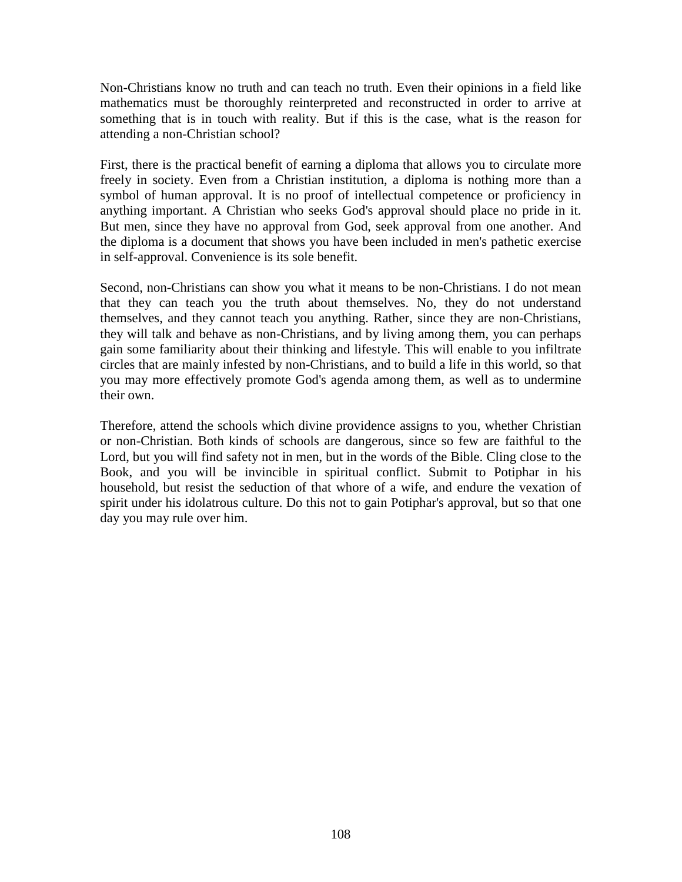Non-Christians know no truth and can teach no truth. Even their opinions in a field like mathematics must be thoroughly reinterpreted and reconstructed in order to arrive at something that is in touch with reality. But if this is the case, what is the reason for attending a non-Christian school?

First, there is the practical benefit of earning a diploma that allows you to circulate more freely in society. Even from a Christian institution, a diploma is nothing more than a symbol of human approval. It is no proof of intellectual competence or proficiency in anything important. A Christian who seeks God's approval should place no pride in it. But men, since they have no approval from God, seek approval from one another. And the diploma is a document that shows you have been included in men's pathetic exercise in self-approval. Convenience is its sole benefit.

Second, non-Christians can show you what it means to be non-Christians. I do not mean that they can teach you the truth about themselves. No, they do not understand themselves, and they cannot teach you anything. Rather, since they are non-Christians, they will talk and behave as non-Christians, and by living among them, you can perhaps gain some familiarity about their thinking and lifestyle. This will enable to you infiltrate circles that are mainly infested by non-Christians, and to build a life in this world, so that you may more effectively promote God's agenda among them, as well as to undermine their own.

Therefore, attend the schools which divine providence assigns to you, whether Christian or non-Christian. Both kinds of schools are dangerous, since so few are faithful to the Lord, but you will find safety not in men, but in the words of the Bible. Cling close to the Book, and you will be invincible in spiritual conflict. Submit to Potiphar in his household, but resist the seduction of that whore of a wife, and endure the vexation of spirit under his idolatrous culture. Do this not to gain Potiphar's approval, but so that one day you may rule over him.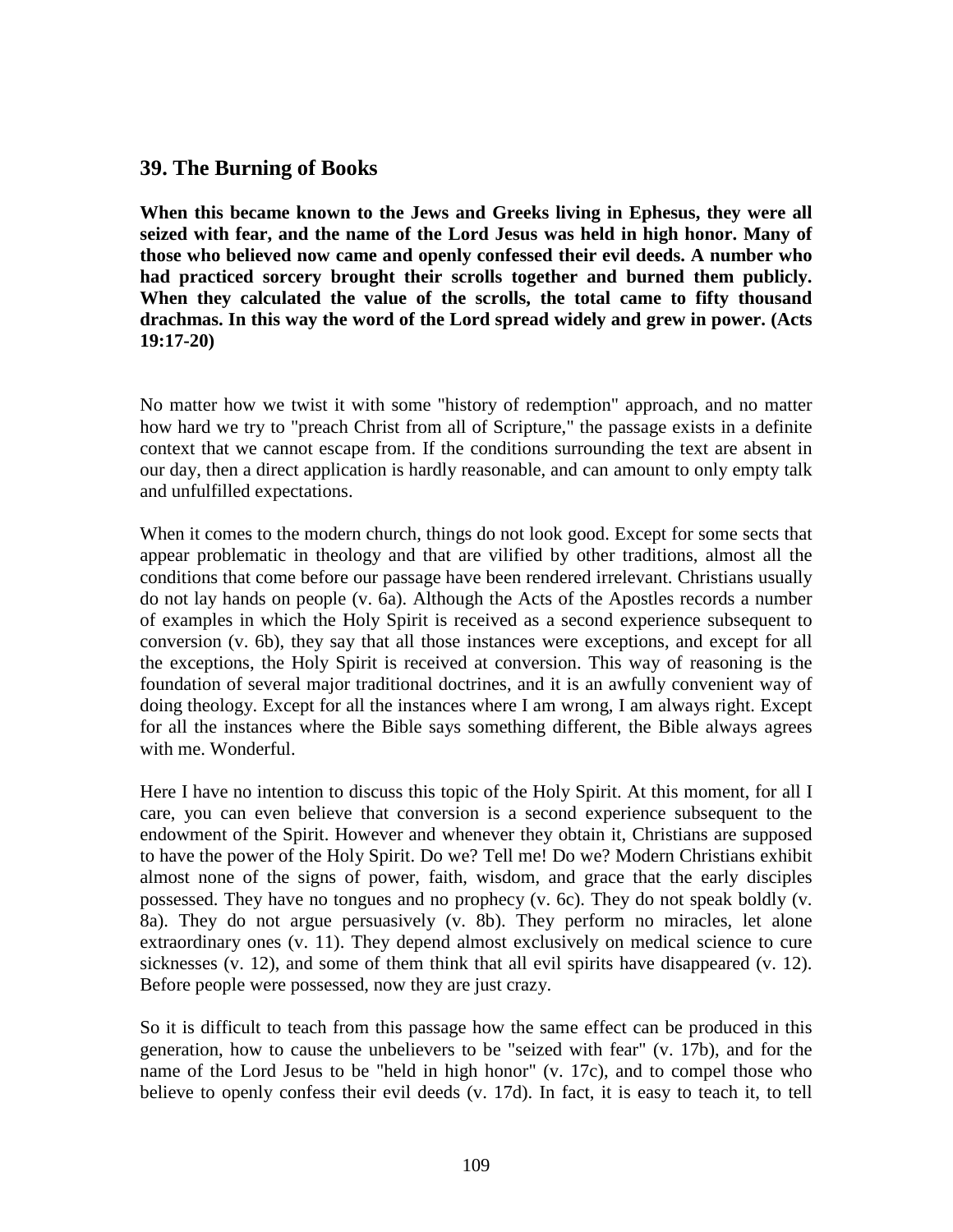## 39. The Burning of Books

**When this became known to the Jews and Greeks living in Ephesus, they were all seized with fear, and the name of the Lord Jesus was held in high honor. Many of those who believed now came and openly confessed their evil deeds. A number who had practiced sorcery brought their scrolls together and burned them publicly. When they calculated the value of the scrolls, the total came to fifty thousand drachmas. In this way the word of the Lord spread widely and grew in power. (Acts 19:17-20)**

No matter how we twist it with some "history of redemption" approach, and no matter how hard we try to "preach Christ from all of Scripture," the passage exists in a definite context that we cannot escape from. If the conditions surrounding the text are absent in our day, then a direct application is hardly reasonable, and can amount to only empty talk and unfulfilled expectations.

When it comes to the modern church, things do not look good. Except for some sects that appear problematic in theology and that are vilified by other traditions, almost all the conditions that come before our passage have been rendered irrelevant. Christians usually do not lay hands on people (v. 6a). Although the Acts of the Apostles records a number of examples in which the Holy Spirit is received as a second experience subsequent to conversion (v. 6b), they say that all those instances were exceptions, and except for all the exceptions, the Holy Spirit is received at conversion. This way of reasoning is the foundation of several major traditional doctrines, and it is an awfully convenient way of doing theology. Except for all the instances where I am wrong, I am always right. Except for all the instances where the Bible says something different, the Bible always agrees with me. Wonderful.

Here I have no intention to discuss this topic of the Holy Spirit. At this moment, for all I care, you can even believe that conversion is a second experience subsequent to the endowment of the Spirit. However and whenever they obtain it, Christians are supposed to have the power of the Holy Spirit. Do we? Tell me! Do we? Modern Christians exhibit almost none of the signs of power, faith, wisdom, and grace that the early disciples possessed. They have no tongues and no prophecy (v. 6c). They do not speak boldly (v. 8a). They do not argue persuasively (v. 8b). They perform no miracles, let alone extraordinary ones (v. 11). They depend almost exclusively on medical science to cure sicknesses (v. 12), and some of them think that all evil spirits have disappeared (v. 12). Before people were possessed, now they are just crazy.

So it is difficult to teach from this passage how the same effect can be produced in this generation, how to cause the unbelievers to be "seized with fear" (v. 17b), and for the name of the Lord Jesus to be "held in high honor" (v. 17c), and to compel those who believe to openly confess their evil deeds (v. 17d). In fact, it is easy to teach it, to tell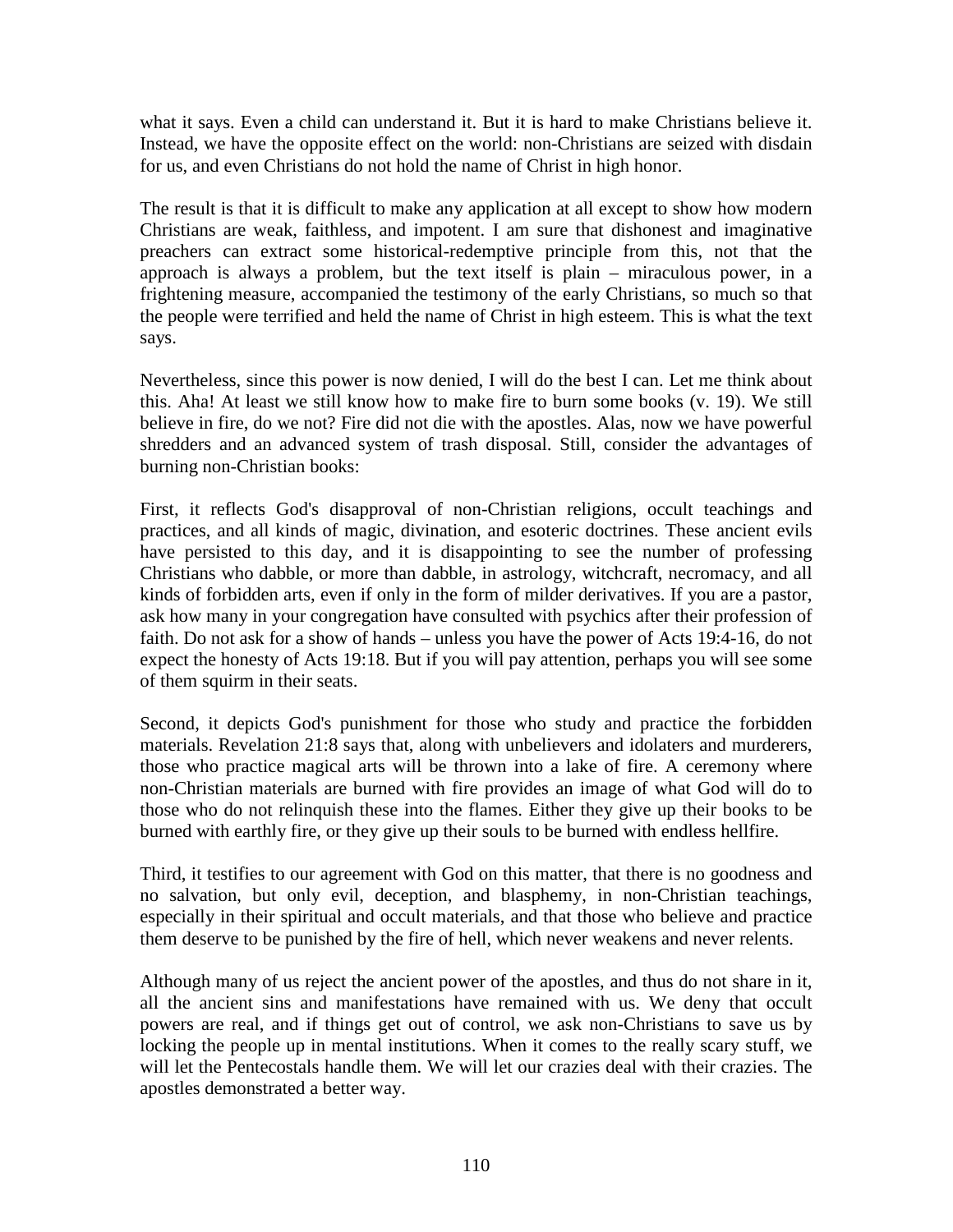what it says. Even a child can understand it. But it is hard to make Christians believe it. Instead, we have the opposite effect on the world: non-Christians are seized with disdain for us, and even Christians do not hold the name of Christ in high honor.

The result is that it is difficult to make any application at all except to show how modern Christians are weak, faithless, and impotent. I am sure that dishonest and imaginative preachers can extract some historical-redemptive principle from this, not that the approach is always a problem, but the text itself is plain – miraculous power, in a frightening measure, accompanied the testimony of the early Christians, so much so that the people were terrified and held the name of Christ in high esteem. This is what the text says.

Nevertheless, since this power is now denied, I will do the best I can. Let me think about this. Aha! At least we still know how to make fire to burn some books (v. 19). We still believe in fire, do we not? Fire did not die with the apostles. Alas, now we have powerful shredders and an advanced system of trash disposal. Still, consider the advantages of burning non-Christian books:

First, it reflects God's disapproval of non-Christian religions, occult teachings and practices, and all kinds of magic, divination, and esoteric doctrines. These ancient evils have persisted to this day, and it is disappointing to see the number of professing Christians who dabble, or more than dabble, in astrology, witchcraft, necromacy, and all kinds of forbidden arts, even if only in the form of milder derivatives. If you are a pastor, ask how many in your congregation have consulted with psychics after their profession of faith. Do not ask for a show of hands – unless you have the power of Acts 19:4-16, do not expect the honesty of Acts 19:18. But if you will pay attention, perhaps you will see some of them squirm in their seats.

Second, it depicts God's punishment for those who study and practice the forbidden materials. Revelation 21:8 says that, along with unbelievers and idolaters and murderers, those who practice magical arts will be thrown into a lake of fire. A ceremony where non-Christian materials are burned with fire provides an image of what God will do to those who do not relinquish these into the flames. Either they give up their books to be burned with earthly fire, or they give up their souls to be burned with endless hellfire.

Third, it testifies to our agreement with God on this matter, that there is no goodness and no salvation, but only evil, deception, and blasphemy, in non-Christian teachings, especially in their spiritual and occult materials, and that those who believe and practice them deserve to be punished by the fire of hell, which never weakens and never relents.

Although many of us reject the ancient power of the apostles, and thus do not share in it, all the ancient sins and manifestations have remained with us. We deny that occult powers are real, and if things get out of control, we ask non-Christians to save us by locking the people up in mental institutions. When it comes to the really scary stuff, we will let the Pentecostals handle them. We will let our crazies deal with their crazies. The apostles demonstrated a better way.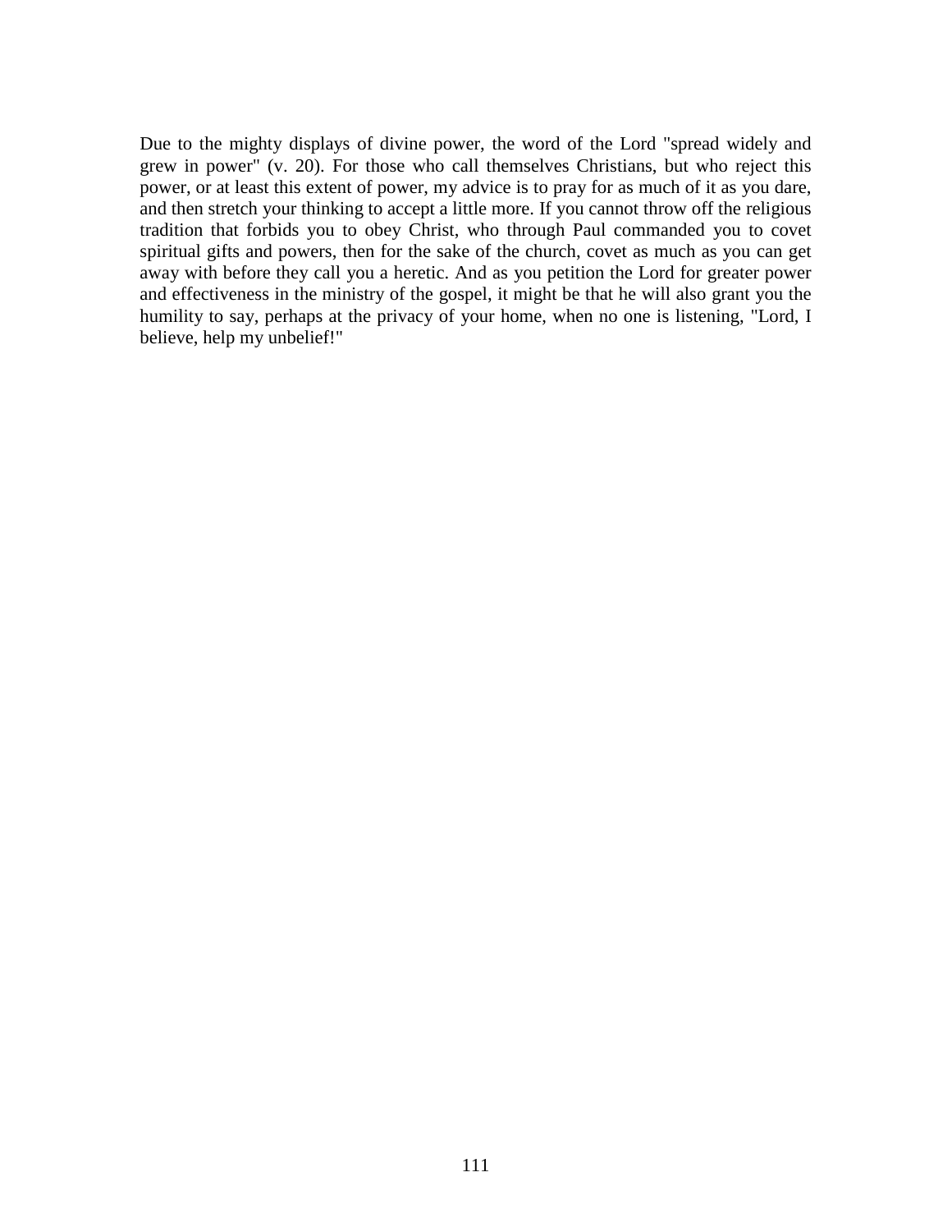Due to the mighty displays of divine power, the word of the Lord "spread widely and grew in power" (v. 20). For those who call themselves Christians, but who reject this power, or at least this extent of power, my advice is to pray for as much of it as you dare, and then stretch your thinking to accept a little more. If you cannot throw off the religious tradition that forbids you to obey Christ, who through Paul commanded you to covet spiritual gifts and powers, then for the sake of the church, covet as much as you can get away with before they call you a heretic. And as you petition the Lord for greater power and effectiveness in the ministry of the gospel, it might be that he will also grant you the humility to say, perhaps at the privacy of your home, when no one is listening, "Lord, I believe, help my unbelief!"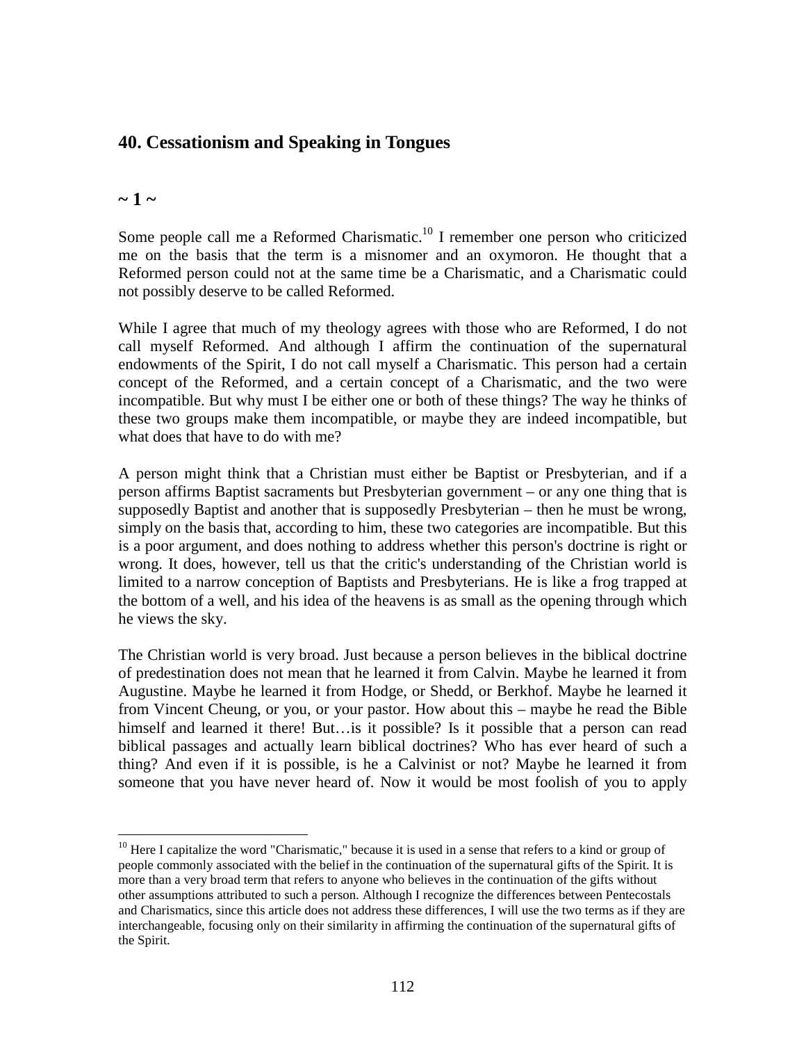## 40. Cessationism and Speaking in Tongues

### ~ 1 ~

Some people call me a Reformed Charismatic.[10] I remember one person who criticized me on the basis that the term is a misnomer and an oxymoron. He thought that a Reformed person could not at the same time be a Charismatic, and a Charismatic could not possibly deserve to be called Reformed.

While I agree that much of my theology agrees with those who are Reformed, I do not call myself Reformed. And although I affirm the continuation of the supernatural endowments of the Spirit, I do not call myself a Charismatic. This person had a certain concept of the Reformed, and a certain concept of a Charismatic, and the two were incompatible. But why must I be either one or both of these things? The way he thinks of these two groups make them incompatible, or maybe they are indeed incompatible, but what does that have to do with me?

A person might think that a Christian must either be Baptist or Presbyterian, and if a person affirms Baptist sacraments but Presbyterian government – or any one thing that is supposedly Baptist and another that is supposedly Presbyterian – then he must be wrong, simply on the basis that, according to him, these two categories are incompatible. But this is a poor argument, and does nothing to address whether this person's doctrine is right or wrong. It does, however, tell us that the critic's understanding of the Christian world is limited to a narrow conception of Baptists and Presbyterians. He is like a frog trapped at the bottom of a well, and his idea of the heavens is as small as the opening through which he views the sky.

The Christian world is very broad. Just because a person believes in the biblical doctrine of predestination does not mean that he learned it from Calvin. Maybe he learned it from Augustine. Maybe he learned it from Hodge, or Shedd, or Berkhof. Maybe he learned it from Vincent Cheung, or you, or your pastor. How about this – maybe he read the Bible himself and learned it there! But…is it possible? Is it possible that a person can read biblical passages and actually learn biblical doctrines? Who has ever heard of such a thing? And even if it is possible, is he a Calvinist or not? Maybe he learned it from someone that you have never heard of. Now it would be most foolish of you to apply

---

[10] Here I capitalize the word "Charismatic," because it is used in a sense that refers to a kind or group of people commonly associated with the belief in the continuation of the supernatural gifts of the Spirit. It is more than a very broad term that refers to anyone who believes in the continuation of the gifts without other assumptions attributed to such a person. Although I recognize the differences between Pentecostals and Charismatics, since this article does not address these differences, I will use the two terms as if they are interchangeable, focusing only on their similarity in affirming the continuation of the supernatural gifts of the Spirit.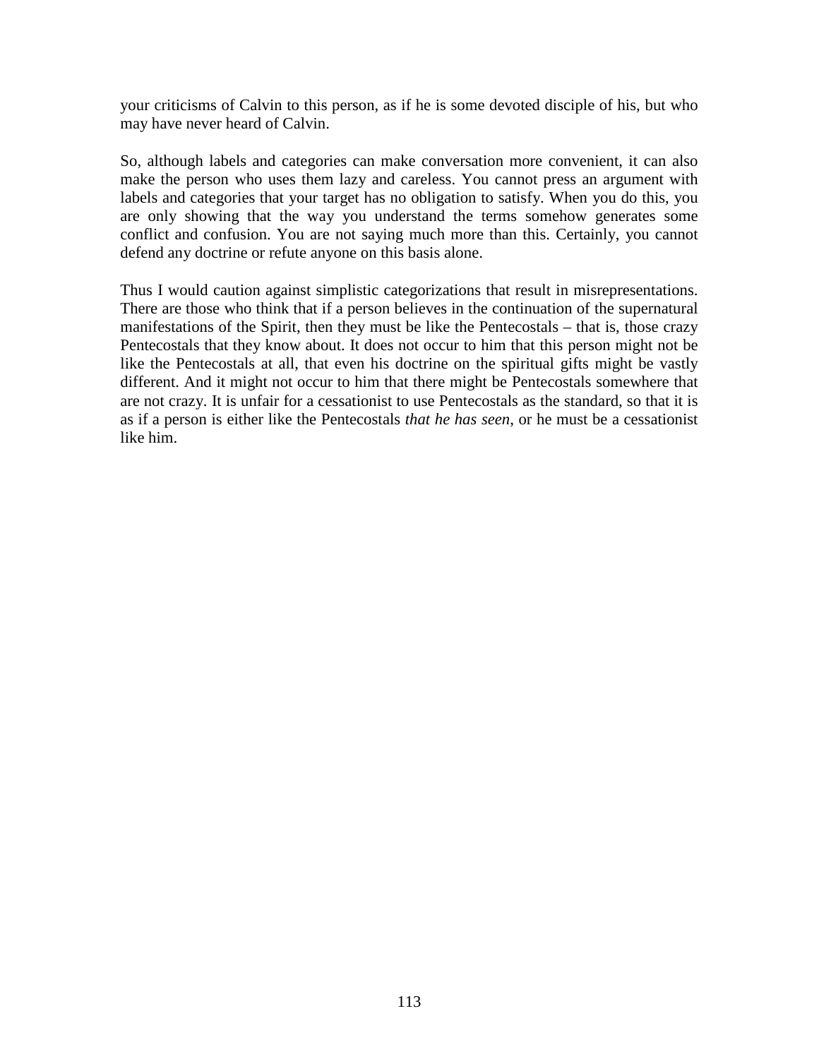your criticisms of Calvin to this person, as if he is some devoted disciple of his, but who may have never heard of Calvin.

So, although labels and categories can make conversation more convenient, it can also make the person who uses them lazy and careless. You cannot press an argument with labels and categories that your target has no obligation to satisfy. When you do this, you are only showing that the way you understand the terms somehow generates some conflict and confusion. You are not saying much more than this. Certainly, you cannot defend any doctrine or refute anyone on this basis alone.

Thus I would caution against simplistic categorizations that result in misrepresentations. There are those who think that if a person believes in the continuation of the supernatural manifestations of the Spirit, then they must be like the Pentecostals – that is, those crazy Pentecostals that they know about. It does not occur to him that this person might not be like the Pentecostals at all, that even his doctrine on the spiritual gifts might be vastly different. And it might not occur to him that there might be Pentecostals somewhere that are not crazy. It is unfair for a cessationist to use Pentecostals as the standard, so that it is as if a person is either like the Pentecostals *that he has seen*, or he must be a cessationist like him.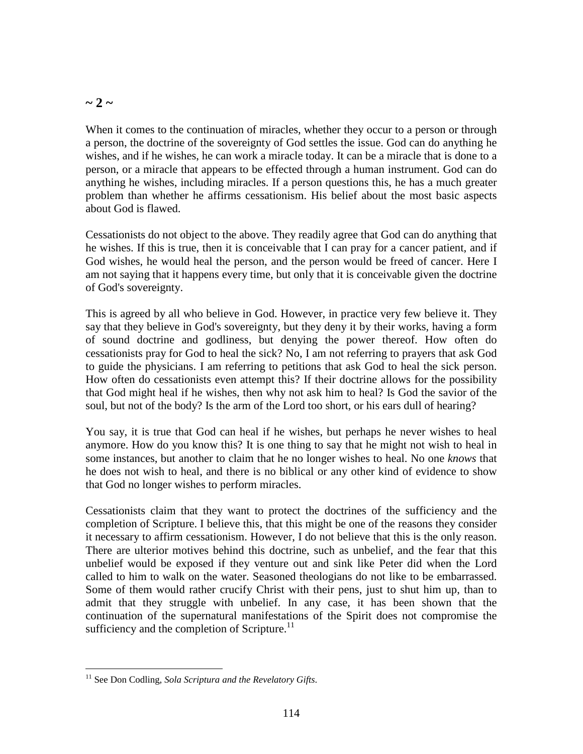**~ 2 ~**

When it comes to the continuation of miracles, whether they occur to a person or through a person, the doctrine of the sovereignty of God settles the issue. God can do anything he wishes, and if he wishes, he can work a miracle today. It can be a miracle that is done to a person, or a miracle that appears to be effected through a human instrument. God can do anything he wishes, including miracles. If a person questions this, he has a much greater problem than whether he affirms cessationism. His belief about the most basic aspects about God is flawed.

Cessationists do not object to the above. They readily agree that God can do anything that he wishes. If this is true, then it is conceivable that I can pray for a cancer patient, and if God wishes, he would heal the person, and the person would be freed of cancer. Here I am not saying that it happens every time, but only that it is conceivable given the doctrine of God's sovereignty.

This is agreed by all who believe in God. However, in practice very few believe it. They say that they believe in God's sovereignty, but they deny it by their works, having a form of sound doctrine and godliness, but denying the power thereof. How often do cessationists pray for God to heal the sick? No, I am not referring to prayers that ask God to guide the physicians. I am referring to petitions that ask God to heal the sick person. How often do cessationists even attempt this? If their doctrine allows for the possibility that God might heal if he wishes, then why not ask him to heal? Is God the savior of the soul, but not of the body? Is the arm of the Lord too short, or his ears dull of hearing?

You say, it is true that God can heal if he wishes, but perhaps he never wishes to heal anymore. How do you know this? It is one thing to say that he might not wish to heal in some instances, but another to claim that he no longer wishes to heal. No one *knows* that he does not wish to heal, and there is no biblical or any other kind of evidence to show that God no longer wishes to perform miracles.

Cessationists claim that they want to protect the doctrines of the sufficiency and the completion of Scripture. I believe this, that this might be one of the reasons they consider it necessary to affirm cessationism. However, I do not believe that this is the only reason. There are ulterior motives behind this doctrine, such as unbelief, and the fear that this unbelief would be exposed if they venture out and sink like Peter did when the Lord called to him to walk on the water. Seasoned theologians do not like to be embarrassed. Some of them would rather crucify Christ with their pens, just to shut him up, than to admit that they struggle with unbelief. In any case, it has been shown that the continuation of the supernatural manifestations of the Spirit does not compromise the sufficiency and the completion of Scripture.[11]

[11] See Don Codling, *Sola Scriptura and the Revelatory Gifts*.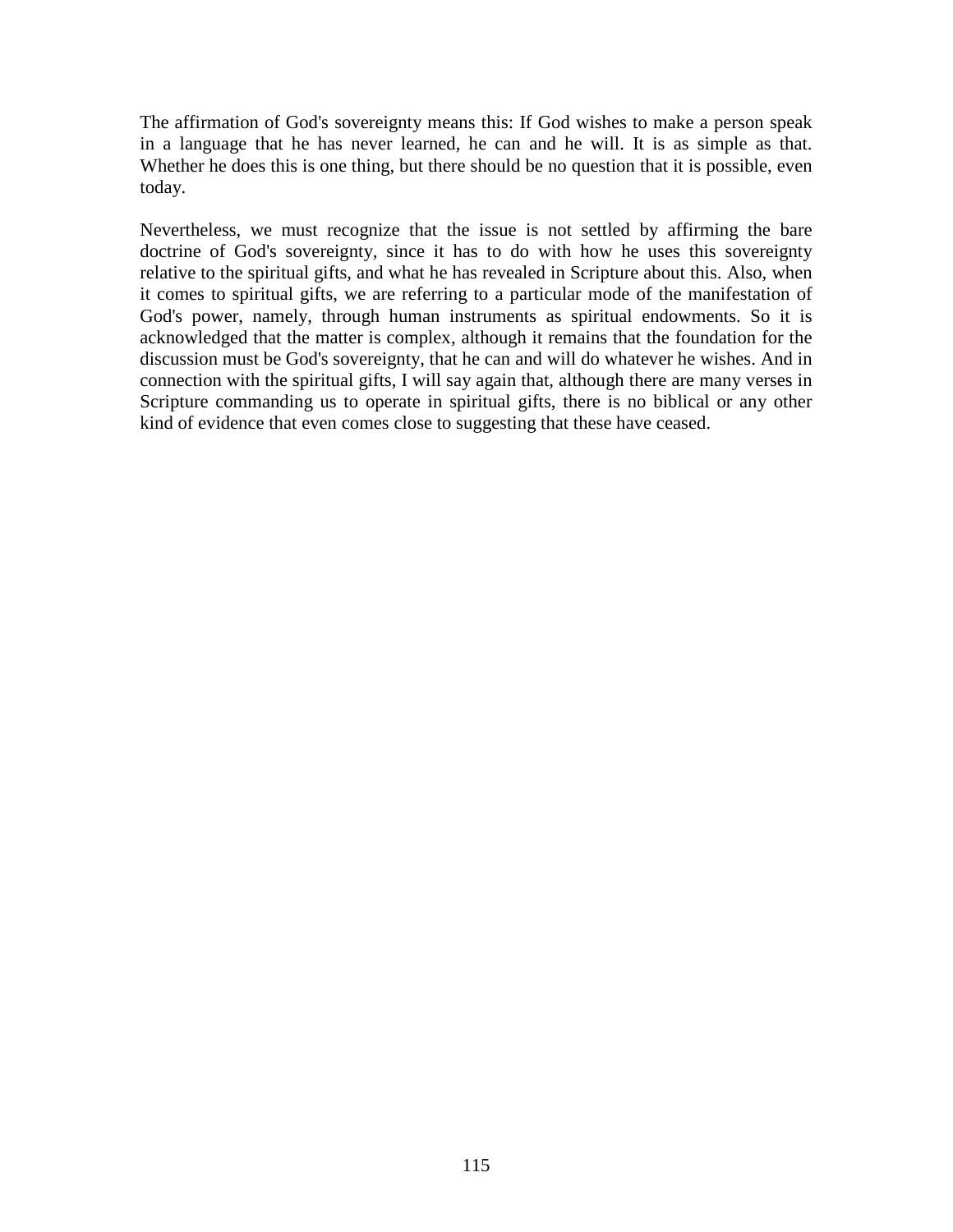The affirmation of God's sovereignty means this: If God wishes to make a person speak in a language that he has never learned, he can and he will. It is as simple as that. Whether he does this is one thing, but there should be no question that it is possible, even today.

Nevertheless, we must recognize that the issue is not settled by affirming the bare doctrine of God's sovereignty, since it has to do with how he uses this sovereignty relative to the spiritual gifts, and what he has revealed in Scripture about this. Also, when it comes to spiritual gifts, we are referring to a particular mode of the manifestation of God's power, namely, through human instruments as spiritual endowments. So it is acknowledged that the matter is complex, although it remains that the foundation for the discussion must be God's sovereignty, that he can and will do whatever he wishes. And in connection with the spiritual gifts, I will say again that, although there are many verses in Scripture commanding us to operate in spiritual gifts, there is no biblical or any other kind of evidence that even comes close to suggesting that these have ceased.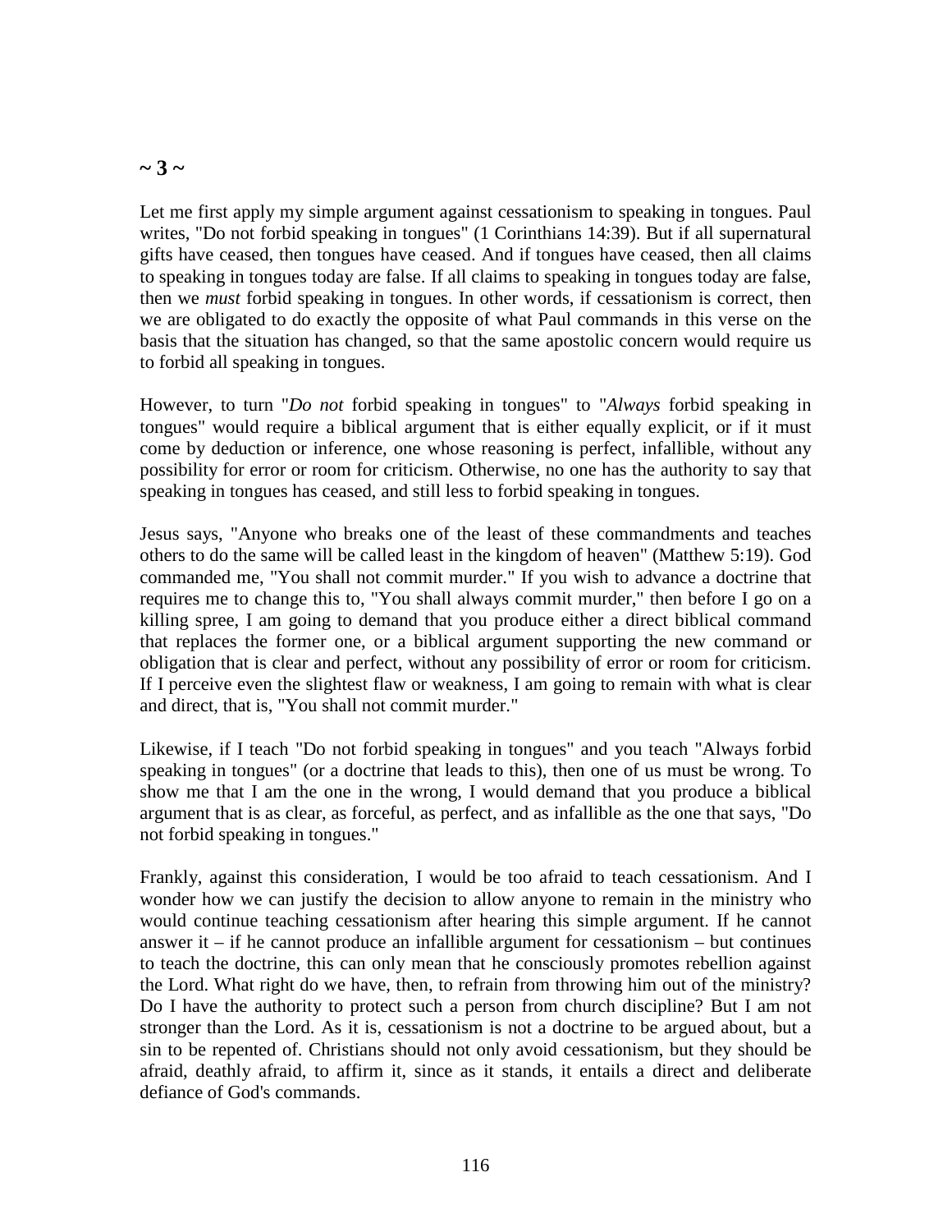**~ 3 ~**

Let me first apply my simple argument against cessationism to speaking in tongues. Paul writes, "Do not forbid speaking in tongues" (1 Corinthians 14:39). But if all supernatural gifts have ceased, then tongues have ceased. And if tongues have ceased, then all claims to speaking in tongues today are false. If all claims to speaking in tongues today are false, then we *must* forbid speaking in tongues. In other words, if cessationism is correct, then we are obligated to do exactly the opposite of what Paul commands in this verse on the basis that the situation has changed, so that the same apostolic concern would require us to forbid all speaking in tongues.

However, to turn "*Do not* forbid speaking in tongues" to "*Always* forbid speaking in tongues" would require a biblical argument that is either equally explicit, or if it must come by deduction or inference, one whose reasoning is perfect, infallible, without any possibility for error or room for criticism. Otherwise, no one has the authority to say that speaking in tongues has ceased, and still less to forbid speaking in tongues.

Jesus says, "Anyone who breaks one of the least of these commandments and teaches others to do the same will be called least in the kingdom of heaven" (Matthew 5:19). God commanded me, "You shall not commit murder." If you wish to advance a doctrine that requires me to change this to, "You shall always commit murder," then before I go on a killing spree, I am going to demand that you produce either a direct biblical command that replaces the former one, or a biblical argument supporting the new command or obligation that is clear and perfect, without any possibility of error or room for criticism. If I perceive even the slightest flaw or weakness, I am going to remain with what is clear and direct, that is, "You shall not commit murder."

Likewise, if I teach "Do not forbid speaking in tongues" and you teach "Always forbid speaking in tongues" (or a doctrine that leads to this), then one of us must be wrong. To show me that I am the one in the wrong, I would demand that you produce a biblical argument that is as clear, as forceful, as perfect, and as infallible as the one that says, "Do not forbid speaking in tongues."

Frankly, against this consideration, I would be too afraid to teach cessationism. And I wonder how we can justify the decision to allow anyone to remain in the ministry who would continue teaching cessationism after hearing this simple argument. If he cannot answer it – if he cannot produce an infallible argument for cessationism – but continues to teach the doctrine, this can only mean that he consciously promotes rebellion against the Lord. What right do we have, then, to refrain from throwing him out of the ministry? Do I have the authority to protect such a person from church discipline? But I am not stronger than the Lord. As it is, cessationism is not a doctrine to be argued about, but a sin to be repented of. Christians should not only avoid cessationism, but they should be afraid, deathly afraid, to affirm it, since as it stands, it entails a direct and deliberate defiance of God's commands.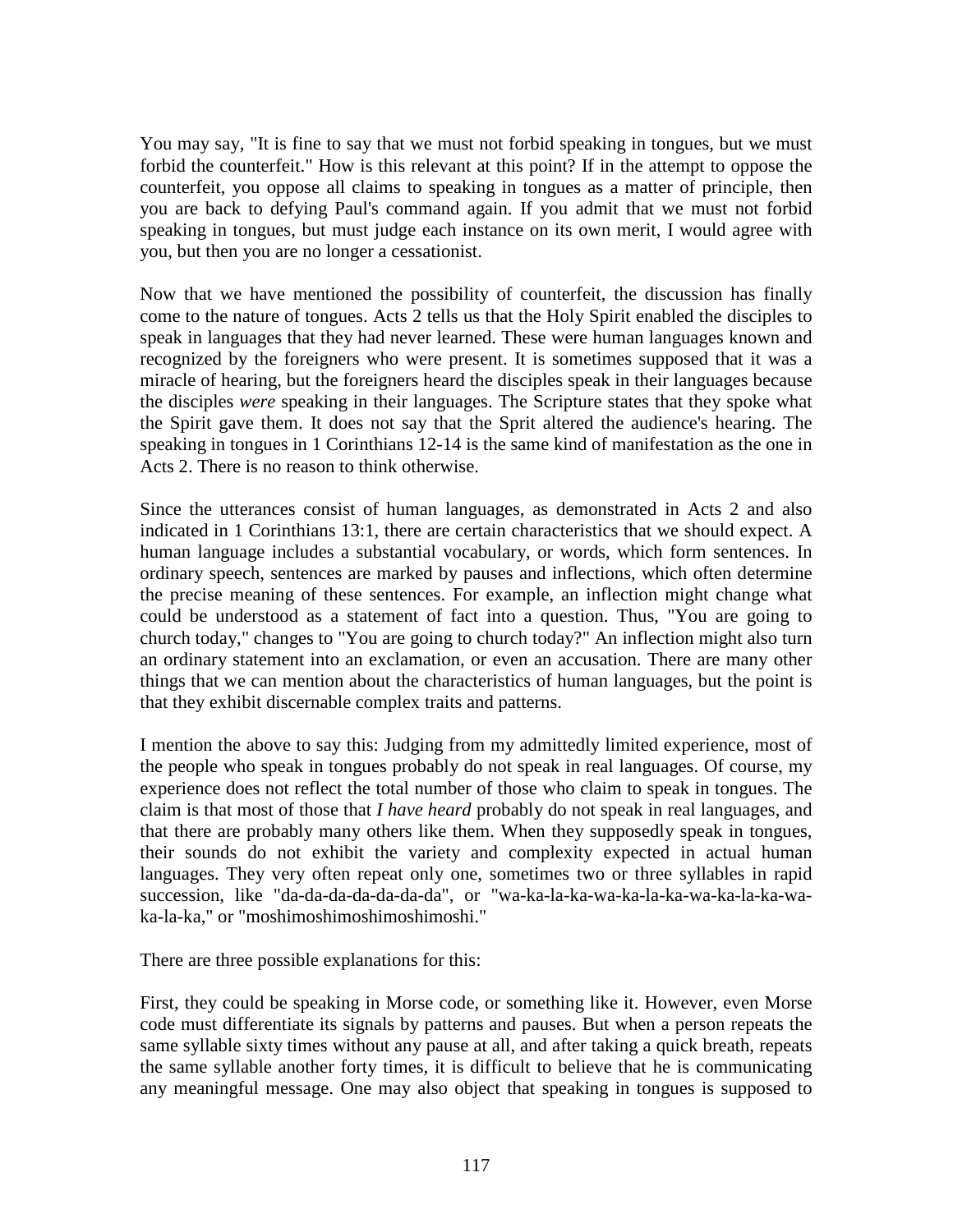You may say, "It is fine to say that we must not forbid speaking in tongues, but we must forbid the counterfeit." How is this relevant at this point? If in the attempt to oppose the counterfeit, you oppose all claims to speaking in tongues as a matter of principle, then you are back to defying Paul's command again. If you admit that we must not forbid speaking in tongues, but must judge each instance on its own merit, I would agree with you, but then you are no longer a cessationist.

Now that we have mentioned the possibility of counterfeit, the discussion has finally come to the nature of tongues. Acts 2 tells us that the Holy Spirit enabled the disciples to speak in languages that they had never learned. These were human languages known and recognized by the foreigners who were present. It is sometimes supposed that it was a miracle of hearing, but the foreigners heard the disciples speak in their languages because the disciples *were* speaking in their languages. The Scripture states that they spoke what the Spirit gave them. It does not say that the Sprit altered the audience's hearing. The speaking in tongues in 1 Corinthians 12-14 is the same kind of manifestation as the one in Acts 2. There is no reason to think otherwise.

Since the utterances consist of human languages, as demonstrated in Acts 2 and also indicated in 1 Corinthians 13:1, there are certain characteristics that we should expect. A human language includes a substantial vocabulary, or words, which form sentences. In ordinary speech, sentences are marked by pauses and inflections, which often determine the precise meaning of these sentences. For example, an inflection might change what could be understood as a statement of fact into a question. Thus, "You are going to church today," changes to "You are going to church today?" An inflection might also turn an ordinary statement into an exclamation, or even an accusation. There are many other things that we can mention about the characteristics of human languages, but the point is that they exhibit discernable complex traits and patterns.

I mention the above to say this: Judging from my admittedly limited experience, most of the people who speak in tongues probably do not speak in real languages. Of course, my experience does not reflect the total number of those who claim to speak in tongues. The claim is that most of those that *I have heard* probably do not speak in real languages, and that there are probably many others like them. When they supposedly speak in tongues, their sounds do not exhibit the variety and complexity expected in actual human languages. They very often repeat only one, sometimes two or three syllables in rapid succession, like "da-da-da-da-da-da-da", or "wa-ka-la-ka-wa-ka-la-ka-wa-ka-la-ka-wa-ka-la-ka," or "moshimoshimoshimoshimoshi."

There are three possible explanations for this:

First, they could be speaking in Morse code, or something like it. However, even Morse code must differentiate its signals by patterns and pauses. But when a person repeats the same syllable sixty times without any pause at all, and after taking a quick breath, repeats the same syllable another forty times, it is difficult to believe that he is communicating any meaningful message. One may also object that speaking in tongues is supposed to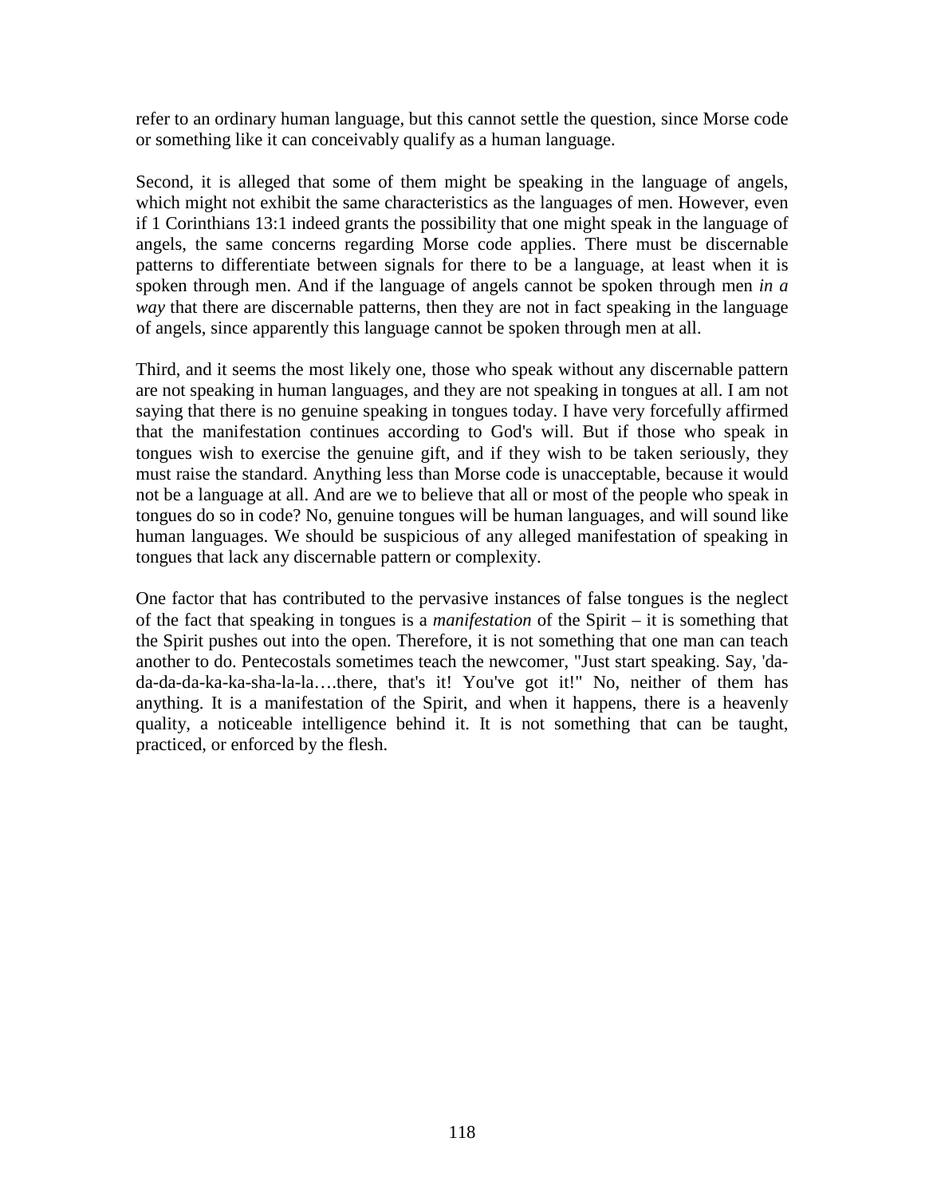refer to an ordinary human language, but this cannot settle the question, since Morse code or something like it can conceivably qualify as a human language.

Second, it is alleged that some of them might be speaking in the language of angels, which might not exhibit the same characteristics as the languages of men. However, even if 1 Corinthians 13:1 indeed grants the possibility that one might speak in the language of angels, the same concerns regarding Morse code applies. There must be discernable patterns to differentiate between signals for there to be a language, at least when it is spoken through men. And if the language of angels cannot be spoken through men *in a way* that there are discernable patterns, then they are not in fact speaking in the language of angels, since apparently this language cannot be spoken through men at all.

Third, and it seems the most likely one, those who speak without any discernable pattern are not speaking in human languages, and they are not speaking in tongues at all. I am not saying that there is no genuine speaking in tongues today. I have very forcefully affirmed that the manifestation continues according to God's will. But if those who speak in tongues wish to exercise the genuine gift, and if they wish to be taken seriously, they must raise the standard. Anything less than Morse code is unacceptable, because it would not be a language at all. And are we to believe that all or most of the people who speak in tongues do so in code? No, genuine tongues will be human languages, and will sound like human languages. We should be suspicious of any alleged manifestation of speaking in tongues that lack any discernable pattern or complexity.

One factor that has contributed to the pervasive instances of false tongues is the neglect of the fact that speaking in tongues is a *manifestation* of the Spirit – it is something that the Spirit pushes out into the open. Therefore, it is not something that one man can teach another to do. Pentecostals sometimes teach the newcomer, "Just start speaking. Say, 'da-da-da-da-ka-ka-sha-la-la….there, that's it! You've got it!" No, neither of them has anything. It is a manifestation of the Spirit, and when it happens, there is a heavenly quality, a noticeable intelligence behind it. It is not something that can be taught, practiced, or enforced by the flesh.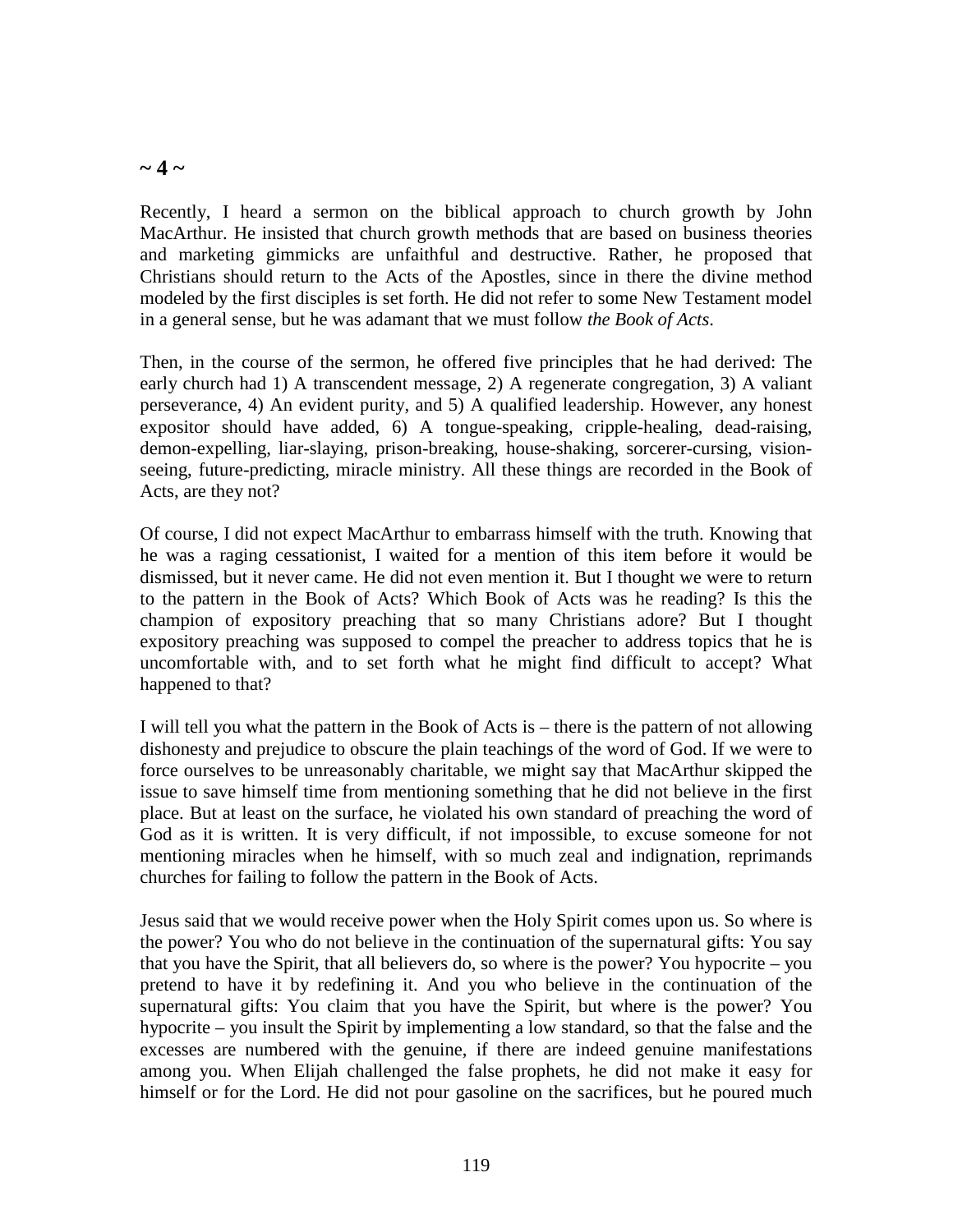**~ 4 ~**

Recently, I heard a sermon on the biblical approach to church growth by John MacArthur. He insisted that church growth methods that are based on business theories and marketing gimmicks are unfaithful and destructive. Rather, he proposed that Christians should return to the Acts of the Apostles, since in there the divine method modeled by the first disciples is set forth. He did not refer to some New Testament model in a general sense, but he was adamant that we must follow *the Book of Acts*.

Then, in the course of the sermon, he offered five principles that he had derived: The early church had 1) A transcendent message, 2) A regenerate congregation, 3) A valiant perseverance, 4) An evident purity, and 5) A qualified leadership. However, any honest expositor should have added, 6) A tongue-speaking, cripple-healing, dead-raising, demon-expelling, liar-slaying, prison-breaking, house-shaking, sorcerer-cursing, vision-seeing, future-predicting, miracle ministry. All these things are recorded in the Book of Acts, are they not?

Of course, I did not expect MacArthur to embarrass himself with the truth. Knowing that he was a raging cessationist, I waited for a mention of this item before it would be dismissed, but it never came. He did not even mention it. But I thought we were to return to the pattern in the Book of Acts? Which Book of Acts was he reading? Is this the champion of expository preaching that so many Christians adore? But I thought expository preaching was supposed to compel the preacher to address topics that he is uncomfortable with, and to set forth what he might find difficult to accept? What happened to that?

I will tell you what the pattern in the Book of Acts is – there is the pattern of not allowing dishonesty and prejudice to obscure the plain teachings of the word of God. If we were to force ourselves to be unreasonably charitable, we might say that MacArthur skipped the issue to save himself time from mentioning something that he did not believe in the first place. But at least on the surface, he violated his own standard of preaching the word of God as it is written. It is very difficult, if not impossible, to excuse someone for not mentioning miracles when he himself, with so much zeal and indignation, reprimands churches for failing to follow the pattern in the Book of Acts.

Jesus said that we would receive power when the Holy Spirit comes upon us. So where is the power? You who do not believe in the continuation of the supernatural gifts: You say that you have the Spirit, that all believers do, so where is the power? You hypocrite – you pretend to have it by redefining it. And you who believe in the continuation of the supernatural gifts: You claim that you have the Spirit, but where is the power? You hypocrite – you insult the Spirit by implementing a low standard, so that the false and the excesses are numbered with the genuine, if there are indeed genuine manifestations among you. When Elijah challenged the false prophets, he did not make it easy for himself or for the Lord. He did not pour gasoline on the sacrifices, but he poured much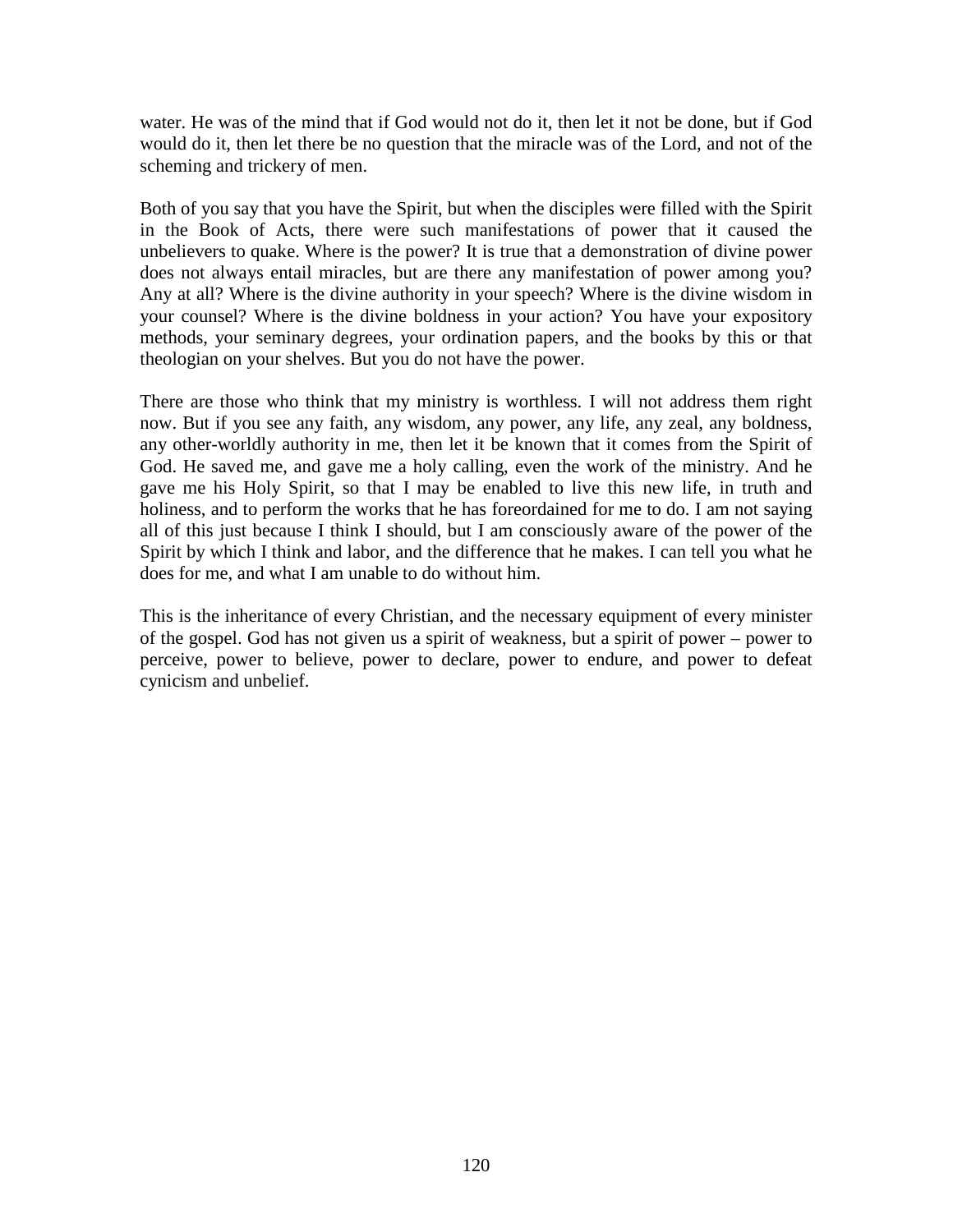water. He was of the mind that if God would not do it, then let it not be done, but if God would do it, then let there be no question that the miracle was of the Lord, and not of the scheming and trickery of men.

Both of you say that you have the Spirit, but when the disciples were filled with the Spirit in the Book of Acts, there were such manifestations of power that it caused the unbelievers to quake. Where is the power? It is true that a demonstration of divine power does not always entail miracles, but are there any manifestation of power among you? Any at all? Where is the divine authority in your speech? Where is the divine wisdom in your counsel? Where is the divine boldness in your action? You have your expository methods, your seminary degrees, your ordination papers, and the books by this or that theologian on your shelves. But you do not have the power.

There are those who think that my ministry is worthless. I will not address them right now. But if you see any faith, any wisdom, any power, any life, any zeal, any boldness, any other-worldly authority in me, then let it be known that it comes from the Spirit of God. He saved me, and gave me a holy calling, even the work of the ministry. And he gave me his Holy Spirit, so that I may be enabled to live this new life, in truth and holiness, and to perform the works that he has foreordained for me to do. I am not saying all of this just because I think I should, but I am consciously aware of the power of the Spirit by which I think and labor, and the difference that he makes. I can tell you what he does for me, and what I am unable to do without him.

This is the inheritance of every Christian, and the necessary equipment of every minister of the gospel. God has not given us a spirit of weakness, but a spirit of power – power to perceive, power to believe, power to declare, power to endure, and power to defeat cynicism and unbelief.